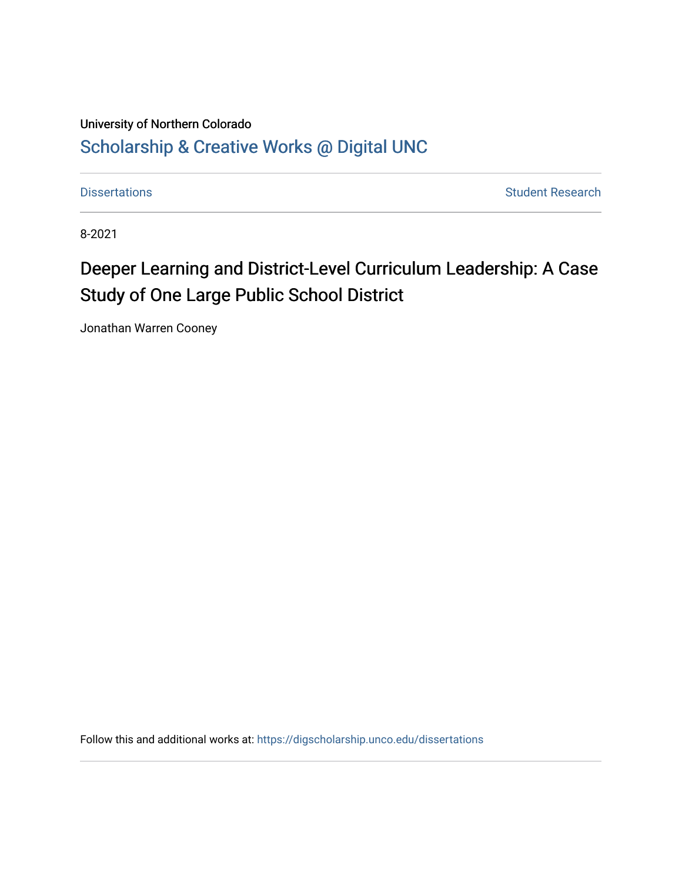University of Northern Colorado

Scholarship & Creative Works @ Digital UNC

Dissertations | Student Research

8-2021

# Deeper Learning and District-Level Curriculum Leadership: A Case Study of One Large Public School District

Jonathan Warren Cooney

Follow this and additional works at: https://digscholarship.unco.edu/dissertations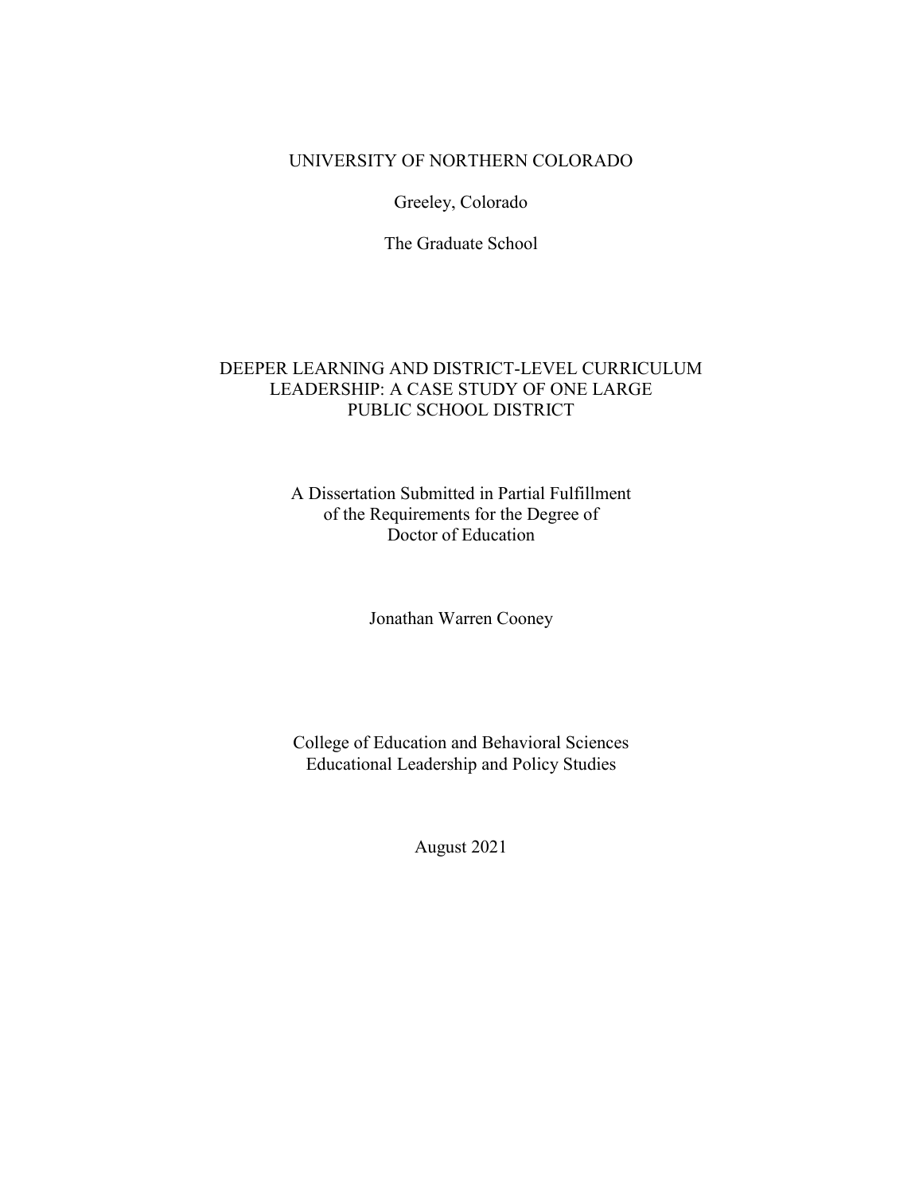UNIVERSITY OF NORTHERN COLORADO

Greeley, Colorado

The Graduate School

# DEEPER LEARNING AND DISTRICT-LEVEL CURRICULUM LEADERSHIP: A CASE STUDY OF ONE LARGE PUBLIC SCHOOL DISTRICT

A Dissertation Submitted in Partial Fulfillment
of the Requirements for the Degree of
Doctor of Education

Jonathan Warren Cooney

College of Education and Behavioral Sciences
Educational Leadership and Policy Studies

August 2021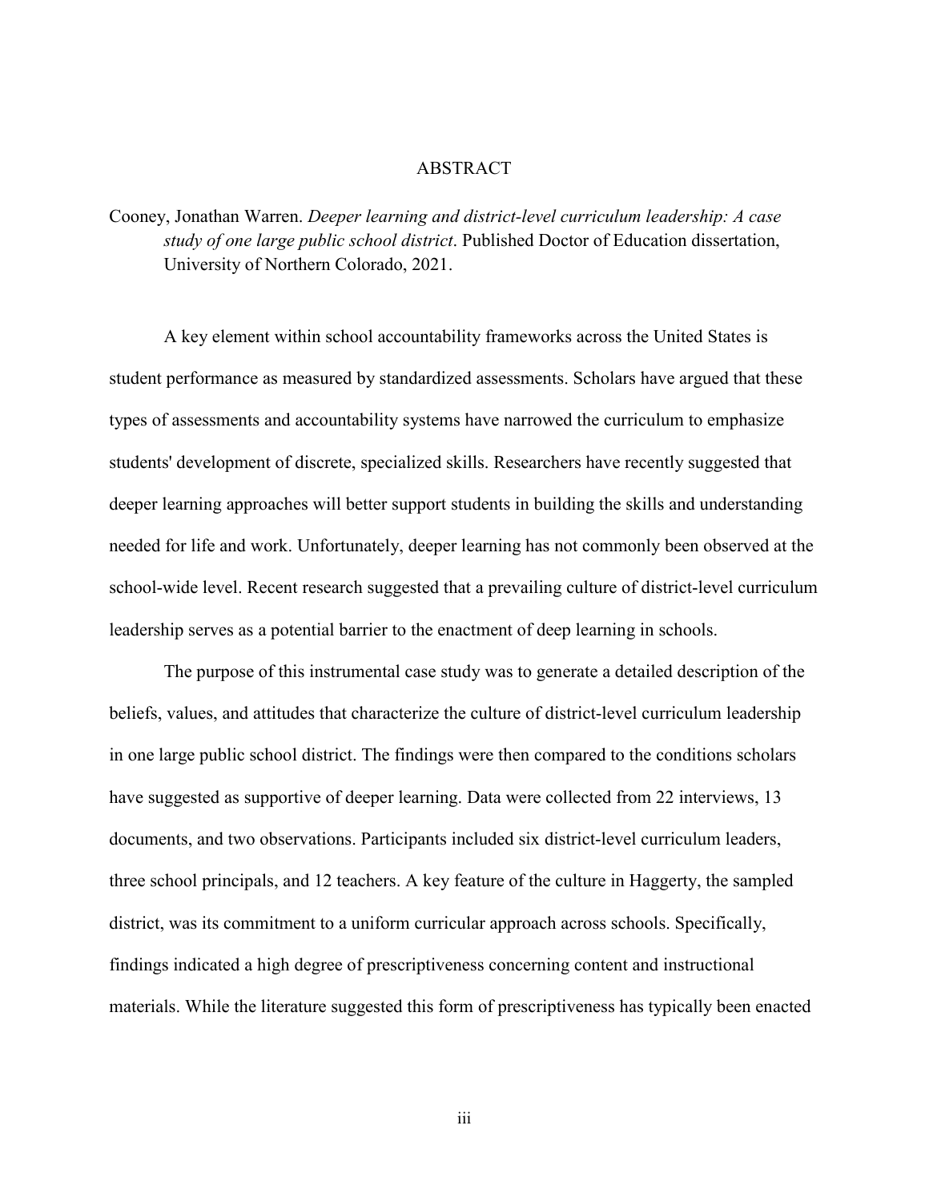# ABSTRACT

Cooney, Jonathan Warren. *Deeper learning and district-level curriculum leadership: A case study of one large public school district*. Published Doctor of Education dissertation, University of Northern Colorado, 2021.

A key element within school accountability frameworks across the United States is student performance as measured by standardized assessments. Scholars have argued that these types of assessments and accountability systems have narrowed the curriculum to emphasize students' development of discrete, specialized skills. Researchers have recently suggested that deeper learning approaches will better support students in building the skills and understanding needed for life and work. Unfortunately, deeper learning has not commonly been observed at the school-wide level. Recent research suggested that a prevailing culture of district-level curriculum leadership serves as a potential barrier to the enactment of deep learning in schools.

The purpose of this instrumental case study was to generate a detailed description of the beliefs, values, and attitudes that characterize the culture of district-level curriculum leadership in one large public school district. The findings were then compared to the conditions scholars have suggested as supportive of deeper learning. Data were collected from 22 interviews, 13 documents, and two observations. Participants included six district-level curriculum leaders, three school principals, and 12 teachers. A key feature of the culture in Haggerty, the sampled district, was its commitment to a uniform curricular approach across schools. Specifically, findings indicated a high degree of prescriptiveness concerning content and instructional materials. While the literature suggested this form of prescriptiveness has typically been enacted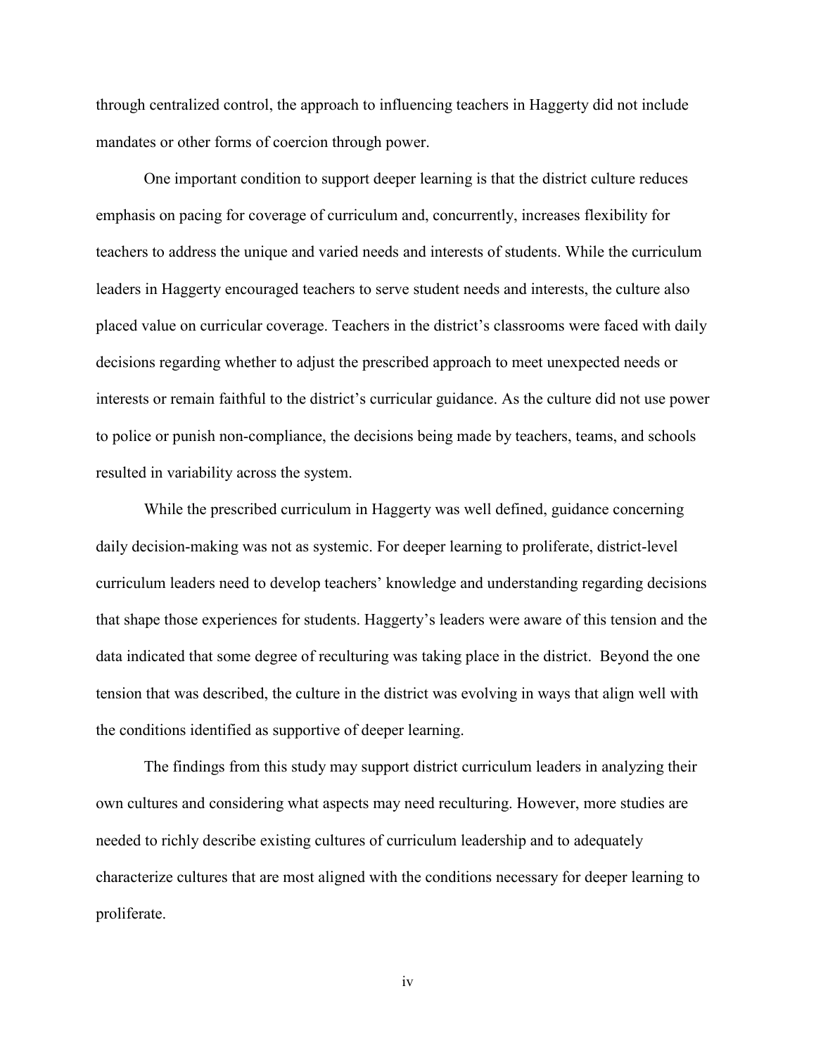through centralized control, the approach to influencing teachers in Haggerty did not include mandates or other forms of coercion through power.

One important condition to support deeper learning is that the district culture reduces emphasis on pacing for coverage of curriculum and, concurrently, increases flexibility for teachers to address the unique and varied needs and interests of students. While the curriculum leaders in Haggerty encouraged teachers to serve student needs and interests, the culture also placed value on curricular coverage. Teachers in the district's classrooms were faced with daily decisions regarding whether to adjust the prescribed approach to meet unexpected needs or interests or remain faithful to the district's curricular guidance. As the culture did not use power to police or punish non-compliance, the decisions being made by teachers, teams, and schools resulted in variability across the system.

While the prescribed curriculum in Haggerty was well defined, guidance concerning daily decision-making was not as systemic. For deeper learning to proliferate, district-level curriculum leaders need to develop teachers' knowledge and understanding regarding decisions that shape those experiences for students. Haggerty's leaders were aware of this tension and the data indicated that some degree of reculturing was taking place in the district. Beyond the one tension that was described, the culture in the district was evolving in ways that align well with the conditions identified as supportive of deeper learning.

The findings from this study may support district curriculum leaders in analyzing their own cultures and considering what aspects may need reculturing. However, more studies are needed to richly describe existing cultures of curriculum leadership and to adequately characterize cultures that are most aligned with the conditions necessary for deeper learning to proliferate.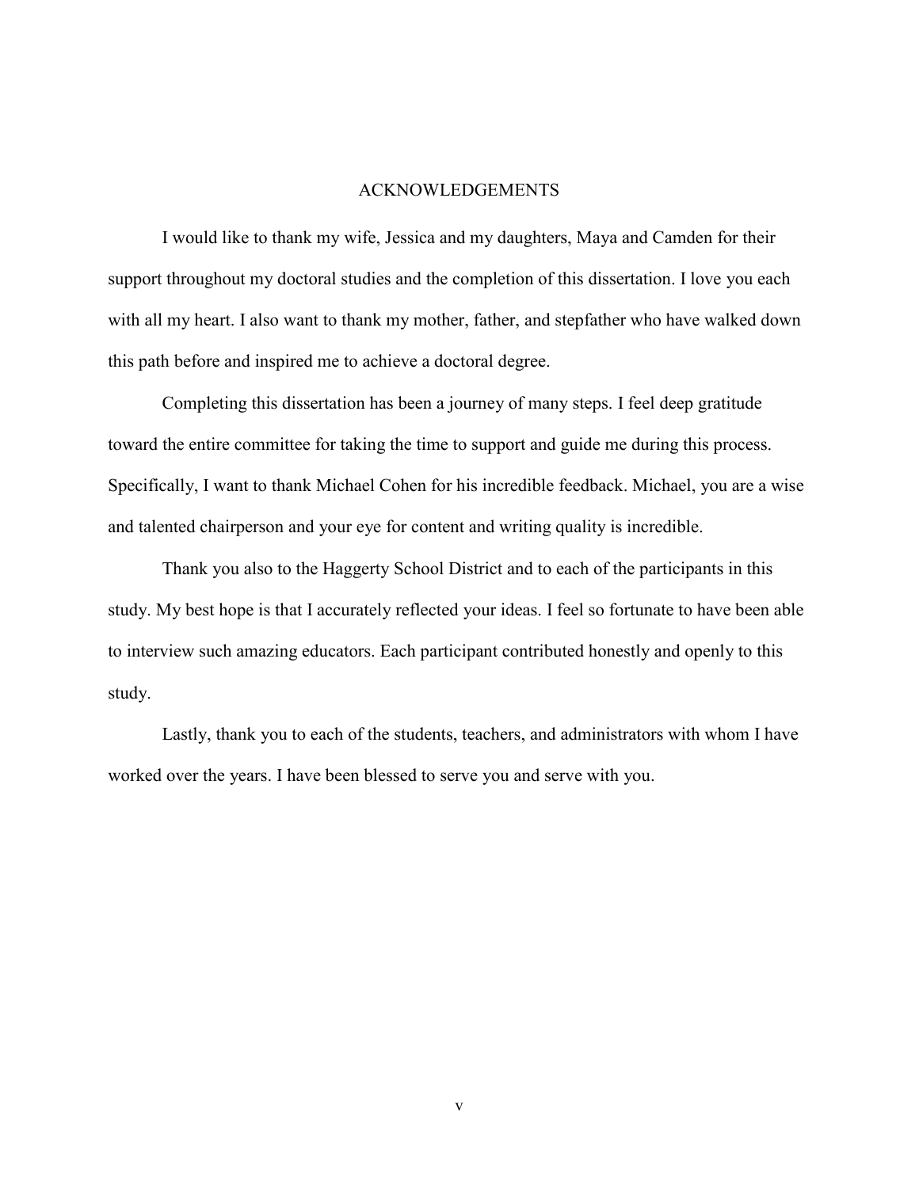# ACKNOWLEDGEMENTS

I would like to thank my wife, Jessica and my daughters, Maya and Camden for their support throughout my doctoral studies and the completion of this dissertation. I love you each with all my heart. I also want to thank my mother, father, and stepfather who have walked down this path before and inspired me to achieve a doctoral degree.

Completing this dissertation has been a journey of many steps. I feel deep gratitude toward the entire committee for taking the time to support and guide me during this process. Specifically, I want to thank Michael Cohen for his incredible feedback. Michael, you are a wise and talented chairperson and your eye for content and writing quality is incredible.

Thank you also to the Haggerty School District and to each of the participants in this study. My best hope is that I accurately reflected your ideas. I feel so fortunate to have been able to interview such amazing educators. Each participant contributed honestly and openly to this study.

Lastly, thank you to each of the students, teachers, and administrators with whom I have worked over the years. I have been blessed to serve you and serve with you.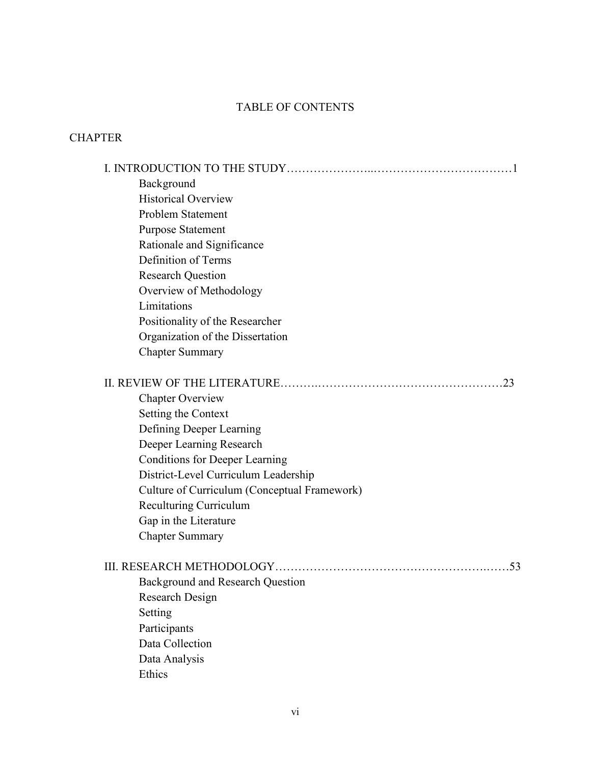# TABLE OF CONTENTS

CHAPTER

I. INTRODUCTION TO THE STUDY……………………..………………………………1

- Background
- Historical Overview
- Problem Statement
- Purpose Statement
- Rationale and Significance
- Definition of Terms
- Research Question
- Overview of Methodology
- Limitations
- Positionality of the Researcher
- Organization of the Dissertation
- Chapter Summary

II. REVIEW OF THE LITERATURE……….…………………………….……………23

- Chapter Overview
- Setting the Context
- Defining Deeper Learning
- Deeper Learning Research
- Conditions for Deeper Learning
- District-Level Curriculum Leadership
- Culture of Curriculum (Conceptual Framework)
- Reculturing Curriculum
- Gap in the Literature
- Chapter Summary

III. RESEARCH METHODOLOGY……………………………………………..……53

- Background and Research Question
- Research Design
- Setting
- Participants
- Data Collection
- Data Analysis
- Ethics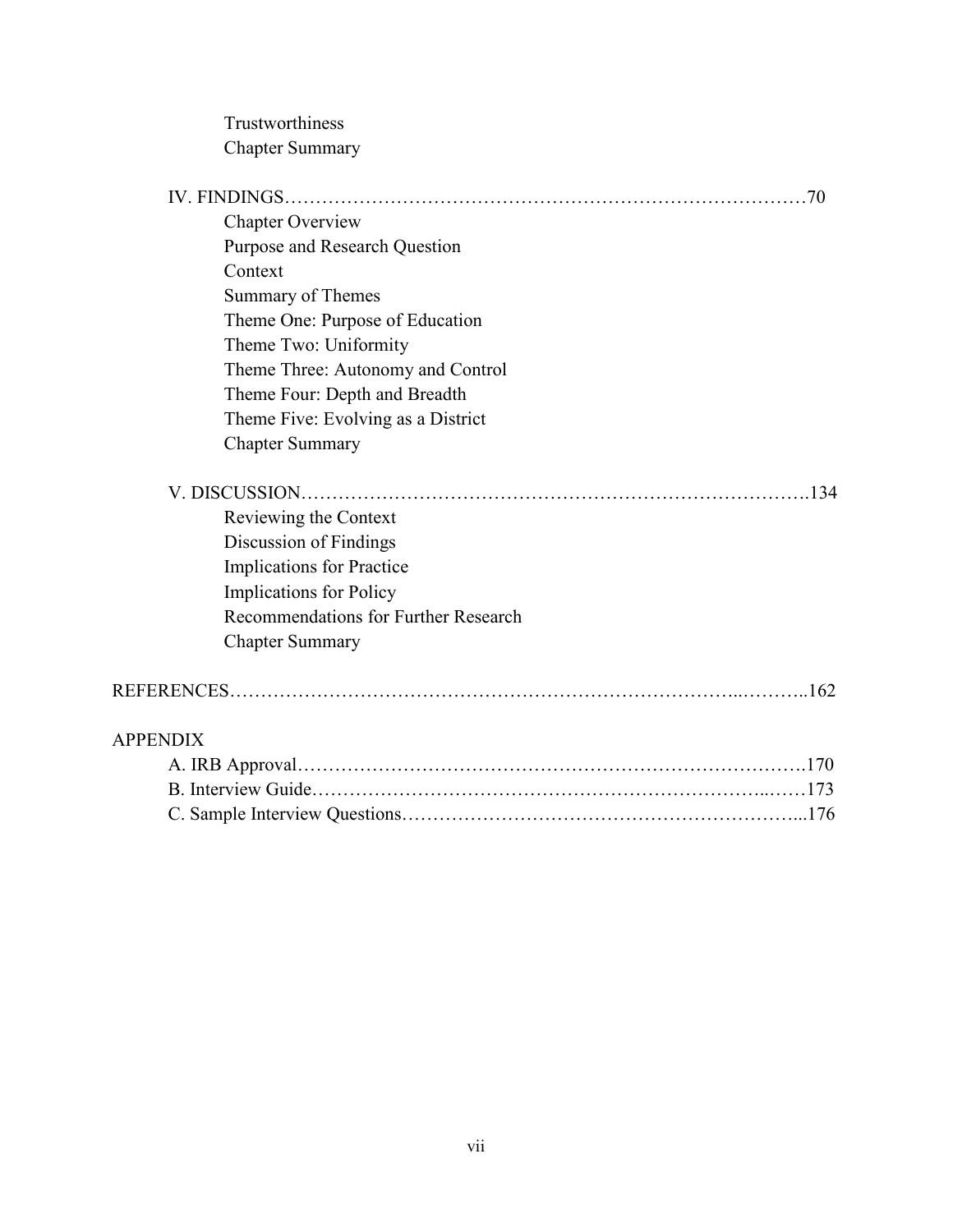Trustworthiness
Chapter Summary

IV. FINDINGS……………………………………………………………………………70
- Chapter Overview
- Purpose and Research Question
- Context
- Summary of Themes
- Theme One: Purpose of Education
- Theme Two: Uniformity
- Theme Three: Autonomy and Control
- Theme Four: Depth and Breadth
- Theme Five: Evolving as a District
- Chapter Summary

V. DISCUSSION…………………………………………………………………….134
- Reviewing the Context
- Discussion of Findings
- Implications for Practice
- Implications for Policy
- Recommendations for Further Research
- Chapter Summary

REFERENCES……………………………………………………………………..……..162

APPENDIX
- A. IRB Approval…………………………………………………………………….170
- B. Interview Guide………………………………………………………………..……173
- C. Sample Interview Questions……………………………………………………...176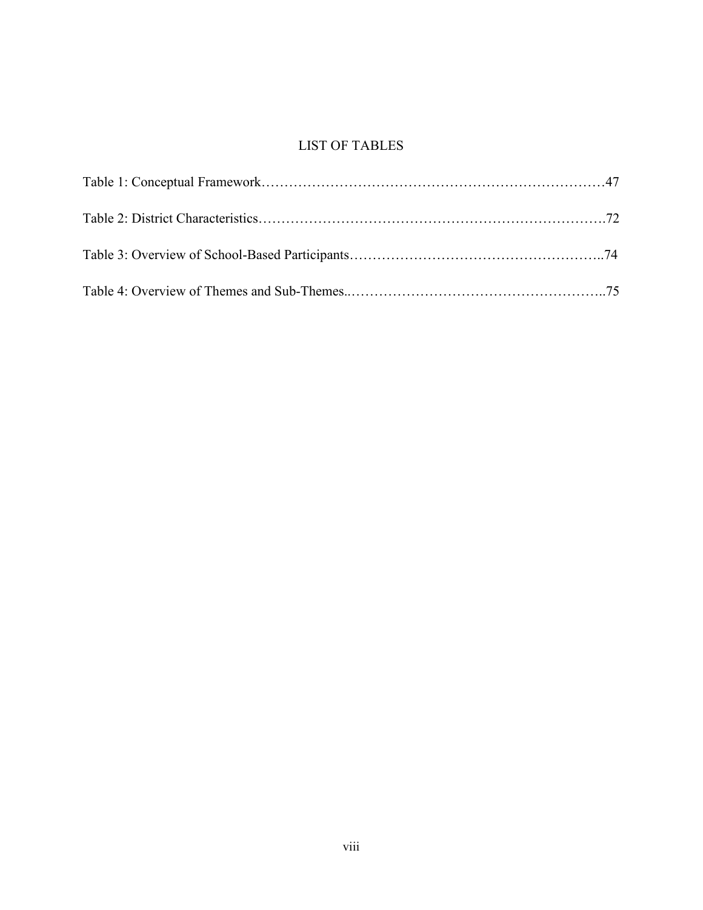# LIST OF TABLES

Table 1: Conceptual Framework……………………………………………………………………47

Table 2: District Characteristics…………………………………………………………………72

Table 3: Overview of School-Based Participants……………………………………………..74

Table 4: Overview of Themes and Sub-Themes..……………………………………………..75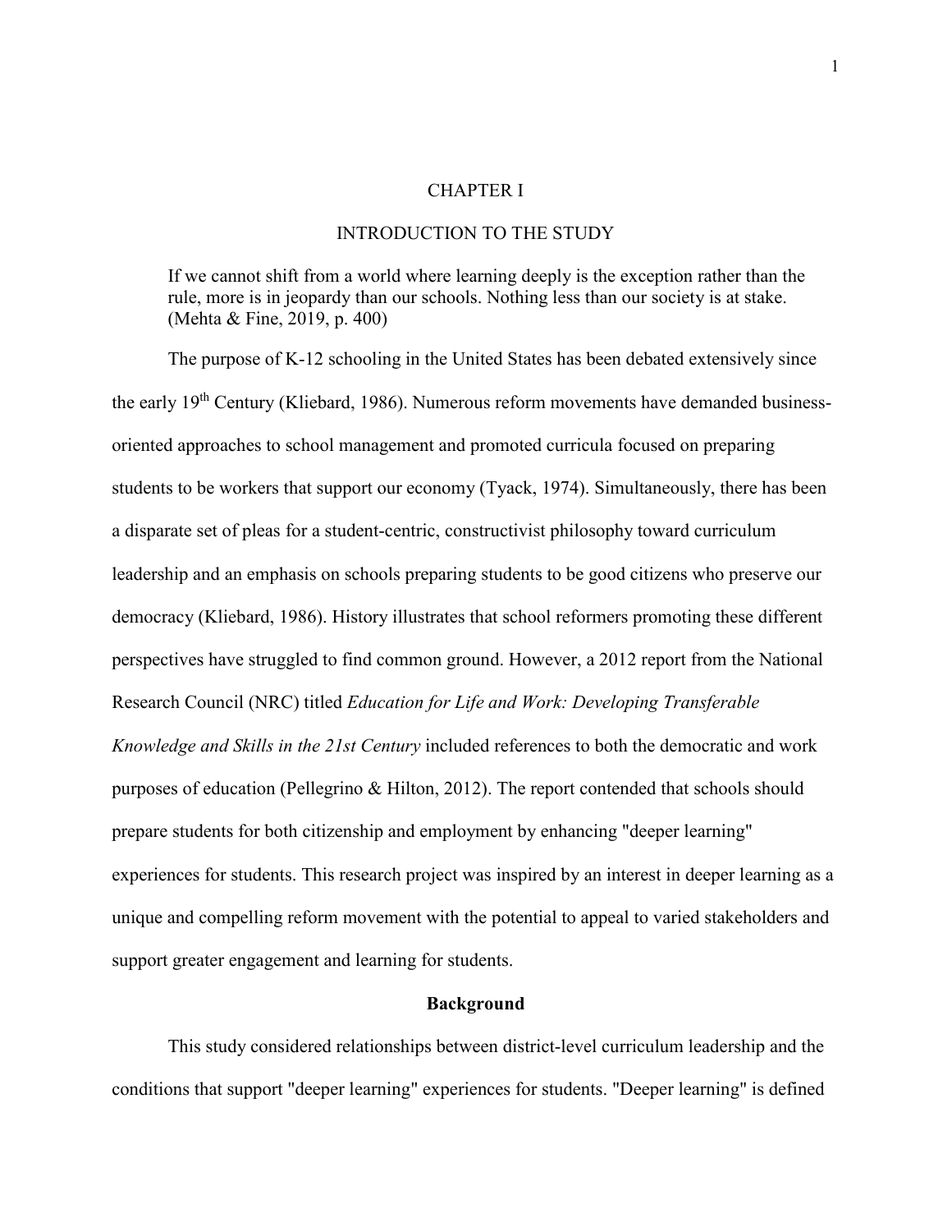# CHAPTER I

# INTRODUCTION TO THE STUDY

> If we cannot shift from a world where learning deeply is the exception rather than the rule, more is in jeopardy than our schools. Nothing less than our society is at stake. (Mehta & Fine, 2019, p. 400)

The purpose of K-12 schooling in the United States has been debated extensively since the early 19th Century (Kliebard, 1986). Numerous reform movements have demanded business-oriented approaches to school management and promoted curricula focused on preparing students to be workers that support our economy (Tyack, 1974). Simultaneously, there has been a disparate set of pleas for a student-centric, constructivist philosophy toward curriculum leadership and an emphasis on schools preparing students to be good citizens who preserve our democracy (Kliebard, 1986). History illustrates that school reformers promoting these different perspectives have struggled to find common ground. However, a 2012 report from the National Research Council (NRC) titled *Education for Life and Work: Developing Transferable Knowledge and Skills in the 21st Century* included references to both the democratic and work purposes of education (Pellegrino & Hilton, 2012). The report contended that schools should prepare students for both citizenship and employment by enhancing "deeper learning" experiences for students. This research project was inspired by an interest in deeper learning as a unique and compelling reform movement with the potential to appeal to varied stakeholders and support greater engagement and learning for students.

## Background

This study considered relationships between district-level curriculum leadership and the conditions that support "deeper learning" experiences for students. "Deeper learning" is defined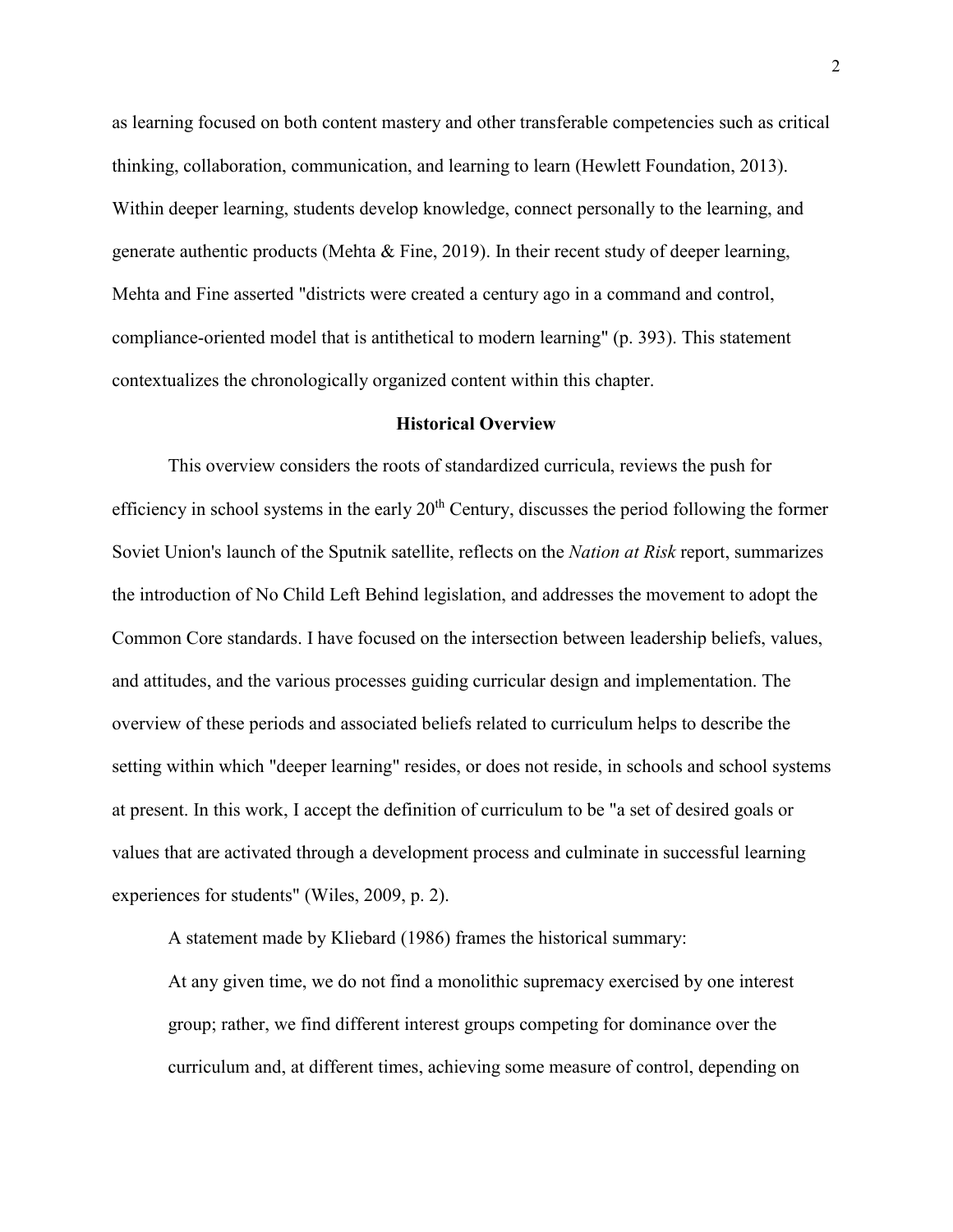as learning focused on both content mastery and other transferable competencies such as critical thinking, collaboration, communication, and learning to learn (Hewlett Foundation, 2013). Within deeper learning, students develop knowledge, connect personally to the learning, and generate authentic products (Mehta & Fine, 2019). In their recent study of deeper learning, Mehta and Fine asserted "districts were created a century ago in a command and control, compliance-oriented model that is antithetical to modern learning" (p. 393). This statement contextualizes the chronologically organized content within this chapter.

## Historical Overview

This overview considers the roots of standardized curricula, reviews the push for efficiency in school systems in the early 20th Century, discusses the period following the former Soviet Union's launch of the Sputnik satellite, reflects on the *Nation at Risk* report, summarizes the introduction of No Child Left Behind legislation, and addresses the movement to adopt the Common Core standards. I have focused on the intersection between leadership beliefs, values, and attitudes, and the various processes guiding curricular design and implementation. The overview of these periods and associated beliefs related to curriculum helps to describe the setting within which "deeper learning" resides, or does not reside, in schools and school systems at present. In this work, I accept the definition of curriculum to be "a set of desired goals or values that are activated through a development process and culminate in successful learning experiences for students" (Wiles, 2009, p. 2).

A statement made by Kliebard (1986) frames the historical summary:

> At any given time, we do not find a monolithic supremacy exercised by one interest group; rather, we find different interest groups competing for dominance over the curriculum and, at different times, achieving some measure of control, depending on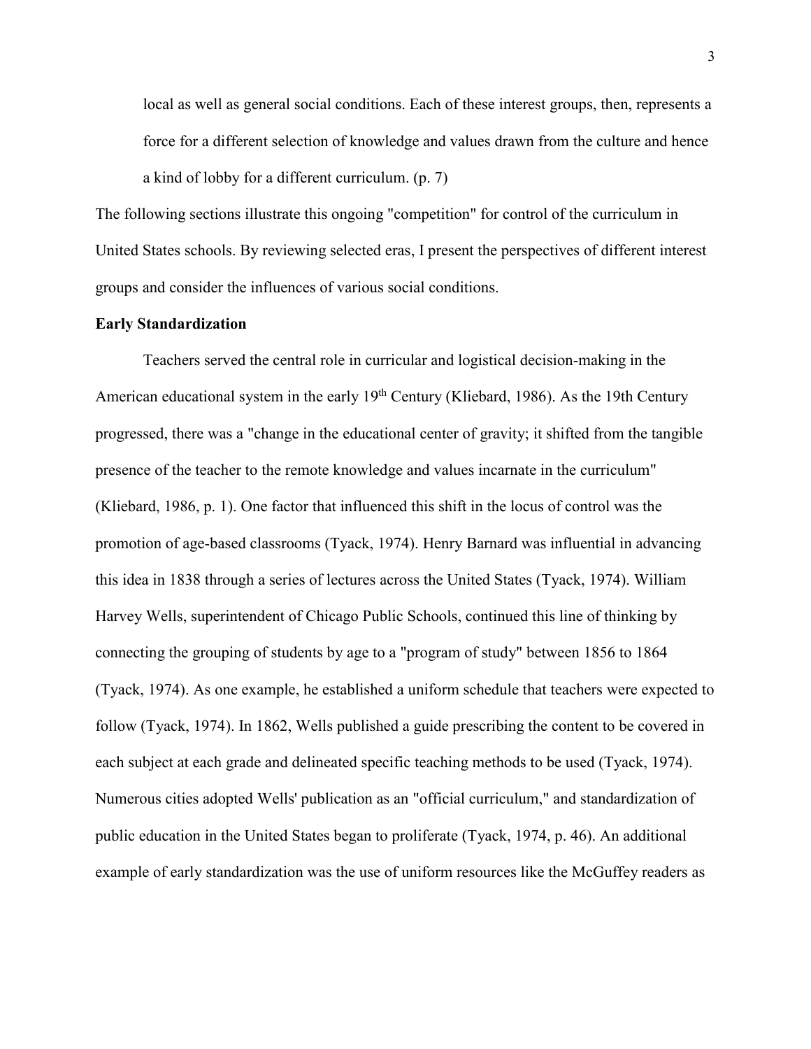> local as well as general social conditions. Each of these interest groups, then, represents a force for a different selection of knowledge and values drawn from the culture and hence a kind of lobby for a different curriculum. (p. 7)

The following sections illustrate this ongoing "competition" for control of the curriculum in United States schools. By reviewing selected eras, I present the perspectives of different interest groups and consider the influences of various social conditions.

**Early Standardization**

Teachers served the central role in curricular and logistical decision-making in the American educational system in the early 19th Century (Kliebard, 1986). As the 19th Century progressed, there was a "change in the educational center of gravity; it shifted from the tangible presence of the teacher to the remote knowledge and values incarnate in the curriculum" (Kliebard, 1986, p. 1). One factor that influenced this shift in the locus of control was the promotion of age-based classrooms (Tyack, 1974). Henry Barnard was influential in advancing this idea in 1838 through a series of lectures across the United States (Tyack, 1974). William Harvey Wells, superintendent of Chicago Public Schools, continued this line of thinking by connecting the grouping of students by age to a "program of study" between 1856 to 1864 (Tyack, 1974). As one example, he established a uniform schedule that teachers were expected to follow (Tyack, 1974). In 1862, Wells published a guide prescribing the content to be covered in each subject at each grade and delineated specific teaching methods to be used (Tyack, 1974). Numerous cities adopted Wells' publication as an "official curriculum," and standardization of public education in the United States began to proliferate (Tyack, 1974, p. 46). An additional example of early standardization was the use of uniform resources like the McGuffey readers as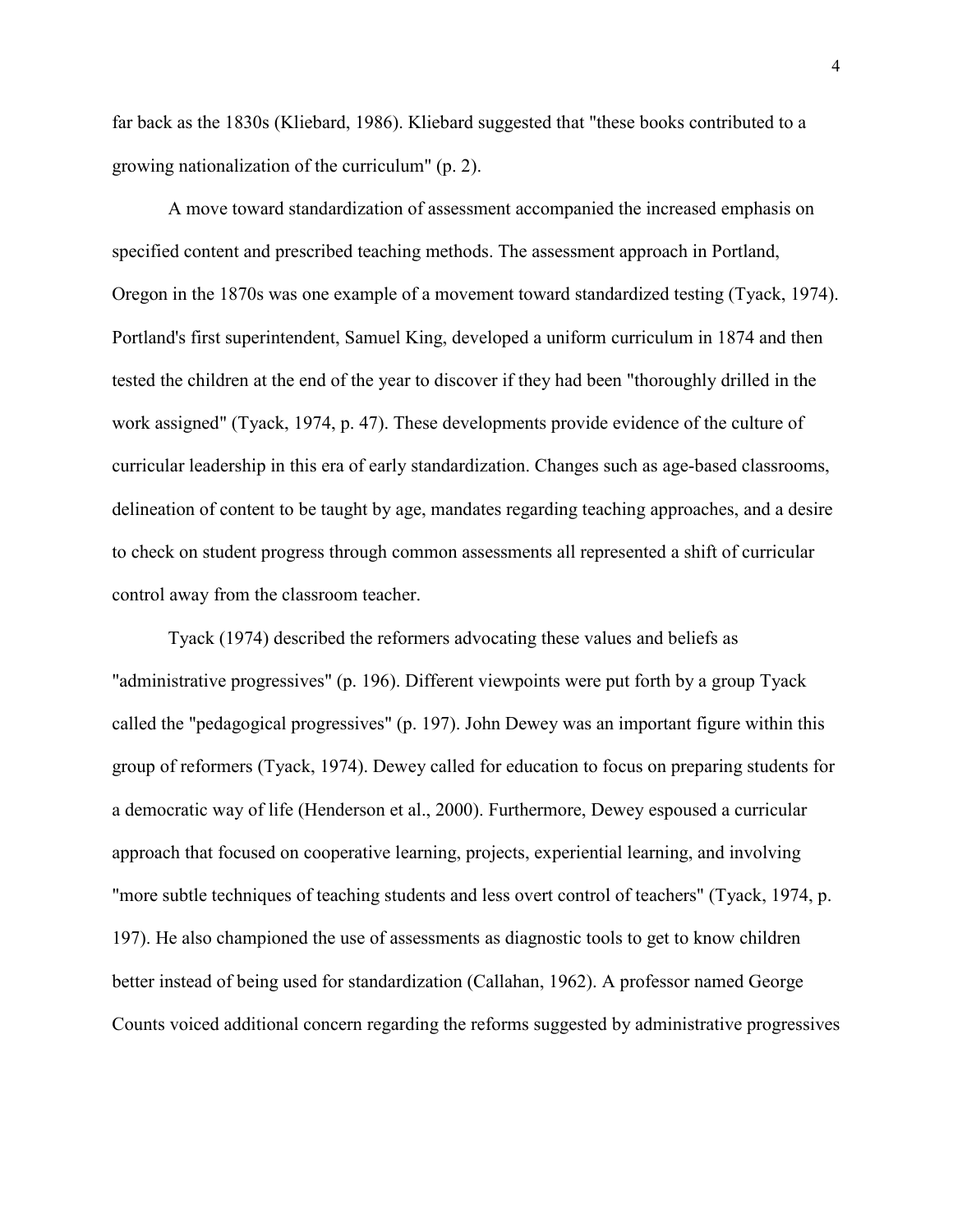far back as the 1830s (Kliebard, 1986). Kliebard suggested that "these books contributed to a growing nationalization of the curriculum" (p. 2).

A move toward standardization of assessment accompanied the increased emphasis on specified content and prescribed teaching methods. The assessment approach in Portland, Oregon in the 1870s was one example of a movement toward standardized testing (Tyack, 1974). Portland's first superintendent, Samuel King, developed a uniform curriculum in 1874 and then tested the children at the end of the year to discover if they had been "thoroughly drilled in the work assigned" (Tyack, 1974, p. 47). These developments provide evidence of the culture of curricular leadership in this era of early standardization. Changes such as age-based classrooms, delineation of content to be taught by age, mandates regarding teaching approaches, and a desire to check on student progress through common assessments all represented a shift of curricular control away from the classroom teacher.

Tyack (1974) described the reformers advocating these values and beliefs as "administrative progressives" (p. 196). Different viewpoints were put forth by a group Tyack called the "pedagogical progressives" (p. 197). John Dewey was an important figure within this group of reformers (Tyack, 1974). Dewey called for education to focus on preparing students for a democratic way of life (Henderson et al., 2000). Furthermore, Dewey espoused a curricular approach that focused on cooperative learning, projects, experiential learning, and involving "more subtle techniques of teaching students and less overt control of teachers" (Tyack, 1974, p. 197). He also championed the use of assessments as diagnostic tools to get to know children better instead of being used for standardization (Callahan, 1962). A professor named George Counts voiced additional concern regarding the reforms suggested by administrative progressives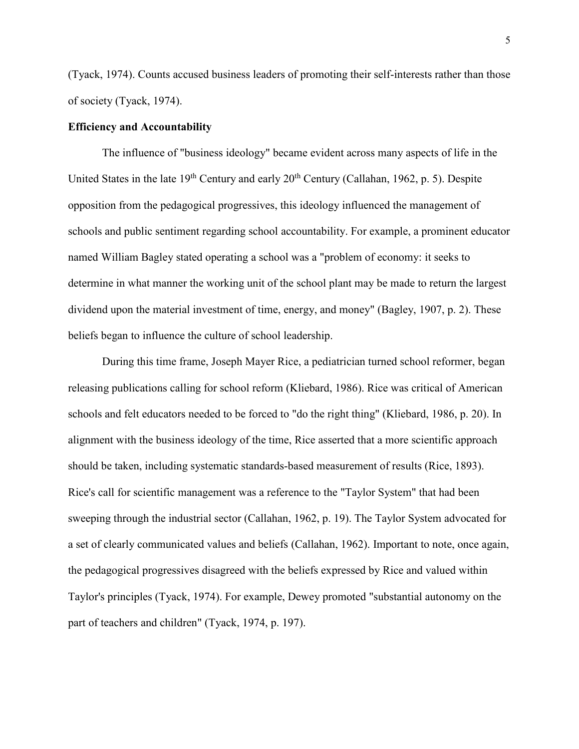(Tyack, 1974). Counts accused business leaders of promoting their self-interests rather than those of society (Tyack, 1974).

**Efficiency and Accountability**

The influence of "business ideology" became evident across many aspects of life in the United States in the late 19th Century and early 20th Century (Callahan, 1962, p. 5). Despite opposition from the pedagogical progressives, this ideology influenced the management of schools and public sentiment regarding school accountability. For example, a prominent educator named William Bagley stated operating a school was a "problem of economy: it seeks to determine in what manner the working unit of the school plant may be made to return the largest dividend upon the material investment of time, energy, and money" (Bagley, 1907, p. 2). These beliefs began to influence the culture of school leadership.

During this time frame, Joseph Mayer Rice, a pediatrician turned school reformer, began releasing publications calling for school reform (Kliebard, 1986). Rice was critical of American schools and felt educators needed to be forced to "do the right thing" (Kliebard, 1986, p. 20). In alignment with the business ideology of the time, Rice asserted that a more scientific approach should be taken, including systematic standards-based measurement of results (Rice, 1893). Rice's call for scientific management was a reference to the "Taylor System" that had been sweeping through the industrial sector (Callahan, 1962, p. 19). The Taylor System advocated for a set of clearly communicated values and beliefs (Callahan, 1962). Important to note, once again, the pedagogical progressives disagreed with the beliefs expressed by Rice and valued within Taylor's principles (Tyack, 1974). For example, Dewey promoted "substantial autonomy on the part of teachers and children" (Tyack, 1974, p. 197).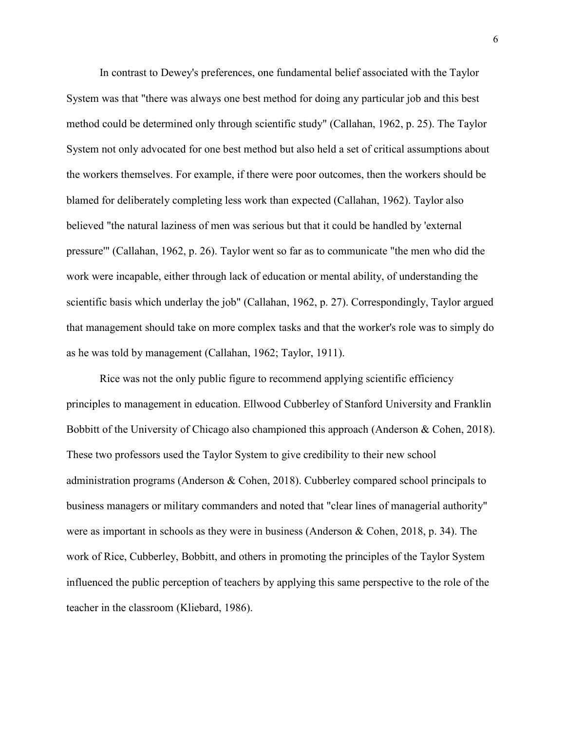In contrast to Dewey's preferences, one fundamental belief associated with the Taylor System was that "there was always one best method for doing any particular job and this best method could be determined only through scientific study" (Callahan, 1962, p. 25). The Taylor System not only advocated for one best method but also held a set of critical assumptions about the workers themselves. For example, if there were poor outcomes, then the workers should be blamed for deliberately completing less work than expected (Callahan, 1962). Taylor also believed "the natural laziness of men was serious but that it could be handled by 'external pressure'" (Callahan, 1962, p. 26). Taylor went so far as to communicate "the men who did the work were incapable, either through lack of education or mental ability, of understanding the scientific basis which underlay the job" (Callahan, 1962, p. 27). Correspondingly, Taylor argued that management should take on more complex tasks and that the worker's role was to simply do as he was told by management (Callahan, 1962; Taylor, 1911).

Rice was not the only public figure to recommend applying scientific efficiency principles to management in education. Ellwood Cubberley of Stanford University and Franklin Bobbitt of the University of Chicago also championed this approach (Anderson & Cohen, 2018). These two professors used the Taylor System to give credibility to their new school administration programs (Anderson & Cohen, 2018). Cubberley compared school principals to business managers or military commanders and noted that "clear lines of managerial authority" were as important in schools as they were in business (Anderson & Cohen, 2018, p. 34). The work of Rice, Cubberley, Bobbitt, and others in promoting the principles of the Taylor System influenced the public perception of teachers by applying this same perspective to the role of the teacher in the classroom (Kliebard, 1986).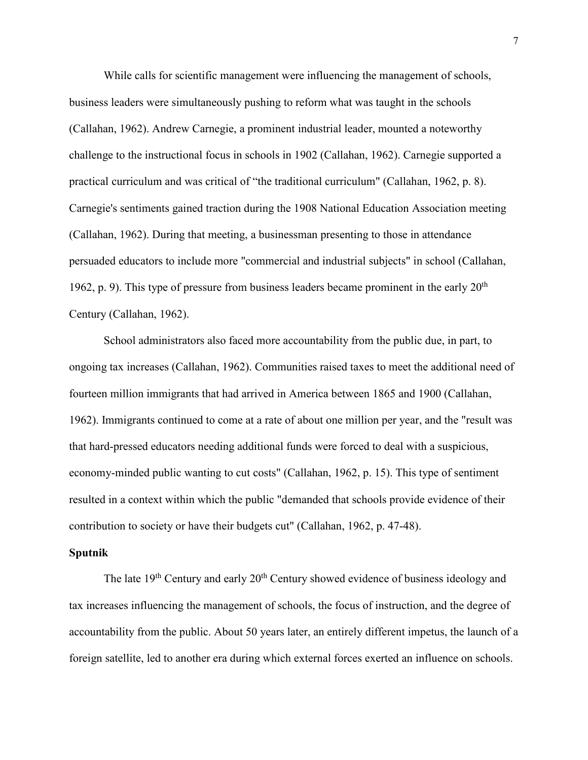While calls for scientific management were influencing the management of schools, business leaders were simultaneously pushing to reform what was taught in the schools (Callahan, 1962). Andrew Carnegie, a prominent industrial leader, mounted a noteworthy challenge to the instructional focus in schools in 1902 (Callahan, 1962). Carnegie supported a practical curriculum and was critical of "the traditional curriculum" (Callahan, 1962, p. 8). Carnegie's sentiments gained traction during the 1908 National Education Association meeting (Callahan, 1962). During that meeting, a businessman presenting to those in attendance persuaded educators to include more "commercial and industrial subjects" in school (Callahan, 1962, p. 9). This type of pressure from business leaders became prominent in the early 20th Century (Callahan, 1962).

School administrators also faced more accountability from the public due, in part, to ongoing tax increases (Callahan, 1962). Communities raised taxes to meet the additional need of fourteen million immigrants that had arrived in America between 1865 and 1900 (Callahan, 1962). Immigrants continued to come at a rate of about one million per year, and the "result was that hard-pressed educators needing additional funds were forced to deal with a suspicious, economy-minded public wanting to cut costs" (Callahan, 1962, p. 15). This type of sentiment resulted in a context within which the public "demanded that schools provide evidence of their contribution to society or have their budgets cut" (Callahan, 1962, p. 47-48).

**Sputnik**

The late 19th Century and early 20th Century showed evidence of business ideology and tax increases influencing the management of schools, the focus of instruction, and the degree of accountability from the public. About 50 years later, an entirely different impetus, the launch of a foreign satellite, led to another era during which external forces exerted an influence on schools.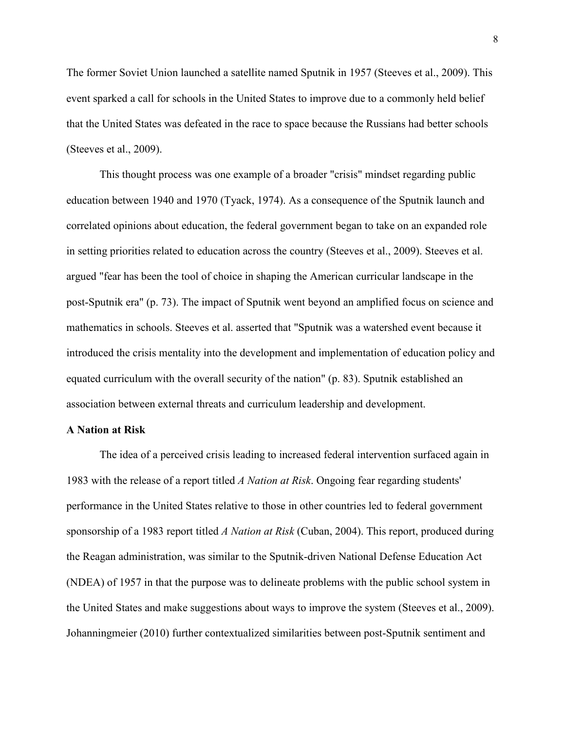The former Soviet Union launched a satellite named Sputnik in 1957 (Steeves et al., 2009). This event sparked a call for schools in the United States to improve due to a commonly held belief that the United States was defeated in the race to space because the Russians had better schools (Steeves et al., 2009).

This thought process was one example of a broader "crisis" mindset regarding public education between 1940 and 1970 (Tyack, 1974). As a consequence of the Sputnik launch and correlated opinions about education, the federal government began to take on an expanded role in setting priorities related to education across the country (Steeves et al., 2009). Steeves et al. argued "fear has been the tool of choice in shaping the American curricular landscape in the post-Sputnik era" (p. 73). The impact of Sputnik went beyond an amplified focus on science and mathematics in schools. Steeves et al. asserted that "Sputnik was a watershed event because it introduced the crisis mentality into the development and implementation of education policy and equated curriculum with the overall security of the nation" (p. 83). Sputnik established an association between external threats and curriculum leadership and development.

**A Nation at Risk**

The idea of a perceived crisis leading to increased federal intervention surfaced again in 1983 with the release of a report titled *A Nation at Risk*. Ongoing fear regarding students' performance in the United States relative to those in other countries led to federal government sponsorship of a 1983 report titled *A Nation at Risk* (Cuban, 2004). This report, produced during the Reagan administration, was similar to the Sputnik-driven National Defense Education Act (NDEA) of 1957 in that the purpose was to delineate problems with the public school system in the United States and make suggestions about ways to improve the system (Steeves et al., 2009). Johanningmeier (2010) further contextualized similarities between post-Sputnik sentiment and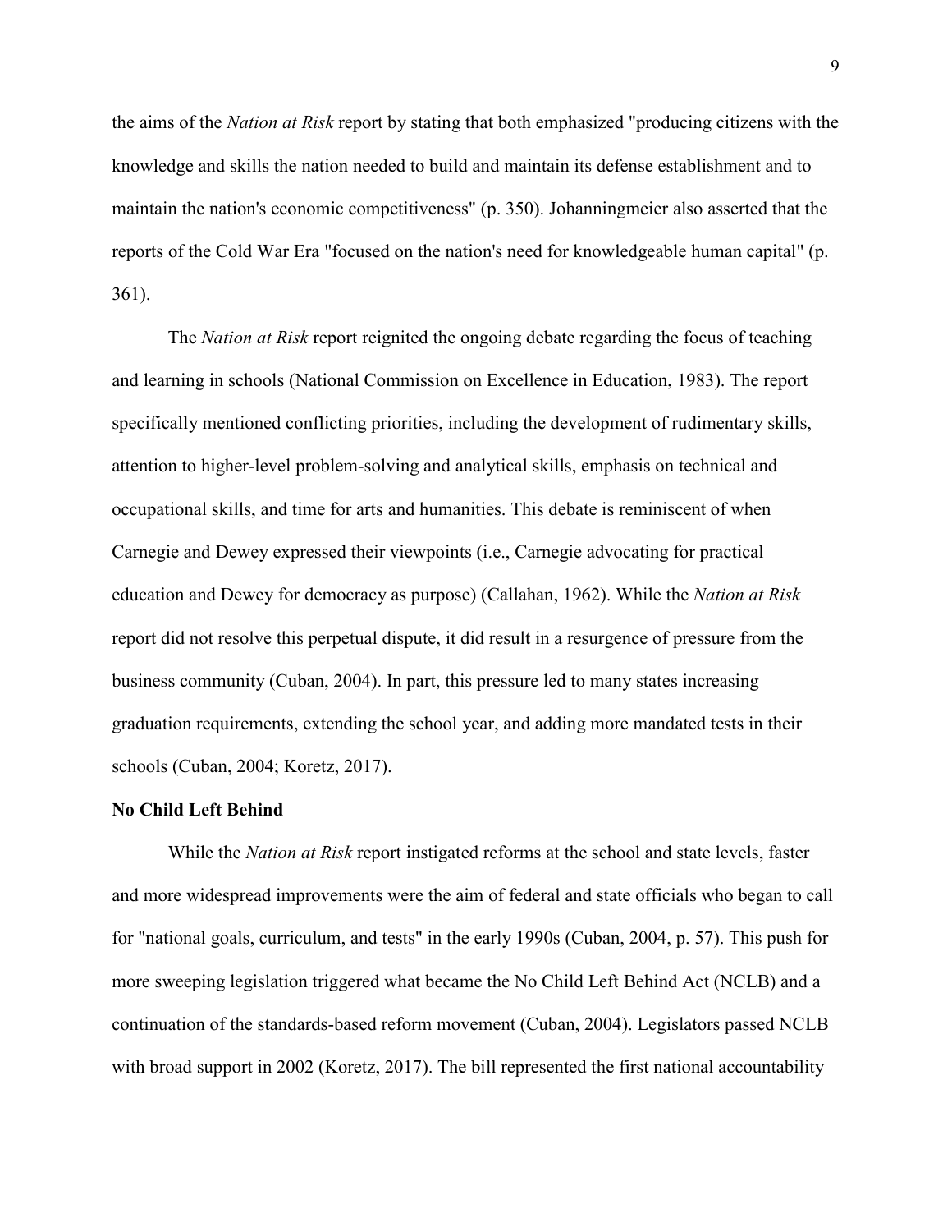the aims of the *Nation at Risk* report by stating that both emphasized "producing citizens with the knowledge and skills the nation needed to build and maintain its defense establishment and to maintain the nation's economic competitiveness" (p. 350). Johanningmeier also asserted that the reports of the Cold War Era "focused on the nation's need for knowledgeable human capital" (p. 361).

The *Nation at Risk* report reignited the ongoing debate regarding the focus of teaching and learning in schools (National Commission on Excellence in Education, 1983). The report specifically mentioned conflicting priorities, including the development of rudimentary skills, attention to higher-level problem-solving and analytical skills, emphasis on technical and occupational skills, and time for arts and humanities. This debate is reminiscent of when Carnegie and Dewey expressed their viewpoints (i.e., Carnegie advocating for practical education and Dewey for democracy as purpose) (Callahan, 1962). While the *Nation at Risk* report did not resolve this perpetual dispute, it did result in a resurgence of pressure from the business community (Cuban, 2004). In part, this pressure led to many states increasing graduation requirements, extending the school year, and adding more mandated tests in their schools (Cuban, 2004; Koretz, 2017).

**No Child Left Behind**

While the *Nation at Risk* report instigated reforms at the school and state levels, faster and more widespread improvements were the aim of federal and state officials who began to call for "national goals, curriculum, and tests" in the early 1990s (Cuban, 2004, p. 57). This push for more sweeping legislation triggered what became the No Child Left Behind Act (NCLB) and a continuation of the standards-based reform movement (Cuban, 2004). Legislators passed NCLB with broad support in 2002 (Koretz, 2017). The bill represented the first national accountability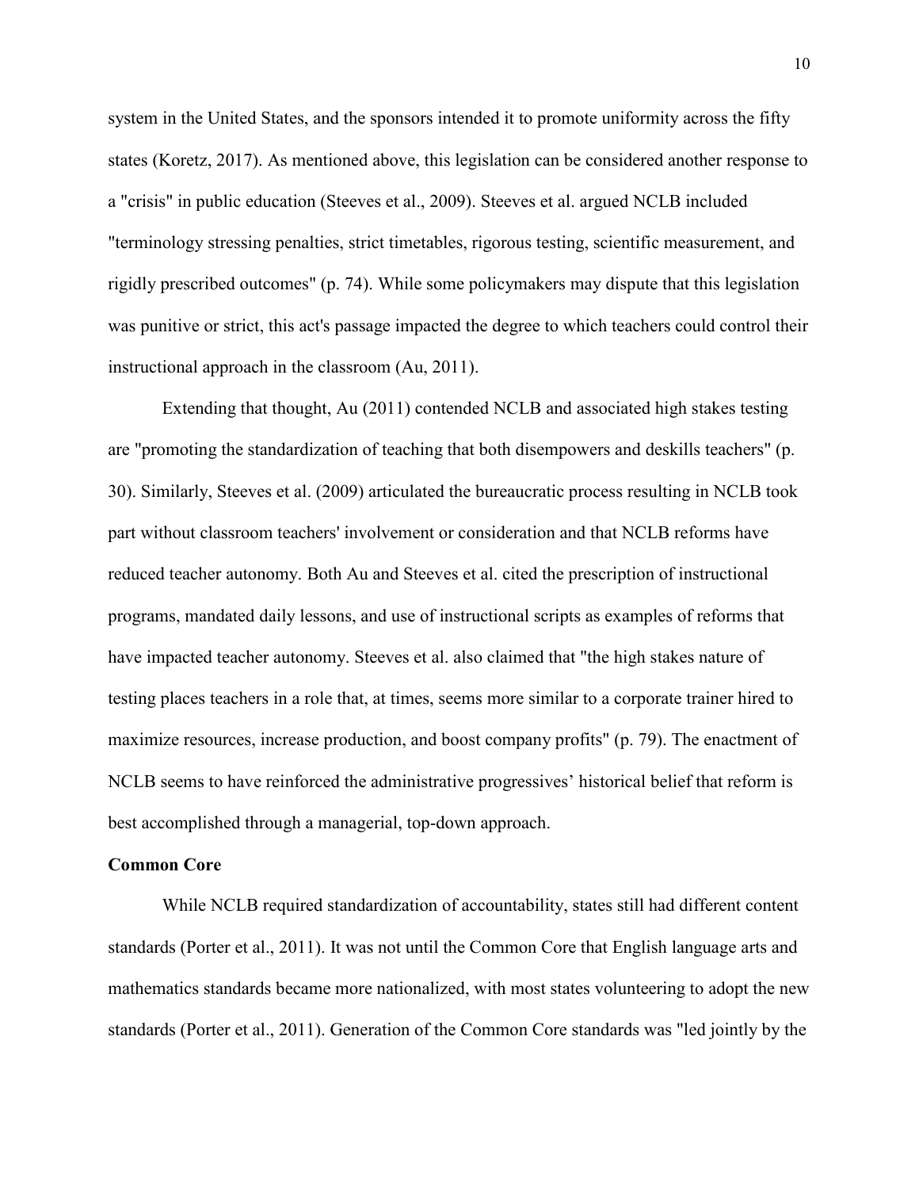system in the United States, and the sponsors intended it to promote uniformity across the fifty states (Koretz, 2017). As mentioned above, this legislation can be considered another response to a "crisis" in public education (Steeves et al., 2009). Steeves et al. argued NCLB included "terminology stressing penalties, strict timetables, rigorous testing, scientific measurement, and rigidly prescribed outcomes" (p. 74). While some policymakers may dispute that this legislation was punitive or strict, this act's passage impacted the degree to which teachers could control their instructional approach in the classroom (Au, 2011).

Extending that thought, Au (2011) contended NCLB and associated high stakes testing are "promoting the standardization of teaching that both disempowers and deskills teachers" (p. 30). Similarly, Steeves et al. (2009) articulated the bureaucratic process resulting in NCLB took part without classroom teachers' involvement or consideration and that NCLB reforms have reduced teacher autonomy. Both Au and Steeves et al. cited the prescription of instructional programs, mandated daily lessons, and use of instructional scripts as examples of reforms that have impacted teacher autonomy. Steeves et al. also claimed that "the high stakes nature of testing places teachers in a role that, at times, seems more similar to a corporate trainer hired to maximize resources, increase production, and boost company profits" (p. 79). The enactment of NCLB seems to have reinforced the administrative progressives' historical belief that reform is best accomplished through a managerial, top-down approach.

**Common Core**

While NCLB required standardization of accountability, states still had different content standards (Porter et al., 2011). It was not until the Common Core that English language arts and mathematics standards became more nationalized, with most states volunteering to adopt the new standards (Porter et al., 2011). Generation of the Common Core standards was "led jointly by the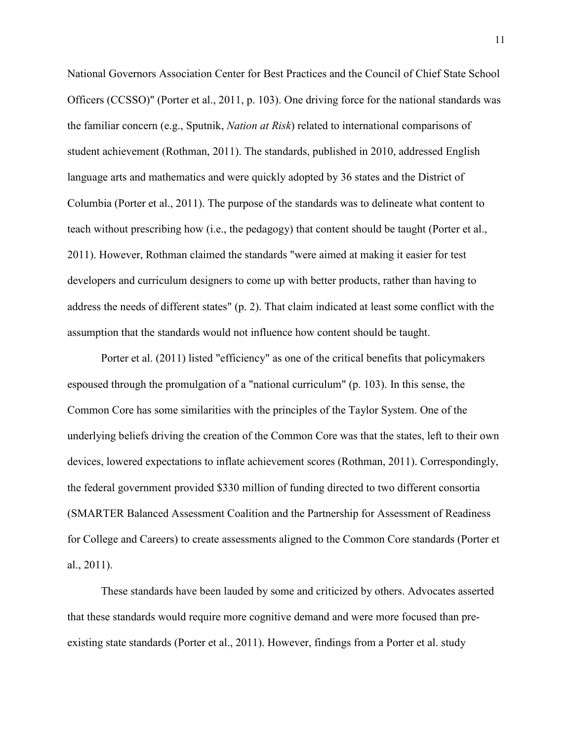National Governors Association Center for Best Practices and the Council of Chief State School Officers (CCSSO)" (Porter et al., 2011, p. 103). One driving force for the national standards was the familiar concern (e.g., Sputnik, *Nation at Risk*) related to international comparisons of student achievement (Rothman, 2011). The standards, published in 2010, addressed English language arts and mathematics and were quickly adopted by 36 states and the District of Columbia (Porter et al., 2011). The purpose of the standards was to delineate what content to teach without prescribing how (i.e., the pedagogy) that content should be taught (Porter et al., 2011). However, Rothman claimed the standards "were aimed at making it easier for test developers and curriculum designers to come up with better products, rather than having to address the needs of different states" (p. 2). That claim indicated at least some conflict with the assumption that the standards would not influence how content should be taught.

Porter et al. (2011) listed "efficiency" as one of the critical benefits that policymakers espoused through the promulgation of a "national curriculum" (p. 103). In this sense, the Common Core has some similarities with the principles of the Taylor System. One of the underlying beliefs driving the creation of the Common Core was that the states, left to their own devices, lowered expectations to inflate achievement scores (Rothman, 2011). Correspondingly, the federal government provided $330 million of funding directed to two different consortia (SMARTER Balanced Assessment Coalition and the Partnership for Assessment of Readiness for College and Careers) to create assessments aligned to the Common Core standards (Porter et al., 2011).

These standards have been lauded by some and criticized by others. Advocates asserted that these standards would require more cognitive demand and were more focused than pre-existing state standards (Porter et al., 2011). However, findings from a Porter et al. study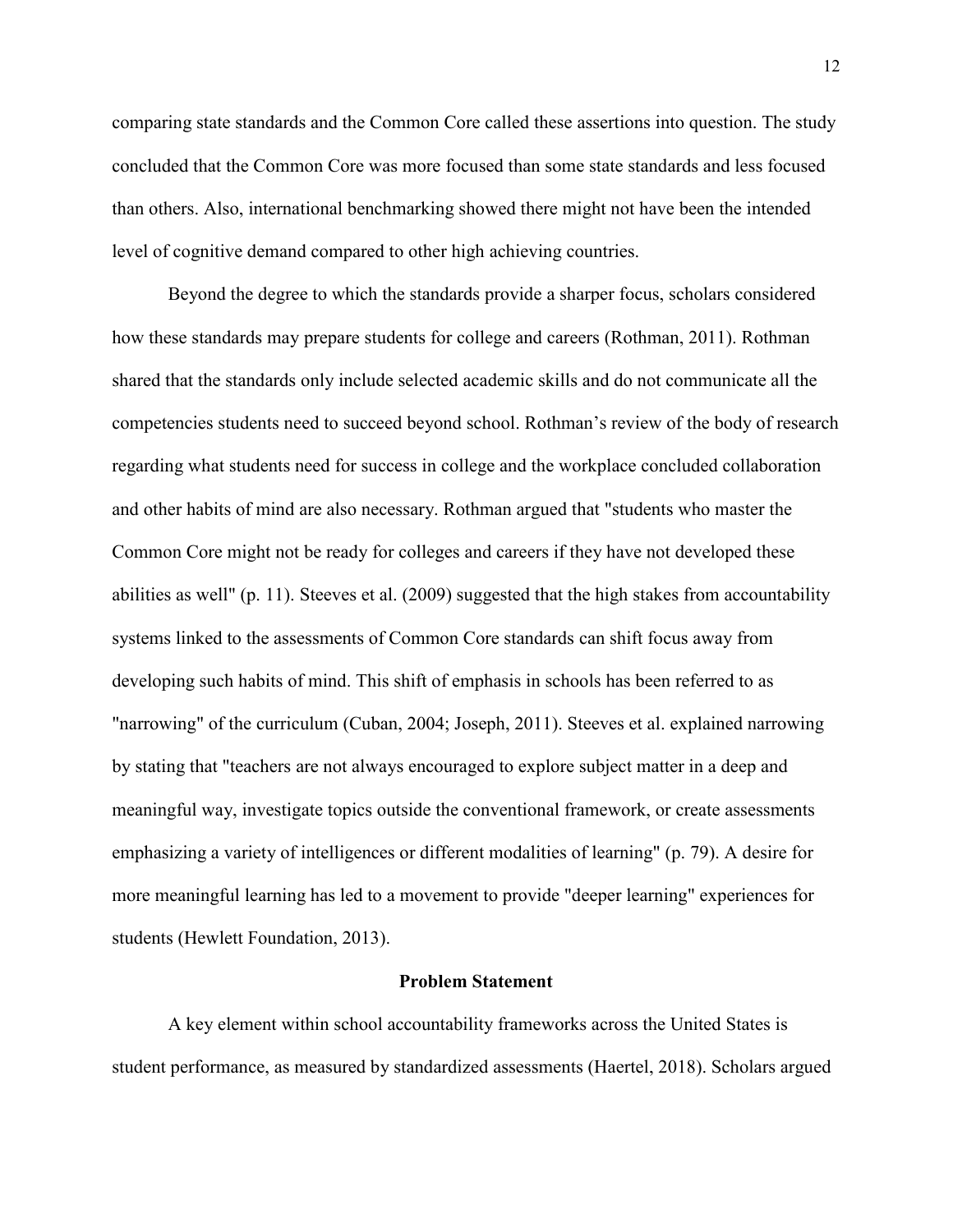comparing state standards and the Common Core called these assertions into question. The study concluded that the Common Core was more focused than some state standards and less focused than others. Also, international benchmarking showed there might not have been the intended level of cognitive demand compared to other high achieving countries.

Beyond the degree to which the standards provide a sharper focus, scholars considered how these standards may prepare students for college and careers (Rothman, 2011). Rothman shared that the standards only include selected academic skills and do not communicate all the competencies students need to succeed beyond school. Rothman's review of the body of research regarding what students need for success in college and the workplace concluded collaboration and other habits of mind are also necessary. Rothman argued that "students who master the Common Core might not be ready for colleges and careers if they have not developed these abilities as well" (p. 11). Steeves et al. (2009) suggested that the high stakes from accountability systems linked to the assessments of Common Core standards can shift focus away from developing such habits of mind. This shift of emphasis in schools has been referred to as "narrowing" of the curriculum (Cuban, 2004; Joseph, 2011). Steeves et al. explained narrowing by stating that "teachers are not always encouraged to explore subject matter in a deep and meaningful way, investigate topics outside the conventional framework, or create assessments emphasizing a variety of intelligences or different modalities of learning" (p. 79). A desire for more meaningful learning has led to a movement to provide "deeper learning" experiences for students (Hewlett Foundation, 2013).

## Problem Statement

A key element within school accountability frameworks across the United States is student performance, as measured by standardized assessments (Haertel, 2018). Scholars argued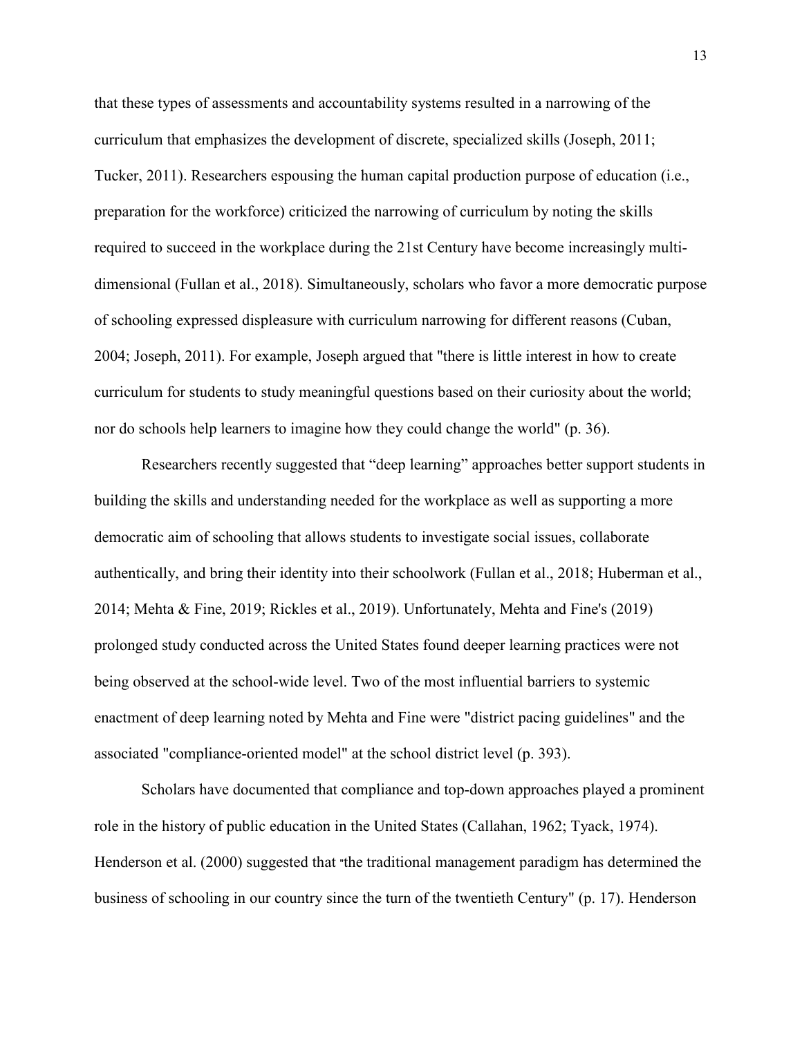that these types of assessments and accountability systems resulted in a narrowing of the curriculum that emphasizes the development of discrete, specialized skills (Joseph, 2011; Tucker, 2011). Researchers espousing the human capital production purpose of education (i.e., preparation for the workforce) criticized the narrowing of curriculum by noting the skills required to succeed in the workplace during the 21st Century have become increasingly multi-dimensional (Fullan et al., 2018). Simultaneously, scholars who favor a more democratic purpose of schooling expressed displeasure with curriculum narrowing for different reasons (Cuban, 2004; Joseph, 2011). For example, Joseph argued that "there is little interest in how to create curriculum for students to study meaningful questions based on their curiosity about the world; nor do schools help learners to imagine how they could change the world" (p. 36).

Researchers recently suggested that "deep learning" approaches better support students in building the skills and understanding needed for the workplace as well as supporting a more democratic aim of schooling that allows students to investigate social issues, collaborate authentically, and bring their identity into their schoolwork (Fullan et al., 2018; Huberman et al., 2014; Mehta & Fine, 2019; Rickles et al., 2019). Unfortunately, Mehta and Fine's (2019) prolonged study conducted across the United States found deeper learning practices were not being observed at the school-wide level. Two of the most influential barriers to systemic enactment of deep learning noted by Mehta and Fine were "district pacing guidelines" and the associated "compliance-oriented model" at the school district level (p. 393).

Scholars have documented that compliance and top-down approaches played a prominent role in the history of public education in the United States (Callahan, 1962; Tyack, 1974). Henderson et al. (2000) suggested that "the traditional management paradigm has determined the business of schooling in our country since the turn of the twentieth Century" (p. 17). Henderson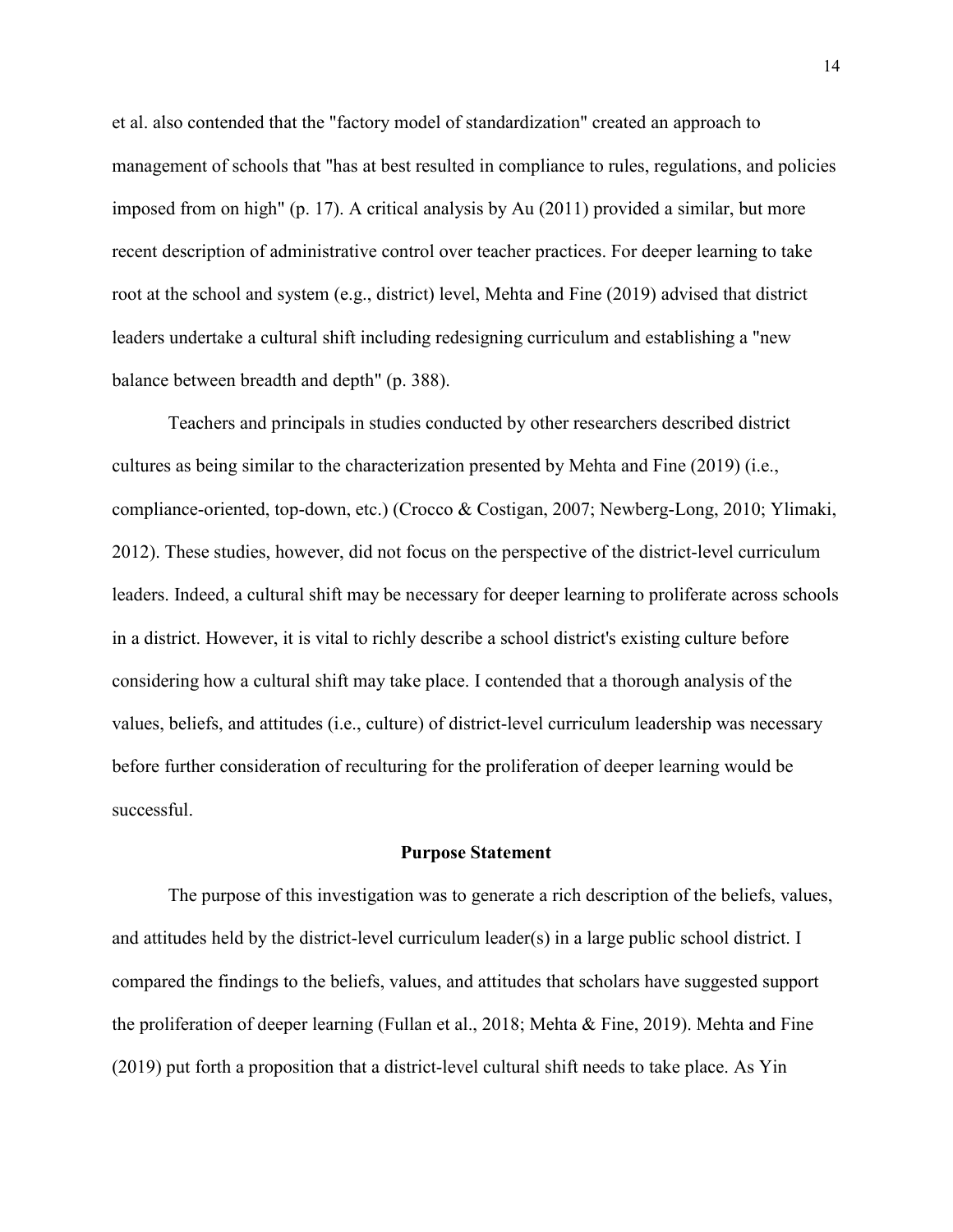et al. also contended that the "factory model of standardization" created an approach to management of schools that "has at best resulted in compliance to rules, regulations, and policies imposed from on high" (p. 17). A critical analysis by Au (2011) provided a similar, but more recent description of administrative control over teacher practices. For deeper learning to take root at the school and system (e.g., district) level, Mehta and Fine (2019) advised that district leaders undertake a cultural shift including redesigning curriculum and establishing a "new balance between breadth and depth" (p. 388).

Teachers and principals in studies conducted by other researchers described district cultures as being similar to the characterization presented by Mehta and Fine (2019) (i.e., compliance-oriented, top-down, etc.) (Crocco & Costigan, 2007; Newberg-Long, 2010; Ylimaki, 2012). These studies, however, did not focus on the perspective of the district-level curriculum leaders. Indeed, a cultural shift may be necessary for deeper learning to proliferate across schools in a district. However, it is vital to richly describe a school district's existing culture before considering how a cultural shift may take place. I contended that a thorough analysis of the values, beliefs, and attitudes (i.e., culture) of district-level curriculum leadership was necessary before further consideration of reculturing for the proliferation of deeper learning would be successful.

## Purpose Statement

The purpose of this investigation was to generate a rich description of the beliefs, values, and attitudes held by the district-level curriculum leader(s) in a large public school district. I compared the findings to the beliefs, values, and attitudes that scholars have suggested support the proliferation of deeper learning (Fullan et al., 2018; Mehta & Fine, 2019). Mehta and Fine (2019) put forth a proposition that a district-level cultural shift needs to take place. As Yin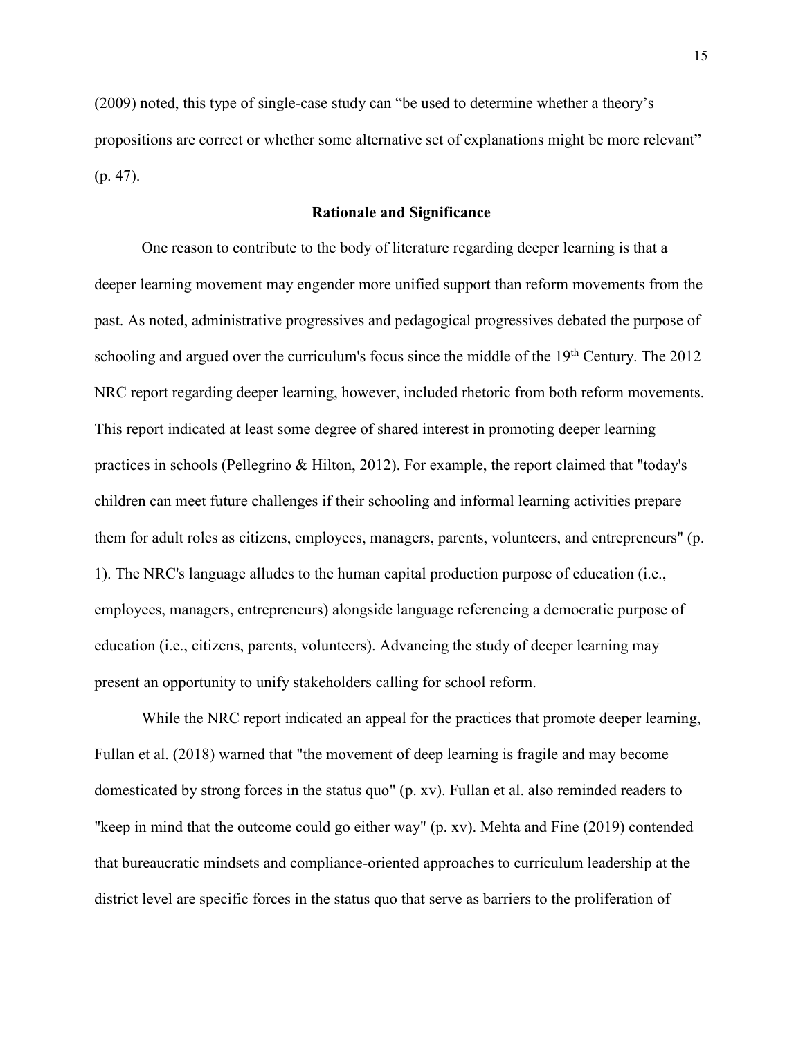(2009) noted, this type of single-case study can “be used to determine whether a theory’s propositions are correct or whether some alternative set of explanations might be more relevant” (p. 47).

## Rationale and Significance

One reason to contribute to the body of literature regarding deeper learning is that a deeper learning movement may engender more unified support than reform movements from the past. As noted, administrative progressives and pedagogical progressives debated the purpose of schooling and argued over the curriculum's focus since the middle of the 19th Century. The 2012 NRC report regarding deeper learning, however, included rhetoric from both reform movements. This report indicated at least some degree of shared interest in promoting deeper learning practices in schools (Pellegrino & Hilton, 2012). For example, the report claimed that "today's children can meet future challenges if their schooling and informal learning activities prepare them for adult roles as citizens, employees, managers, parents, volunteers, and entrepreneurs" (p. 1). The NRC's language alludes to the human capital production purpose of education (i.e., employees, managers, entrepreneurs) alongside language referencing a democratic purpose of education (i.e., citizens, parents, volunteers). Advancing the study of deeper learning may present an opportunity to unify stakeholders calling for school reform.

While the NRC report indicated an appeal for the practices that promote deeper learning, Fullan et al. (2018) warned that "the movement of deep learning is fragile and may become domesticated by strong forces in the status quo" (p. xv). Fullan et al. also reminded readers to "keep in mind that the outcome could go either way" (p. xv). Mehta and Fine (2019) contended that bureaucratic mindsets and compliance-oriented approaches to curriculum leadership at the district level are specific forces in the status quo that serve as barriers to the proliferation of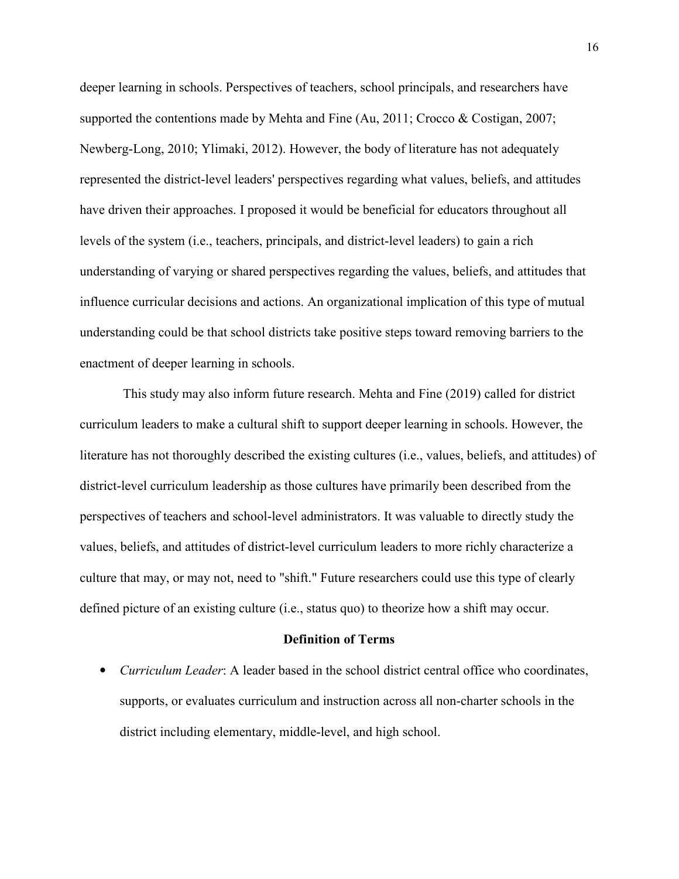deeper learning in schools. Perspectives of teachers, school principals, and researchers have supported the contentions made by Mehta and Fine (Au, 2011; Crocco & Costigan, 2007; Newberg-Long, 2010; Ylimaki, 2012). However, the body of literature has not adequately represented the district-level leaders' perspectives regarding what values, beliefs, and attitudes have driven their approaches. I proposed it would be beneficial for educators throughout all levels of the system (i.e., teachers, principals, and district-level leaders) to gain a rich understanding of varying or shared perspectives regarding the values, beliefs, and attitudes that influence curricular decisions and actions. An organizational implication of this type of mutual understanding could be that school districts take positive steps toward removing barriers to the enactment of deeper learning in schools.

This study may also inform future research. Mehta and Fine (2019) called for district curriculum leaders to make a cultural shift to support deeper learning in schools. However, the literature has not thoroughly described the existing cultures (i.e., values, beliefs, and attitudes) of district-level curriculum leadership as those cultures have primarily been described from the perspectives of teachers and school-level administrators. It was valuable to directly study the values, beliefs, and attitudes of district-level curriculum leaders to more richly characterize a culture that may, or may not, need to "shift." Future researchers could use this type of clearly defined picture of an existing culture (i.e., status quo) to theorize how a shift may occur.

## Definition of Terms

- *Curriculum Leader*: A leader based in the school district central office who coordinates, supports, or evaluates curriculum and instruction across all non-charter schools in the district including elementary, middle-level, and high school.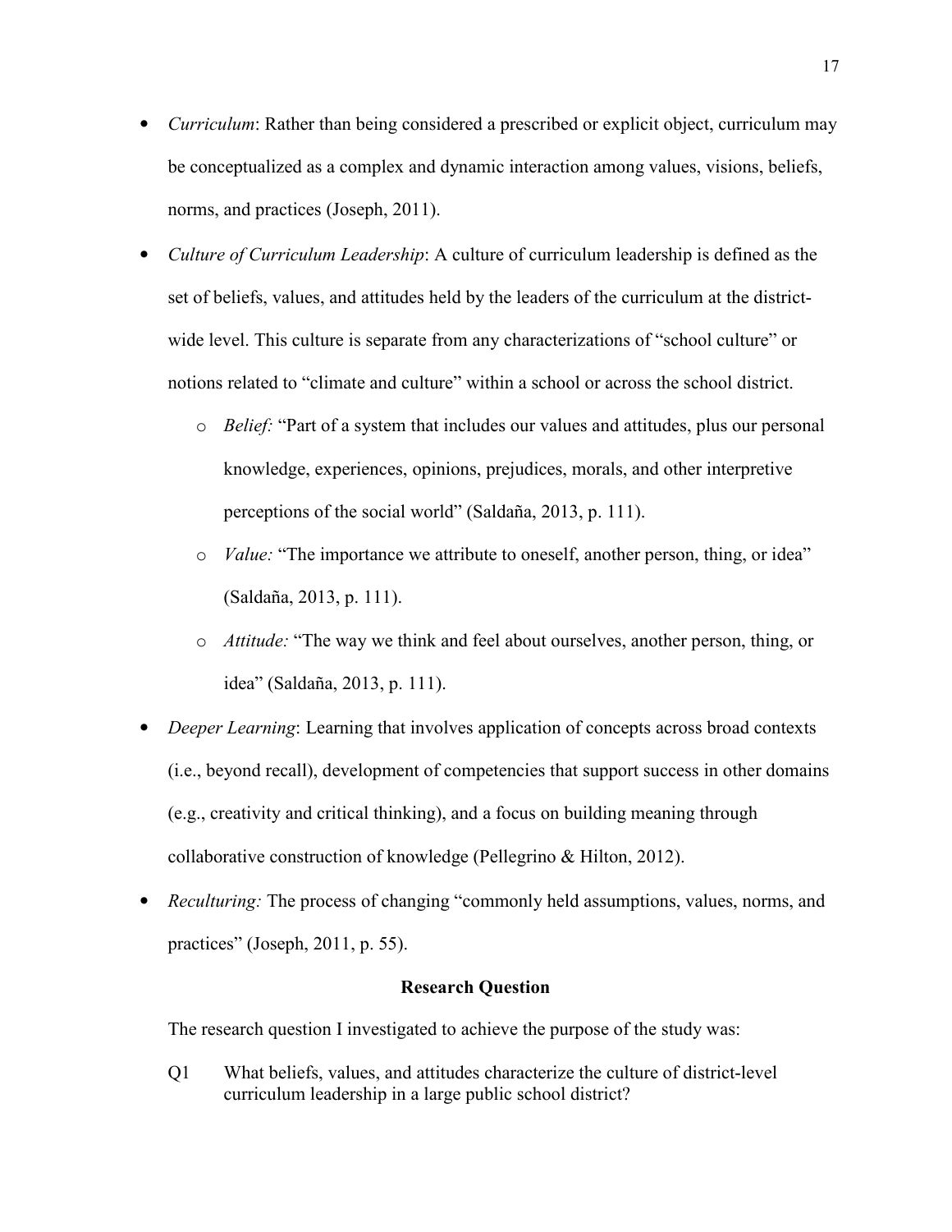- *Curriculum*: Rather than being considered a prescribed or explicit object, curriculum may be conceptualized as a complex and dynamic interaction among values, visions, beliefs, norms, and practices (Joseph, 2011).
- *Culture of Curriculum Leadership*: A culture of curriculum leadership is defined as the set of beliefs, values, and attitudes held by the leaders of the curriculum at the district-wide level. This culture is separate from any characterizations of "school culture" or notions related to "climate and culture" within a school or across the school district.
    - *Belief:* "Part of a system that includes our values and attitudes, plus our personal knowledge, experiences, opinions, prejudices, morals, and other interpretive perceptions of the social world" (Saldaña, 2013, p. 111).
    - *Value:* "The importance we attribute to oneself, another person, thing, or idea" (Saldaña, 2013, p. 111).
    - *Attitude:* "The way we think and feel about ourselves, another person, thing, or idea" (Saldaña, 2013, p. 111).
- *Deeper Learning*: Learning that involves application of concepts across broad contexts (i.e., beyond recall), development of competencies that support success in other domains (e.g., creativity and critical thinking), and a focus on building meaning through collaborative construction of knowledge (Pellegrino & Hilton, 2012).
- *Reculturing:* The process of changing "commonly held assumptions, values, norms, and practices" (Joseph, 2011, p. 55).

## Research Question

The research question I investigated to achieve the purpose of the study was:

Q1 What beliefs, values, and attitudes characterize the culture of district-level curriculum leadership in a large public school district?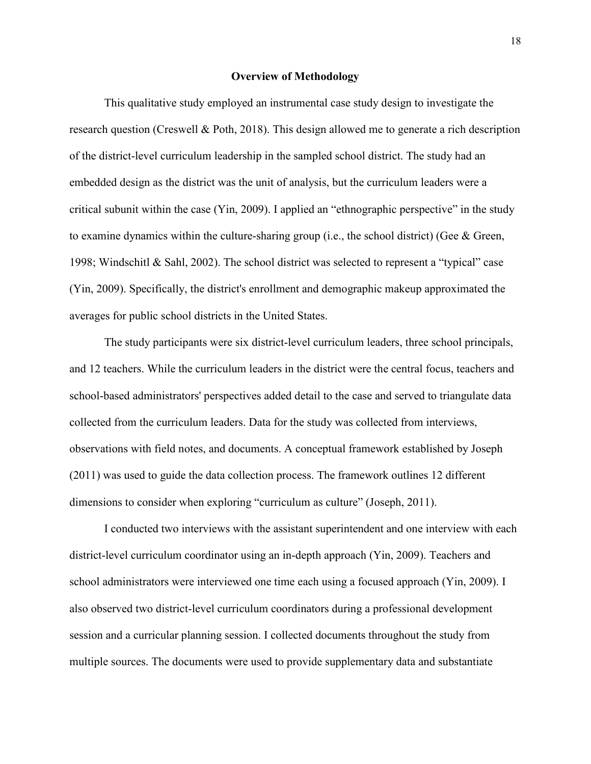## Overview of Methodology

This qualitative study employed an instrumental case study design to investigate the research question (Creswell & Poth, 2018). This design allowed me to generate a rich description of the district-level curriculum leadership in the sampled school district. The study had an embedded design as the district was the unit of analysis, but the curriculum leaders were a critical subunit within the case (Yin, 2009). I applied an "ethnographic perspective" in the study to examine dynamics within the culture-sharing group (i.e., the school district) (Gee & Green, 1998; Windschitl & Sahl, 2002). The school district was selected to represent a "typical" case (Yin, 2009). Specifically, the district's enrollment and demographic makeup approximated the averages for public school districts in the United States.

The study participants were six district-level curriculum leaders, three school principals, and 12 teachers. While the curriculum leaders in the district were the central focus, teachers and school-based administrators' perspectives added detail to the case and served to triangulate data collected from the curriculum leaders. Data for the study was collected from interviews, observations with field notes, and documents. A conceptual framework established by Joseph (2011) was used to guide the data collection process. The framework outlines 12 different dimensions to consider when exploring "curriculum as culture" (Joseph, 2011).

I conducted two interviews with the assistant superintendent and one interview with each district-level curriculum coordinator using an in-depth approach (Yin, 2009). Teachers and school administrators were interviewed one time each using a focused approach (Yin, 2009). I also observed two district-level curriculum coordinators during a professional development session and a curricular planning session. I collected documents throughout the study from multiple sources. The documents were used to provide supplementary data and substantiate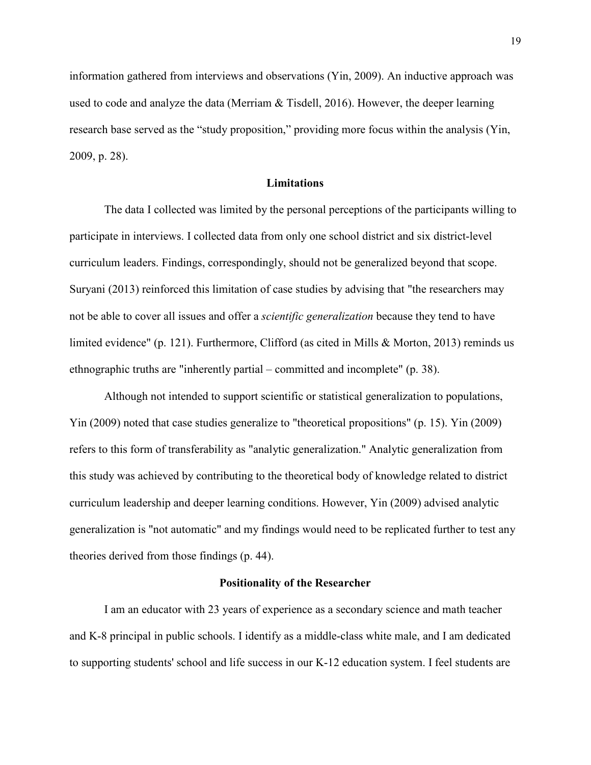information gathered from interviews and observations (Yin, 2009). An inductive approach was used to code and analyze the data (Merriam & Tisdell, 2016). However, the deeper learning research base served as the “study proposition,” providing more focus within the analysis (Yin, 2009, p. 28).

## Limitations

The data I collected was limited by the personal perceptions of the participants willing to participate in interviews. I collected data from only one school district and six district-level curriculum leaders. Findings, correspondingly, should not be generalized beyond that scope. Suryani (2013) reinforced this limitation of case studies by advising that "the researchers may not be able to cover all issues and offer a *scientific generalization* because they tend to have limited evidence" (p. 121). Furthermore, Clifford (as cited in Mills & Morton, 2013) reminds us ethnographic truths are "inherently partial – committed and incomplete" (p. 38).

Although not intended to support scientific or statistical generalization to populations, Yin (2009) noted that case studies generalize to "theoretical propositions" (p. 15). Yin (2009) refers to this form of transferability as "analytic generalization." Analytic generalization from this study was achieved by contributing to the theoretical body of knowledge related to district curriculum leadership and deeper learning conditions. However, Yin (2009) advised analytic generalization is "not automatic" and my findings would need to be replicated further to test any theories derived from those findings (p. 44).

## Positionality of the Researcher

I am an educator with 23 years of experience as a secondary science and math teacher and K-8 principal in public schools. I identify as a middle-class white male, and I am dedicated to supporting students' school and life success in our K-12 education system. I feel students are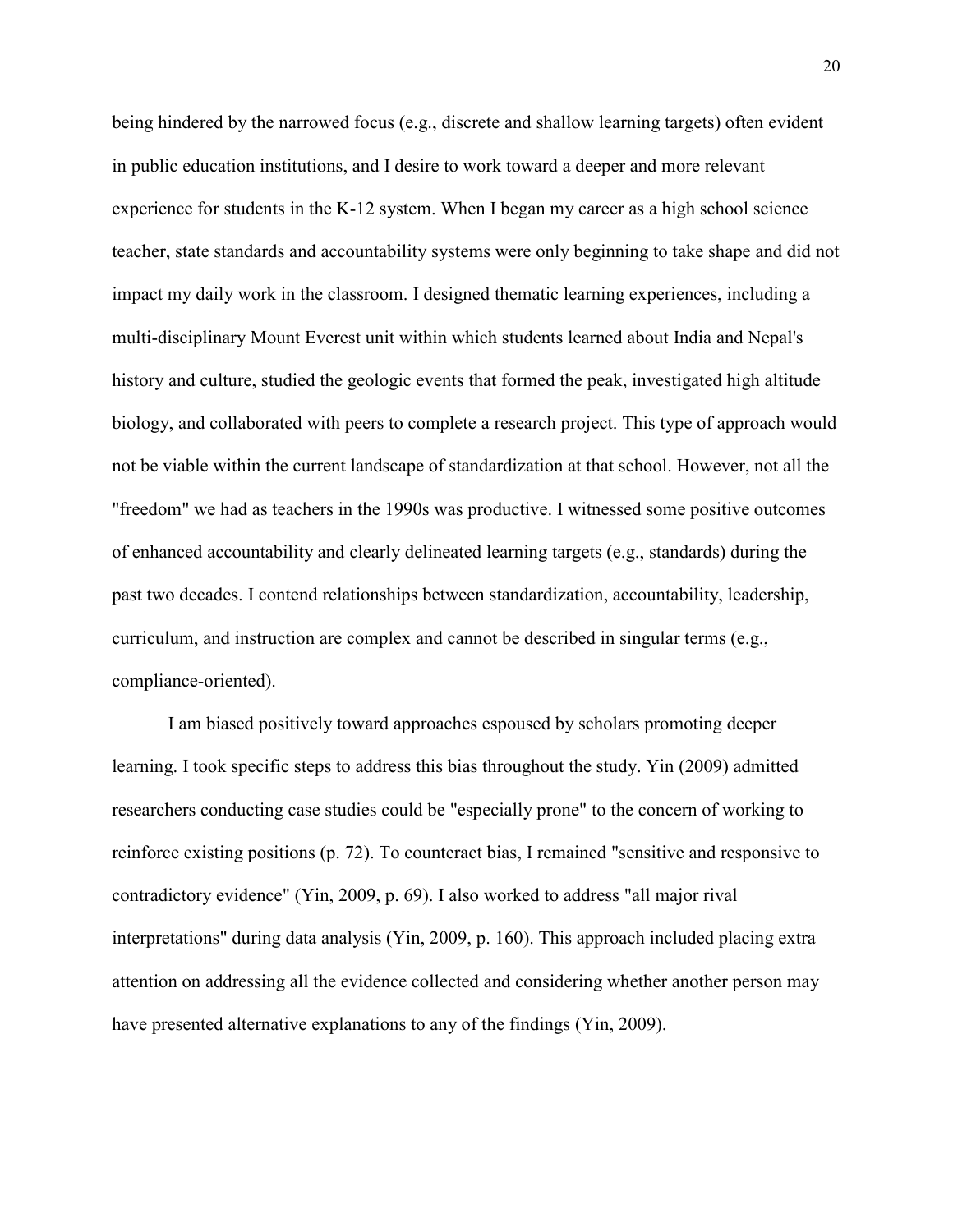being hindered by the narrowed focus (e.g., discrete and shallow learning targets) often evident in public education institutions, and I desire to work toward a deeper and more relevant experience for students in the K-12 system. When I began my career as a high school science teacher, state standards and accountability systems were only beginning to take shape and did not impact my daily work in the classroom. I designed thematic learning experiences, including a multi-disciplinary Mount Everest unit within which students learned about India and Nepal's history and culture, studied the geologic events that formed the peak, investigated high altitude biology, and collaborated with peers to complete a research project. This type of approach would not be viable within the current landscape of standardization at that school. However, not all the "freedom" we had as teachers in the 1990s was productive. I witnessed some positive outcomes of enhanced accountability and clearly delineated learning targets (e.g., standards) during the past two decades. I contend relationships between standardization, accountability, leadership, curriculum, and instruction are complex and cannot be described in singular terms (e.g., compliance-oriented).

I am biased positively toward approaches espoused by scholars promoting deeper learning. I took specific steps to address this bias throughout the study. Yin (2009) admitted researchers conducting case studies could be "especially prone" to the concern of working to reinforce existing positions (p. 72). To counteract bias, I remained "sensitive and responsive to contradictory evidence" (Yin, 2009, p. 69). I also worked to address "all major rival interpretations" during data analysis (Yin, 2009, p. 160). This approach included placing extra attention on addressing all the evidence collected and considering whether another person may have presented alternative explanations to any of the findings (Yin, 2009).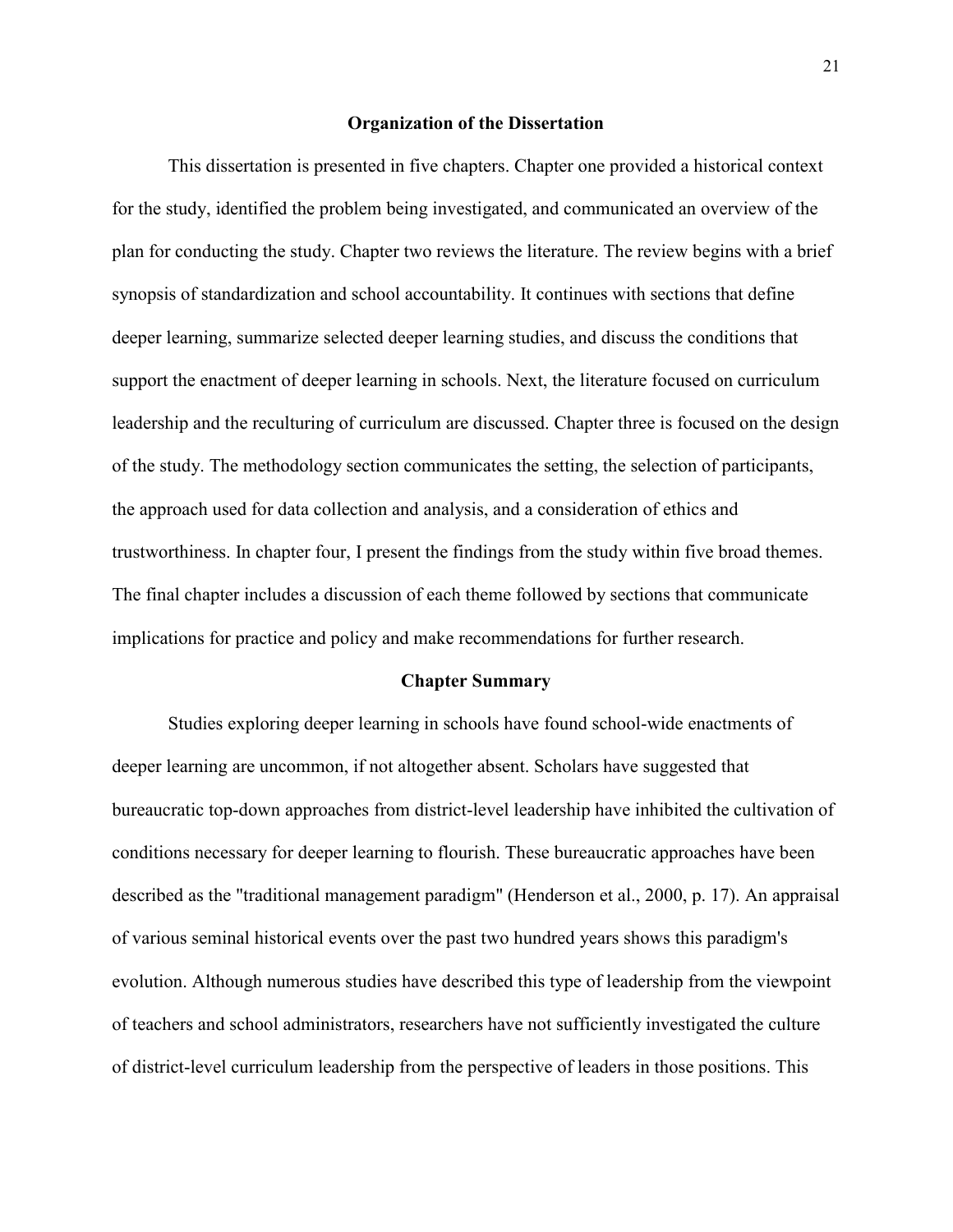## Organization of the Dissertation

This dissertation is presented in five chapters. Chapter one provided a historical context for the study, identified the problem being investigated, and communicated an overview of the plan for conducting the study. Chapter two reviews the literature. The review begins with a brief synopsis of standardization and school accountability. It continues with sections that define deeper learning, summarize selected deeper learning studies, and discuss the conditions that support the enactment of deeper learning in schools. Next, the literature focused on curriculum leadership and the reculturing of curriculum are discussed. Chapter three is focused on the design of the study. The methodology section communicates the setting, the selection of participants, the approach used for data collection and analysis, and a consideration of ethics and trustworthiness. In chapter four, I present the findings from the study within five broad themes. The final chapter includes a discussion of each theme followed by sections that communicate implications for practice and policy and make recommendations for further research.

## Chapter Summary

Studies exploring deeper learning in schools have found school-wide enactments of deeper learning are uncommon, if not altogether absent. Scholars have suggested that bureaucratic top-down approaches from district-level leadership have inhibited the cultivation of conditions necessary for deeper learning to flourish. These bureaucratic approaches have been described as the "traditional management paradigm" (Henderson et al., 2000, p. 17). An appraisal of various seminal historical events over the past two hundred years shows this paradigm's evolution. Although numerous studies have described this type of leadership from the viewpoint of teachers and school administrators, researchers have not sufficiently investigated the culture of district-level curriculum leadership from the perspective of leaders in those positions. This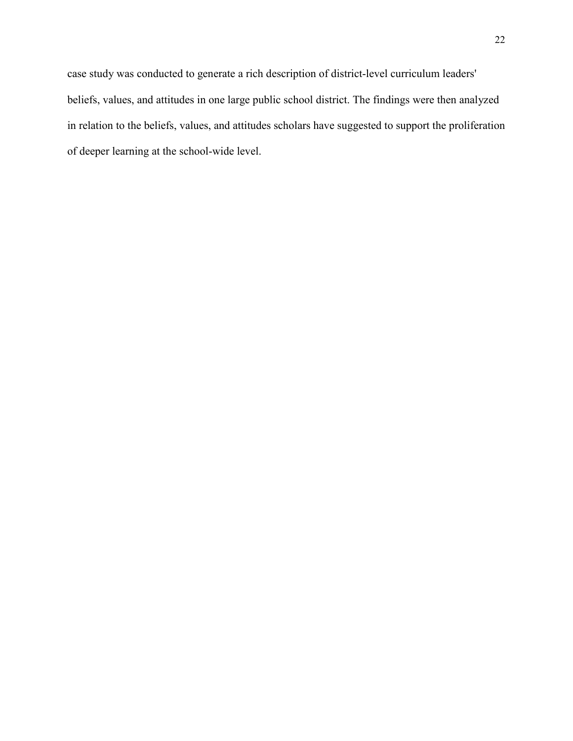case study was conducted to generate a rich description of district-level curriculum leaders' beliefs, values, and attitudes in one large public school district. The findings were then analyzed in relation to the beliefs, values, and attitudes scholars have suggested to support the proliferation of deeper learning at the school-wide level.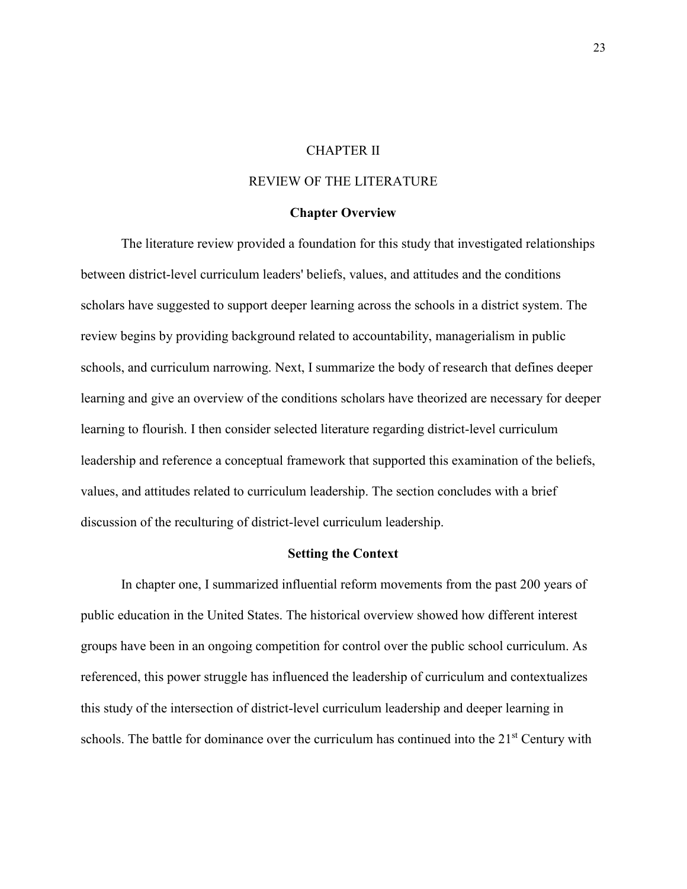# CHAPTER II

# REVIEW OF THE LITERATURE

## Chapter Overview

The literature review provided a foundation for this study that investigated relationships between district-level curriculum leaders' beliefs, values, and attitudes and the conditions scholars have suggested to support deeper learning across the schools in a district system. The review begins by providing background related to accountability, managerialism in public schools, and curriculum narrowing. Next, I summarize the body of research that defines deeper learning and give an overview of the conditions scholars have theorized are necessary for deeper learning to flourish. I then consider selected literature regarding district-level curriculum leadership and reference a conceptual framework that supported this examination of the beliefs, values, and attitudes related to curriculum leadership. The section concludes with a brief discussion of the reculturing of district-level curriculum leadership.

## Setting the Context

In chapter one, I summarized influential reform movements from the past 200 years of public education in the United States. The historical overview showed how different interest groups have been in an ongoing competition for control over the public school curriculum. As referenced, this power struggle has influenced the leadership of curriculum and contextualizes this study of the intersection of district-level curriculum leadership and deeper learning in schools. The battle for dominance over the curriculum has continued into the 21st Century with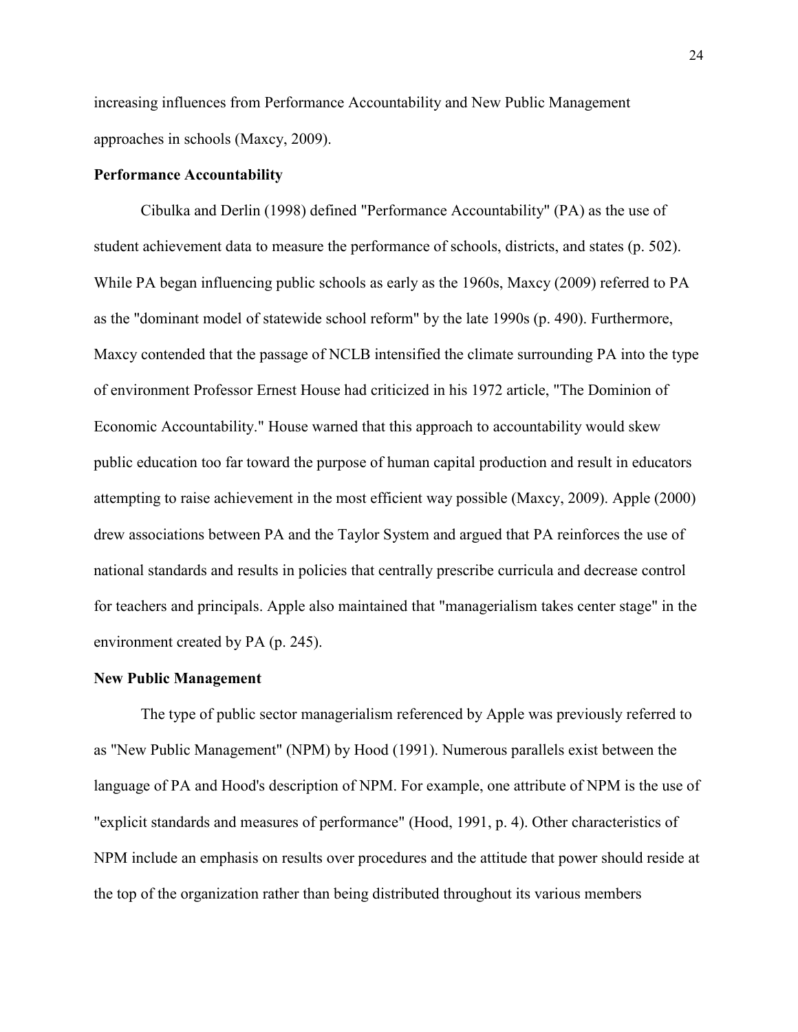increasing influences from Performance Accountability and New Public Management approaches in schools (Maxcy, 2009).

**Performance Accountability**

Cibulka and Derlin (1998) defined "Performance Accountability" (PA) as the use of student achievement data to measure the performance of schools, districts, and states (p. 502). While PA began influencing public schools as early as the 1960s, Maxcy (2009) referred to PA as the "dominant model of statewide school reform" by the late 1990s (p. 490). Furthermore, Maxcy contended that the passage of NCLB intensified the climate surrounding PA into the type of environment Professor Ernest House had criticized in his 1972 article, "The Dominion of Economic Accountability." House warned that this approach to accountability would skew public education too far toward the purpose of human capital production and result in educators attempting to raise achievement in the most efficient way possible (Maxcy, 2009). Apple (2000) drew associations between PA and the Taylor System and argued that PA reinforces the use of national standards and results in policies that centrally prescribe curricula and decrease control for teachers and principals. Apple also maintained that "managerialism takes center stage" in the environment created by PA (p. 245).

**New Public Management**

The type of public sector managerialism referenced by Apple was previously referred to as "New Public Management" (NPM) by Hood (1991). Numerous parallels exist between the language of PA and Hood's description of NPM. For example, one attribute of NPM is the use of "explicit standards and measures of performance" (Hood, 1991, p. 4). Other characteristics of NPM include an emphasis on results over procedures and the attitude that power should reside at the top of the organization rather than being distributed throughout its various members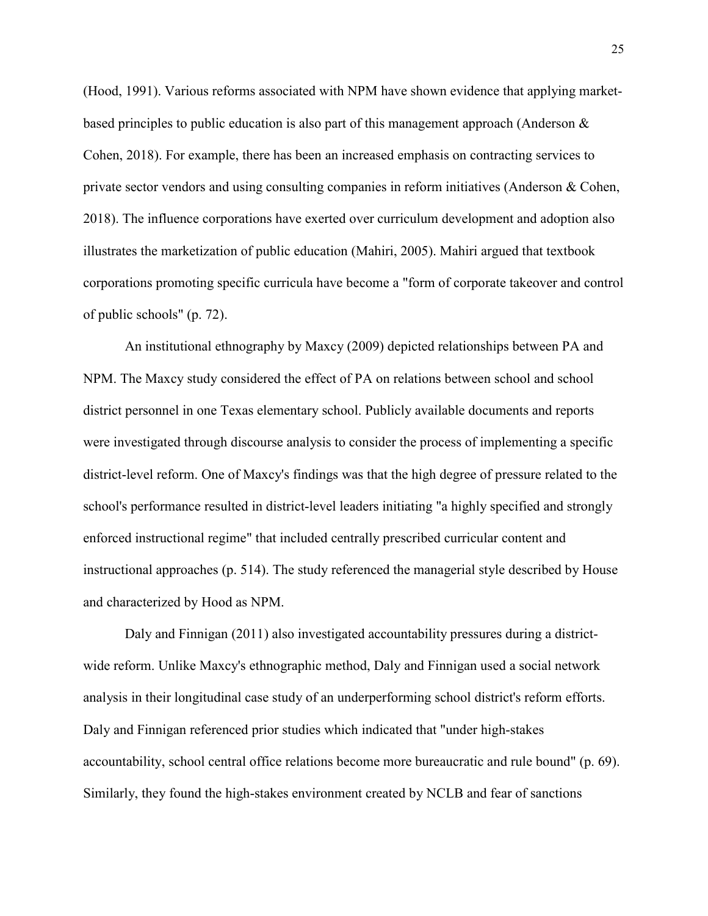(Hood, 1991). Various reforms associated with NPM have shown evidence that applying market-based principles to public education is also part of this management approach (Anderson & Cohen, 2018). For example, there has been an increased emphasis on contracting services to private sector vendors and using consulting companies in reform initiatives (Anderson & Cohen, 2018). The influence corporations have exerted over curriculum development and adoption also illustrates the marketization of public education (Mahiri, 2005). Mahiri argued that textbook corporations promoting specific curricula have become a "form of corporate takeover and control of public schools" (p. 72).

An institutional ethnography by Maxcy (2009) depicted relationships between PA and NPM. The Maxcy study considered the effect of PA on relations between school and school district personnel in one Texas elementary school. Publicly available documents and reports were investigated through discourse analysis to consider the process of implementing a specific district-level reform. One of Maxcy's findings was that the high degree of pressure related to the school's performance resulted in district-level leaders initiating "a highly specified and strongly enforced instructional regime" that included centrally prescribed curricular content and instructional approaches (p. 514). The study referenced the managerial style described by House and characterized by Hood as NPM.

Daly and Finnigan (2011) also investigated accountability pressures during a district-wide reform. Unlike Maxcy's ethnographic method, Daly and Finnigan used a social network analysis in their longitudinal case study of an underperforming school district's reform efforts. Daly and Finnigan referenced prior studies which indicated that "under high-stakes accountability, school central office relations become more bureaucratic and rule bound" (p. 69). Similarly, they found the high-stakes environment created by NCLB and fear of sanctions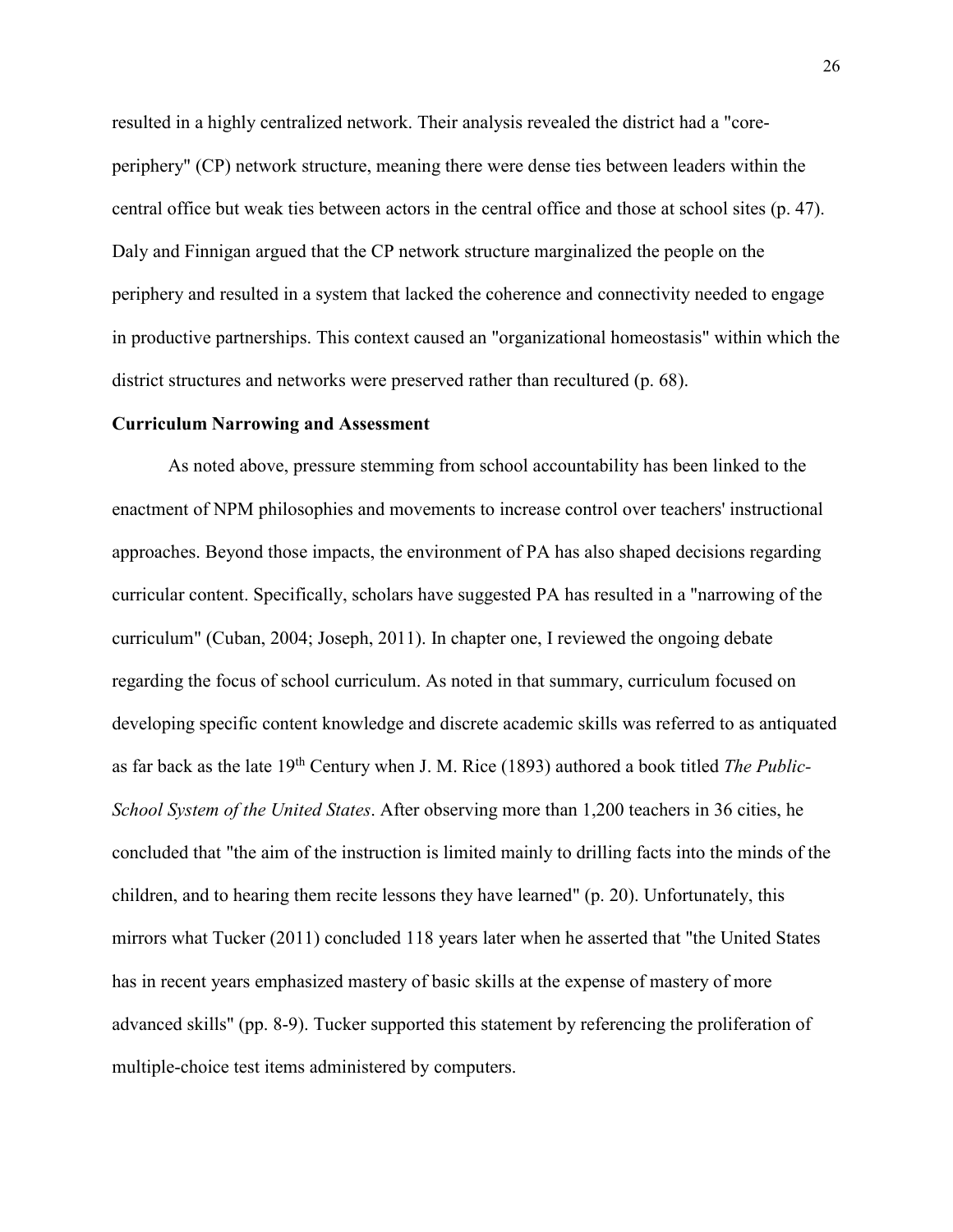resulted in a highly centralized network. Their analysis revealed the district had a "core-periphery" (CP) network structure, meaning there were dense ties between leaders within the central office but weak ties between actors in the central office and those at school sites (p. 47). Daly and Finnigan argued that the CP network structure marginalized the people on the periphery and resulted in a system that lacked the coherence and connectivity needed to engage in productive partnerships. This context caused an "organizational homeostasis" within which the district structures and networks were preserved rather than recultured (p. 68).

**Curriculum Narrowing and Assessment**

As noted above, pressure stemming from school accountability has been linked to the enactment of NPM philosophies and movements to increase control over teachers' instructional approaches. Beyond those impacts, the environment of PA has also shaped decisions regarding curricular content. Specifically, scholars have suggested PA has resulted in a "narrowing of the curriculum" (Cuban, 2004; Joseph, 2011). In chapter one, I reviewed the ongoing debate regarding the focus of school curriculum. As noted in that summary, curriculum focused on developing specific content knowledge and discrete academic skills was referred to as antiquated as far back as the late 19th Century when J. M. Rice (1893) authored a book titled *The Public-School System of the United States*. After observing more than 1,200 teachers in 36 cities, he concluded that "the aim of the instruction is limited mainly to drilling facts into the minds of the children, and to hearing them recite lessons they have learned" (p. 20). Unfortunately, this mirrors what Tucker (2011) concluded 118 years later when he asserted that "the United States has in recent years emphasized mastery of basic skills at the expense of mastery of more advanced skills" (pp. 8-9). Tucker supported this statement by referencing the proliferation of multiple-choice test items administered by computers.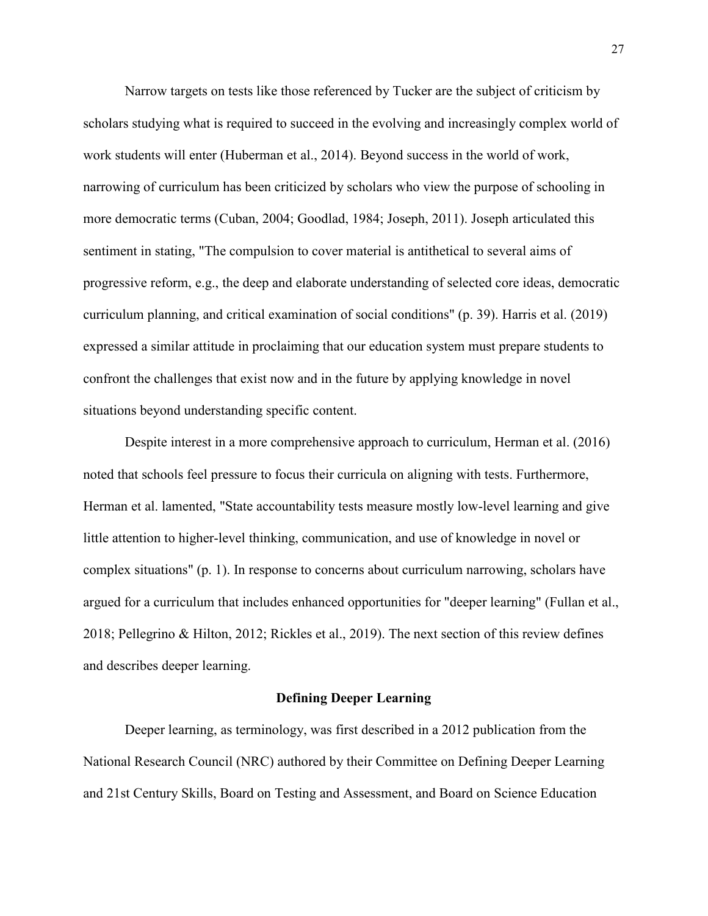Narrow targets on tests like those referenced by Tucker are the subject of criticism by scholars studying what is required to succeed in the evolving and increasingly complex world of work students will enter (Huberman et al., 2014). Beyond success in the world of work, narrowing of curriculum has been criticized by scholars who view the purpose of schooling in more democratic terms (Cuban, 2004; Goodlad, 1984; Joseph, 2011). Joseph articulated this sentiment in stating, "The compulsion to cover material is antithetical to several aims of progressive reform, e.g., the deep and elaborate understanding of selected core ideas, democratic curriculum planning, and critical examination of social conditions" (p. 39). Harris et al. (2019) expressed a similar attitude in proclaiming that our education system must prepare students to confront the challenges that exist now and in the future by applying knowledge in novel situations beyond understanding specific content.

Despite interest in a more comprehensive approach to curriculum, Herman et al. (2016) noted that schools feel pressure to focus their curricula on aligning with tests. Furthermore, Herman et al. lamented, "State accountability tests measure mostly low-level learning and give little attention to higher-level thinking, communication, and use of knowledge in novel or complex situations" (p. 1). In response to concerns about curriculum narrowing, scholars have argued for a curriculum that includes enhanced opportunities for "deeper learning" (Fullan et al., 2018; Pellegrino & Hilton, 2012; Rickles et al., 2019). The next section of this review defines and describes deeper learning.

## Defining Deeper Learning

Deeper learning, as terminology, was first described in a 2012 publication from the National Research Council (NRC) authored by their Committee on Defining Deeper Learning and 21st Century Skills, Board on Testing and Assessment, and Board on Science Education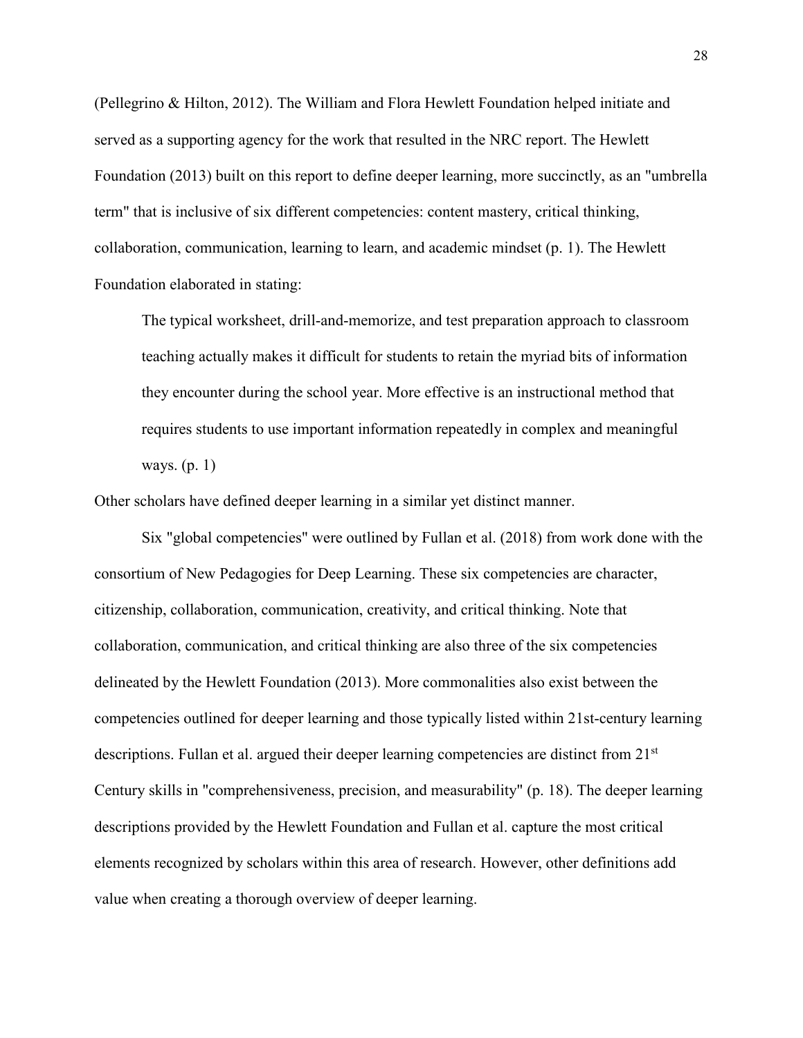(Pellegrino & Hilton, 2012). The William and Flora Hewlett Foundation helped initiate and served as a supporting agency for the work that resulted in the NRC report. The Hewlett Foundation (2013) built on this report to define deeper learning, more succinctly, as an "umbrella term" that is inclusive of six different competencies: content mastery, critical thinking, collaboration, communication, learning to learn, and academic mindset (p. 1). The Hewlett Foundation elaborated in stating:

> The typical worksheet, drill-and-memorize, and test preparation approach to classroom teaching actually makes it difficult for students to retain the myriad bits of information they encounter during the school year. More effective is an instructional method that requires students to use important information repeatedly in complex and meaningful ways. (p. 1)

Other scholars have defined deeper learning in a similar yet distinct manner.

Six "global competencies" were outlined by Fullan et al. (2018) from work done with the consortium of New Pedagogies for Deep Learning. These six competencies are character, citizenship, collaboration, communication, creativity, and critical thinking. Note that collaboration, communication, and critical thinking are also three of the six competencies delineated by the Hewlett Foundation (2013). More commonalities also exist between the competencies outlined for deeper learning and those typically listed within 21st-century learning descriptions. Fullan et al. argued their deeper learning competencies are distinct from 21st Century skills in "comprehensiveness, precision, and measurability" (p. 18). The deeper learning descriptions provided by the Hewlett Foundation and Fullan et al. capture the most critical elements recognized by scholars within this area of research. However, other definitions add value when creating a thorough overview of deeper learning.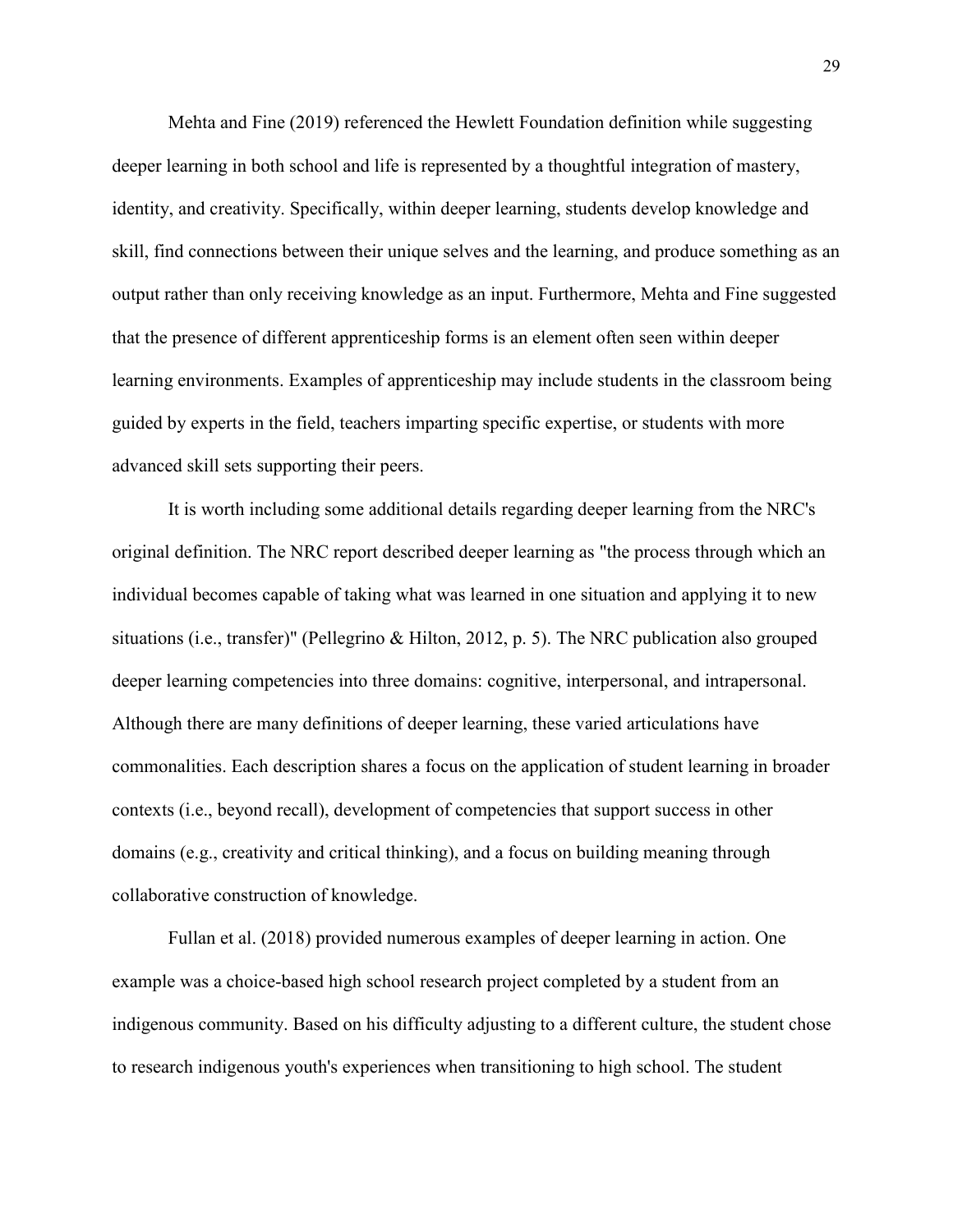Mehta and Fine (2019) referenced the Hewlett Foundation definition while suggesting deeper learning in both school and life is represented by a thoughtful integration of mastery, identity, and creativity. Specifically, within deeper learning, students develop knowledge and skill, find connections between their unique selves and the learning, and produce something as an output rather than only receiving knowledge as an input. Furthermore, Mehta and Fine suggested that the presence of different apprenticeship forms is an element often seen within deeper learning environments. Examples of apprenticeship may include students in the classroom being guided by experts in the field, teachers imparting specific expertise, or students with more advanced skill sets supporting their peers.

It is worth including some additional details regarding deeper learning from the NRC's original definition. The NRC report described deeper learning as "the process through which an individual becomes capable of taking what was learned in one situation and applying it to new situations (i.e., transfer)" (Pellegrino & Hilton, 2012, p. 5). The NRC publication also grouped deeper learning competencies into three domains: cognitive, interpersonal, and intrapersonal. Although there are many definitions of deeper learning, these varied articulations have commonalities. Each description shares a focus on the application of student learning in broader contexts (i.e., beyond recall), development of competencies that support success in other domains (e.g., creativity and critical thinking), and a focus on building meaning through collaborative construction of knowledge.

Fullan et al. (2018) provided numerous examples of deeper learning in action. One example was a choice-based high school research project completed by a student from an indigenous community. Based on his difficulty adjusting to a different culture, the student chose to research indigenous youth's experiences when transitioning to high school. The student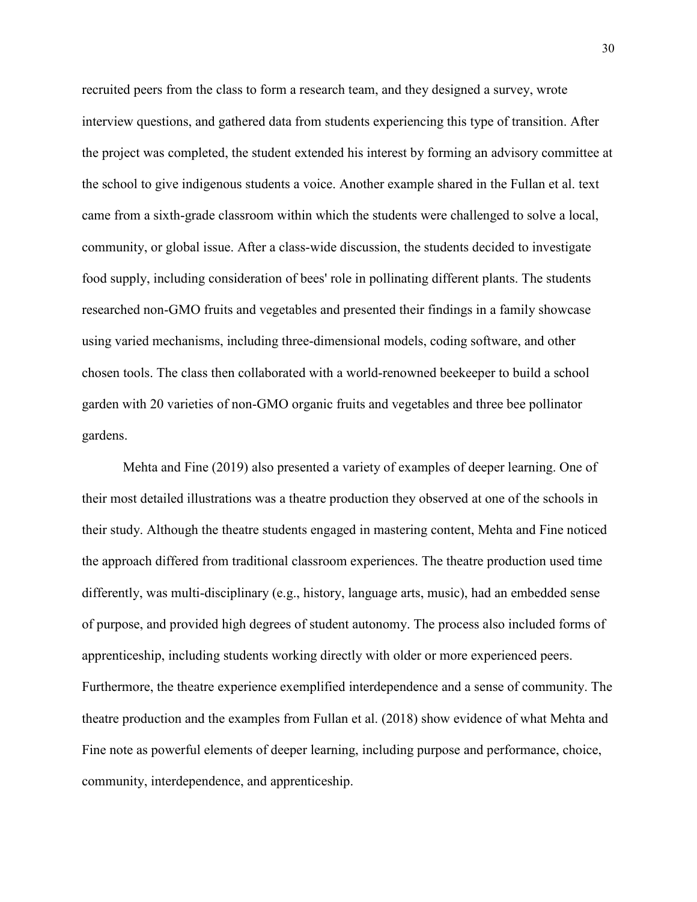recruited peers from the class to form a research team, and they designed a survey, wrote interview questions, and gathered data from students experiencing this type of transition. After the project was completed, the student extended his interest by forming an advisory committee at the school to give indigenous students a voice. Another example shared in the Fullan et al. text came from a sixth-grade classroom within which the students were challenged to solve a local, community, or global issue. After a class-wide discussion, the students decided to investigate food supply, including consideration of bees' role in pollinating different plants. The students researched non-GMO fruits and vegetables and presented their findings in a family showcase using varied mechanisms, including three-dimensional models, coding software, and other chosen tools. The class then collaborated with a world-renowned beekeeper to build a school garden with 20 varieties of non-GMO organic fruits and vegetables and three bee pollinator gardens.

Mehta and Fine (2019) also presented a variety of examples of deeper learning. One of their most detailed illustrations was a theatre production they observed at one of the schools in their study. Although the theatre students engaged in mastering content, Mehta and Fine noticed the approach differed from traditional classroom experiences. The theatre production used time differently, was multi-disciplinary (e.g., history, language arts, music), had an embedded sense of purpose, and provided high degrees of student autonomy. The process also included forms of apprenticeship, including students working directly with older or more experienced peers. Furthermore, the theatre experience exemplified interdependence and a sense of community. The theatre production and the examples from Fullan et al. (2018) show evidence of what Mehta and Fine note as powerful elements of deeper learning, including purpose and performance, choice, community, interdependence, and apprenticeship.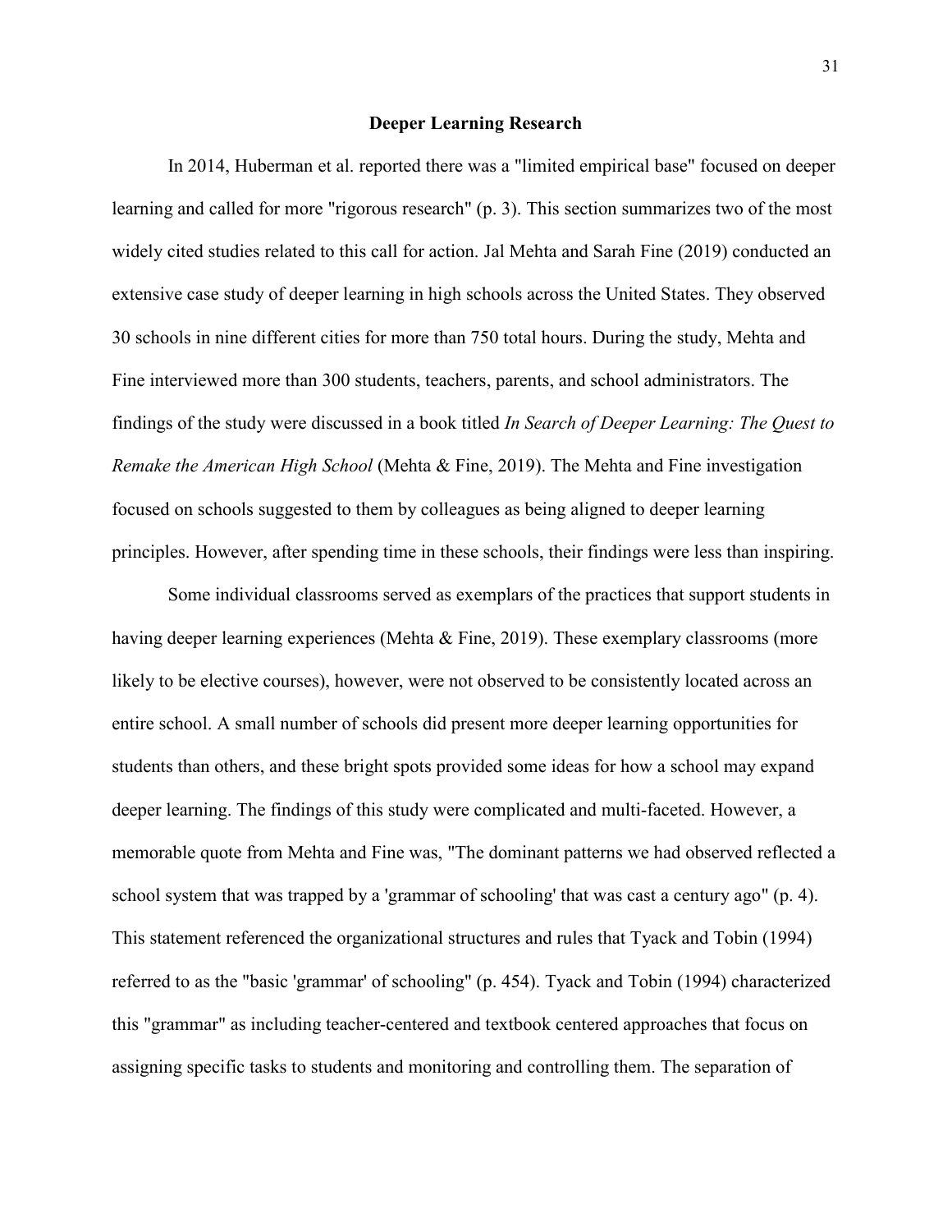## Deeper Learning Research

In 2014, Huberman et al. reported there was a "limited empirical base" focused on deeper learning and called for more "rigorous research" (p. 3). This section summarizes two of the most widely cited studies related to this call for action. Jal Mehta and Sarah Fine (2019) conducted an extensive case study of deeper learning in high schools across the United States. They observed 30 schools in nine different cities for more than 750 total hours. During the study, Mehta and Fine interviewed more than 300 students, teachers, parents, and school administrators. The findings of the study were discussed in a book titled *In Search of Deeper Learning: The Quest to Remake the American High School* (Mehta & Fine, 2019). The Mehta and Fine investigation focused on schools suggested to them by colleagues as being aligned to deeper learning principles. However, after spending time in these schools, their findings were less than inspiring.

Some individual classrooms served as exemplars of the practices that support students in having deeper learning experiences (Mehta & Fine, 2019). These exemplary classrooms (more likely to be elective courses), however, were not observed to be consistently located across an entire school. A small number of schools did present more deeper learning opportunities for students than others, and these bright spots provided some ideas for how a school may expand deeper learning. The findings of this study were complicated and multi-faceted. However, a memorable quote from Mehta and Fine was, "The dominant patterns we had observed reflected a school system that was trapped by a 'grammar of schooling' that was cast a century ago" (p. 4). This statement referenced the organizational structures and rules that Tyack and Tobin (1994) referred to as the "basic 'grammar' of schooling" (p. 454). Tyack and Tobin (1994) characterized this "grammar" as including teacher-centered and textbook centered approaches that focus on assigning specific tasks to students and monitoring and controlling them. The separation of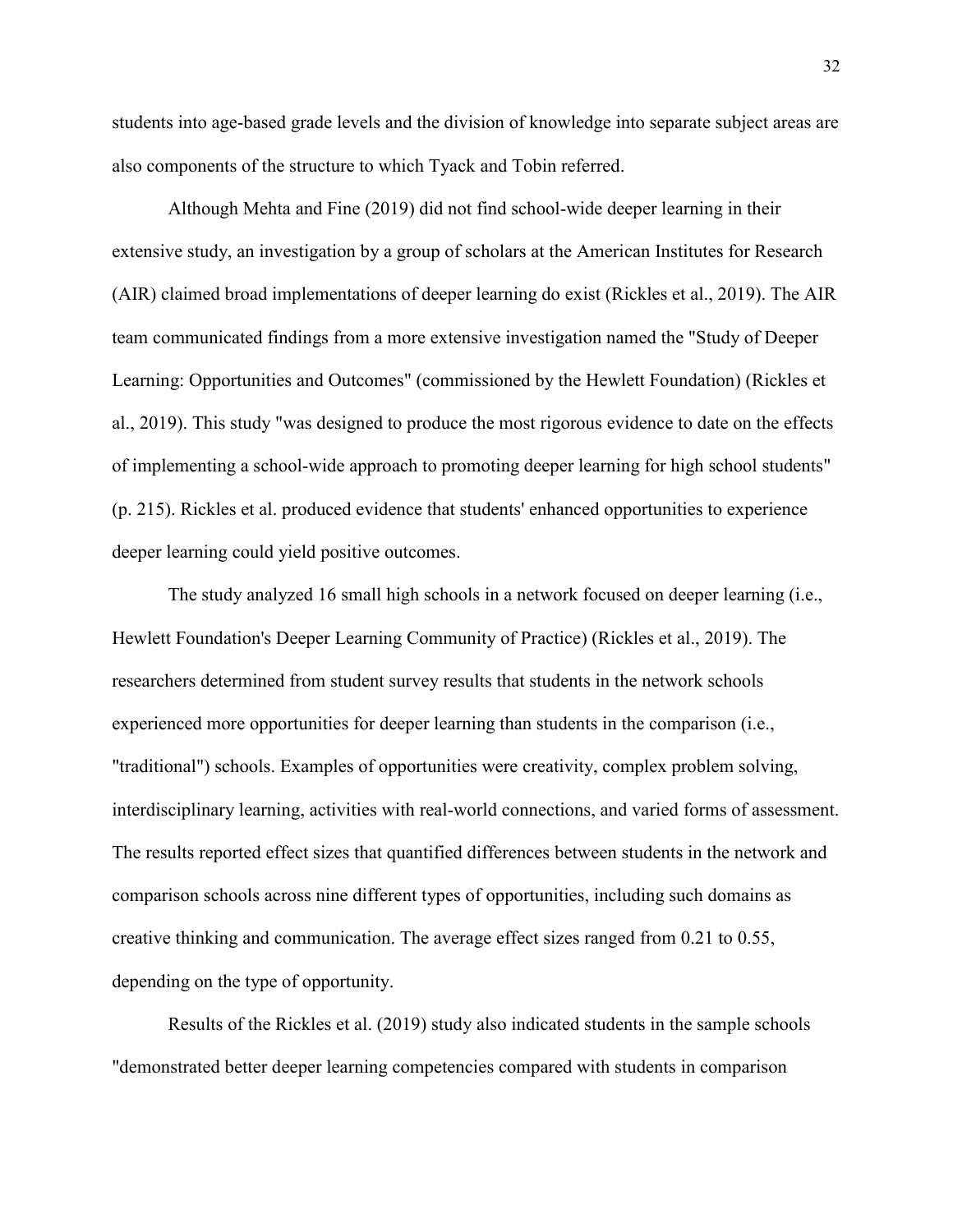students into age-based grade levels and the division of knowledge into separate subject areas are also components of the structure to which Tyack and Tobin referred.

Although Mehta and Fine (2019) did not find school-wide deeper learning in their extensive study, an investigation by a group of scholars at the American Institutes for Research (AIR) claimed broad implementations of deeper learning do exist (Rickles et al., 2019). The AIR team communicated findings from a more extensive investigation named the "Study of Deeper Learning: Opportunities and Outcomes" (commissioned by the Hewlett Foundation) (Rickles et al., 2019). This study "was designed to produce the most rigorous evidence to date on the effects of implementing a school-wide approach to promoting deeper learning for high school students" (p. 215). Rickles et al. produced evidence that students' enhanced opportunities to experience deeper learning could yield positive outcomes.

The study analyzed 16 small high schools in a network focused on deeper learning (i.e., Hewlett Foundation's Deeper Learning Community of Practice) (Rickles et al., 2019). The researchers determined from student survey results that students in the network schools experienced more opportunities for deeper learning than students in the comparison (i.e., "traditional") schools. Examples of opportunities were creativity, complex problem solving, interdisciplinary learning, activities with real-world connections, and varied forms of assessment. The results reported effect sizes that quantified differences between students in the network and comparison schools across nine different types of opportunities, including such domains as creative thinking and communication. The average effect sizes ranged from 0.21 to 0.55, depending on the type of opportunity.

Results of the Rickles et al. (2019) study also indicated students in the sample schools "demonstrated better deeper learning competencies compared with students in comparison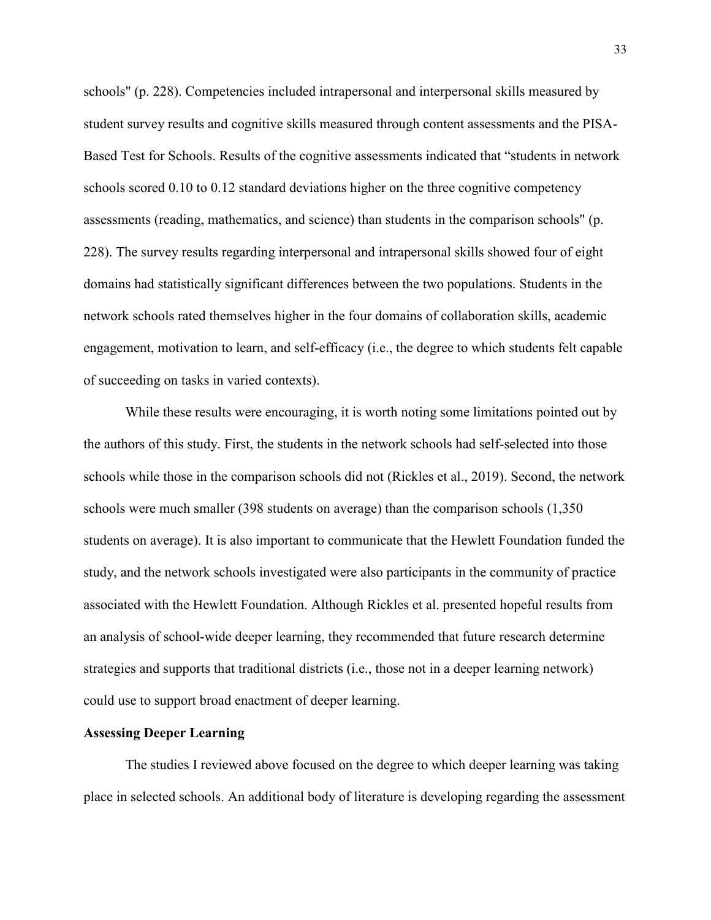schools" (p. 228). Competencies included intrapersonal and interpersonal skills measured by student survey results and cognitive skills measured through content assessments and the PISA-Based Test for Schools. Results of the cognitive assessments indicated that “students in network schools scored 0.10 to 0.12 standard deviations higher on the three cognitive competency assessments (reading, mathematics, and science) than students in the comparison schools" (p. 228). The survey results regarding interpersonal and intrapersonal skills showed four of eight domains had statistically significant differences between the two populations. Students in the network schools rated themselves higher in the four domains of collaboration skills, academic engagement, motivation to learn, and self-efficacy (i.e., the degree to which students felt capable of succeeding on tasks in varied contexts).

While these results were encouraging, it is worth noting some limitations pointed out by the authors of this study. First, the students in the network schools had self-selected into those schools while those in the comparison schools did not (Rickles et al., 2019). Second, the network schools were much smaller (398 students on average) than the comparison schools (1,350 students on average). It is also important to communicate that the Hewlett Foundation funded the study, and the network schools investigated were also participants in the community of practice associated with the Hewlett Foundation. Although Rickles et al. presented hopeful results from an analysis of school-wide deeper learning, they recommended that future research determine strategies and supports that traditional districts (i.e., those not in a deeper learning network) could use to support broad enactment of deeper learning.

**Assessing Deeper Learning**

The studies I reviewed above focused on the degree to which deeper learning was taking place in selected schools. An additional body of literature is developing regarding the assessment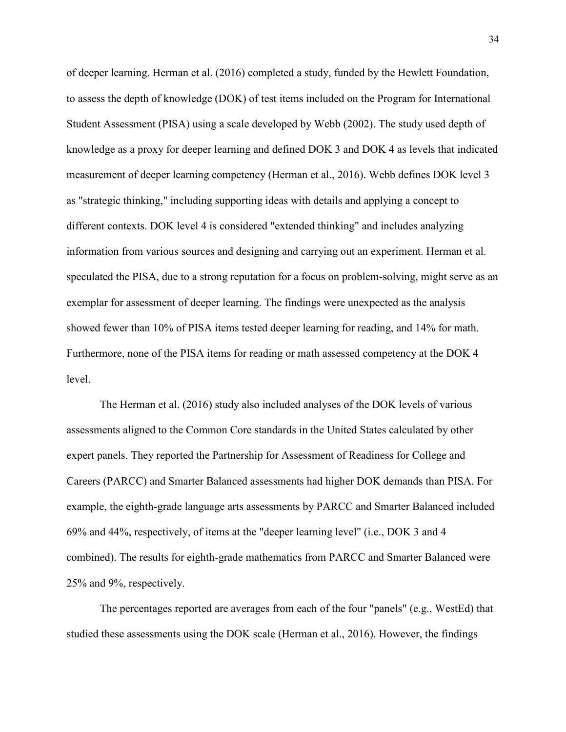of deeper learning. Herman et al. (2016) completed a study, funded by the Hewlett Foundation, to assess the depth of knowledge (DOK) of test items included on the Program for International Student Assessment (PISA) using a scale developed by Webb (2002). The study used depth of knowledge as a proxy for deeper learning and defined DOK 3 and DOK 4 as levels that indicated measurement of deeper learning competency (Herman et al., 2016). Webb defines DOK level 3 as "strategic thinking," including supporting ideas with details and applying a concept to different contexts. DOK level 4 is considered "extended thinking" and includes analyzing information from various sources and designing and carrying out an experiment. Herman et al. speculated the PISA, due to a strong reputation for a focus on problem-solving, might serve as an exemplar for assessment of deeper learning. The findings were unexpected as the analysis showed fewer than 10% of PISA items tested deeper learning for reading, and 14% for math. Furthermore, none of the PISA items for reading or math assessed competency at the DOK 4 level.

The Herman et al. (2016) study also included analyses of the DOK levels of various assessments aligned to the Common Core standards in the United States calculated by other expert panels. They reported the Partnership for Assessment of Readiness for College and Careers (PARCC) and Smarter Balanced assessments had higher DOK demands than PISA. For example, the eighth-grade language arts assessments by PARCC and Smarter Balanced included 69% and 44%, respectively, of items at the "deeper learning level" (i.e., DOK 3 and 4 combined). The results for eighth-grade mathematics from PARCC and Smarter Balanced were 25% and 9%, respectively.

The percentages reported are averages from each of the four "panels" (e.g., WestEd) that studied these assessments using the DOK scale (Herman et al., 2016). However, the findings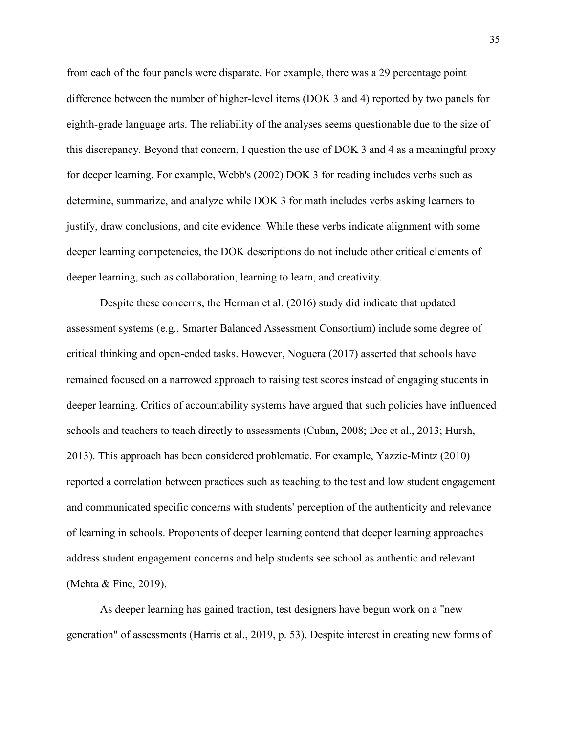from each of the four panels were disparate. For example, there was a 29 percentage point difference between the number of higher-level items (DOK 3 and 4) reported by two panels for eighth-grade language arts. The reliability of the analyses seems questionable due to the size of this discrepancy. Beyond that concern, I question the use of DOK 3 and 4 as a meaningful proxy for deeper learning. For example, Webb's (2002) DOK 3 for reading includes verbs such as determine, summarize, and analyze while DOK 3 for math includes verbs asking learners to justify, draw conclusions, and cite evidence. While these verbs indicate alignment with some deeper learning competencies, the DOK descriptions do not include other critical elements of deeper learning, such as collaboration, learning to learn, and creativity.

Despite these concerns, the Herman et al. (2016) study did indicate that updated assessment systems (e.g., Smarter Balanced Assessment Consortium) include some degree of critical thinking and open-ended tasks. However, Noguera (2017) asserted that schools have remained focused on a narrowed approach to raising test scores instead of engaging students in deeper learning. Critics of accountability systems have argued that such policies have influenced schools and teachers to teach directly to assessments (Cuban, 2008; Dee et al., 2013; Hursh, 2013). This approach has been considered problematic. For example, Yazzie-Mintz (2010) reported a correlation between practices such as teaching to the test and low student engagement and communicated specific concerns with students' perception of the authenticity and relevance of learning in schools. Proponents of deeper learning contend that deeper learning approaches address student engagement concerns and help students see school as authentic and relevant (Mehta & Fine, 2019).

As deeper learning has gained traction, test designers have begun work on a "new generation" of assessments (Harris et al., 2019, p. 53). Despite interest in creating new forms of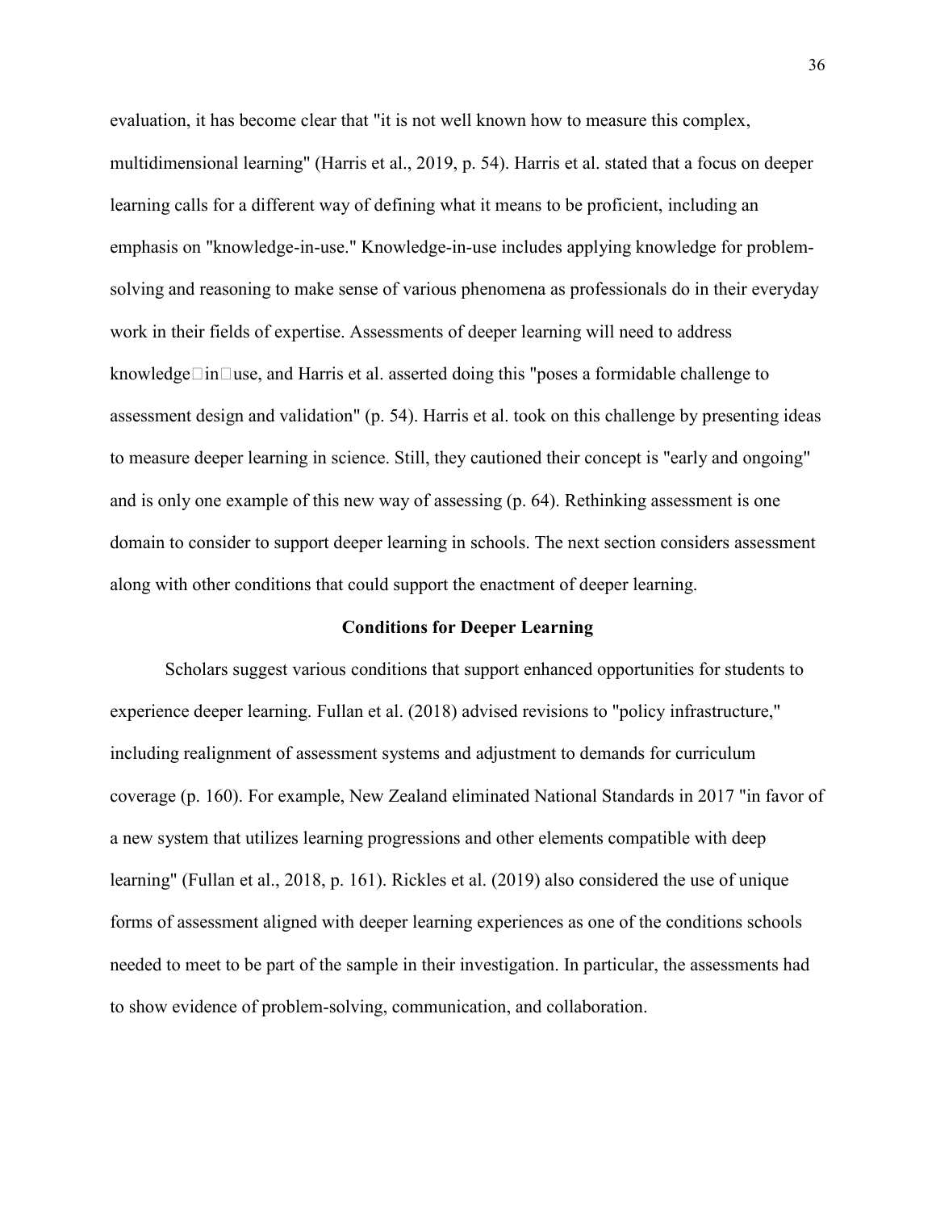evaluation, it has become clear that "it is not well known how to measure this complex, multidimensional learning" (Harris et al., 2019, p. 54). Harris et al. stated that a focus on deeper learning calls for a different way of defining what it means to be proficient, including an emphasis on "knowledge-in-use." Knowledge-in-use includes applying knowledge for problem-solving and reasoning to make sense of various phenomena as professionals do in their everyday work in their fields of expertise. Assessments of deeper learning will need to address knowledge-in-use, and Harris et al. asserted doing this "poses a formidable challenge to assessment design and validation" (p. 54). Harris et al. took on this challenge by presenting ideas to measure deeper learning in science. Still, they cautioned their concept is "early and ongoing" and is only one example of this new way of assessing (p. 64). Rethinking assessment is one domain to consider to support deeper learning in schools. The next section considers assessment along with other conditions that could support the enactment of deeper learning.

## Conditions for Deeper Learning

Scholars suggest various conditions that support enhanced opportunities for students to experience deeper learning. Fullan et al. (2018) advised revisions to "policy infrastructure," including realignment of assessment systems and adjustment to demands for curriculum coverage (p. 160). For example, New Zealand eliminated National Standards in 2017 "in favor of a new system that utilizes learning progressions and other elements compatible with deep learning" (Fullan et al., 2018, p. 161). Rickles et al. (2019) also considered the use of unique forms of assessment aligned with deeper learning experiences as one of the conditions schools needed to meet to be part of the sample in their investigation. In particular, the assessments had to show evidence of problem-solving, communication, and collaboration.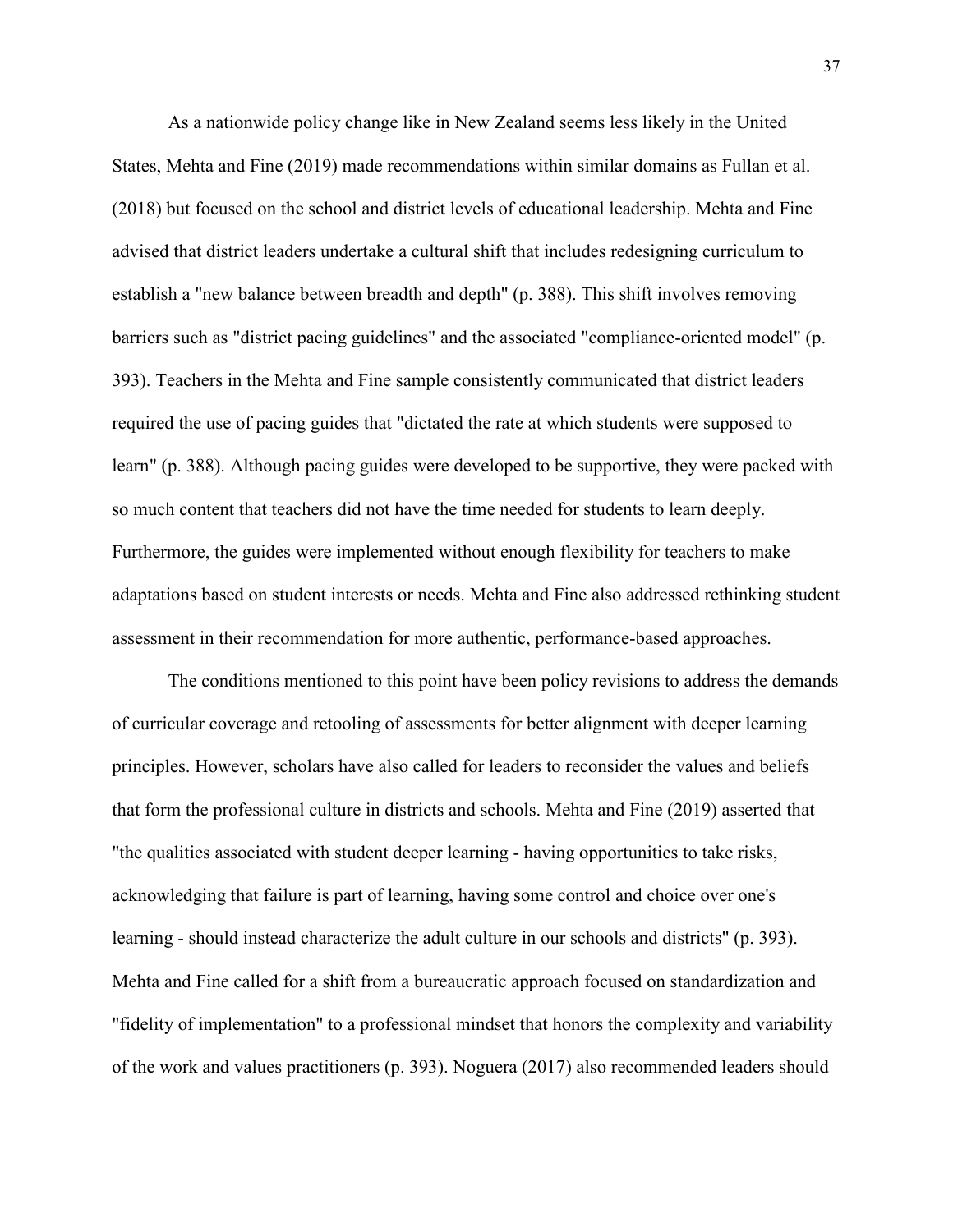As a nationwide policy change like in New Zealand seems less likely in the United States, Mehta and Fine (2019) made recommendations within similar domains as Fullan et al. (2018) but focused on the school and district levels of educational leadership. Mehta and Fine advised that district leaders undertake a cultural shift that includes redesigning curriculum to establish a "new balance between breadth and depth" (p. 388). This shift involves removing barriers such as "district pacing guidelines" and the associated "compliance-oriented model" (p. 393). Teachers in the Mehta and Fine sample consistently communicated that district leaders required the use of pacing guides that "dictated the rate at which students were supposed to learn" (p. 388). Although pacing guides were developed to be supportive, they were packed with so much content that teachers did not have the time needed for students to learn deeply. Furthermore, the guides were implemented without enough flexibility for teachers to make adaptations based on student interests or needs. Mehta and Fine also addressed rethinking student assessment in their recommendation for more authentic, performance-based approaches.

The conditions mentioned to this point have been policy revisions to address the demands of curricular coverage and retooling of assessments for better alignment with deeper learning principles. However, scholars have also called for leaders to reconsider the values and beliefs that form the professional culture in districts and schools. Mehta and Fine (2019) asserted that "the qualities associated with student deeper learning - having opportunities to take risks, acknowledging that failure is part of learning, having some control and choice over one's learning - should instead characterize the adult culture in our schools and districts" (p. 393). Mehta and Fine called for a shift from a bureaucratic approach focused on standardization and "fidelity of implementation" to a professional mindset that honors the complexity and variability of the work and values practitioners (p. 393). Noguera (2017) also recommended leaders should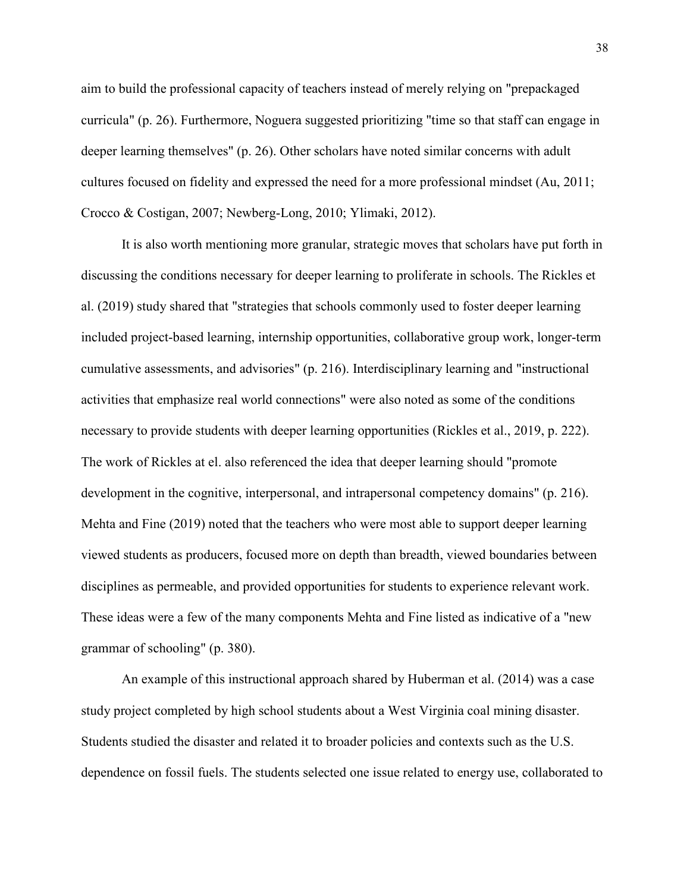aim to build the professional capacity of teachers instead of merely relying on "prepackaged curricula" (p. 26). Furthermore, Noguera suggested prioritizing "time so that staff can engage in deeper learning themselves" (p. 26). Other scholars have noted similar concerns with adult cultures focused on fidelity and expressed the need for a more professional mindset (Au, 2011; Crocco & Costigan, 2007; Newberg-Long, 2010; Ylimaki, 2012).

It is also worth mentioning more granular, strategic moves that scholars have put forth in discussing the conditions necessary for deeper learning to proliferate in schools. The Rickles et al. (2019) study shared that "strategies that schools commonly used to foster deeper learning included project-based learning, internship opportunities, collaborative group work, longer-term cumulative assessments, and advisories" (p. 216). Interdisciplinary learning and "instructional activities that emphasize real world connections" were also noted as some of the conditions necessary to provide students with deeper learning opportunities (Rickles et al., 2019, p. 222). The work of Rickles at el. also referenced the idea that deeper learning should "promote development in the cognitive, interpersonal, and intrapersonal competency domains" (p. 216). Mehta and Fine (2019) noted that the teachers who were most able to support deeper learning viewed students as producers, focused more on depth than breadth, viewed boundaries between disciplines as permeable, and provided opportunities for students to experience relevant work. These ideas were a few of the many components Mehta and Fine listed as indicative of a "new grammar of schooling" (p. 380).

An example of this instructional approach shared by Huberman et al. (2014) was a case study project completed by high school students about a West Virginia coal mining disaster. Students studied the disaster and related it to broader policies and contexts such as the U.S. dependence on fossil fuels. The students selected one issue related to energy use, collaborated to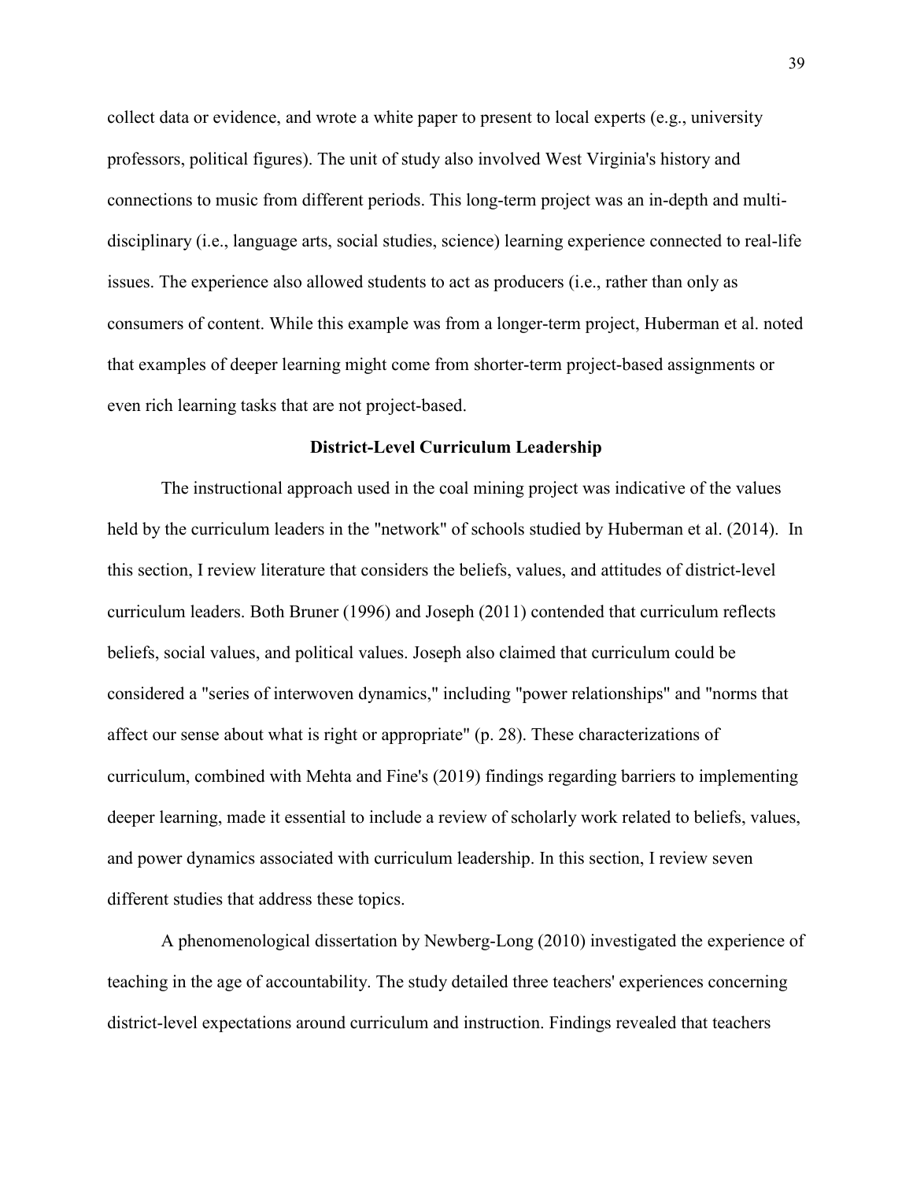collect data or evidence, and wrote a white paper to present to local experts (e.g., university professors, political figures). The unit of study also involved West Virginia's history and connections to music from different periods. This long-term project was an in-depth and multi-disciplinary (i.e., language arts, social studies, science) learning experience connected to real-life issues. The experience also allowed students to act as producers (i.e., rather than only as consumers of content. While this example was from a longer-term project, Huberman et al. noted that examples of deeper learning might come from shorter-term project-based assignments or even rich learning tasks that are not project-based.

## District-Level Curriculum Leadership

The instructional approach used in the coal mining project was indicative of the values held by the curriculum leaders in the "network" of schools studied by Huberman et al. (2014). In this section, I review literature that considers the beliefs, values, and attitudes of district-level curriculum leaders. Both Bruner (1996) and Joseph (2011) contended that curriculum reflects beliefs, social values, and political values. Joseph also claimed that curriculum could be considered a "series of interwoven dynamics," including "power relationships" and "norms that affect our sense about what is right or appropriate" (p. 28). These characterizations of curriculum, combined with Mehta and Fine's (2019) findings regarding barriers to implementing deeper learning, made it essential to include a review of scholarly work related to beliefs, values, and power dynamics associated with curriculum leadership. In this section, I review seven different studies that address these topics.

A phenomenological dissertation by Newberg-Long (2010) investigated the experience of teaching in the age of accountability. The study detailed three teachers' experiences concerning district-level expectations around curriculum and instruction. Findings revealed that teachers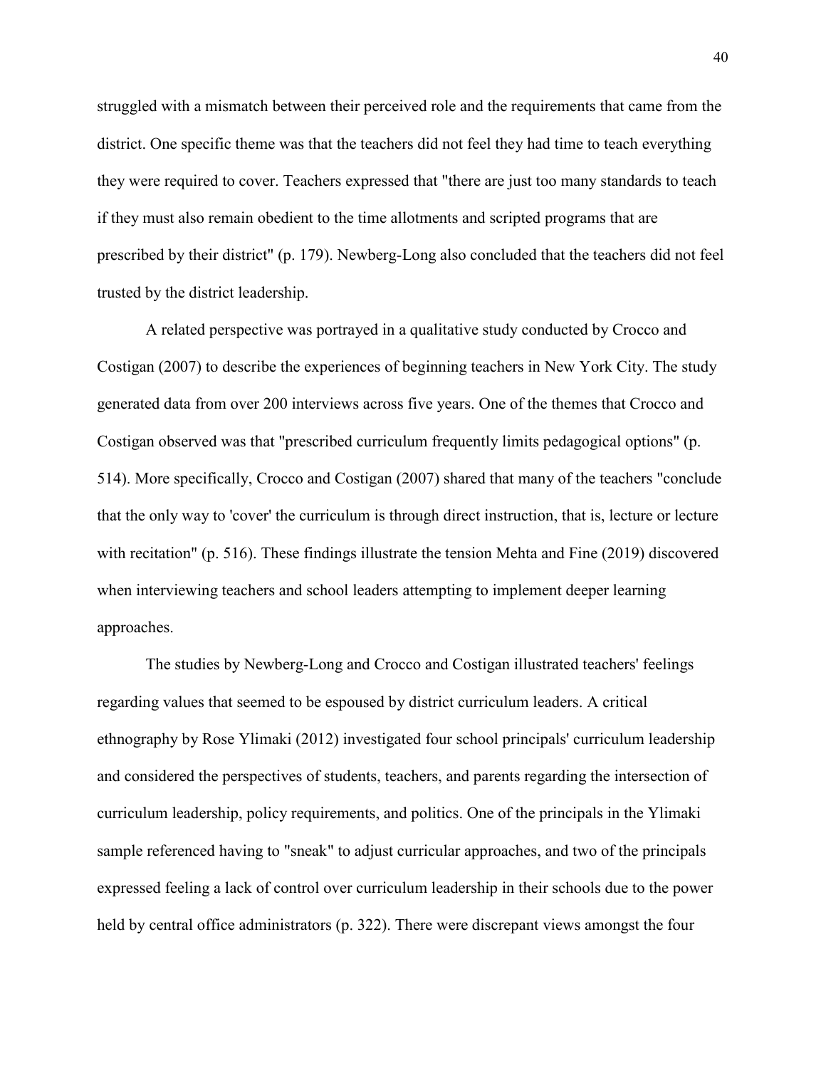struggled with a mismatch between their perceived role and the requirements that came from the district. One specific theme was that the teachers did not feel they had time to teach everything they were required to cover. Teachers expressed that "there are just too many standards to teach if they must also remain obedient to the time allotments and scripted programs that are prescribed by their district" (p. 179). Newberg-Long also concluded that the teachers did not feel trusted by the district leadership.

A related perspective was portrayed in a qualitative study conducted by Crocco and Costigan (2007) to describe the experiences of beginning teachers in New York City. The study generated data from over 200 interviews across five years. One of the themes that Crocco and Costigan observed was that "prescribed curriculum frequently limits pedagogical options" (p. 514). More specifically, Crocco and Costigan (2007) shared that many of the teachers "conclude that the only way to 'cover' the curriculum is through direct instruction, that is, lecture or lecture with recitation" (p. 516). These findings illustrate the tension Mehta and Fine (2019) discovered when interviewing teachers and school leaders attempting to implement deeper learning approaches.

The studies by Newberg-Long and Crocco and Costigan illustrated teachers' feelings regarding values that seemed to be espoused by district curriculum leaders. A critical ethnography by Rose Ylimaki (2012) investigated four school principals' curriculum leadership and considered the perspectives of students, teachers, and parents regarding the intersection of curriculum leadership, policy requirements, and politics. One of the principals in the Ylimaki sample referenced having to "sneak" to adjust curricular approaches, and two of the principals expressed feeling a lack of control over curriculum leadership in their schools due to the power held by central office administrators (p. 322). There were discrepant views amongst the four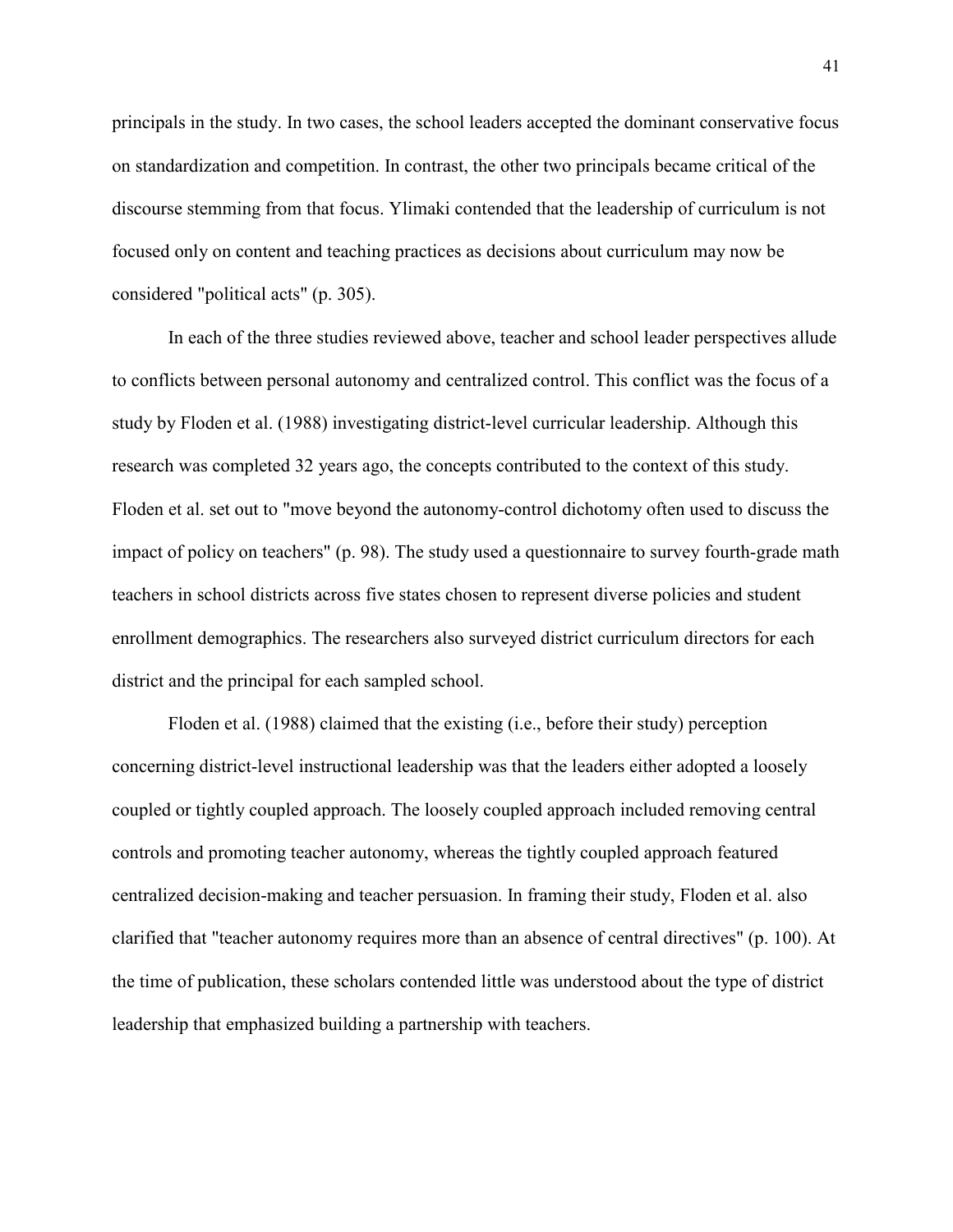principals in the study. In two cases, the school leaders accepted the dominant conservative focus on standardization and competition. In contrast, the other two principals became critical of the discourse stemming from that focus. Ylimaki contended that the leadership of curriculum is not focused only on content and teaching practices as decisions about curriculum may now be considered "political acts" (p. 305).

In each of the three studies reviewed above, teacher and school leader perspectives allude to conflicts between personal autonomy and centralized control. This conflict was the focus of a study by Floden et al. (1988) investigating district-level curricular leadership. Although this research was completed 32 years ago, the concepts contributed to the context of this study. Floden et al. set out to "move beyond the autonomy-control dichotomy often used to discuss the impact of policy on teachers" (p. 98). The study used a questionnaire to survey fourth-grade math teachers in school districts across five states chosen to represent diverse policies and student enrollment demographics. The researchers also surveyed district curriculum directors for each district and the principal for each sampled school.

Floden et al. (1988) claimed that the existing (i.e., before their study) perception concerning district-level instructional leadership was that the leaders either adopted a loosely coupled or tightly coupled approach. The loosely coupled approach included removing central controls and promoting teacher autonomy, whereas the tightly coupled approach featured centralized decision-making and teacher persuasion. In framing their study, Floden et al. also clarified that "teacher autonomy requires more than an absence of central directives" (p. 100). At the time of publication, these scholars contended little was understood about the type of district leadership that emphasized building a partnership with teachers.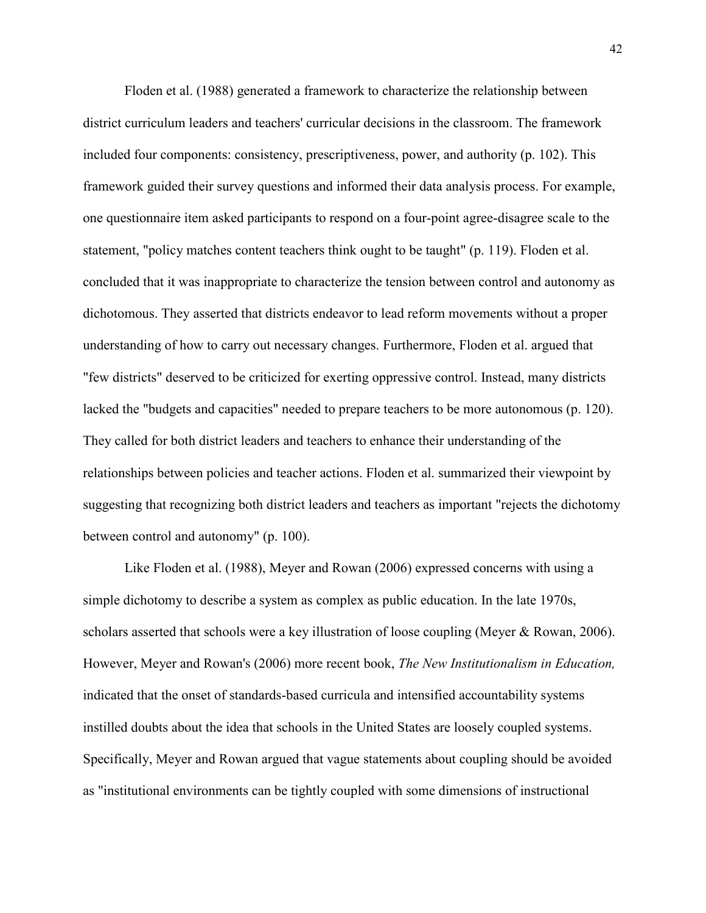Floden et al. (1988) generated a framework to characterize the relationship between district curriculum leaders and teachers' curricular decisions in the classroom. The framework included four components: consistency, prescriptiveness, power, and authority (p. 102). This framework guided their survey questions and informed their data analysis process. For example, one questionnaire item asked participants to respond on a four-point agree-disagree scale to the statement, "policy matches content teachers think ought to be taught" (p. 119). Floden et al. concluded that it was inappropriate to characterize the tension between control and autonomy as dichotomous. They asserted that districts endeavor to lead reform movements without a proper understanding of how to carry out necessary changes. Furthermore, Floden et al. argued that "few districts" deserved to be criticized for exerting oppressive control. Instead, many districts lacked the "budgets and capacities" needed to prepare teachers to be more autonomous (p. 120). They called for both district leaders and teachers to enhance their understanding of the relationships between policies and teacher actions. Floden et al. summarized their viewpoint by suggesting that recognizing both district leaders and teachers as important "rejects the dichotomy between control and autonomy" (p. 100).

Like Floden et al. (1988), Meyer and Rowan (2006) expressed concerns with using a simple dichotomy to describe a system as complex as public education. In the late 1970s, scholars asserted that schools were a key illustration of loose coupling (Meyer & Rowan, 2006). However, Meyer and Rowan's (2006) more recent book, *The New Institutionalism in Education,* indicated that the onset of standards-based curricula and intensified accountability systems instilled doubts about the idea that schools in the United States are loosely coupled systems. Specifically, Meyer and Rowan argued that vague statements about coupling should be avoided as "institutional environments can be tightly coupled with some dimensions of instructional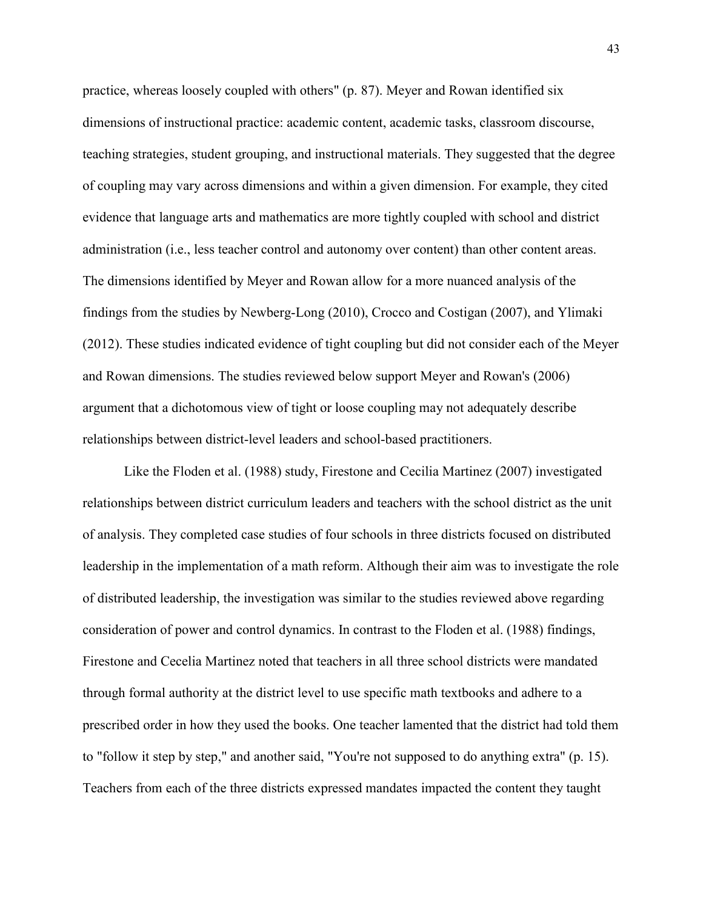practice, whereas loosely coupled with others" (p. 87). Meyer and Rowan identified six dimensions of instructional practice: academic content, academic tasks, classroom discourse, teaching strategies, student grouping, and instructional materials. They suggested that the degree of coupling may vary across dimensions and within a given dimension. For example, they cited evidence that language arts and mathematics are more tightly coupled with school and district administration (i.e., less teacher control and autonomy over content) than other content areas. The dimensions identified by Meyer and Rowan allow for a more nuanced analysis of the findings from the studies by Newberg-Long (2010), Crocco and Costigan (2007), and Ylimaki (2012). These studies indicated evidence of tight coupling but did not consider each of the Meyer and Rowan dimensions. The studies reviewed below support Meyer and Rowan's (2006) argument that a dichotomous view of tight or loose coupling may not adequately describe relationships between district-level leaders and school-based practitioners.

Like the Floden et al. (1988) study, Firestone and Cecilia Martinez (2007) investigated relationships between district curriculum leaders and teachers with the school district as the unit of analysis. They completed case studies of four schools in three districts focused on distributed leadership in the implementation of a math reform. Although their aim was to investigate the role of distributed leadership, the investigation was similar to the studies reviewed above regarding consideration of power and control dynamics. In contrast to the Floden et al. (1988) findings, Firestone and Cecelia Martinez noted that teachers in all three school districts were mandated through formal authority at the district level to use specific math textbooks and adhere to a prescribed order in how they used the books. One teacher lamented that the district had told them to "follow it step by step," and another said, "You're not supposed to do anything extra" (p. 15). Teachers from each of the three districts expressed mandates impacted the content they taught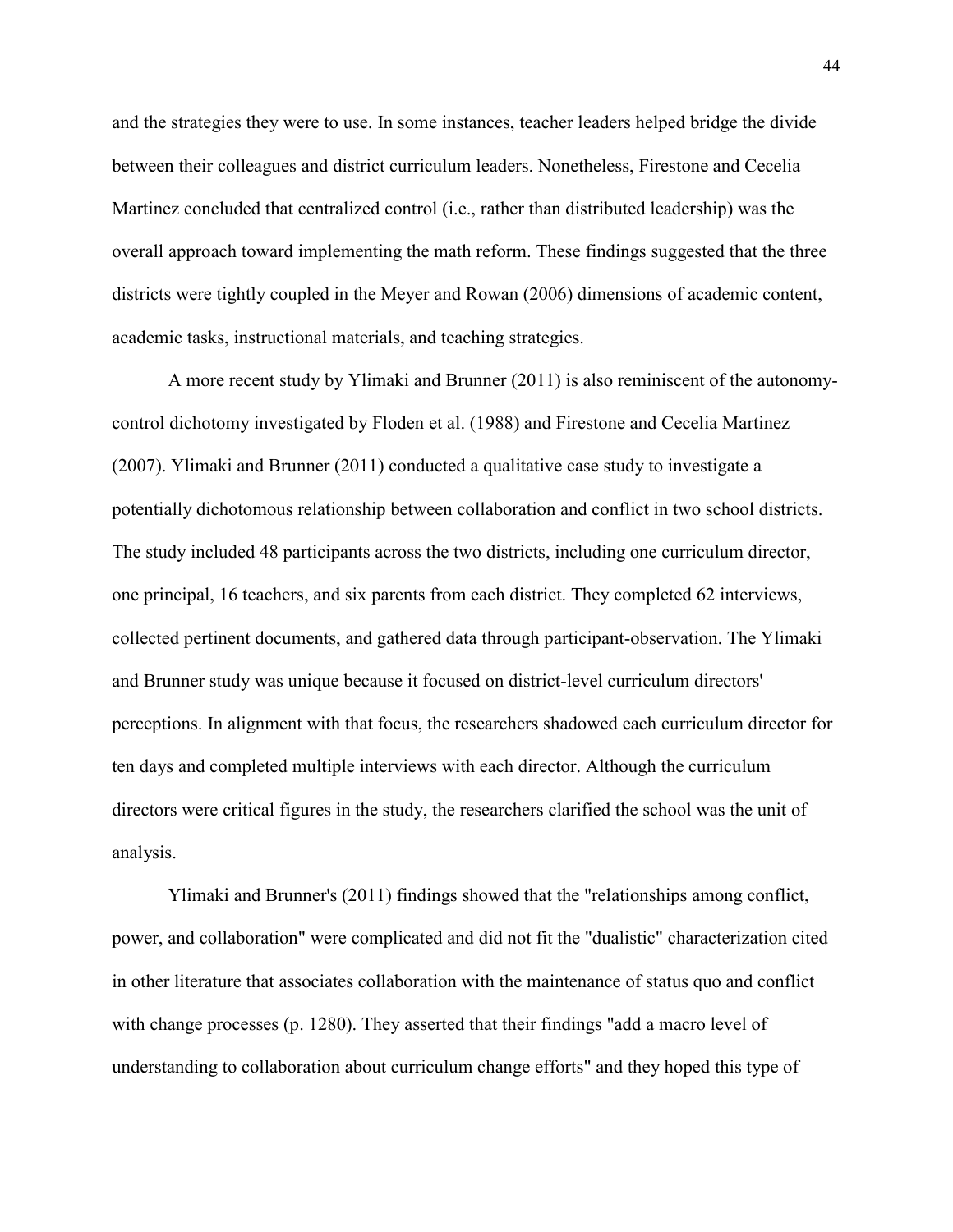and the strategies they were to use. In some instances, teacher leaders helped bridge the divide between their colleagues and district curriculum leaders. Nonetheless, Firestone and Cecelia Martinez concluded that centralized control (i.e., rather than distributed leadership) was the overall approach toward implementing the math reform. These findings suggested that the three districts were tightly coupled in the Meyer and Rowan (2006) dimensions of academic content, academic tasks, instructional materials, and teaching strategies.

A more recent study by Ylimaki and Brunner (2011) is also reminiscent of the autonomy-control dichotomy investigated by Floden et al. (1988) and Firestone and Cecelia Martinez (2007). Ylimaki and Brunner (2011) conducted a qualitative case study to investigate a potentially dichotomous relationship between collaboration and conflict in two school districts. The study included 48 participants across the two districts, including one curriculum director, one principal, 16 teachers, and six parents from each district. They completed 62 interviews, collected pertinent documents, and gathered data through participant-observation. The Ylimaki and Brunner study was unique because it focused on district-level curriculum directors' perceptions. In alignment with that focus, the researchers shadowed each curriculum director for ten days and completed multiple interviews with each director. Although the curriculum directors were critical figures in the study, the researchers clarified the school was the unit of analysis.

Ylimaki and Brunner's (2011) findings showed that the "relationships among conflict, power, and collaboration" were complicated and did not fit the "dualistic" characterization cited in other literature that associates collaboration with the maintenance of status quo and conflict with change processes (p. 1280). They asserted that their findings "add a macro level of understanding to collaboration about curriculum change efforts" and they hoped this type of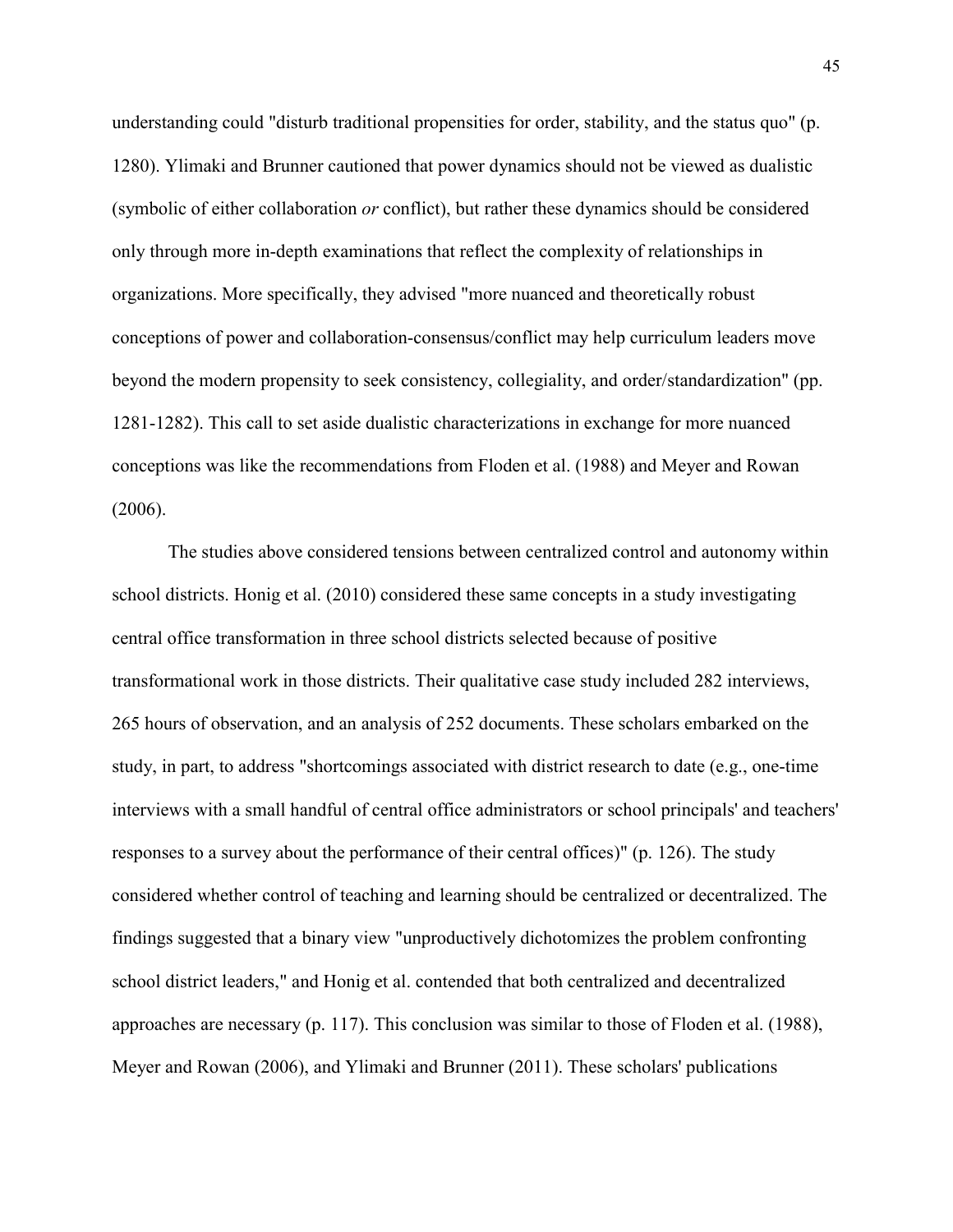understanding could "disturb traditional propensities for order, stability, and the status quo" (p. 1280). Ylimaki and Brunner cautioned that power dynamics should not be viewed as dualistic (symbolic of either collaboration *or* conflict), but rather these dynamics should be considered only through more in-depth examinations that reflect the complexity of relationships in organizations. More specifically, they advised "more nuanced and theoretically robust conceptions of power and collaboration-consensus/conflict may help curriculum leaders move beyond the modern propensity to seek consistency, collegiality, and order/standardization" (pp. 1281-1282). This call to set aside dualistic characterizations in exchange for more nuanced conceptions was like the recommendations from Floden et al. (1988) and Meyer and Rowan (2006).

The studies above considered tensions between centralized control and autonomy within school districts. Honig et al. (2010) considered these same concepts in a study investigating central office transformation in three school districts selected because of positive transformational work in those districts. Their qualitative case study included 282 interviews, 265 hours of observation, and an analysis of 252 documents. These scholars embarked on the study, in part, to address "shortcomings associated with district research to date (e.g., one-time interviews with a small handful of central office administrators or school principals' and teachers' responses to a survey about the performance of their central offices)" (p. 126). The study considered whether control of teaching and learning should be centralized or decentralized. The findings suggested that a binary view "unproductively dichotomizes the problem confronting school district leaders," and Honig et al. contended that both centralized and decentralized approaches are necessary (p. 117). This conclusion was similar to those of Floden et al. (1988), Meyer and Rowan (2006), and Ylimaki and Brunner (2011). These scholars' publications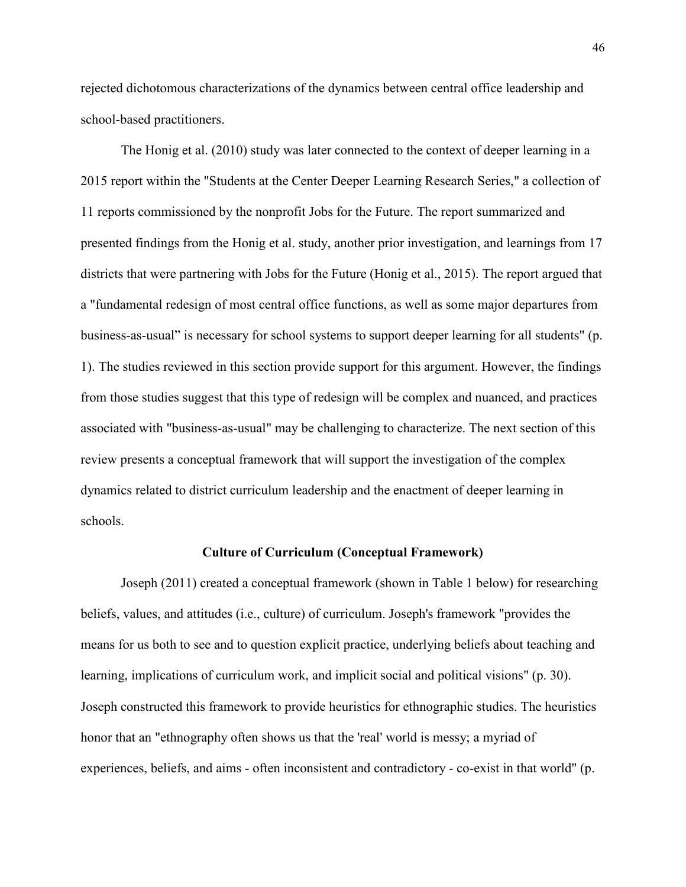rejected dichotomous characterizations of the dynamics between central office leadership and school-based practitioners.

The Honig et al. (2010) study was later connected to the context of deeper learning in a 2015 report within the "Students at the Center Deeper Learning Research Series," a collection of 11 reports commissioned by the nonprofit Jobs for the Future. The report summarized and presented findings from the Honig et al. study, another prior investigation, and learnings from 17 districts that were partnering with Jobs for the Future (Honig et al., 2015). The report argued that a "fundamental redesign of most central office functions, as well as some major departures from business-as-usual" is necessary for school systems to support deeper learning for all students" (p. 1). The studies reviewed in this section provide support for this argument. However, the findings from those studies suggest that this type of redesign will be complex and nuanced, and practices associated with "business-as-usual" may be challenging to characterize. The next section of this review presents a conceptual framework that will support the investigation of the complex dynamics related to district curriculum leadership and the enactment of deeper learning in schools.

## Culture of Curriculum (Conceptual Framework)

Joseph (2011) created a conceptual framework (shown in Table 1 below) for researching beliefs, values, and attitudes (i.e., culture) of curriculum. Joseph's framework "provides the means for us both to see and to question explicit practice, underlying beliefs about teaching and learning, implications of curriculum work, and implicit social and political visions" (p. 30). Joseph constructed this framework to provide heuristics for ethnographic studies. The heuristics honor that an "ethnography often shows us that the 'real' world is messy; a myriad of experiences, beliefs, and aims - often inconsistent and contradictory - co-exist in that world" (p.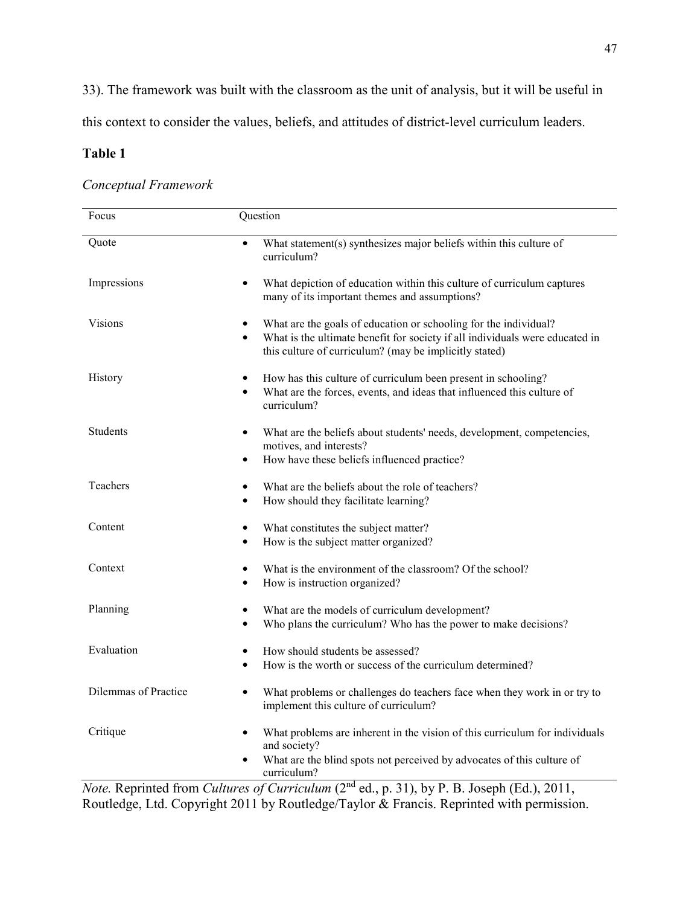33). The framework was built with the classroom as the unit of analysis, but it will be useful in this context to consider the values, beliefs, and attitudes of district-level curriculum leaders.

**Table 1**

*Conceptual Framework*

| Focus | Question |
|---|---|
| Quote | • What statement(s) synthesizes major beliefs within this culture of curriculum? |
| Impressions | • What depiction of education within this culture of curriculum captures many of its important themes and assumptions? |
| Visions | • What are the goals of education or schooling for the individual? <br> • What is the ultimate benefit for society if all individuals were educated in this culture of curriculum? (may be implicitly stated) |
| History | • How has this culture of curriculum been present in schooling? <br> • What are the forces, events, and ideas that influenced this culture of curriculum? |
| Students | • What are the beliefs about students' needs, development, competencies, motives, and interests? <br> • How have these beliefs influenced practice? |
| Teachers | • What are the beliefs about the role of teachers? <br> • How should they facilitate learning? |
| Content | • What constitutes the subject matter? <br> • How is the subject matter organized? |
| Context | • What is the environment of the classroom? Of the school? <br> • How is instruction organized? |
| Planning | • What are the models of curriculum development? <br> • Who plans the curriculum? Who has the power to make decisions? |
| Evaluation | • How should students be assessed? <br> • How is the worth or success of the curriculum determined? |
| Dilemmas of Practice | • What problems or challenges do teachers face when they work in or try to implement this culture of curriculum? |
| Critique | • What problems are inherent in the vision of this curriculum for individuals and society? <br> • What are the blind spots not perceived by advocates of this culture of curriculum? |

*Note.* Reprinted from *Cultures of Curriculum* (2nd ed., p. 31), by P. B. Joseph (Ed.), 2011, Routledge, Ltd. Copyright 2011 by Routledge/Taylor & Francis. Reprinted with permission.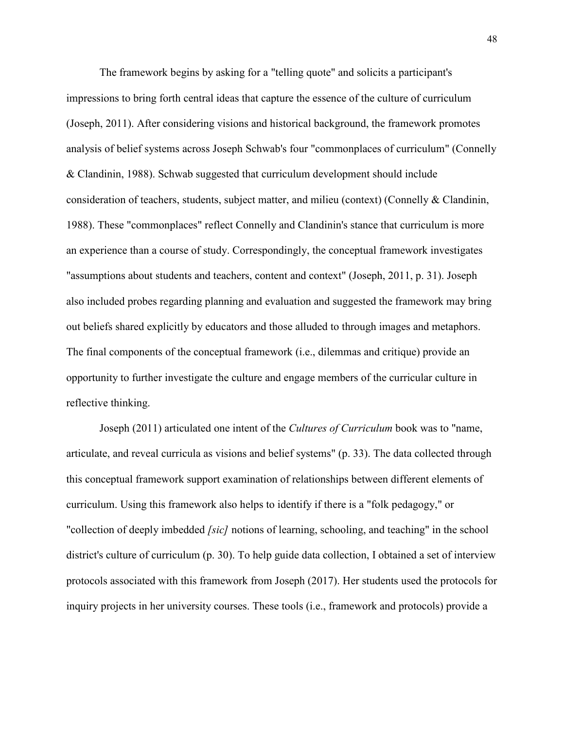The framework begins by asking for a "telling quote" and solicits a participant's impressions to bring forth central ideas that capture the essence of the culture of curriculum (Joseph, 2011). After considering visions and historical background, the framework promotes analysis of belief systems across Joseph Schwab's four "commonplaces of curriculum" (Connelly & Clandinin, 1988). Schwab suggested that curriculum development should include consideration of teachers, students, subject matter, and milieu (context) (Connelly & Clandinin, 1988). These "commonplaces" reflect Connelly and Clandinin's stance that curriculum is more an experience than a course of study. Correspondingly, the conceptual framework investigates "assumptions about students and teachers, content and context" (Joseph, 2011, p. 31). Joseph also included probes regarding planning and evaluation and suggested the framework may bring out beliefs shared explicitly by educators and those alluded to through images and metaphors. The final components of the conceptual framework (i.e., dilemmas and critique) provide an opportunity to further investigate the culture and engage members of the curricular culture in reflective thinking.

Joseph (2011) articulated one intent of the *Cultures of Curriculum* book was to "name, articulate, and reveal curricula as visions and belief systems" (p. 33). The data collected through this conceptual framework support examination of relationships between different elements of curriculum. Using this framework also helps to identify if there is a "folk pedagogy," or "collection of deeply imbedded *[sic]* notions of learning, schooling, and teaching" in the school district's culture of curriculum (p. 30). To help guide data collection, I obtained a set of interview protocols associated with this framework from Joseph (2017). Her students used the protocols for inquiry projects in her university courses. These tools (i.e., framework and protocols) provide a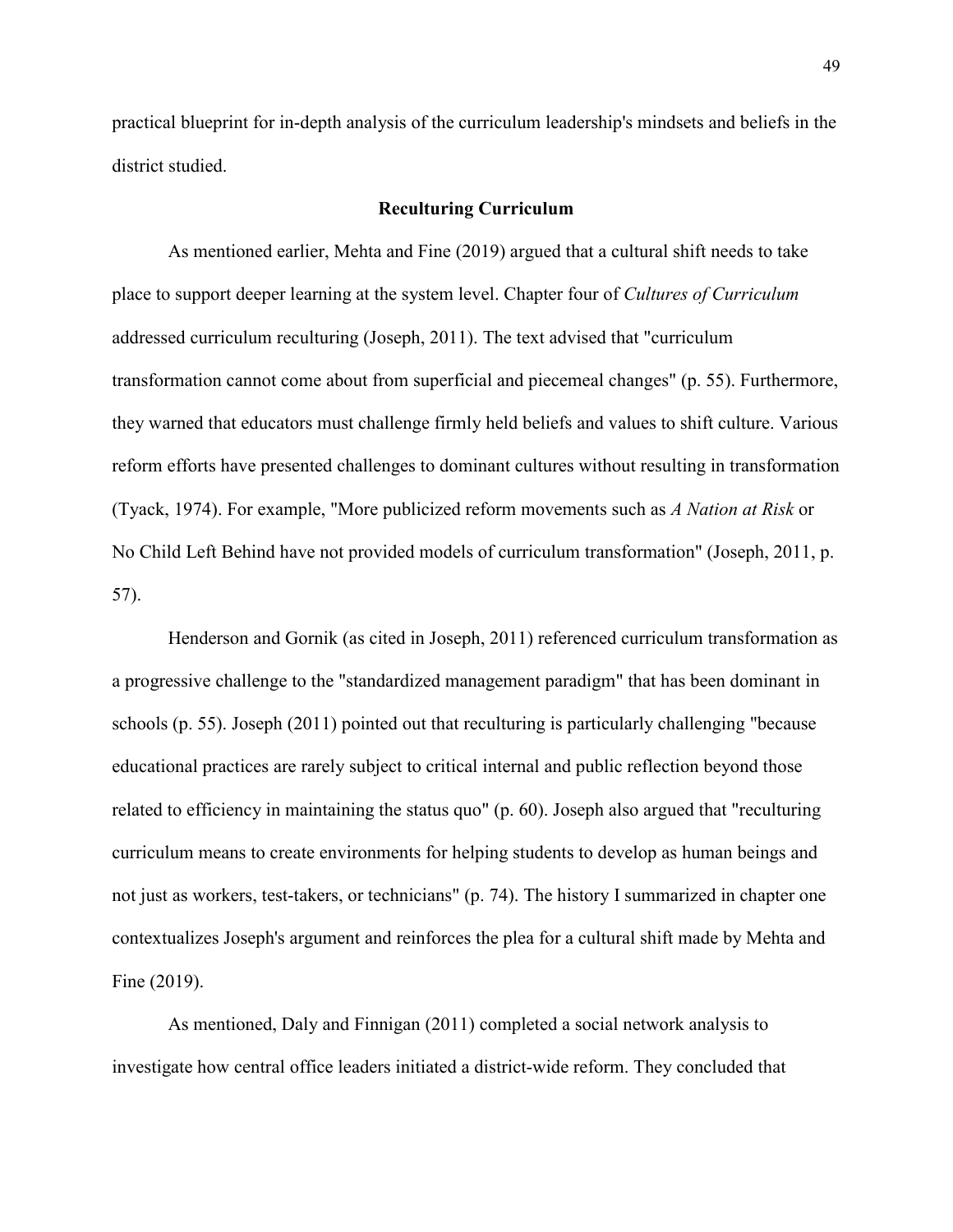practical blueprint for in-depth analysis of the curriculum leadership's mindsets and beliefs in the district studied.

## Reculturing Curriculum

As mentioned earlier, Mehta and Fine (2019) argued that a cultural shift needs to take place to support deeper learning at the system level. Chapter four of *Cultures of Curriculum* addressed curriculum reculturing (Joseph, 2011). The text advised that "curriculum transformation cannot come about from superficial and piecemeal changes" (p. 55). Furthermore, they warned that educators must challenge firmly held beliefs and values to shift culture. Various reform efforts have presented challenges to dominant cultures without resulting in transformation (Tyack, 1974). For example, "More publicized reform movements such as *A Nation at Risk* or No Child Left Behind have not provided models of curriculum transformation" (Joseph, 2011, p. 57).

Henderson and Gornik (as cited in Joseph, 2011) referenced curriculum transformation as a progressive challenge to the "standardized management paradigm" that has been dominant in schools (p. 55). Joseph (2011) pointed out that reculturing is particularly challenging "because educational practices are rarely subject to critical internal and public reflection beyond those related to efficiency in maintaining the status quo" (p. 60). Joseph also argued that "reculturing curriculum means to create environments for helping students to develop as human beings and not just as workers, test-takers, or technicians" (p. 74). The history I summarized in chapter one contextualizes Joseph's argument and reinforces the plea for a cultural shift made by Mehta and Fine (2019).

As mentioned, Daly and Finnigan (2011) completed a social network analysis to investigate how central office leaders initiated a district-wide reform. They concluded that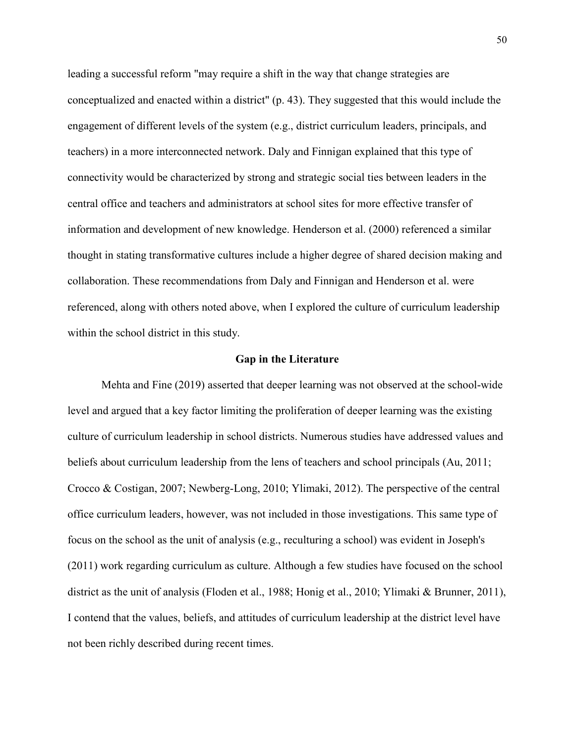leading a successful reform "may require a shift in the way that change strategies are conceptualized and enacted within a district" (p. 43). They suggested that this would include the engagement of different levels of the system (e.g., district curriculum leaders, principals, and teachers) in a more interconnected network. Daly and Finnigan explained that this type of connectivity would be characterized by strong and strategic social ties between leaders in the central office and teachers and administrators at school sites for more effective transfer of information and development of new knowledge. Henderson et al. (2000) referenced a similar thought in stating transformative cultures include a higher degree of shared decision making and collaboration. These recommendations from Daly and Finnigan and Henderson et al. were referenced, along with others noted above, when I explored the culture of curriculum leadership within the school district in this study.

## Gap in the Literature

Mehta and Fine (2019) asserted that deeper learning was not observed at the school-wide level and argued that a key factor limiting the proliferation of deeper learning was the existing culture of curriculum leadership in school districts. Numerous studies have addressed values and beliefs about curriculum leadership from the lens of teachers and school principals (Au, 2011; Crocco & Costigan, 2007; Newberg-Long, 2010; Ylimaki, 2012). The perspective of the central office curriculum leaders, however, was not included in those investigations. This same type of focus on the school as the unit of analysis (e.g., reculturing a school) was evident in Joseph's (2011) work regarding curriculum as culture. Although a few studies have focused on the school district as the unit of analysis (Floden et al., 1988; Honig et al., 2010; Ylimaki & Brunner, 2011), I contend that the values, beliefs, and attitudes of curriculum leadership at the district level have not been richly described during recent times.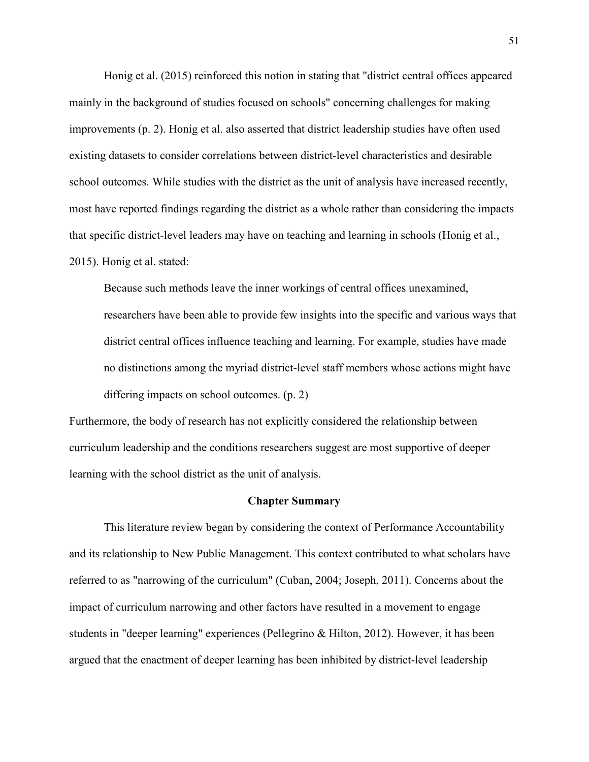Honig et al. (2015) reinforced this notion in stating that "district central offices appeared mainly in the background of studies focused on schools" concerning challenges for making improvements (p. 2). Honig et al. also asserted that district leadership studies have often used existing datasets to consider correlations between district-level characteristics and desirable school outcomes. While studies with the district as the unit of analysis have increased recently, most have reported findings regarding the district as a whole rather than considering the impacts that specific district-level leaders may have on teaching and learning in schools (Honig et al., 2015). Honig et al. stated:

> Because such methods leave the inner workings of central offices unexamined, researchers have been able to provide few insights into the specific and various ways that district central offices influence teaching and learning. For example, studies have made no distinctions among the myriad district-level staff members whose actions might have differing impacts on school outcomes. (p. 2)

Furthermore, the body of research has not explicitly considered the relationship between curriculum leadership and the conditions researchers suggest are most supportive of deeper learning with the school district as the unit of analysis.

## Chapter Summary

This literature review began by considering the context of Performance Accountability and its relationship to New Public Management. This context contributed to what scholars have referred to as "narrowing of the curriculum" (Cuban, 2004; Joseph, 2011). Concerns about the impact of curriculum narrowing and other factors have resulted in a movement to engage students in "deeper learning" experiences (Pellegrino & Hilton, 2012). However, it has been argued that the enactment of deeper learning has been inhibited by district-level leadership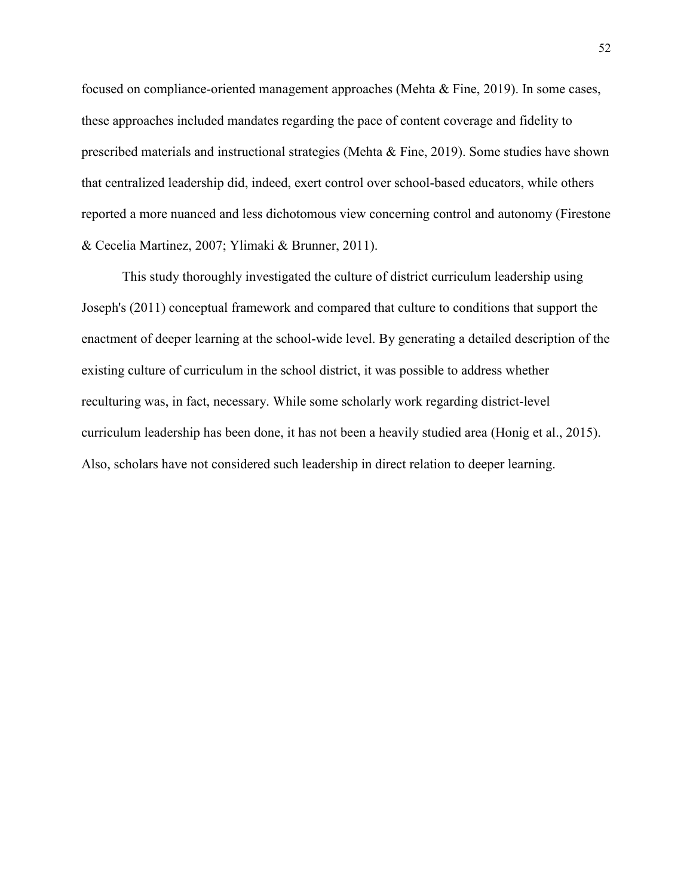focused on compliance-oriented management approaches (Mehta & Fine, 2019). In some cases, these approaches included mandates regarding the pace of content coverage and fidelity to prescribed materials and instructional strategies (Mehta & Fine, 2019). Some studies have shown that centralized leadership did, indeed, exert control over school-based educators, while others reported a more nuanced and less dichotomous view concerning control and autonomy (Firestone & Cecelia Martinez, 2007; Ylimaki & Brunner, 2011).

This study thoroughly investigated the culture of district curriculum leadership using Joseph's (2011) conceptual framework and compared that culture to conditions that support the enactment of deeper learning at the school-wide level. By generating a detailed description of the existing culture of curriculum in the school district, it was possible to address whether reculturing was, in fact, necessary. While some scholarly work regarding district-level curriculum leadership has been done, it has not been a heavily studied area (Honig et al., 2015). Also, scholars have not considered such leadership in direct relation to deeper learning.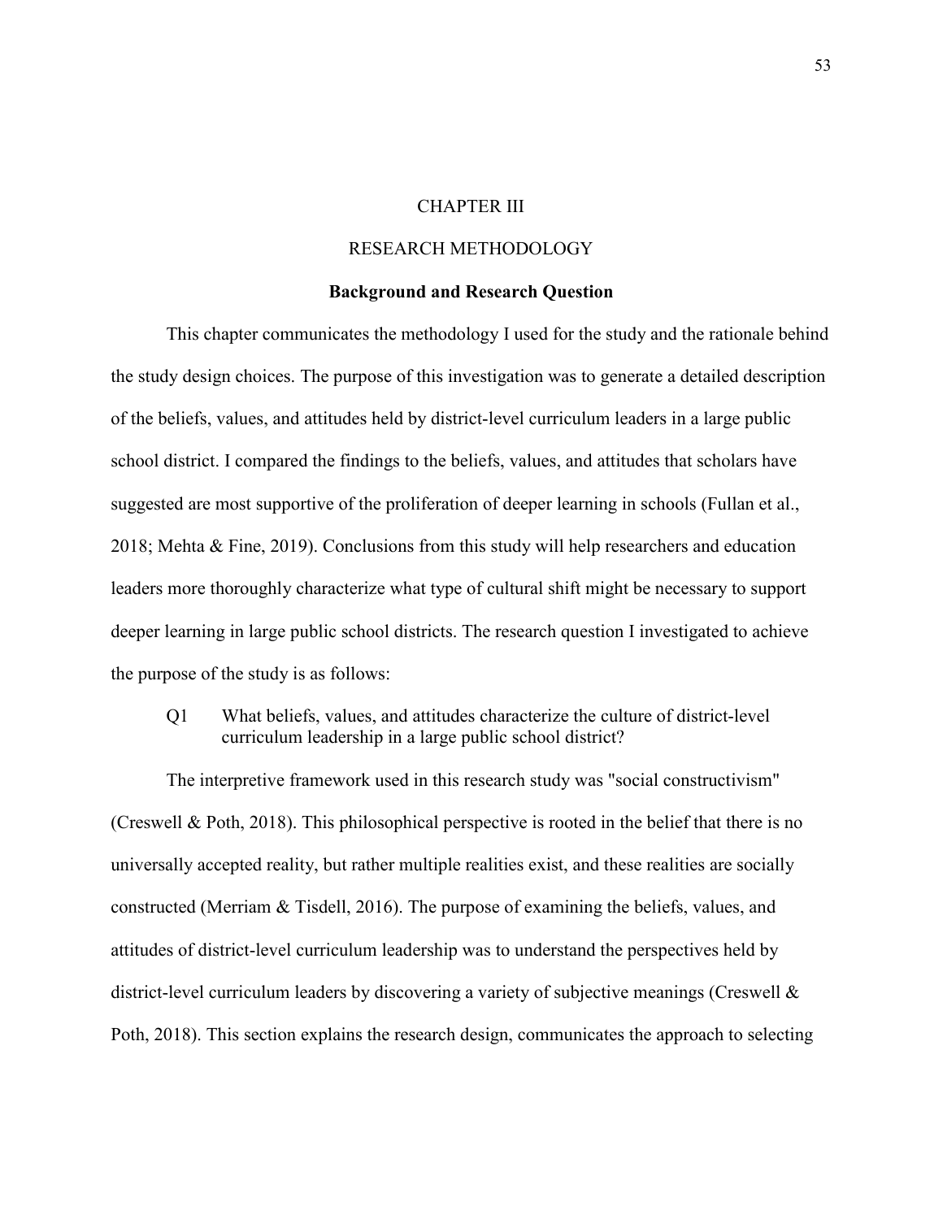# CHAPTER III

# RESEARCH METHODOLOGY

## Background and Research Question

This chapter communicates the methodology I used for the study and the rationale behind the study design choices. The purpose of this investigation was to generate a detailed description of the beliefs, values, and attitudes held by district-level curriculum leaders in a large public school district. I compared the findings to the beliefs, values, and attitudes that scholars have suggested are most supportive of the proliferation of deeper learning in schools (Fullan et al., 2018; Mehta & Fine, 2019). Conclusions from this study will help researchers and education leaders more thoroughly characterize what type of cultural shift might be necessary to support deeper learning in large public school districts. The research question I investigated to achieve the purpose of the study is as follows:

> Q1 What beliefs, values, and attitudes characterize the culture of district-level curriculum leadership in a large public school district?

The interpretive framework used in this research study was "social constructivism" (Creswell & Poth, 2018). This philosophical perspective is rooted in the belief that there is no universally accepted reality, but rather multiple realities exist, and these realities are socially constructed (Merriam & Tisdell, 2016). The purpose of examining the beliefs, values, and attitudes of district-level curriculum leadership was to understand the perspectives held by district-level curriculum leaders by discovering a variety of subjective meanings (Creswell & Poth, 2018). This section explains the research design, communicates the approach to selecting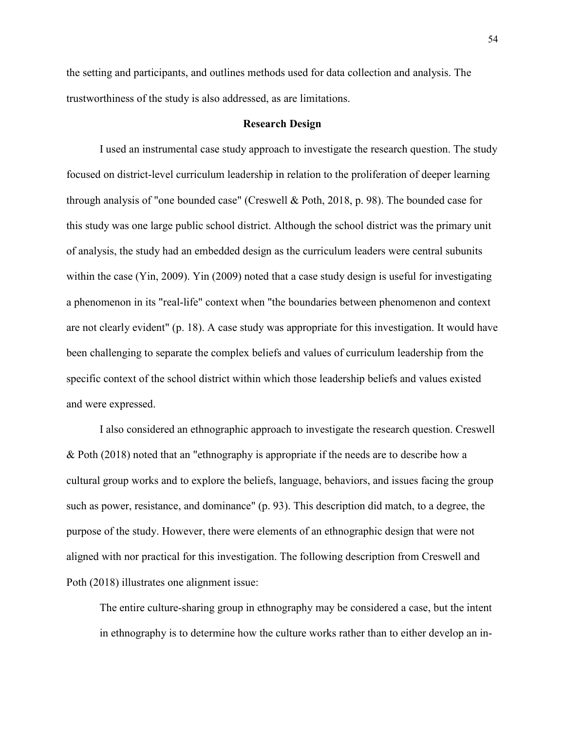the setting and participants, and outlines methods used for data collection and analysis. The trustworthiness of the study is also addressed, as are limitations.

## Research Design

I used an instrumental case study approach to investigate the research question. The study focused on district-level curriculum leadership in relation to the proliferation of deeper learning through analysis of "one bounded case" (Creswell & Poth, 2018, p. 98). The bounded case for this study was one large public school district. Although the school district was the primary unit of analysis, the study had an embedded design as the curriculum leaders were central subunits within the case (Yin, 2009). Yin (2009) noted that a case study design is useful for investigating a phenomenon in its "real-life" context when "the boundaries between phenomenon and context are not clearly evident" (p. 18). A case study was appropriate for this investigation. It would have been challenging to separate the complex beliefs and values of curriculum leadership from the specific context of the school district within which those leadership beliefs and values existed and were expressed.

I also considered an ethnographic approach to investigate the research question. Creswell & Poth (2018) noted that an "ethnography is appropriate if the needs are to describe how a cultural group works and to explore the beliefs, language, behaviors, and issues facing the group such as power, resistance, and dominance" (p. 93). This description did match, to a degree, the purpose of the study. However, there were elements of an ethnographic design that were not aligned with nor practical for this investigation. The following description from Creswell and Poth (2018) illustrates one alignment issue:

> The entire culture-sharing group in ethnography may be considered a case, but the intent in ethnography is to determine how the culture works rather than to either develop an in-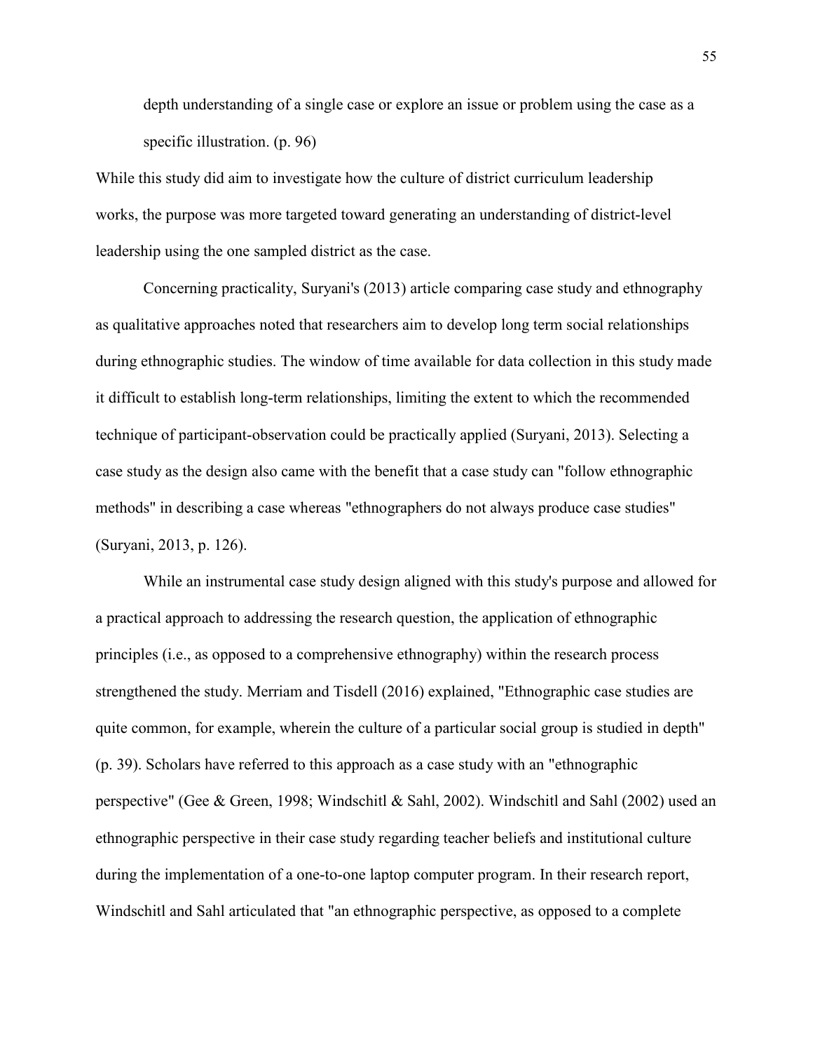> depth understanding of a single case or explore an issue or problem using the case as a specific illustration. (p. 96)

While this study did aim to investigate how the culture of district curriculum leadership works, the purpose was more targeted toward generating an understanding of district-level leadership using the one sampled district as the case.

Concerning practicality, Suryani's (2013) article comparing case study and ethnography as qualitative approaches noted that researchers aim to develop long term social relationships during ethnographic studies. The window of time available for data collection in this study made it difficult to establish long-term relationships, limiting the extent to which the recommended technique of participant-observation could be practically applied (Suryani, 2013). Selecting a case study as the design also came with the benefit that a case study can "follow ethnographic methods" in describing a case whereas "ethnographers do not always produce case studies" (Suryani, 2013, p. 126).

While an instrumental case study design aligned with this study's purpose and allowed for a practical approach to addressing the research question, the application of ethnographic principles (i.e., as opposed to a comprehensive ethnography) within the research process strengthened the study. Merriam and Tisdell (2016) explained, "Ethnographic case studies are quite common, for example, wherein the culture of a particular social group is studied in depth" (p. 39). Scholars have referred to this approach as a case study with an "ethnographic perspective" (Gee & Green, 1998; Windschitl & Sahl, 2002). Windschitl and Sahl (2002) used an ethnographic perspective in their case study regarding teacher beliefs and institutional culture during the implementation of a one-to-one laptop computer program. In their research report, Windschitl and Sahl articulated that "an ethnographic perspective, as opposed to a complete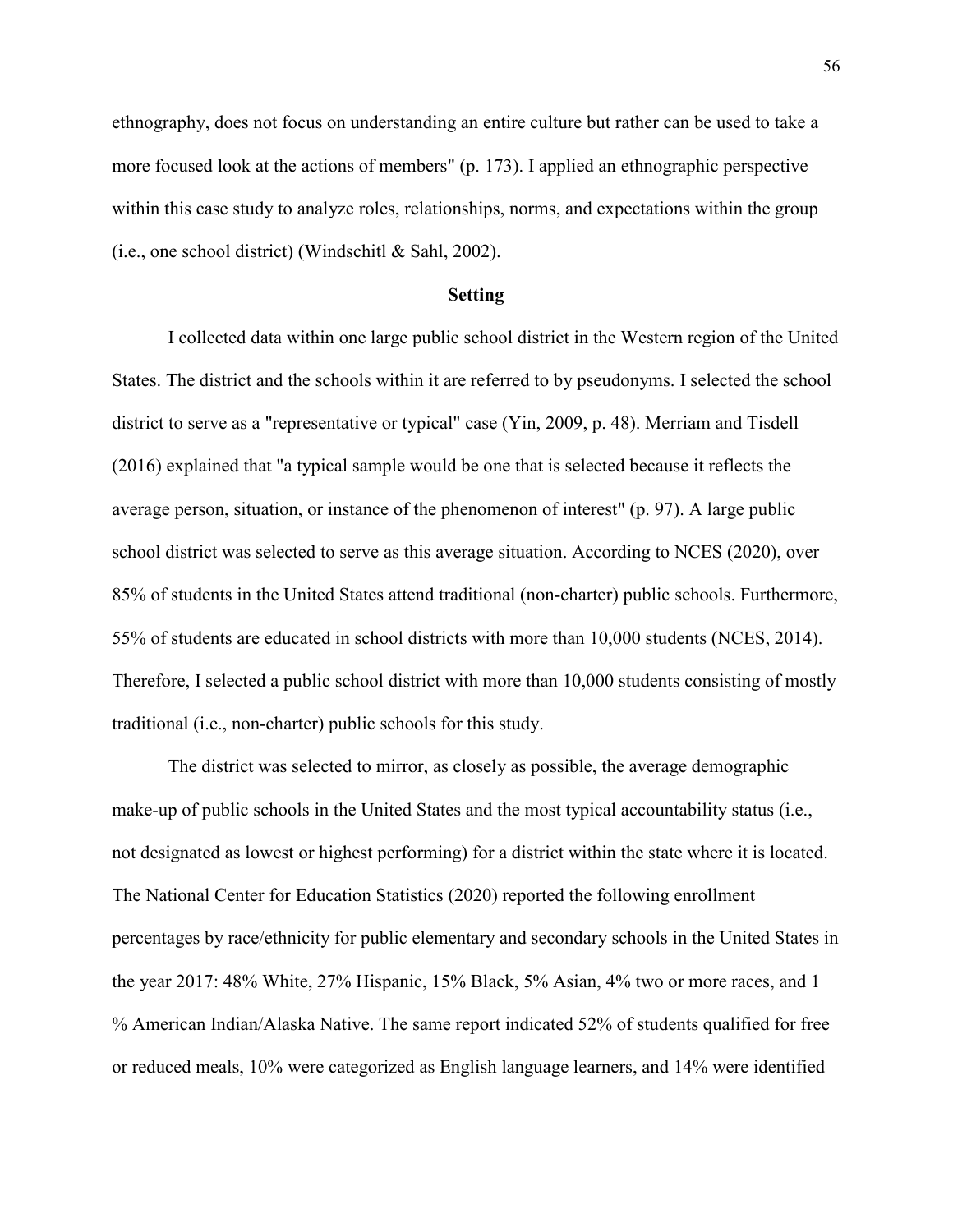ethnography, does not focus on understanding an entire culture but rather can be used to take a more focused look at the actions of members" (p. 173). I applied an ethnographic perspective within this case study to analyze roles, relationships, norms, and expectations within the group (i.e., one school district) (Windschitl & Sahl, 2002).

## Setting

I collected data within one large public school district in the Western region of the United States. The district and the schools within it are referred to by pseudonyms. I selected the school district to serve as a "representative or typical" case (Yin, 2009, p. 48). Merriam and Tisdell (2016) explained that "a typical sample would be one that is selected because it reflects the average person, situation, or instance of the phenomenon of interest" (p. 97). A large public school district was selected to serve as this average situation. According to NCES (2020), over 85% of students in the United States attend traditional (non-charter) public schools. Furthermore, 55% of students are educated in school districts with more than 10,000 students (NCES, 2014). Therefore, I selected a public school district with more than 10,000 students consisting of mostly traditional (i.e., non-charter) public schools for this study.

The district was selected to mirror, as closely as possible, the average demographic make-up of public schools in the United States and the most typical accountability status (i.e., not designated as lowest or highest performing) for a district within the state where it is located. The National Center for Education Statistics (2020) reported the following enrollment percentages by race/ethnicity for public elementary and secondary schools in the United States in the year 2017: 48% White, 27% Hispanic, 15% Black, 5% Asian, 4% two or more races, and 1 % American Indian/Alaska Native. The same report indicated 52% of students qualified for free or reduced meals, 10% were categorized as English language learners, and 14% were identified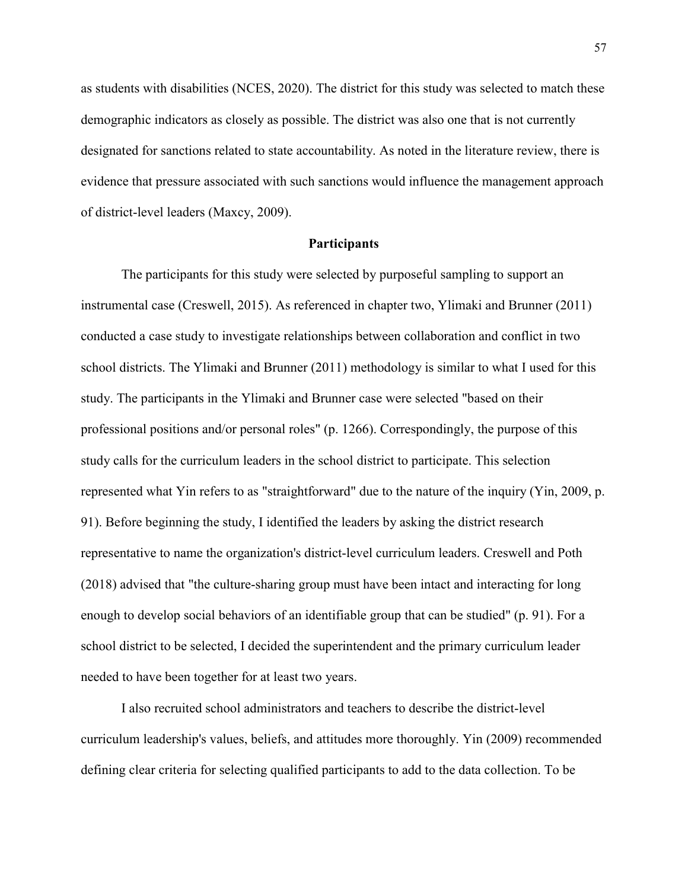as students with disabilities (NCES, 2020). The district for this study was selected to match these demographic indicators as closely as possible. The district was also one that is not currently designated for sanctions related to state accountability. As noted in the literature review, there is evidence that pressure associated with such sanctions would influence the management approach of district-level leaders (Maxcy, 2009).

## Participants

The participants for this study were selected by purposeful sampling to support an instrumental case (Creswell, 2015). As referenced in chapter two, Ylimaki and Brunner (2011) conducted a case study to investigate relationships between collaboration and conflict in two school districts. The Ylimaki and Brunner (2011) methodology is similar to what I used for this study. The participants in the Ylimaki and Brunner case were selected "based on their professional positions and/or personal roles" (p. 1266). Correspondingly, the purpose of this study calls for the curriculum leaders in the school district to participate. This selection represented what Yin refers to as "straightforward" due to the nature of the inquiry (Yin, 2009, p. 91). Before beginning the study, I identified the leaders by asking the district research representative to name the organization's district-level curriculum leaders. Creswell and Poth (2018) advised that "the culture-sharing group must have been intact and interacting for long enough to develop social behaviors of an identifiable group that can be studied" (p. 91). For a school district to be selected, I decided the superintendent and the primary curriculum leader needed to have been together for at least two years.

I also recruited school administrators and teachers to describe the district-level curriculum leadership's values, beliefs, and attitudes more thoroughly. Yin (2009) recommended defining clear criteria for selecting qualified participants to add to the data collection. To be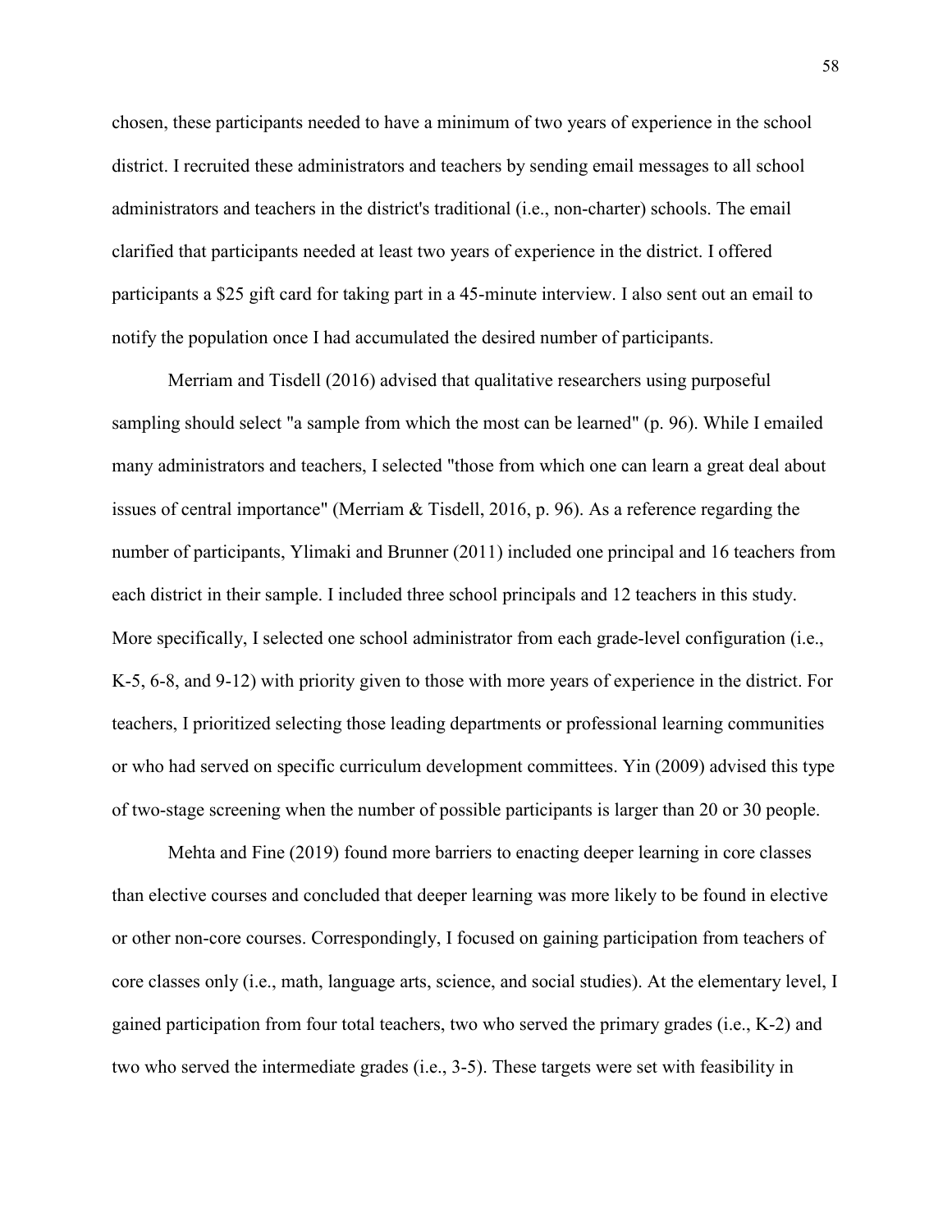chosen, these participants needed to have a minimum of two years of experience in the school district. I recruited these administrators and teachers by sending email messages to all school administrators and teachers in the district's traditional (i.e., non-charter) schools. The email clarified that participants needed at least two years of experience in the district. I offered participants a $25 gift card for taking part in a 45-minute interview. I also sent out an email to notify the population once I had accumulated the desired number of participants.

Merriam and Tisdell (2016) advised that qualitative researchers using purposeful sampling should select "a sample from which the most can be learned" (p. 96). While I emailed many administrators and teachers, I selected "those from which one can learn a great deal about issues of central importance" (Merriam & Tisdell, 2016, p. 96). As a reference regarding the number of participants, Ylimaki and Brunner (2011) included one principal and 16 teachers from each district in their sample. I included three school principals and 12 teachers in this study. More specifically, I selected one school administrator from each grade-level configuration (i.e., K-5, 6-8, and 9-12) with priority given to those with more years of experience in the district. For teachers, I prioritized selecting those leading departments or professional learning communities or who had served on specific curriculum development committees. Yin (2009) advised this type of two-stage screening when the number of possible participants is larger than 20 or 30 people.

Mehta and Fine (2019) found more barriers to enacting deeper learning in core classes than elective courses and concluded that deeper learning was more likely to be found in elective or other non-core courses. Correspondingly, I focused on gaining participation from teachers of core classes only (i.e., math, language arts, science, and social studies). At the elementary level, I gained participation from four total teachers, two who served the primary grades (i.e., K-2) and two who served the intermediate grades (i.e., 3-5). These targets were set with feasibility in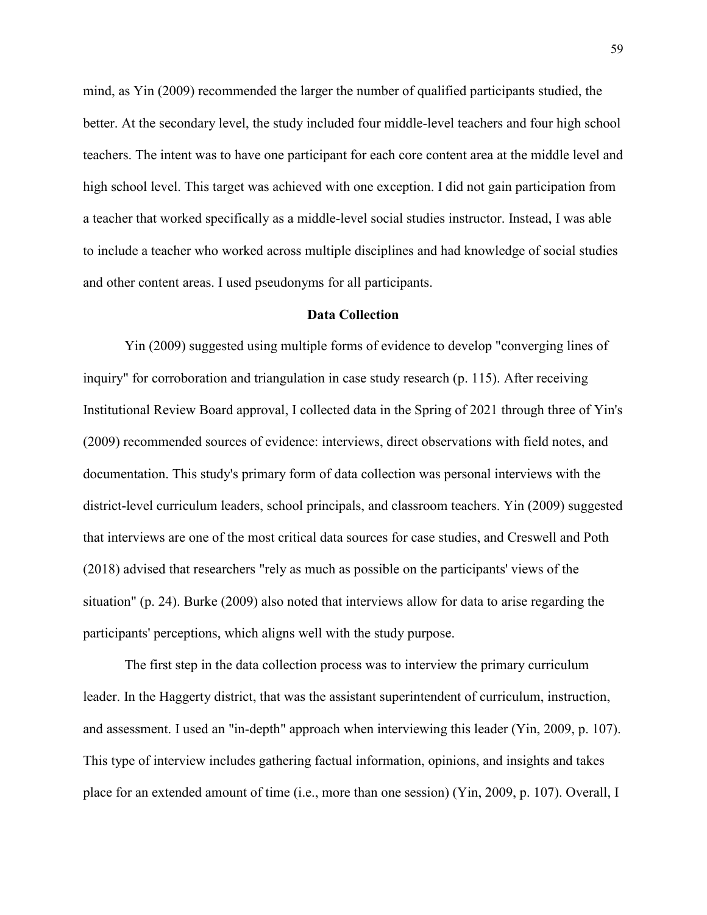mind, as Yin (2009) recommended the larger the number of qualified participants studied, the better. At the secondary level, the study included four middle-level teachers and four high school teachers. The intent was to have one participant for each core content area at the middle level and high school level. This target was achieved with one exception. I did not gain participation from a teacher that worked specifically as a middle-level social studies instructor. Instead, I was able to include a teacher who worked across multiple disciplines and had knowledge of social studies and other content areas. I used pseudonyms for all participants.

## Data Collection

Yin (2009) suggested using multiple forms of evidence to develop "converging lines of inquiry" for corroboration and triangulation in case study research (p. 115). After receiving Institutional Review Board approval, I collected data in the Spring of 2021 through three of Yin's (2009) recommended sources of evidence: interviews, direct observations with field notes, and documentation. This study's primary form of data collection was personal interviews with the district-level curriculum leaders, school principals, and classroom teachers. Yin (2009) suggested that interviews are one of the most critical data sources for case studies, and Creswell and Poth (2018) advised that researchers "rely as much as possible on the participants' views of the situation" (p. 24). Burke (2009) also noted that interviews allow for data to arise regarding the participants' perceptions, which aligns well with the study purpose.

The first step in the data collection process was to interview the primary curriculum leader. In the Haggerty district, that was the assistant superintendent of curriculum, instruction, and assessment. I used an "in-depth" approach when interviewing this leader (Yin, 2009, p. 107). This type of interview includes gathering factual information, opinions, and insights and takes place for an extended amount of time (i.e., more than one session) (Yin, 2009, p. 107). Overall, I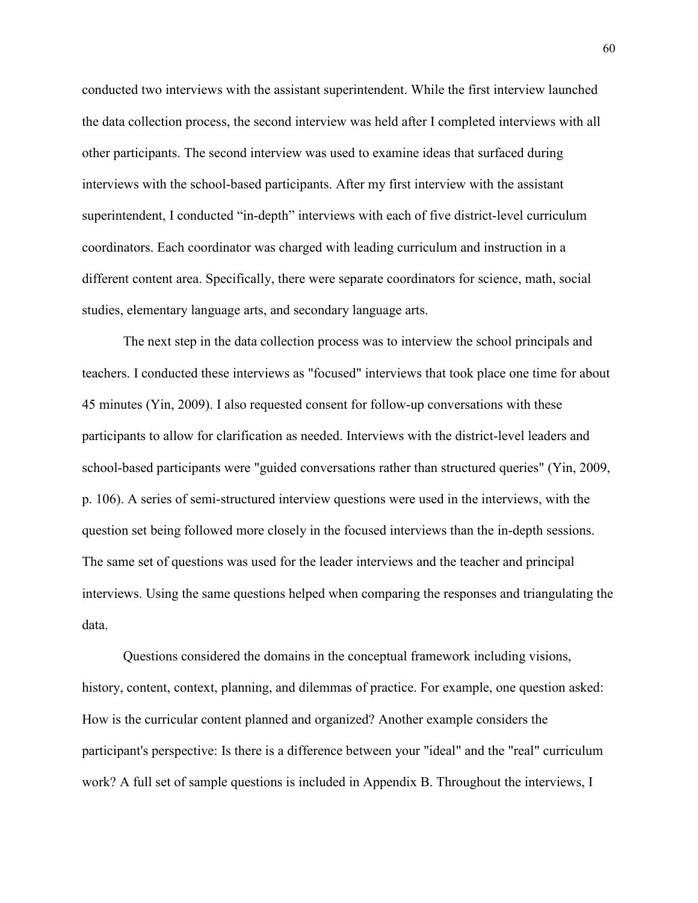conducted two interviews with the assistant superintendent. While the first interview launched the data collection process, the second interview was held after I completed interviews with all other participants. The second interview was used to examine ideas that surfaced during interviews with the school-based participants. After my first interview with the assistant superintendent, I conducted “in-depth” interviews with each of five district-level curriculum coordinators. Each coordinator was charged with leading curriculum and instruction in a different content area. Specifically, there were separate coordinators for science, math, social studies, elementary language arts, and secondary language arts.

The next step in the data collection process was to interview the school principals and teachers. I conducted these interviews as "focused" interviews that took place one time for about 45 minutes (Yin, 2009). I also requested consent for follow-up conversations with these participants to allow for clarification as needed. Interviews with the district-level leaders and school-based participants were "guided conversations rather than structured queries" (Yin, 2009, p. 106). A series of semi-structured interview questions were used in the interviews, with the question set being followed more closely in the focused interviews than the in-depth sessions. The same set of questions was used for the leader interviews and the teacher and principal interviews. Using the same questions helped when comparing the responses and triangulating the data.

Questions considered the domains in the conceptual framework including visions, history, content, context, planning, and dilemmas of practice. For example, one question asked: How is the curricular content planned and organized? Another example considers the participant's perspective: Is there is a difference between your "ideal" and the "real" curriculum work? A full set of sample questions is included in Appendix B. Throughout the interviews, I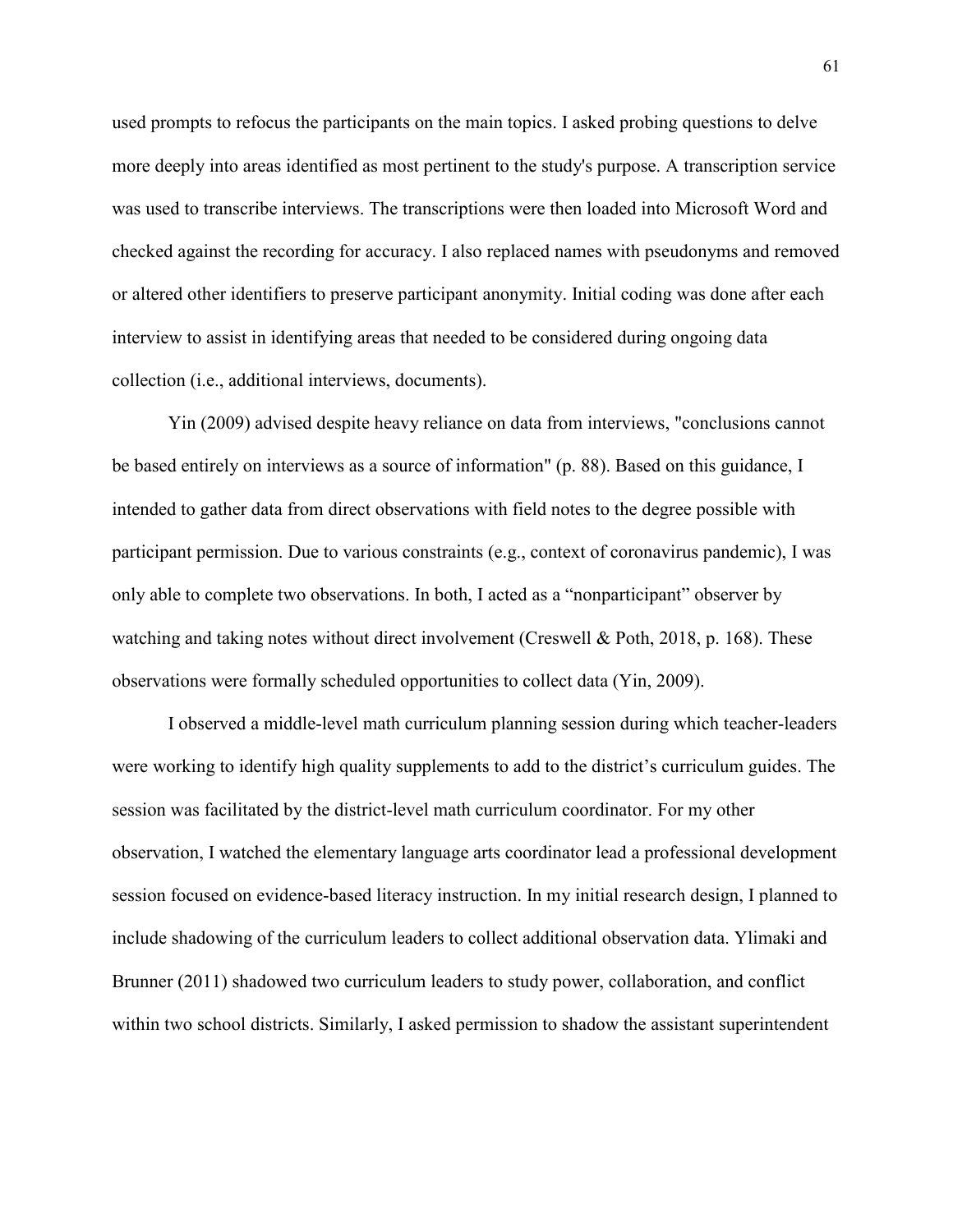used prompts to refocus the participants on the main topics. I asked probing questions to delve more deeply into areas identified as most pertinent to the study's purpose. A transcription service was used to transcribe interviews. The transcriptions were then loaded into Microsoft Word and checked against the recording for accuracy. I also replaced names with pseudonyms and removed or altered other identifiers to preserve participant anonymity. Initial coding was done after each interview to assist in identifying areas that needed to be considered during ongoing data collection (i.e., additional interviews, documents).

Yin (2009) advised despite heavy reliance on data from interviews, "conclusions cannot be based entirely on interviews as a source of information" (p. 88). Based on this guidance, I intended to gather data from direct observations with field notes to the degree possible with participant permission. Due to various constraints (e.g., context of coronavirus pandemic), I was only able to complete two observations. In both, I acted as a "nonparticipant" observer by watching and taking notes without direct involvement (Creswell & Poth, 2018, p. 168). These observations were formally scheduled opportunities to collect data (Yin, 2009).

I observed a middle-level math curriculum planning session during which teacher-leaders were working to identify high quality supplements to add to the district's curriculum guides. The session was facilitated by the district-level math curriculum coordinator. For my other observation, I watched the elementary language arts coordinator lead a professional development session focused on evidence-based literacy instruction. In my initial research design, I planned to include shadowing of the curriculum leaders to collect additional observation data. Ylimaki and Brunner (2011) shadowed two curriculum leaders to study power, collaboration, and conflict within two school districts. Similarly, I asked permission to shadow the assistant superintendent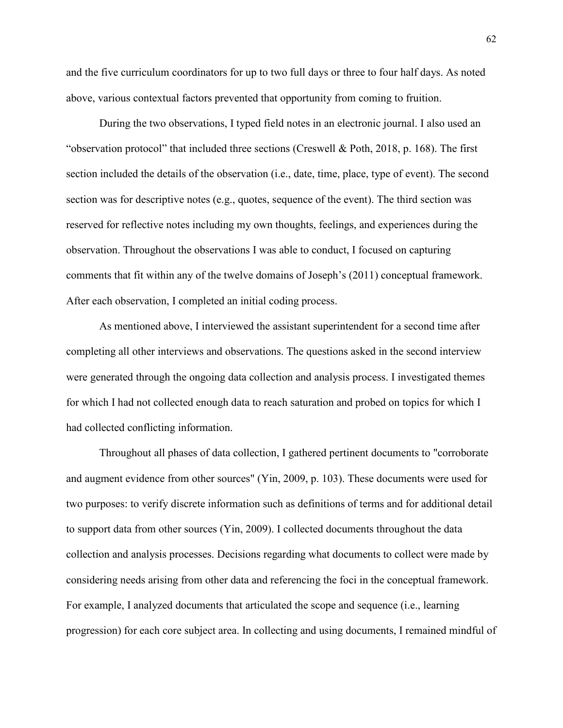and the five curriculum coordinators for up to two full days or three to four half days. As noted above, various contextual factors prevented that opportunity from coming to fruition.

During the two observations, I typed field notes in an electronic journal. I also used an "observation protocol" that included three sections (Creswell & Poth, 2018, p. 168). The first section included the details of the observation (i.e., date, time, place, type of event). The second section was for descriptive notes (e.g., quotes, sequence of the event). The third section was reserved for reflective notes including my own thoughts, feelings, and experiences during the observation. Throughout the observations I was able to conduct, I focused on capturing comments that fit within any of the twelve domains of Joseph's (2011) conceptual framework. After each observation, I completed an initial coding process.

As mentioned above, I interviewed the assistant superintendent for a second time after completing all other interviews and observations. The questions asked in the second interview were generated through the ongoing data collection and analysis process. I investigated themes for which I had not collected enough data to reach saturation and probed on topics for which I had collected conflicting information.

Throughout all phases of data collection, I gathered pertinent documents to "corroborate and augment evidence from other sources" (Yin, 2009, p. 103). These documents were used for two purposes: to verify discrete information such as definitions of terms and for additional detail to support data from other sources (Yin, 2009). I collected documents throughout the data collection and analysis processes. Decisions regarding what documents to collect were made by considering needs arising from other data and referencing the foci in the conceptual framework. For example, I analyzed documents that articulated the scope and sequence (i.e., learning progression) for each core subject area. In collecting and using documents, I remained mindful of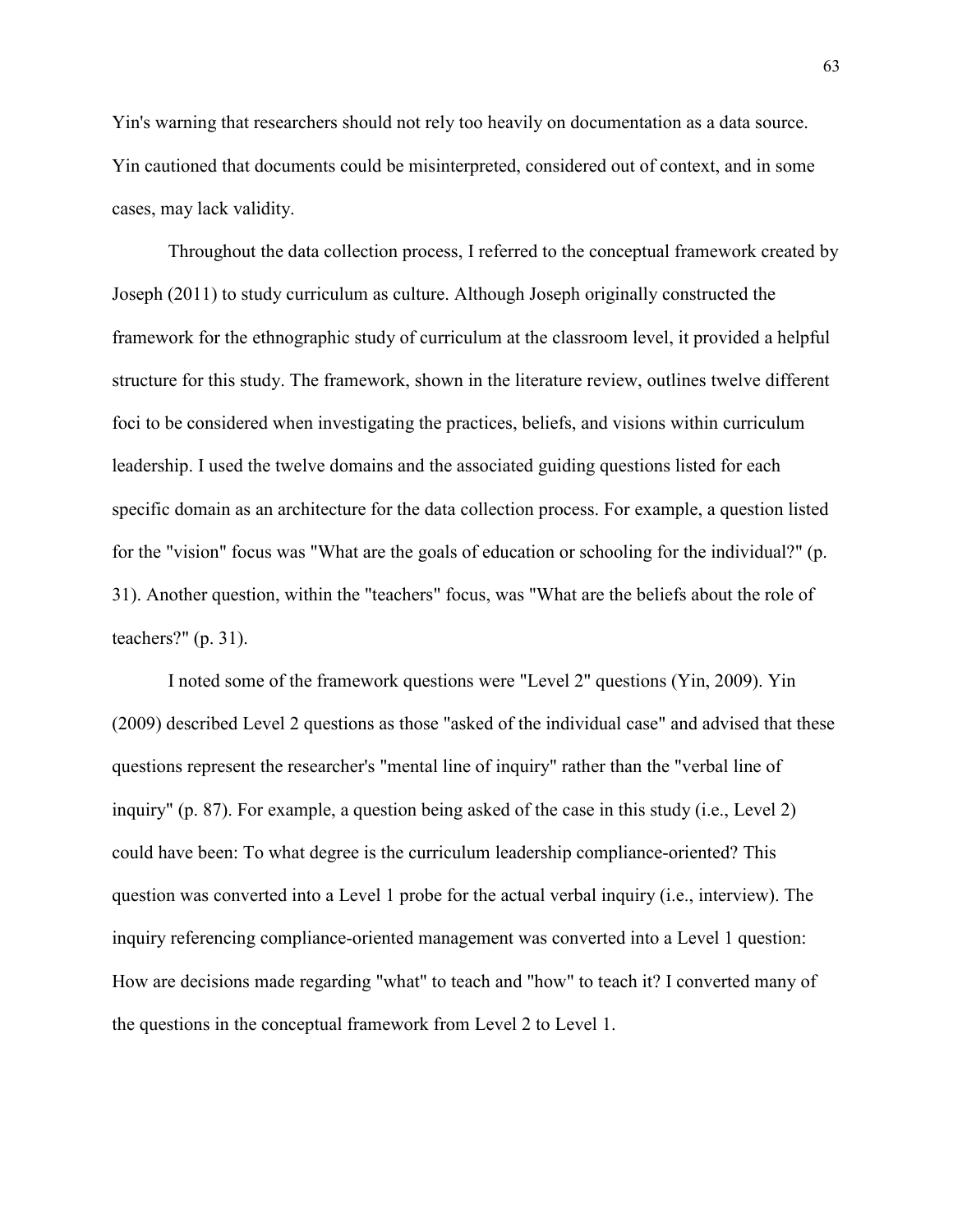Yin's warning that researchers should not rely too heavily on documentation as a data source. Yin cautioned that documents could be misinterpreted, considered out of context, and in some cases, may lack validity.

Throughout the data collection process, I referred to the conceptual framework created by Joseph (2011) to study curriculum as culture. Although Joseph originally constructed the framework for the ethnographic study of curriculum at the classroom level, it provided a helpful structure for this study. The framework, shown in the literature review, outlines twelve different foci to be considered when investigating the practices, beliefs, and visions within curriculum leadership. I used the twelve domains and the associated guiding questions listed for each specific domain as an architecture for the data collection process. For example, a question listed for the "vision" focus was "What are the goals of education or schooling for the individual?" (p. 31). Another question, within the "teachers" focus, was "What are the beliefs about the role of teachers?" (p. 31).

I noted some of the framework questions were "Level 2" questions (Yin, 2009). Yin (2009) described Level 2 questions as those "asked of the individual case" and advised that these questions represent the researcher's "mental line of inquiry" rather than the "verbal line of inquiry" (p. 87). For example, a question being asked of the case in this study (i.e., Level 2) could have been: To what degree is the curriculum leadership compliance-oriented? This question was converted into a Level 1 probe for the actual verbal inquiry (i.e., interview). The inquiry referencing compliance-oriented management was converted into a Level 1 question: How are decisions made regarding "what" to teach and "how" to teach it? I converted many of the questions in the conceptual framework from Level 2 to Level 1.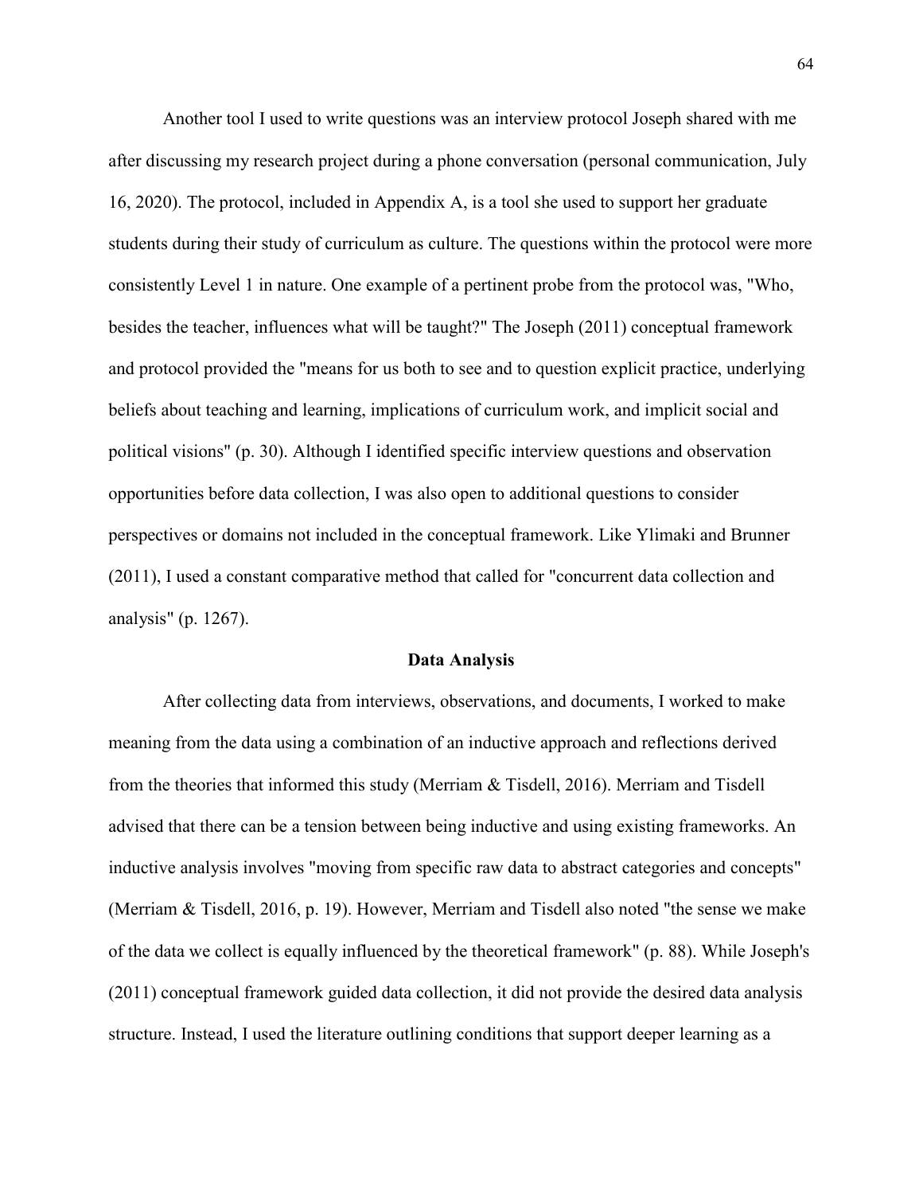Another tool I used to write questions was an interview protocol Joseph shared with me after discussing my research project during a phone conversation (personal communication, July 16, 2020). The protocol, included in Appendix A, is a tool she used to support her graduate students during their study of curriculum as culture. The questions within the protocol were more consistently Level 1 in nature. One example of a pertinent probe from the protocol was, "Who, besides the teacher, influences what will be taught?" The Joseph (2011) conceptual framework and protocol provided the "means for us both to see and to question explicit practice, underlying beliefs about teaching and learning, implications of curriculum work, and implicit social and political visions" (p. 30). Although I identified specific interview questions and observation opportunities before data collection, I was also open to additional questions to consider perspectives or domains not included in the conceptual framework. Like Ylimaki and Brunner (2011), I used a constant comparative method that called for "concurrent data collection and analysis" (p. 1267).

## Data Analysis

After collecting data from interviews, observations, and documents, I worked to make meaning from the data using a combination of an inductive approach and reflections derived from the theories that informed this study (Merriam & Tisdell, 2016). Merriam and Tisdell advised that there can be a tension between being inductive and using existing frameworks. An inductive analysis involves "moving from specific raw data to abstract categories and concepts" (Merriam & Tisdell, 2016, p. 19). However, Merriam and Tisdell also noted "the sense we make of the data we collect is equally influenced by the theoretical framework" (p. 88). While Joseph's (2011) conceptual framework guided data collection, it did not provide the desired data analysis structure. Instead, I used the literature outlining conditions that support deeper learning as a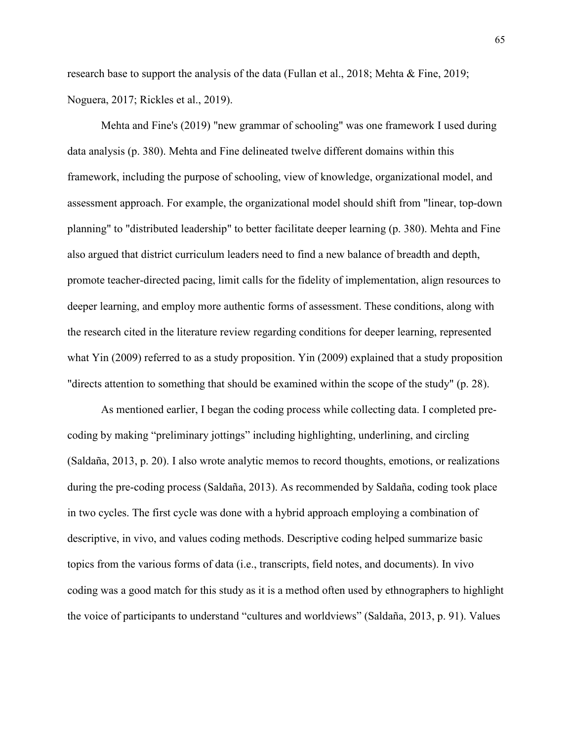research base to support the analysis of the data (Fullan et al., 2018; Mehta & Fine, 2019; Noguera, 2017; Rickles et al., 2019).

Mehta and Fine's (2019) "new grammar of schooling" was one framework I used during data analysis (p. 380). Mehta and Fine delineated twelve different domains within this framework, including the purpose of schooling, view of knowledge, organizational model, and assessment approach. For example, the organizational model should shift from "linear, top-down planning" to "distributed leadership" to better facilitate deeper learning (p. 380). Mehta and Fine also argued that district curriculum leaders need to find a new balance of breadth and depth, promote teacher-directed pacing, limit calls for the fidelity of implementation, align resources to deeper learning, and employ more authentic forms of assessment. These conditions, along with the research cited in the literature review regarding conditions for deeper learning, represented what Yin (2009) referred to as a study proposition. Yin (2009) explained that a study proposition "directs attention to something that should be examined within the scope of the study" (p. 28).

As mentioned earlier, I began the coding process while collecting data. I completed pre-coding by making "preliminary jottings" including highlighting, underlining, and circling (Saldaña, 2013, p. 20). I also wrote analytic memos to record thoughts, emotions, or realizations during the pre-coding process (Saldaña, 2013). As recommended by Saldaña, coding took place in two cycles. The first cycle was done with a hybrid approach employing a combination of descriptive, in vivo, and values coding methods. Descriptive coding helped summarize basic topics from the various forms of data (i.e., transcripts, field notes, and documents). In vivo coding was a good match for this study as it is a method often used by ethnographers to highlight the voice of participants to understand "cultures and worldviews" (Saldaña, 2013, p. 91). Values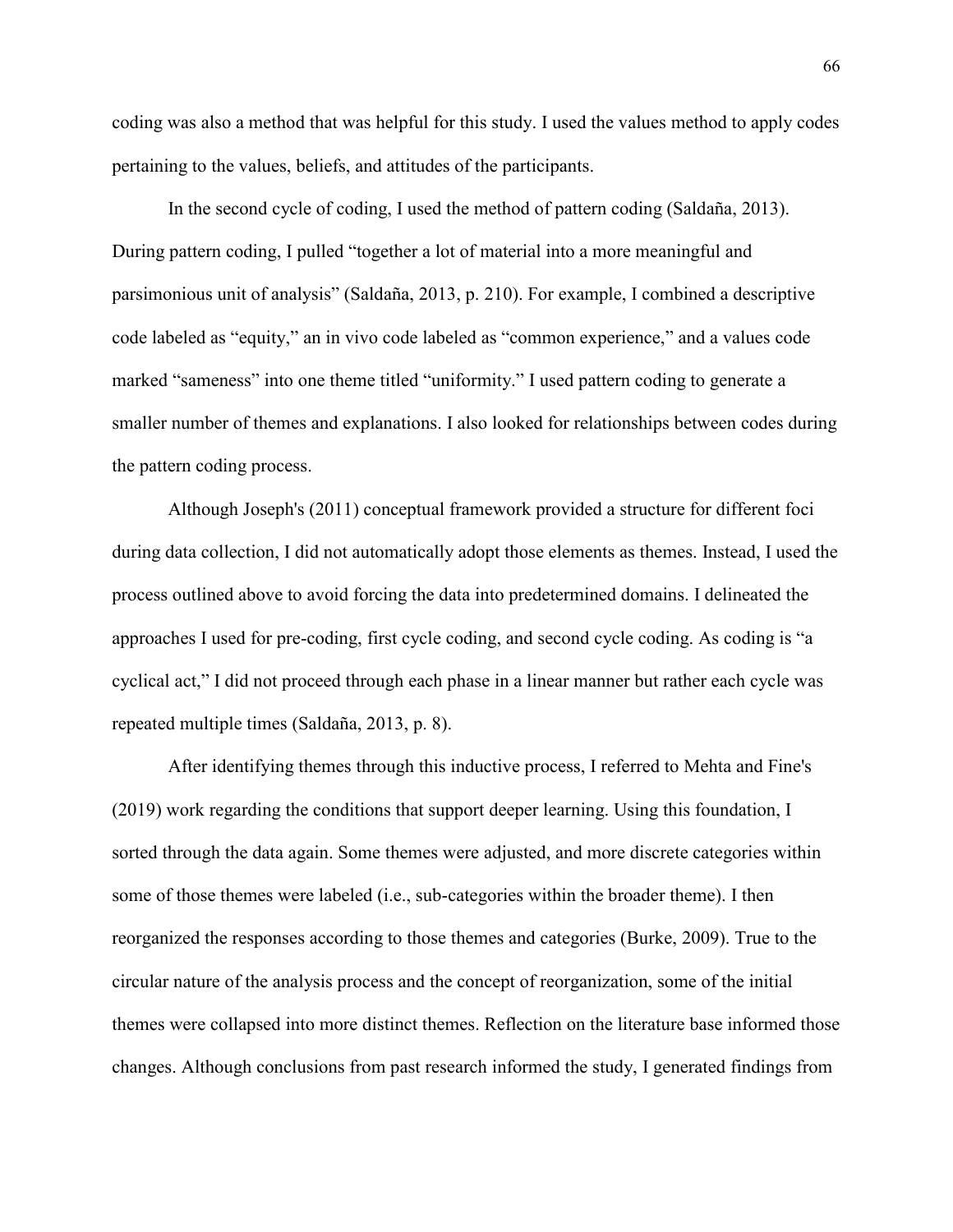coding was also a method that was helpful for this study. I used the values method to apply codes pertaining to the values, beliefs, and attitudes of the participants.

In the second cycle of coding, I used the method of pattern coding (Saldaña, 2013). During pattern coding, I pulled "together a lot of material into a more meaningful and parsimonious unit of analysis" (Saldaña, 2013, p. 210). For example, I combined a descriptive code labeled as "equity," an in vivo code labeled as "common experience," and a values code marked "sameness" into one theme titled "uniformity." I used pattern coding to generate a smaller number of themes and explanations. I also looked for relationships between codes during the pattern coding process.

Although Joseph's (2011) conceptual framework provided a structure for different foci during data collection, I did not automatically adopt those elements as themes. Instead, I used the process outlined above to avoid forcing the data into predetermined domains. I delineated the approaches I used for pre-coding, first cycle coding, and second cycle coding. As coding is "a cyclical act," I did not proceed through each phase in a linear manner but rather each cycle was repeated multiple times (Saldaña, 2013, p. 8).

After identifying themes through this inductive process, I referred to Mehta and Fine's (2019) work regarding the conditions that support deeper learning. Using this foundation, I sorted through the data again. Some themes were adjusted, and more discrete categories within some of those themes were labeled (i.e., sub-categories within the broader theme). I then reorganized the responses according to those themes and categories (Burke, 2009). True to the circular nature of the analysis process and the concept of reorganization, some of the initial themes were collapsed into more distinct themes. Reflection on the literature base informed those changes. Although conclusions from past research informed the study, I generated findings from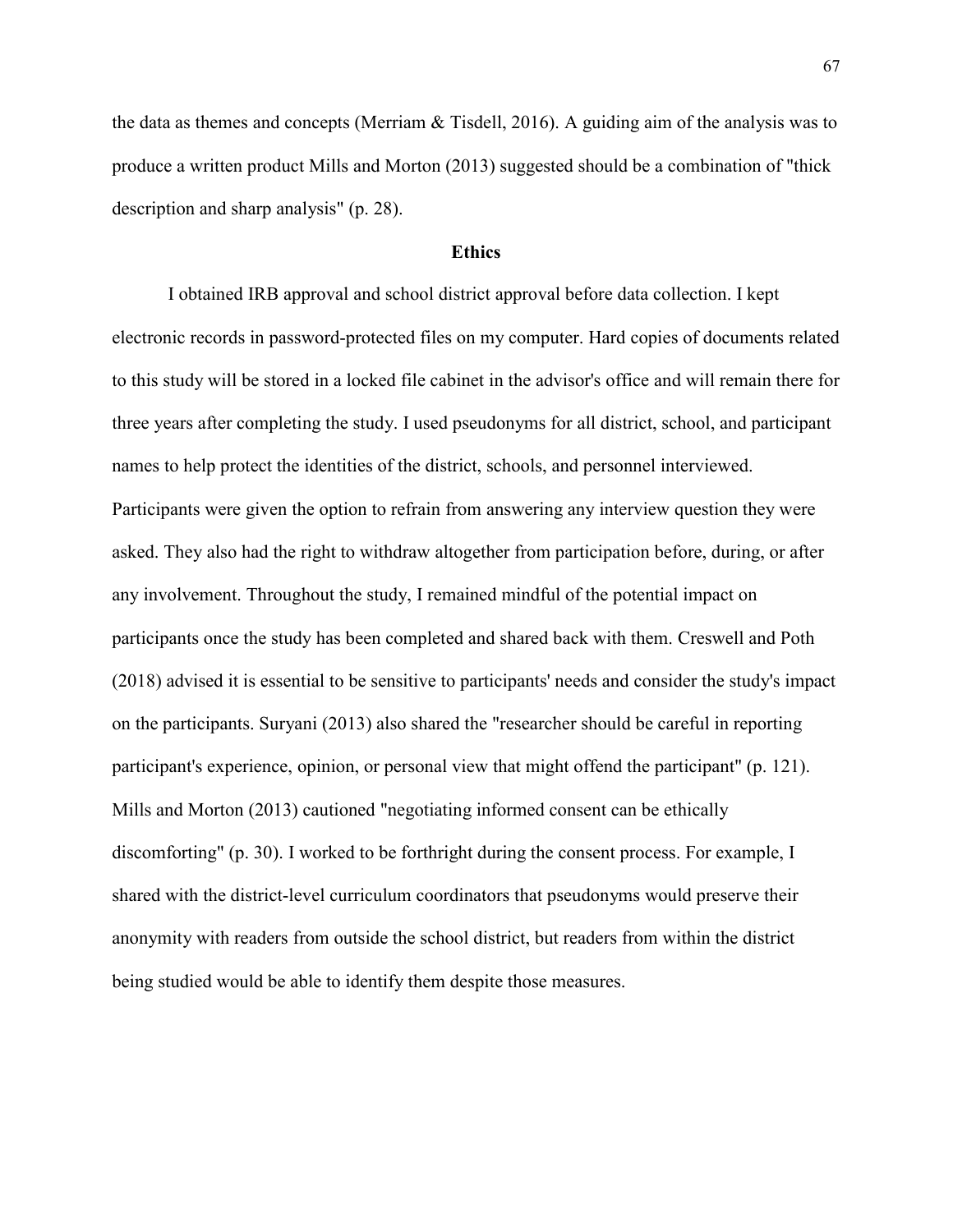the data as themes and concepts (Merriam & Tisdell, 2016). A guiding aim of the analysis was to produce a written product Mills and Morton (2013) suggested should be a combination of "thick description and sharp analysis" (p. 28).

## Ethics

I obtained IRB approval and school district approval before data collection. I kept electronic records in password-protected files on my computer. Hard copies of documents related to this study will be stored in a locked file cabinet in the advisor's office and will remain there for three years after completing the study. I used pseudonyms for all district, school, and participant names to help protect the identities of the district, schools, and personnel interviewed. Participants were given the option to refrain from answering any interview question they were asked. They also had the right to withdraw altogether from participation before, during, or after any involvement. Throughout the study, I remained mindful of the potential impact on participants once the study has been completed and shared back with them. Creswell and Poth (2018) advised it is essential to be sensitive to participants' needs and consider the study's impact on the participants. Suryani (2013) also shared the "researcher should be careful in reporting participant's experience, opinion, or personal view that might offend the participant" (p. 121). Mills and Morton (2013) cautioned "negotiating informed consent can be ethically discomforting" (p. 30). I worked to be forthright during the consent process. For example, I shared with the district-level curriculum coordinators that pseudonyms would preserve their anonymity with readers from outside the school district, but readers from within the district being studied would be able to identify them despite those measures.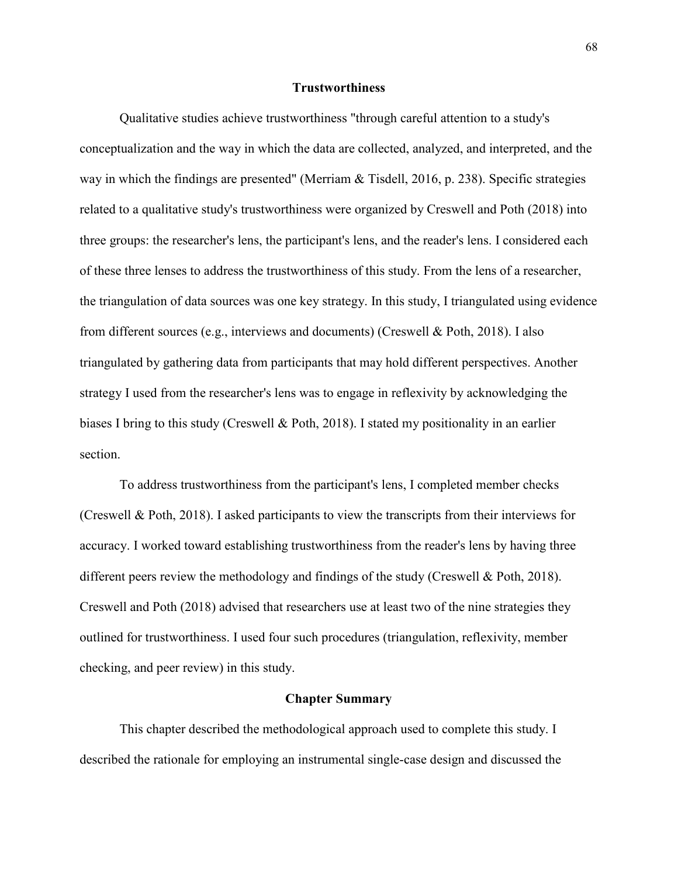## Trustworthiness

Qualitative studies achieve trustworthiness "through careful attention to a study's conceptualization and the way in which the data are collected, analyzed, and interpreted, and the way in which the findings are presented" (Merriam & Tisdell, 2016, p. 238). Specific strategies related to a qualitative study's trustworthiness were organized by Creswell and Poth (2018) into three groups: the researcher's lens, the participant's lens, and the reader's lens. I considered each of these three lenses to address the trustworthiness of this study. From the lens of a researcher, the triangulation of data sources was one key strategy. In this study, I triangulated using evidence from different sources (e.g., interviews and documents) (Creswell & Poth, 2018). I also triangulated by gathering data from participants that may hold different perspectives. Another strategy I used from the researcher's lens was to engage in reflexivity by acknowledging the biases I bring to this study (Creswell & Poth, 2018). I stated my positionality in an earlier section.

To address trustworthiness from the participant's lens, I completed member checks (Creswell & Poth, 2018). I asked participants to view the transcripts from their interviews for accuracy. I worked toward establishing trustworthiness from the reader's lens by having three different peers review the methodology and findings of the study (Creswell & Poth, 2018). Creswell and Poth (2018) advised that researchers use at least two of the nine strategies they outlined for trustworthiness. I used four such procedures (triangulation, reflexivity, member checking, and peer review) in this study.

## Chapter Summary

This chapter described the methodological approach used to complete this study. I described the rationale for employing an instrumental single-case design and discussed the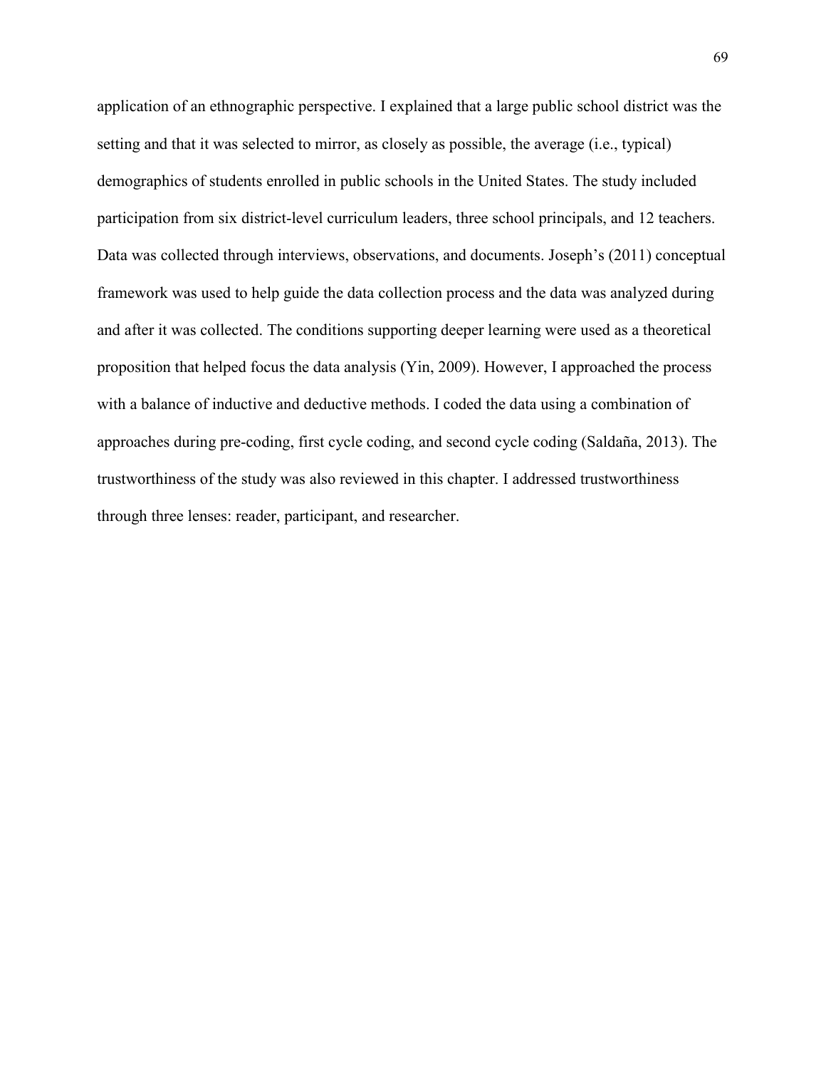application of an ethnographic perspective. I explained that a large public school district was the setting and that it was selected to mirror, as closely as possible, the average (i.e., typical) demographics of students enrolled in public schools in the United States. The study included participation from six district-level curriculum leaders, three school principals, and 12 teachers. Data was collected through interviews, observations, and documents. Joseph's (2011) conceptual framework was used to help guide the data collection process and the data was analyzed during and after it was collected. The conditions supporting deeper learning were used as a theoretical proposition that helped focus the data analysis (Yin, 2009). However, I approached the process with a balance of inductive and deductive methods. I coded the data using a combination of approaches during pre-coding, first cycle coding, and second cycle coding (Saldaña, 2013). The trustworthiness of the study was also reviewed in this chapter. I addressed trustworthiness through three lenses: reader, participant, and researcher.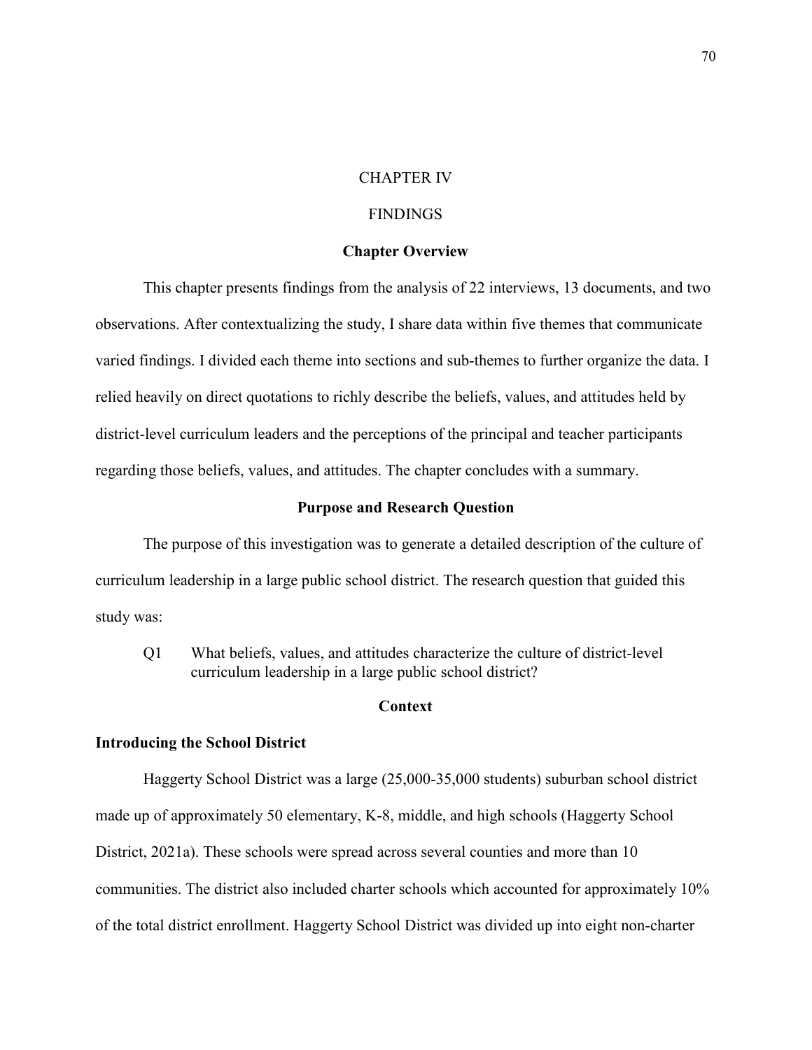# CHAPTER IV

# FINDINGS

## Chapter Overview

This chapter presents findings from the analysis of 22 interviews, 13 documents, and two observations. After contextualizing the study, I share data within five themes that communicate varied findings. I divided each theme into sections and sub-themes to further organize the data. I relied heavily on direct quotations to richly describe the beliefs, values, and attitudes held by district-level curriculum leaders and the perceptions of the principal and teacher participants regarding those beliefs, values, and attitudes. The chapter concludes with a summary.

## Purpose and Research Question

The purpose of this investigation was to generate a detailed description of the culture of curriculum leadership in a large public school district. The research question that guided this study was:

> Q1 What beliefs, values, and attitudes characterize the culture of district-level curriculum leadership in a large public school district?

## Context

### Introducing the School District

Haggerty School District was a large (25,000-35,000 students) suburban school district made up of approximately 50 elementary, K-8, middle, and high schools (Haggerty School District, 2021a). These schools were spread across several counties and more than 10 communities. The district also included charter schools which accounted for approximately 10% of the total district enrollment. Haggerty School District was divided up into eight non-charter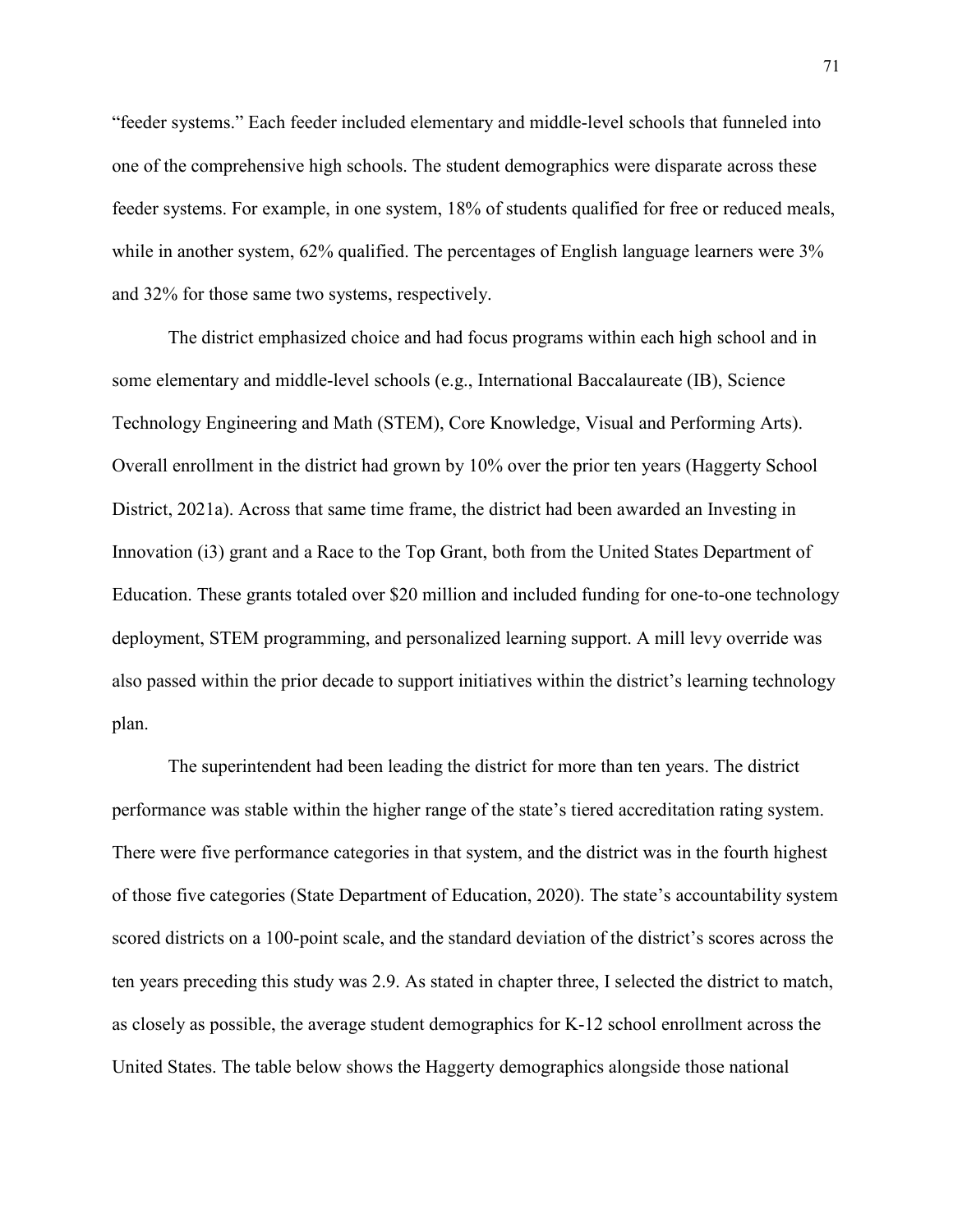"feeder systems." Each feeder included elementary and middle-level schools that funneled into one of the comprehensive high schools. The student demographics were disparate across these feeder systems. For example, in one system, 18% of students qualified for free or reduced meals, while in another system, 62% qualified. The percentages of English language learners were 3% and 32% for those same two systems, respectively.

The district emphasized choice and had focus programs within each high school and in some elementary and middle-level schools (e.g., International Baccalaureate (IB), Science Technology Engineering and Math (STEM), Core Knowledge, Visual and Performing Arts). Overall enrollment in the district had grown by 10% over the prior ten years (Haggerty School District, 2021a). Across that same time frame, the district had been awarded an Investing in Innovation (i3) grant and a Race to the Top Grant, both from the United States Department of Education. These grants totaled over $20 million and included funding for one-to-one technology deployment, STEM programming, and personalized learning support. A mill levy override was also passed within the prior decade to support initiatives within the district's learning technology plan.

The superintendent had been leading the district for more than ten years. The district performance was stable within the higher range of the state's tiered accreditation rating system. There were five performance categories in that system, and the district was in the fourth highest of those five categories (State Department of Education, 2020). The state's accountability system scored districts on a 100-point scale, and the standard deviation of the district's scores across the ten years preceding this study was 2.9. As stated in chapter three, I selected the district to match, as closely as possible, the average student demographics for K-12 school enrollment across the United States. The table below shows the Haggerty demographics alongside those national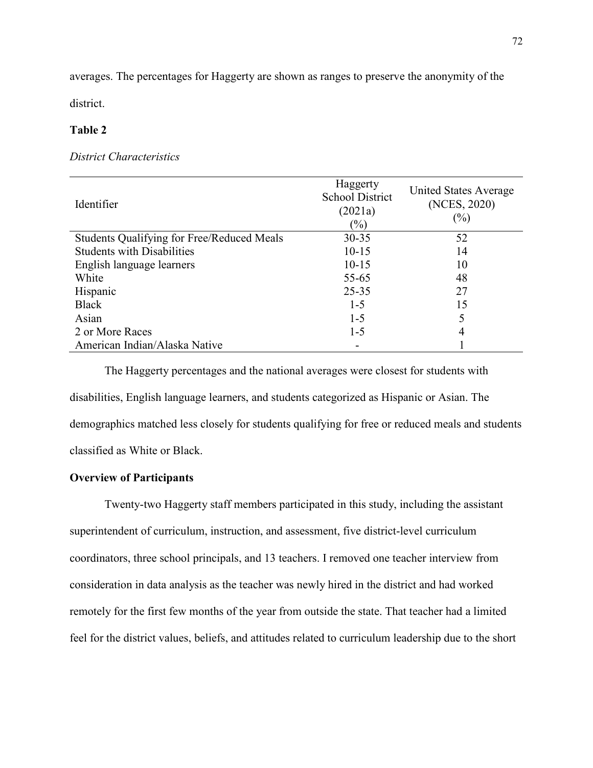averages. The percentages for Haggerty are shown as ranges to preserve the anonymity of the district.

**Table 2**

*District Characteristics*

| Identifier | Haggerty School District (2021a) (%) | United States Average (NCES, 2020) (%) |
|---|---|---|
| Students Qualifying for Free/Reduced Meals | 30-35 | 52 |
| Students with Disabilities | 10-15 | 14 |
| English language learners | 10-15 | 10 |
| White | 55-65 | 48 |
| Hispanic | 25-35 | 27 |
| Black | 1-5 | 15 |
| Asian | 1-5 | 5 |
| 2 or More Races | 1-5 | 4 |
| American Indian/Alaska Native | - | 1 |

The Haggerty percentages and the national averages were closest for students with disabilities, English language learners, and students categorized as Hispanic or Asian. The demographics matched less closely for students qualifying for free or reduced meals and students classified as White or Black.

## Overview of Participants

Twenty-two Haggerty staff members participated in this study, including the assistant superintendent of curriculum, instruction, and assessment, five district-level curriculum coordinators, three school principals, and 13 teachers. I removed one teacher interview from consideration in data analysis as the teacher was newly hired in the district and had worked remotely for the first few months of the year from outside the state. That teacher had a limited feel for the district values, beliefs, and attitudes related to curriculum leadership due to the short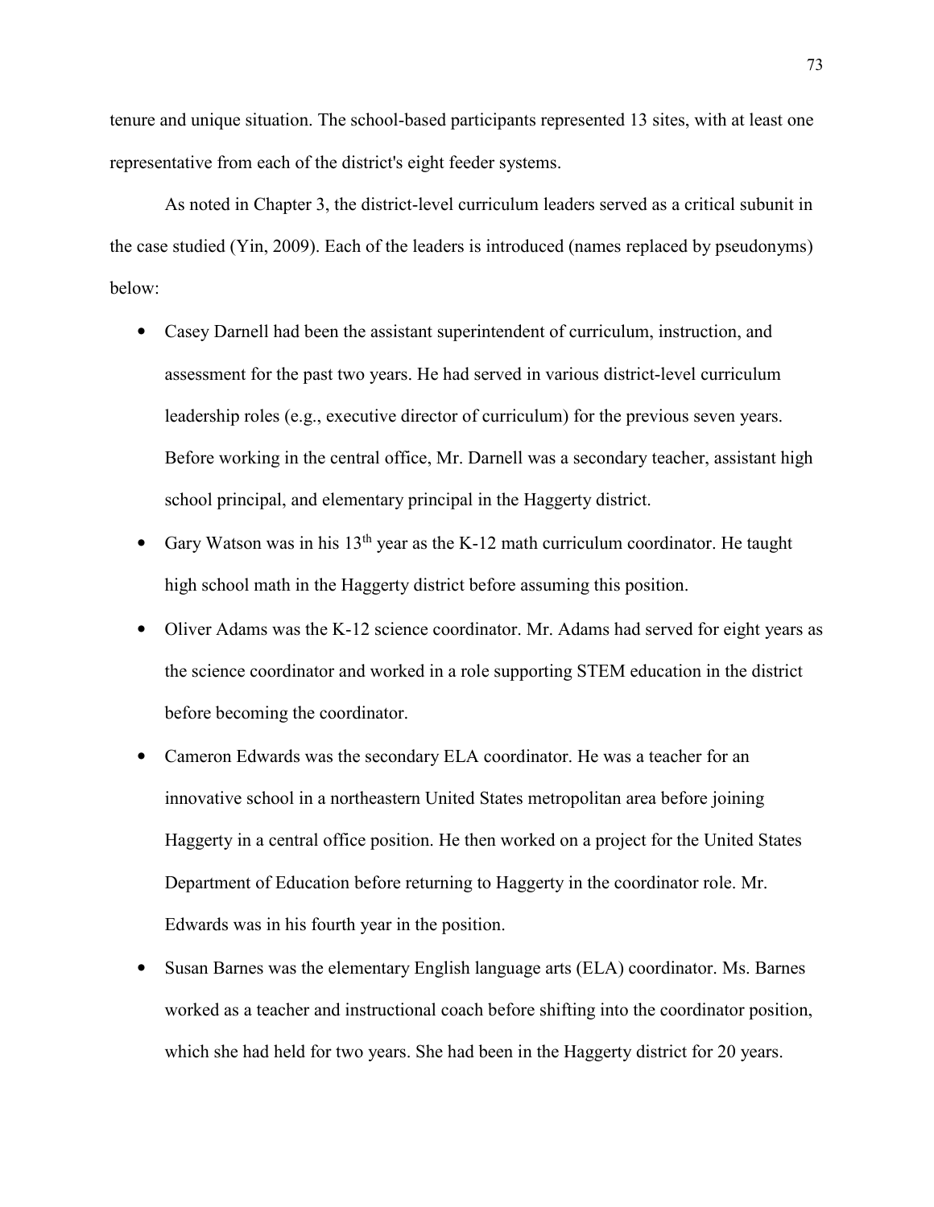tenure and unique situation. The school-based participants represented 13 sites, with at least one representative from each of the district's eight feeder systems.

As noted in Chapter 3, the district-level curriculum leaders served as a critical subunit in the case studied (Yin, 2009). Each of the leaders is introduced (names replaced by pseudonyms) below:

- Casey Darnell had been the assistant superintendent of curriculum, instruction, and assessment for the past two years. He had served in various district-level curriculum leadership roles (e.g., executive director of curriculum) for the previous seven years. Before working in the central office, Mr. Darnell was a secondary teacher, assistant high school principal, and elementary principal in the Haggerty district.
- Gary Watson was in his 13th year as the K-12 math curriculum coordinator. He taught high school math in the Haggerty district before assuming this position.
- Oliver Adams was the K-12 science coordinator. Mr. Adams had served for eight years as the science coordinator and worked in a role supporting STEM education in the district before becoming the coordinator.
- Cameron Edwards was the secondary ELA coordinator. He was a teacher for an innovative school in a northeastern United States metropolitan area before joining Haggerty in a central office position. He then worked on a project for the United States Department of Education before returning to Haggerty in the coordinator role. Mr. Edwards was in his fourth year in the position.
- Susan Barnes was the elementary English language arts (ELA) coordinator. Ms. Barnes worked as a teacher and instructional coach before shifting into the coordinator position, which she had held for two years. She had been in the Haggerty district for 20 years.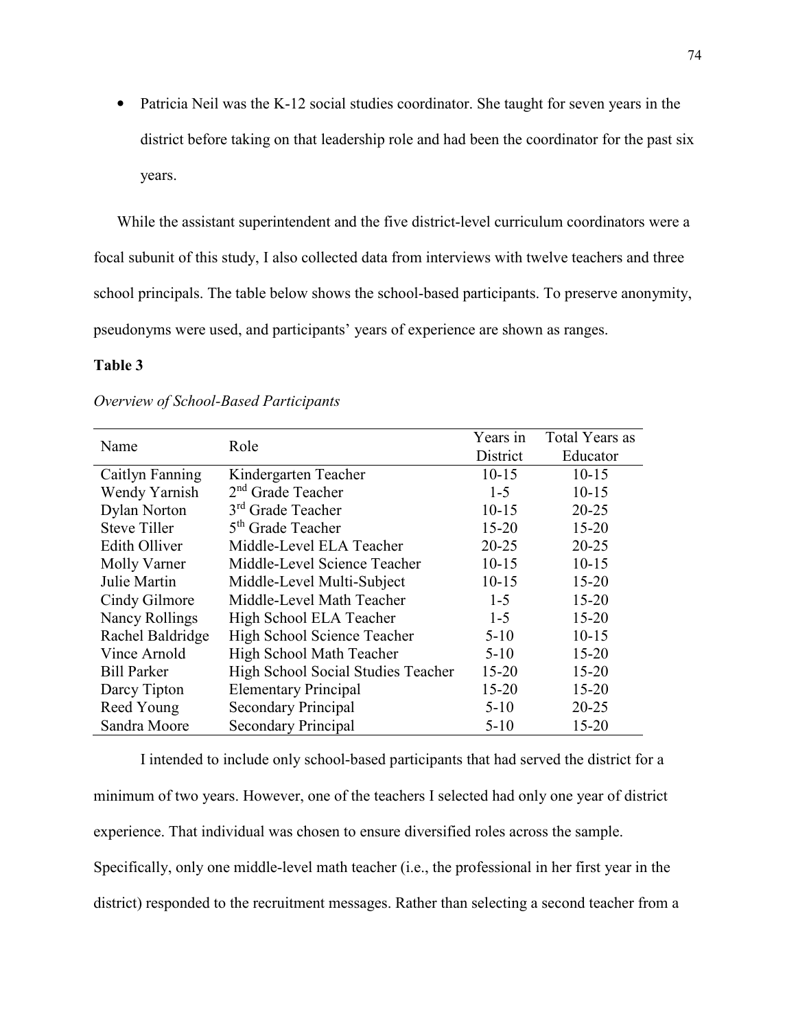- Patricia Neil was the K-12 social studies coordinator. She taught for seven years in the district before taking on that leadership role and had been the coordinator for the past six years.

While the assistant superintendent and the five district-level curriculum coordinators were a focal subunit of this study, I also collected data from interviews with twelve teachers and three school principals. The table below shows the school-based participants. To preserve anonymity, pseudonyms were used, and participants' years of experience are shown as ranges.

**Table 3**

*Overview of School-Based Participants*

| Name | Role | Years in District | Total Years as Educator |
|---|---|---|---|
| Caitlyn Fanning | Kindergarten Teacher | 10-15 | 10-15 |
| Wendy Yarnish | 2nd Grade Teacher | 1-5 | 10-15 |
| Dylan Norton | 3rd Grade Teacher | 10-15 | 20-25 |
| Steve Tiller | 5th Grade Teacher | 15-20 | 15-20 |
| Edith Olliver | Middle-Level ELA Teacher | 20-25 | 20-25 |
| Molly Varner | Middle-Level Science Teacher | 10-15 | 10-15 |
| Julie Martin | Middle-Level Multi-Subject | 10-15 | 15-20 |
| Cindy Gilmore | Middle-Level Math Teacher | 1-5 | 15-20 |
| Nancy Rollings | High School ELA Teacher | 1-5 | 15-20 |
| Rachel Baldridge | High School Science Teacher | 5-10 | 10-15 |
| Vince Arnold | High School Math Teacher | 5-10 | 15-20 |
| Bill Parker | High School Social Studies Teacher | 15-20 | 15-20 |
| Darcy Tipton | Elementary Principal | 15-20 | 15-20 |
| Reed Young | Secondary Principal | 5-10 | 20-25 |
| Sandra Moore | Secondary Principal | 5-10 | 15-20 |

I intended to include only school-based participants that had served the district for a minimum of two years. However, one of the teachers I selected had only one year of district experience. That individual was chosen to ensure diversified roles across the sample. Specifically, only one middle-level math teacher (i.e., the professional in her first year in the district) responded to the recruitment messages. Rather than selecting a second teacher from a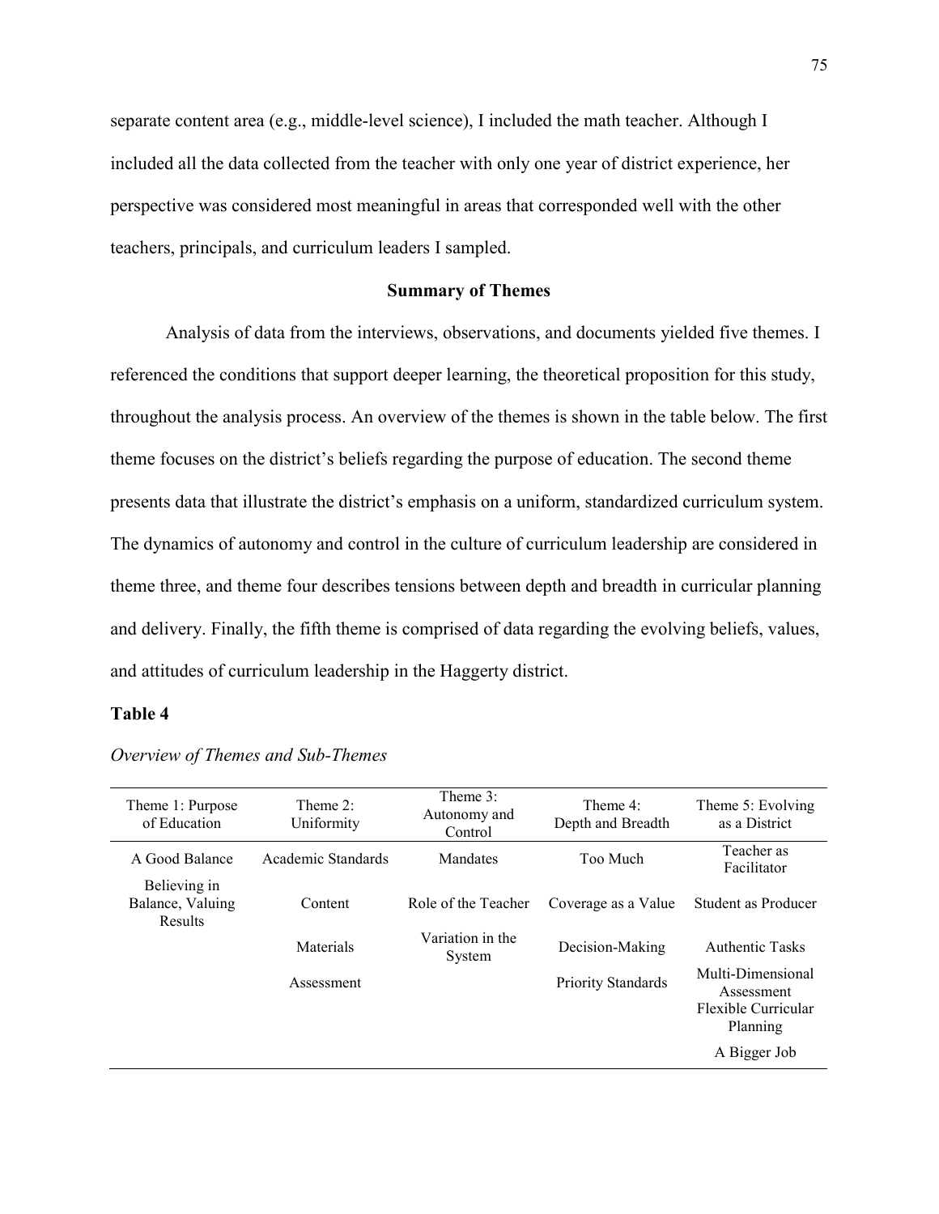separate content area (e.g., middle-level science), I included the math teacher. Although I included all the data collected from the teacher with only one year of district experience, her perspective was considered most meaningful in areas that corresponded well with the other teachers, principals, and curriculum leaders I sampled.

## Summary of Themes

Analysis of data from the interviews, observations, and documents yielded five themes. I referenced the conditions that support deeper learning, the theoretical proposition for this study, throughout the analysis process. An overview of the themes is shown in the table below. The first theme focuses on the district's beliefs regarding the purpose of education. The second theme presents data that illustrate the district's emphasis on a uniform, standardized curriculum system. The dynamics of autonomy and control in the culture of curriculum leadership are considered in theme three, and theme four describes tensions between depth and breadth in curricular planning and delivery. Finally, the fifth theme is comprised of data regarding the evolving beliefs, values, and attitudes of curriculum leadership in the Haggerty district.

**Table 4**

*Overview of Themes and Sub-Themes*

| Theme 1: Purpose of Education | Theme 2: Uniformity | Theme 3: Autonomy and Control | Theme 4: Depth and Breadth | Theme 5: Evolving as a District |
|---|---|---|---|---|
| A Good Balance | Academic Standards | Mandates | Too Much | Teacher as Facilitator |
| Believing in Balance, Valuing Results | Content | Role of the Teacher | Coverage as a Value | Student as Producer |
| | Materials | Variation in the System | Decision-Making | Authentic Tasks |
| | Assessment | | Priority Standards | Multi-Dimensional Assessment |
| | | | | Flexible Curricular Planning |
| | | | | A Bigger Job |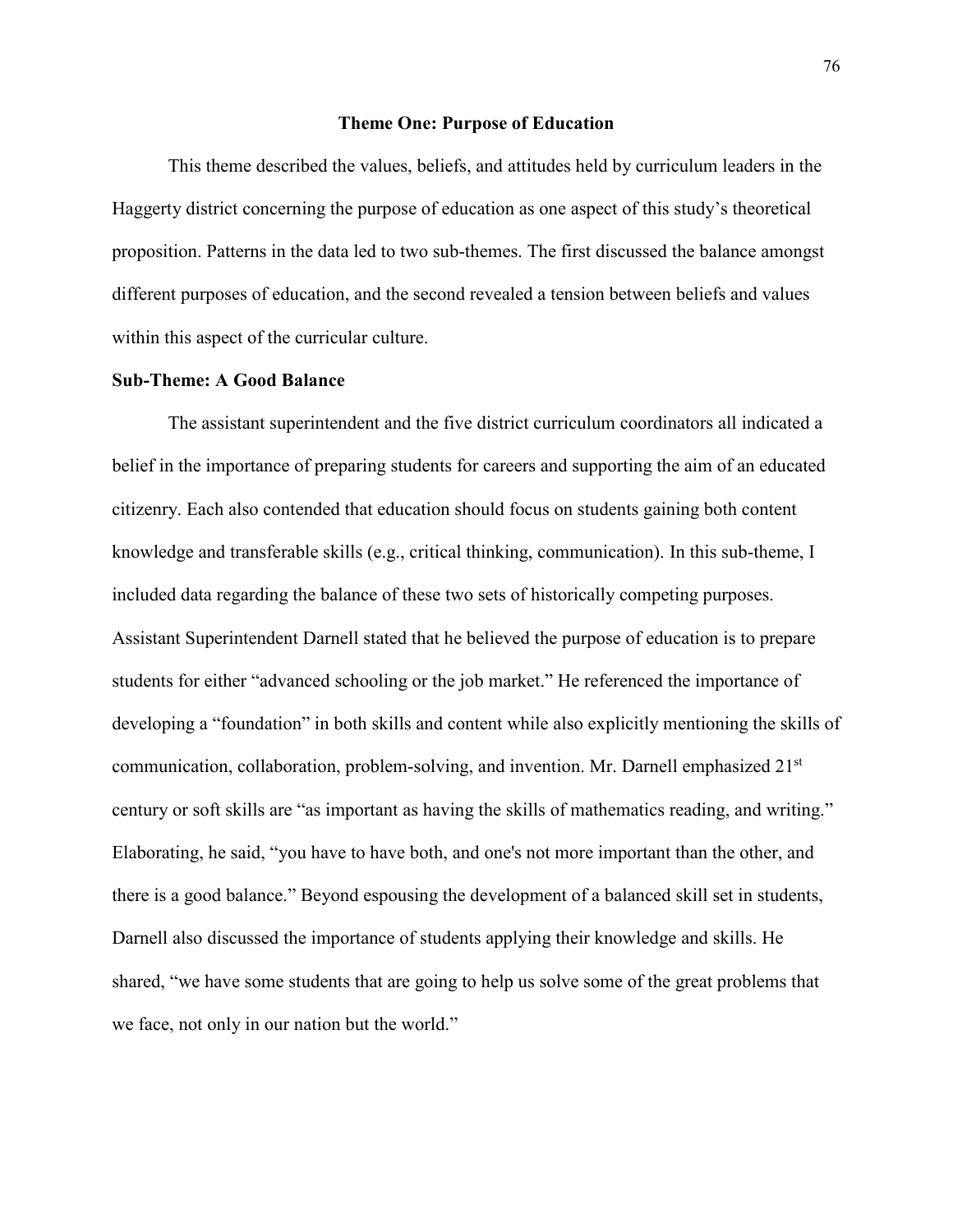## Theme One: Purpose of Education

This theme described the values, beliefs, and attitudes held by curriculum leaders in the Haggerty district concerning the purpose of education as one aspect of this study's theoretical proposition. Patterns in the data led to two sub-themes. The first discussed the balance amongst different purposes of education, and the second revealed a tension between beliefs and values within this aspect of the curricular culture.

### Sub-Theme: A Good Balance

The assistant superintendent and the five district curriculum coordinators all indicated a belief in the importance of preparing students for careers and supporting the aim of an educated citizenry. Each also contended that education should focus on students gaining both content knowledge and transferable skills (e.g., critical thinking, communication). In this sub-theme, I included data regarding the balance of these two sets of historically competing purposes. Assistant Superintendent Darnell stated that he believed the purpose of education is to prepare students for either "advanced schooling or the job market." He referenced the importance of developing a "foundation" in both skills and content while also explicitly mentioning the skills of communication, collaboration, problem-solving, and invention. Mr. Darnell emphasized 21st century or soft skills are "as important as having the skills of mathematics reading, and writing." Elaborating, he said, "you have to have both, and one's not more important than the other, and there is a good balance." Beyond espousing the development of a balanced skill set in students, Darnell also discussed the importance of students applying their knowledge and skills. He shared, "we have some students that are going to help us solve some of the great problems that we face, not only in our nation but the world."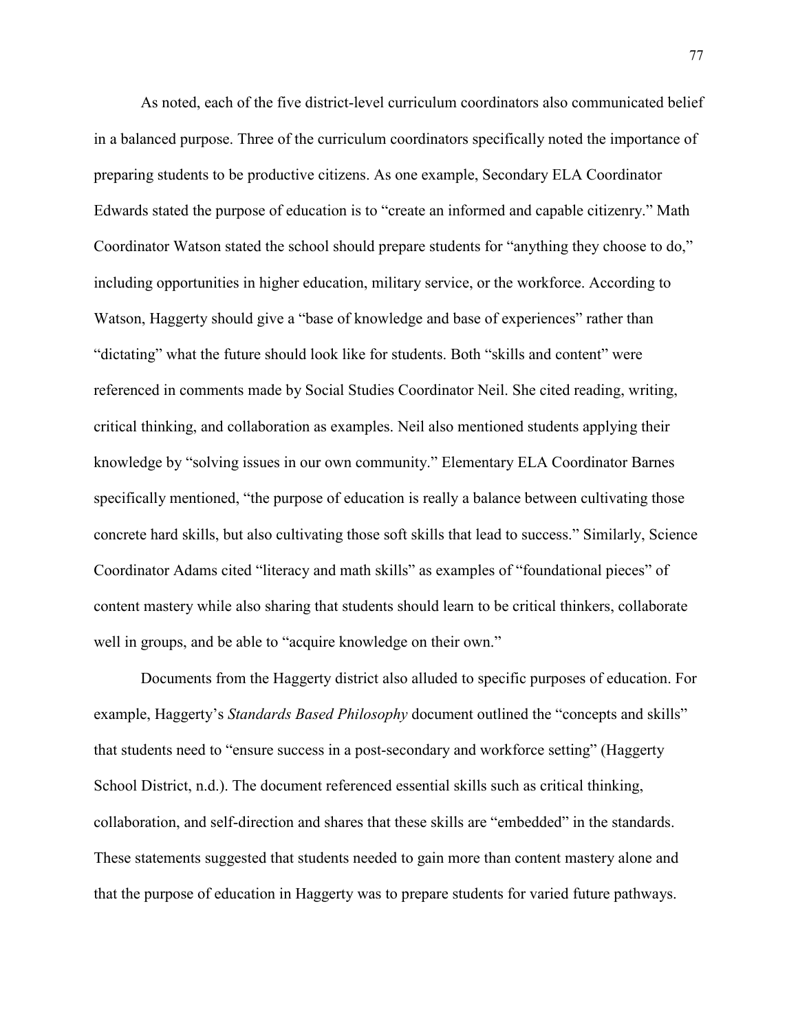As noted, each of the five district-level curriculum coordinators also communicated belief in a balanced purpose. Three of the curriculum coordinators specifically noted the importance of preparing students to be productive citizens. As one example, Secondary ELA Coordinator Edwards stated the purpose of education is to "create an informed and capable citizenry." Math Coordinator Watson stated the school should prepare students for "anything they choose to do," including opportunities in higher education, military service, or the workforce. According to Watson, Haggerty should give a "base of knowledge and base of experiences" rather than "dictating" what the future should look like for students. Both "skills and content" were referenced in comments made by Social Studies Coordinator Neil. She cited reading, writing, critical thinking, and collaboration as examples. Neil also mentioned students applying their knowledge by "solving issues in our own community." Elementary ELA Coordinator Barnes specifically mentioned, "the purpose of education is really a balance between cultivating those concrete hard skills, but also cultivating those soft skills that lead to success." Similarly, Science Coordinator Adams cited "literacy and math skills" as examples of "foundational pieces" of content mastery while also sharing that students should learn to be critical thinkers, collaborate well in groups, and be able to "acquire knowledge on their own."

Documents from the Haggerty district also alluded to specific purposes of education. For example, Haggerty's *Standards Based Philosophy* document outlined the "concepts and skills" that students need to "ensure success in a post-secondary and workforce setting" (Haggerty School District, n.d.). The document referenced essential skills such as critical thinking, collaboration, and self-direction and shares that these skills are "embedded" in the standards. These statements suggested that students needed to gain more than content mastery alone and that the purpose of education in Haggerty was to prepare students for varied future pathways.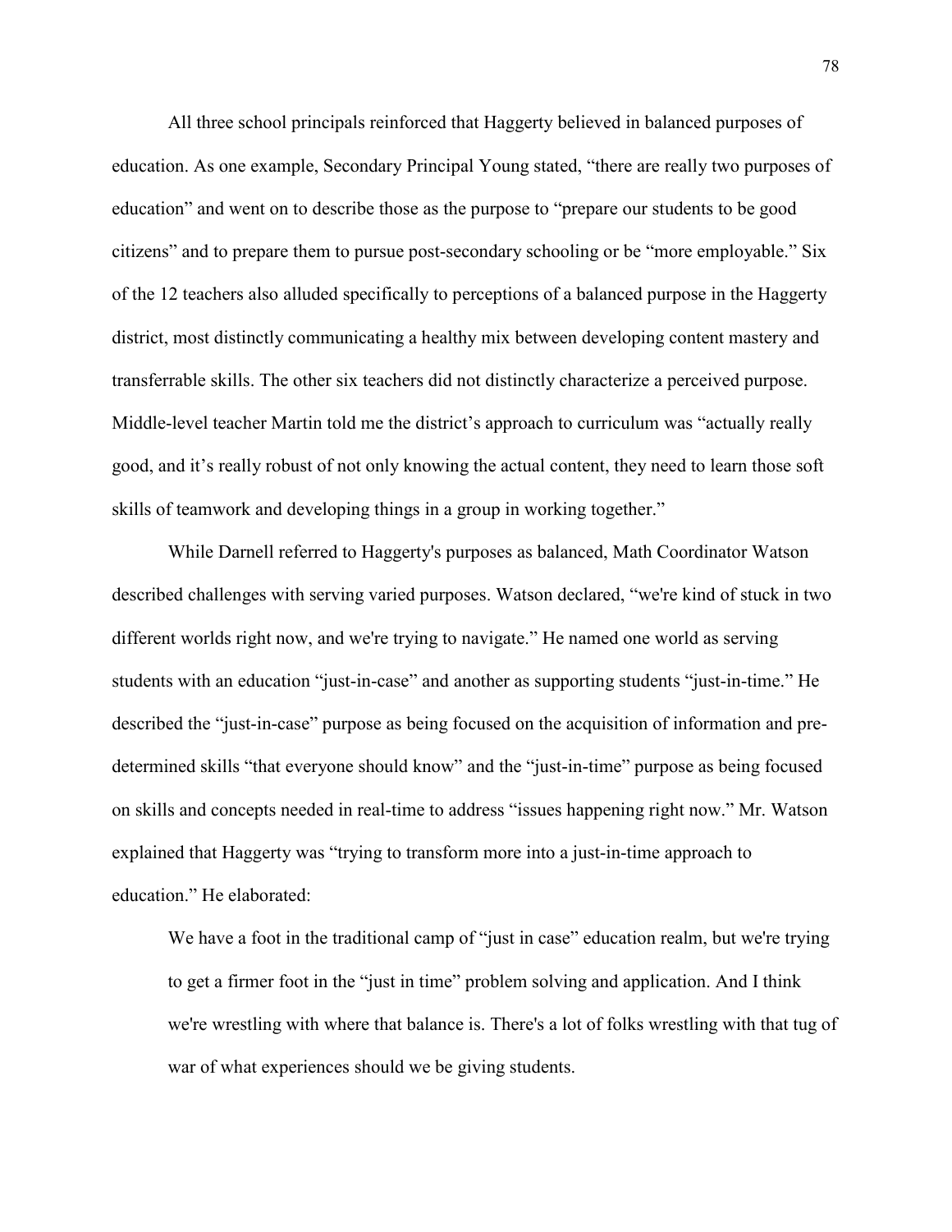All three school principals reinforced that Haggerty believed in balanced purposes of education. As one example, Secondary Principal Young stated, "there are really two purposes of education" and went on to describe those as the purpose to "prepare our students to be good citizens" and to prepare them to pursue post-secondary schooling or be "more employable." Six of the 12 teachers also alluded specifically to perceptions of a balanced purpose in the Haggerty district, most distinctly communicating a healthy mix between developing content mastery and transferrable skills. The other six teachers did not distinctly characterize a perceived purpose. Middle-level teacher Martin told me the district's approach to curriculum was "actually really good, and it's really robust of not only knowing the actual content, they need to learn those soft skills of teamwork and developing things in a group in working together."

While Darnell referred to Haggerty's purposes as balanced, Math Coordinator Watson described challenges with serving varied purposes. Watson declared, "we're kind of stuck in two different worlds right now, and we're trying to navigate." He named one world as serving students with an education "just-in-case" and another as supporting students "just-in-time." He described the "just-in-case" purpose as being focused on the acquisition of information and pre-determined skills "that everyone should know" and the "just-in-time" purpose as being focused on skills and concepts needed in real-time to address "issues happening right now." Mr. Watson explained that Haggerty was "trying to transform more into a just-in-time approach to education." He elaborated:

> We have a foot in the traditional camp of "just in case" education realm, but we're trying to get a firmer foot in the "just in time" problem solving and application. And I think we're wrestling with where that balance is. There's a lot of folks wrestling with that tug of war of what experiences should we be giving students.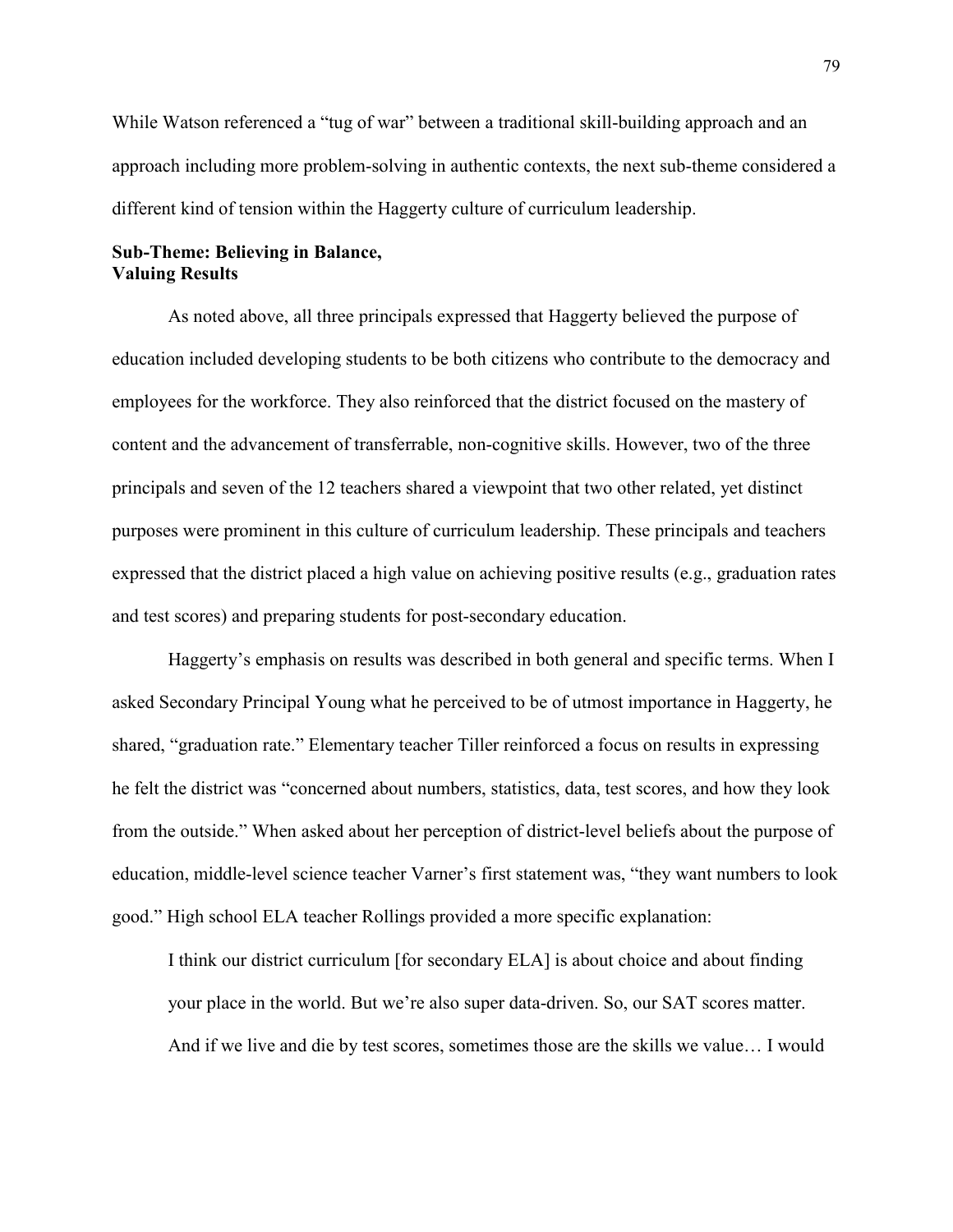While Watson referenced a "tug of war" between a traditional skill-building approach and an approach including more problem-solving in authentic contexts, the next sub-theme considered a different kind of tension within the Haggerty culture of curriculum leadership.

### Sub-Theme: Believing in Balance, Valuing Results

As noted above, all three principals expressed that Haggerty believed the purpose of education included developing students to be both citizens who contribute to the democracy and employees for the workforce. They also reinforced that the district focused on the mastery of content and the advancement of transferrable, non-cognitive skills. However, two of the three principals and seven of the 12 teachers shared a viewpoint that two other related, yet distinct purposes were prominent in this culture of curriculum leadership. These principals and teachers expressed that the district placed a high value on achieving positive results (e.g., graduation rates and test scores) and preparing students for post-secondary education.

Haggerty's emphasis on results was described in both general and specific terms. When I asked Secondary Principal Young what he perceived to be of utmost importance in Haggerty, he shared, "graduation rate." Elementary teacher Tiller reinforced a focus on results in expressing he felt the district was "concerned about numbers, statistics, data, test scores, and how they look from the outside." When asked about her perception of district-level beliefs about the purpose of education, middle-level science teacher Varner's first statement was, "they want numbers to look good." High school ELA teacher Rollings provided a more specific explanation:

> I think our district curriculum [for secondary ELA] is about choice and about finding your place in the world. But we're also super data-driven. So, our SAT scores matter. And if we live and die by test scores, sometimes those are the skills we value… I would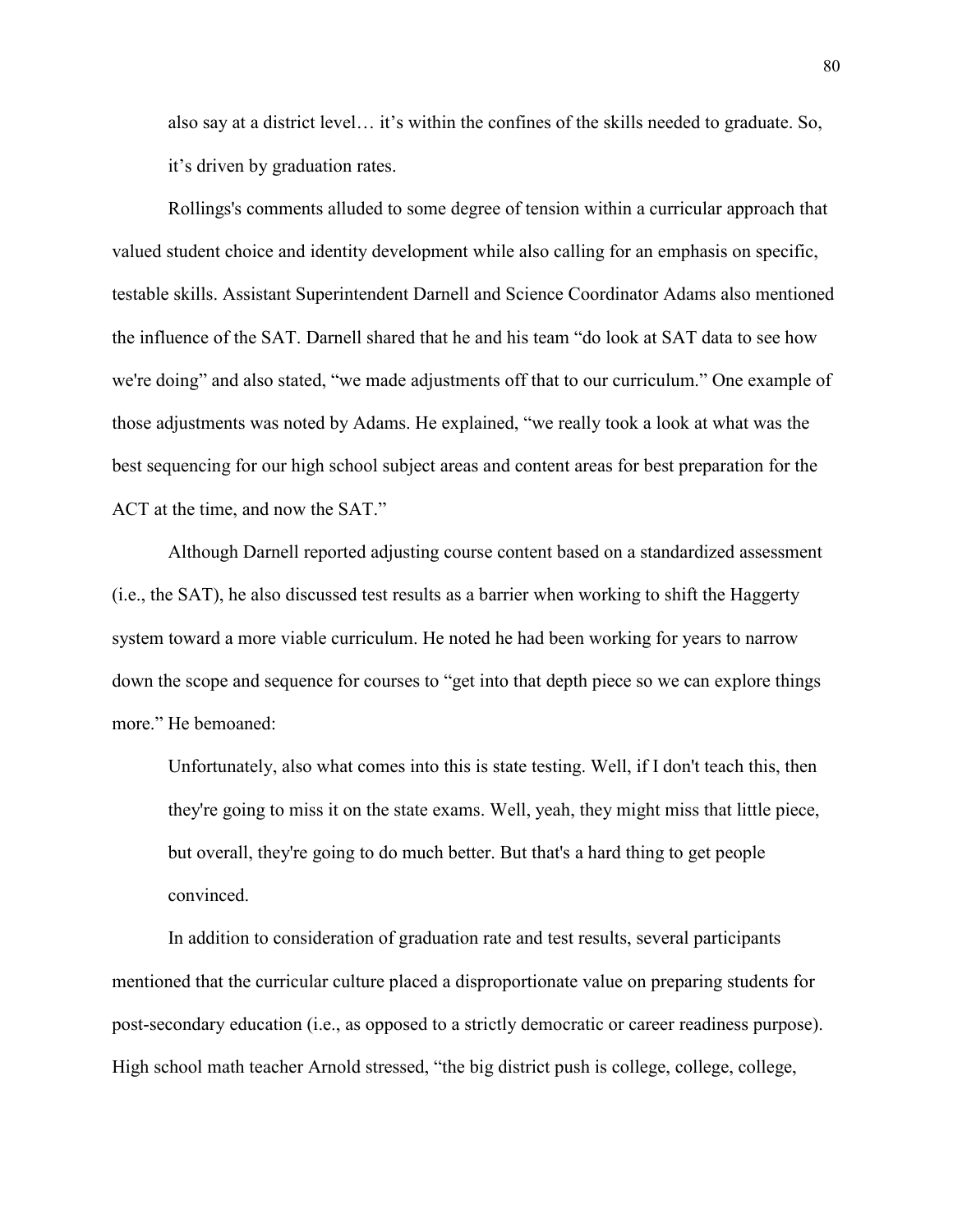also say at a district level… it's within the confines of the skills needed to graduate. So, it's driven by graduation rates.

Rollings's comments alluded to some degree of tension within a curricular approach that valued student choice and identity development while also calling for an emphasis on specific, testable skills. Assistant Superintendent Darnell and Science Coordinator Adams also mentioned the influence of the SAT. Darnell shared that he and his team "do look at SAT data to see how we're doing" and also stated, "we made adjustments off that to our curriculum." One example of those adjustments was noted by Adams. He explained, "we really took a look at what was the best sequencing for our high school subject areas and content areas for best preparation for the ACT at the time, and now the SAT."

Although Darnell reported adjusting course content based on a standardized assessment (i.e., the SAT), he also discussed test results as a barrier when working to shift the Haggerty system toward a more viable curriculum. He noted he had been working for years to narrow down the scope and sequence for courses to "get into that depth piece so we can explore things more." He bemoaned:

> Unfortunately, also what comes into this is state testing. Well, if I don't teach this, then they're going to miss it on the state exams. Well, yeah, they might miss that little piece, but overall, they're going to do much better. But that's a hard thing to get people convinced.

In addition to consideration of graduation rate and test results, several participants mentioned that the curricular culture placed a disproportionate value on preparing students for post-secondary education (i.e., as opposed to a strictly democratic or career readiness purpose). High school math teacher Arnold stressed, "the big district push is college, college, college,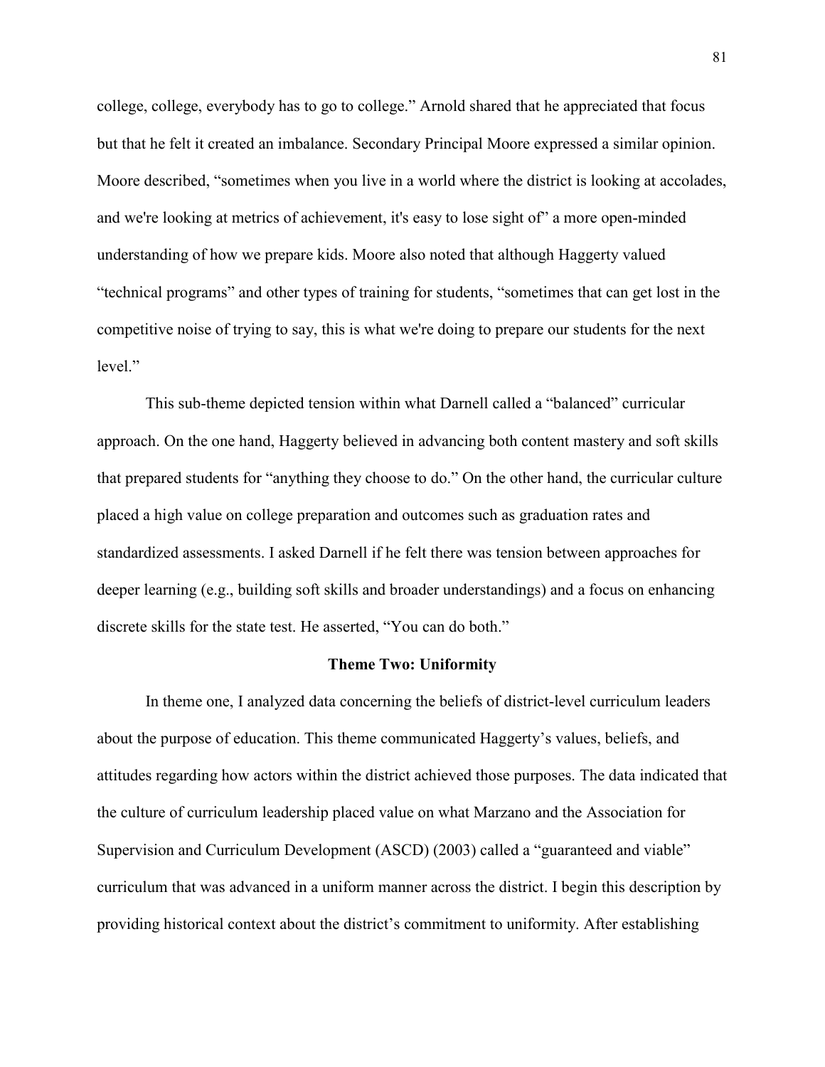college, college, everybody has to go to college." Arnold shared that he appreciated that focus but that he felt it created an imbalance. Secondary Principal Moore expressed a similar opinion. Moore described, "sometimes when you live in a world where the district is looking at accolades, and we're looking at metrics of achievement, it's easy to lose sight of" a more open-minded understanding of how we prepare kids. Moore also noted that although Haggerty valued "technical programs" and other types of training for students, "sometimes that can get lost in the competitive noise of trying to say, this is what we're doing to prepare our students for the next level."

This sub-theme depicted tension within what Darnell called a "balanced" curricular approach. On the one hand, Haggerty believed in advancing both content mastery and soft skills that prepared students for "anything they choose to do." On the other hand, the curricular culture placed a high value on college preparation and outcomes such as graduation rates and standardized assessments. I asked Darnell if he felt there was tension between approaches for deeper learning (e.g., building soft skills and broader understandings) and a focus on enhancing discrete skills for the state test. He asserted, "You can do both."

## Theme Two: Uniformity

In theme one, I analyzed data concerning the beliefs of district-level curriculum leaders about the purpose of education. This theme communicated Haggerty's values, beliefs, and attitudes regarding how actors within the district achieved those purposes. The data indicated that the culture of curriculum leadership placed value on what Marzano and the Association for Supervision and Curriculum Development (ASCD) (2003) called a "guaranteed and viable" curriculum that was advanced in a uniform manner across the district. I begin this description by providing historical context about the district's commitment to uniformity. After establishing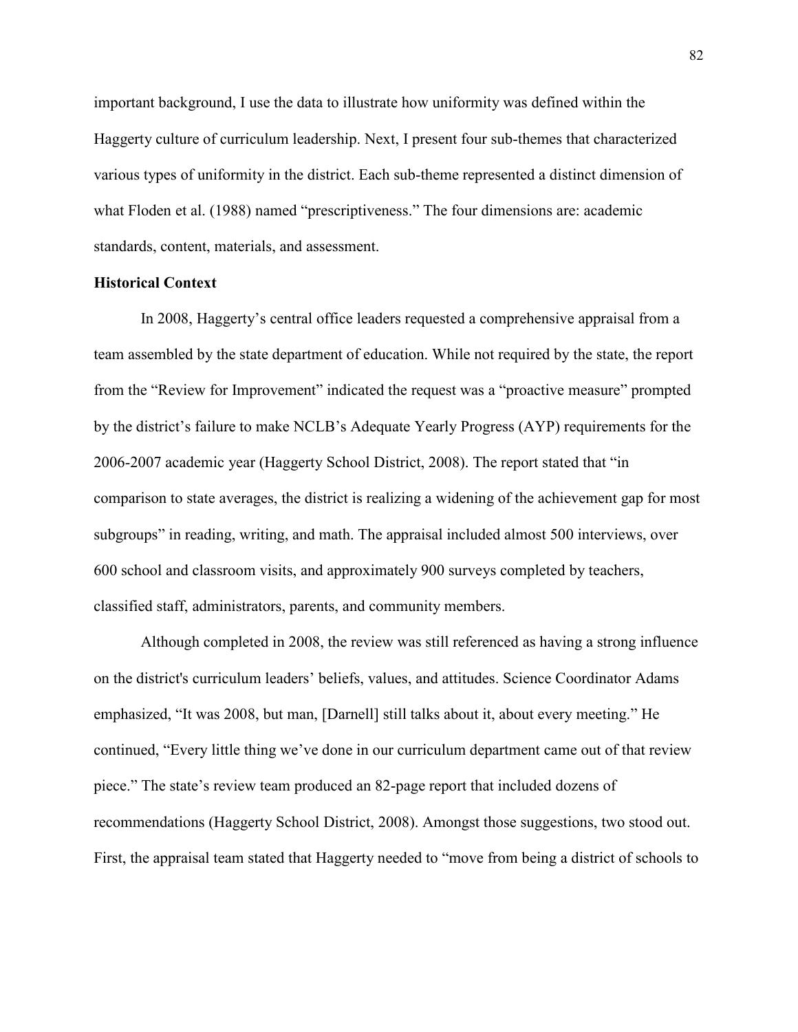important background, I use the data to illustrate how uniformity was defined within the Haggerty culture of curriculum leadership. Next, I present four sub-themes that characterized various types of uniformity in the district. Each sub-theme represented a distinct dimension of what Floden et al. (1988) named "prescriptiveness." The four dimensions are: academic standards, content, materials, and assessment.

**Historical Context**

In 2008, Haggerty's central office leaders requested a comprehensive appraisal from a team assembled by the state department of education. While not required by the state, the report from the "Review for Improvement" indicated the request was a "proactive measure" prompted by the district's failure to make NCLB's Adequate Yearly Progress (AYP) requirements for the 2006-2007 academic year (Haggerty School District, 2008). The report stated that "in comparison to state averages, the district is realizing a widening of the achievement gap for most subgroups" in reading, writing, and math. The appraisal included almost 500 interviews, over 600 school and classroom visits, and approximately 900 surveys completed by teachers, classified staff, administrators, parents, and community members.

Although completed in 2008, the review was still referenced as having a strong influence on the district's curriculum leaders' beliefs, values, and attitudes. Science Coordinator Adams emphasized, "It was 2008, but man, [Darnell] still talks about it, about every meeting." He continued, "Every little thing we've done in our curriculum department came out of that review piece." The state's review team produced an 82-page report that included dozens of recommendations (Haggerty School District, 2008). Amongst those suggestions, two stood out. First, the appraisal team stated that Haggerty needed to "move from being a district of schools to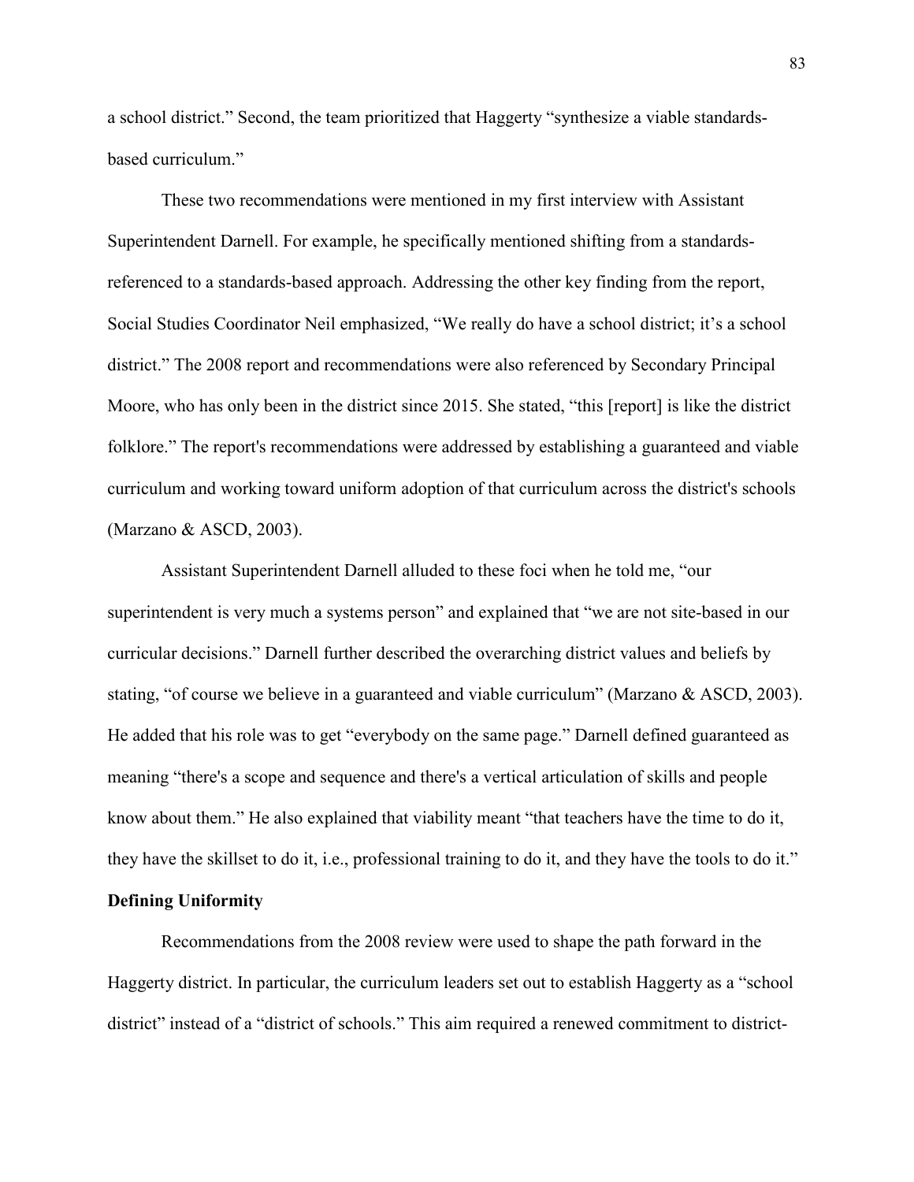a school district." Second, the team prioritized that Haggerty "synthesize a viable standards-based curriculum."

These two recommendations were mentioned in my first interview with Assistant Superintendent Darnell. For example, he specifically mentioned shifting from a standards-referenced to a standards-based approach. Addressing the other key finding from the report, Social Studies Coordinator Neil emphasized, "We really do have a school district; it's a school district." The 2008 report and recommendations were also referenced by Secondary Principal Moore, who has only been in the district since 2015. She stated, "this [report] is like the district folklore." The report's recommendations were addressed by establishing a guaranteed and viable curriculum and working toward uniform adoption of that curriculum across the district's schools (Marzano & ASCD, 2003).

Assistant Superintendent Darnell alluded to these foci when he told me, "our superintendent is very much a systems person" and explained that "we are not site-based in our curricular decisions." Darnell further described the overarching district values and beliefs by stating, "of course we believe in a guaranteed and viable curriculum" (Marzano & ASCD, 2003). He added that his role was to get "everybody on the same page." Darnell defined guaranteed as meaning "there's a scope and sequence and there's a vertical articulation of skills and people know about them." He also explained that viability meant "that teachers have the time to do it, they have the skillset to do it, i.e., professional training to do it, and they have the tools to do it."

**Defining Uniformity**

Recommendations from the 2008 review were used to shape the path forward in the Haggerty district. In particular, the curriculum leaders set out to establish Haggerty as a "school district" instead of a "district of schools." This aim required a renewed commitment to district-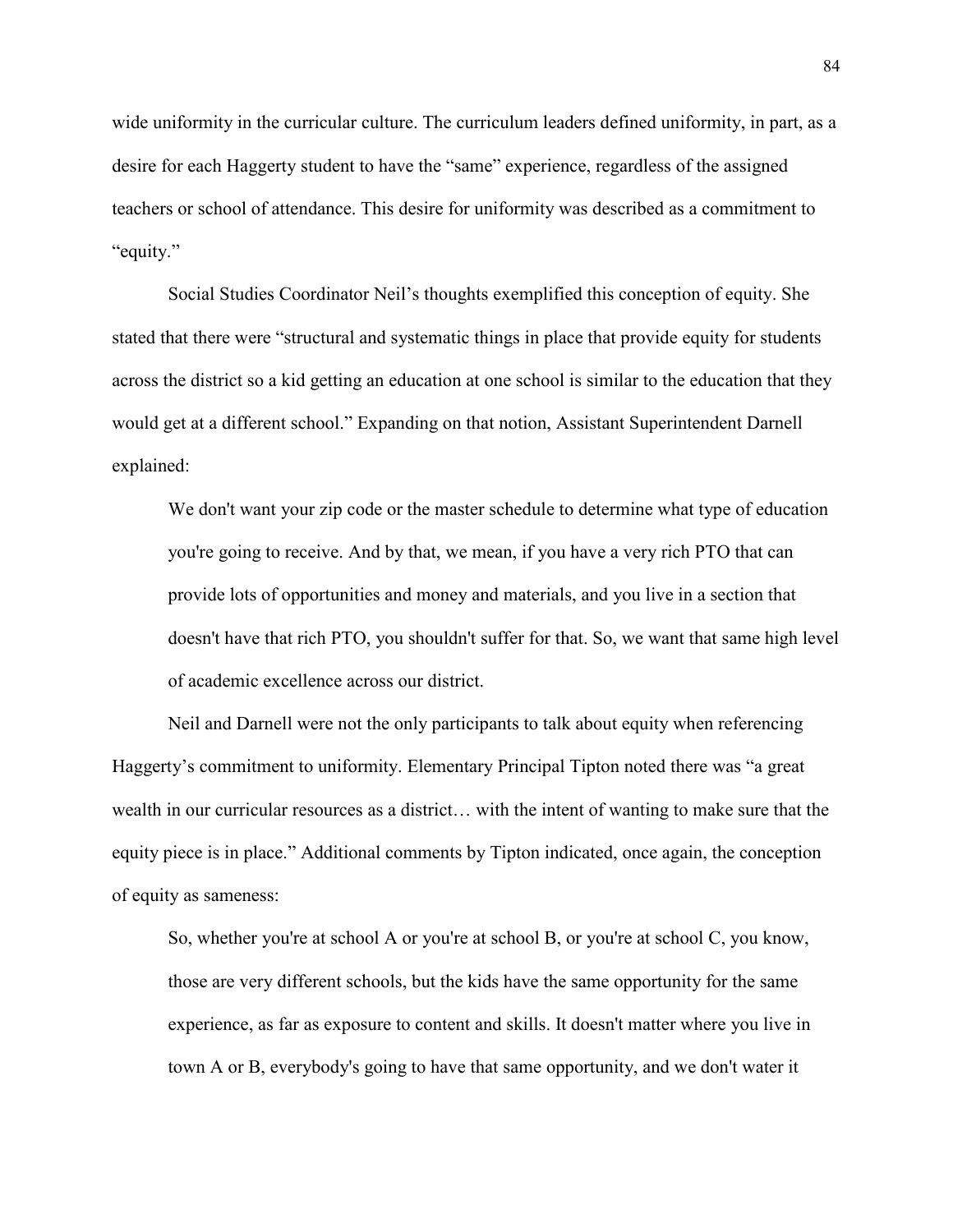wide uniformity in the curricular culture. The curriculum leaders defined uniformity, in part, as a desire for each Haggerty student to have the "same" experience, regardless of the assigned teachers or school of attendance. This desire for uniformity was described as a commitment to "equity."

Social Studies Coordinator Neil's thoughts exemplified this conception of equity. She stated that there were "structural and systematic things in place that provide equity for students across the district so a kid getting an education at one school is similar to the education that they would get at a different school." Expanding on that notion, Assistant Superintendent Darnell explained:

> We don't want your zip code or the master schedule to determine what type of education you're going to receive. And by that, we mean, if you have a very rich PTO that can provide lots of opportunities and money and materials, and you live in a section that doesn't have that rich PTO, you shouldn't suffer for that. So, we want that same high level of academic excellence across our district.

Neil and Darnell were not the only participants to talk about equity when referencing Haggerty's commitment to uniformity. Elementary Principal Tipton noted there was "a great wealth in our curricular resources as a district… with the intent of wanting to make sure that the equity piece is in place." Additional comments by Tipton indicated, once again, the conception of equity as sameness:

> So, whether you're at school A or you're at school B, or you're at school C, you know, those are very different schools, but the kids have the same opportunity for the same experience, as far as exposure to content and skills. It doesn't matter where you live in town A or B, everybody's going to have that same opportunity, and we don't water it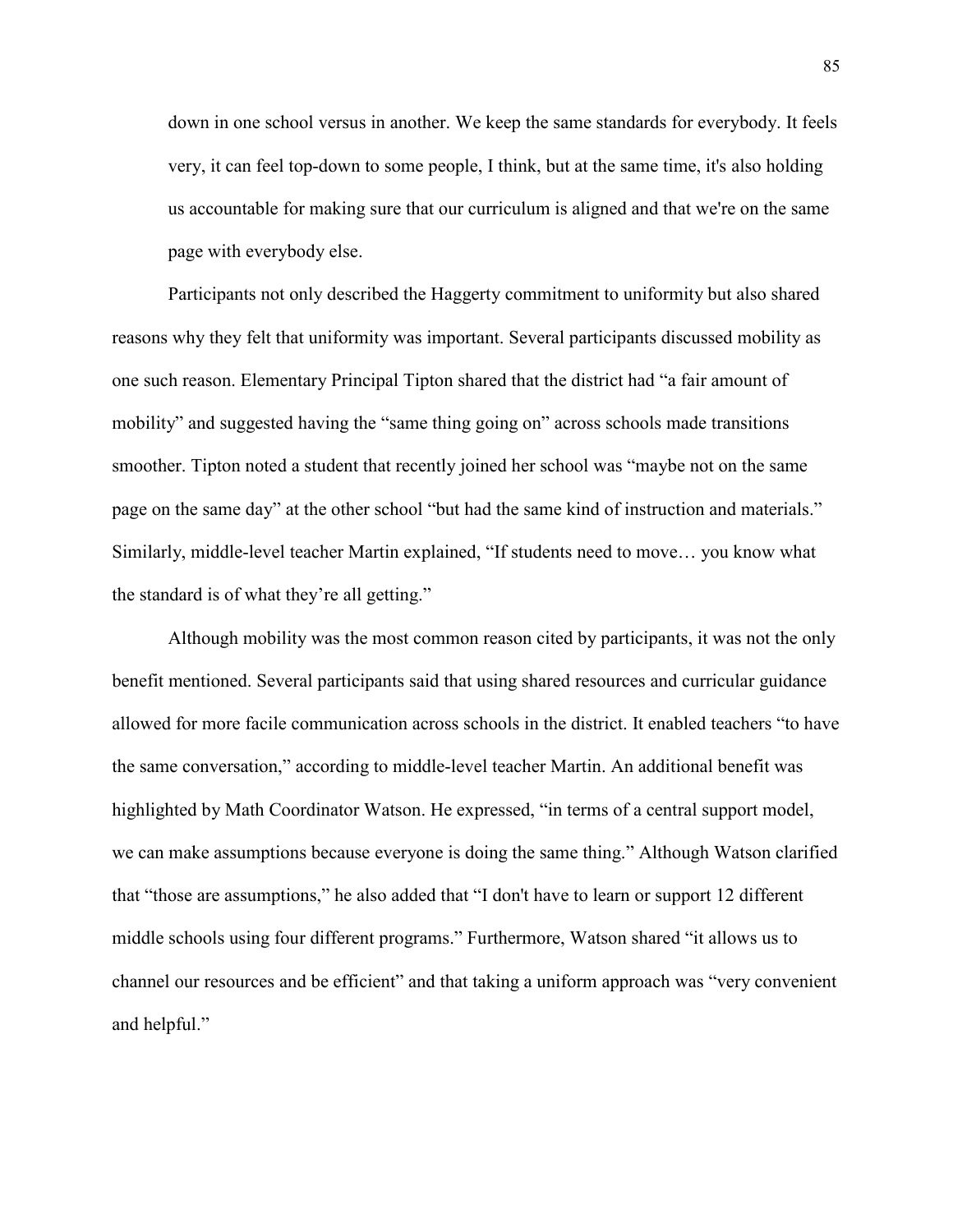> down in one school versus in another. We keep the same standards for everybody. It feels very, it can feel top-down to some people, I think, but at the same time, it's also holding us accountable for making sure that our curriculum is aligned and that we're on the same page with everybody else.

Participants not only described the Haggerty commitment to uniformity but also shared reasons why they felt that uniformity was important. Several participants discussed mobility as one such reason. Elementary Principal Tipton shared that the district had "a fair amount of mobility" and suggested having the "same thing going on" across schools made transitions smoother. Tipton noted a student that recently joined her school was "maybe not on the same page on the same day" at the other school "but had the same kind of instruction and materials." Similarly, middle-level teacher Martin explained, "If students need to move… you know what the standard is of what they're all getting."

Although mobility was the most common reason cited by participants, it was not the only benefit mentioned. Several participants said that using shared resources and curricular guidance allowed for more facile communication across schools in the district. It enabled teachers "to have the same conversation," according to middle-level teacher Martin. An additional benefit was highlighted by Math Coordinator Watson. He expressed, "in terms of a central support model, we can make assumptions because everyone is doing the same thing." Although Watson clarified that "those are assumptions," he also added that "I don't have to learn or support 12 different middle schools using four different programs." Furthermore, Watson shared "it allows us to channel our resources and be efficient" and that taking a uniform approach was "very convenient and helpful."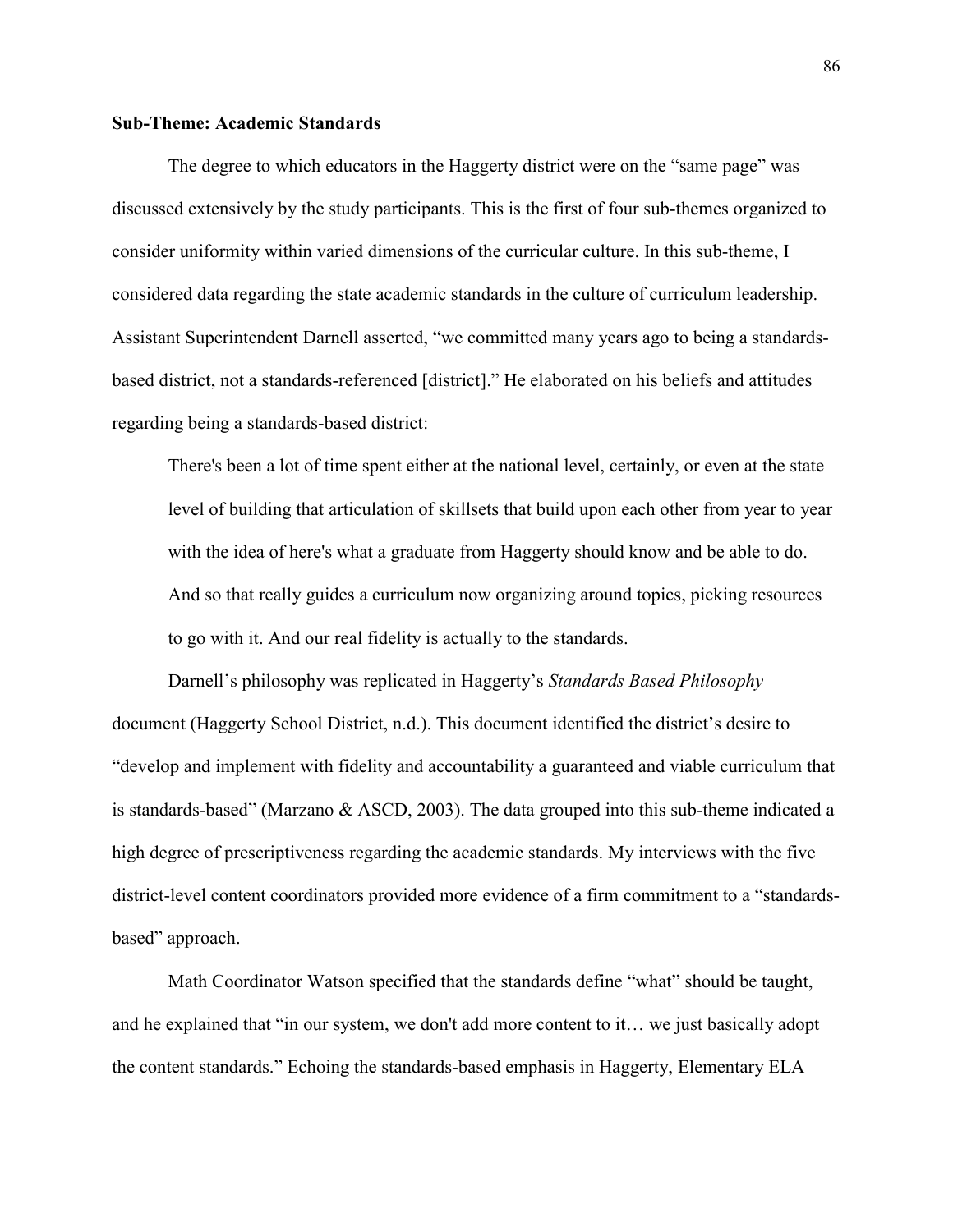**Sub-Theme: Academic Standards**

The degree to which educators in the Haggerty district were on the "same page" was discussed extensively by the study participants. This is the first of four sub-themes organized to consider uniformity within varied dimensions of the curricular culture. In this sub-theme, I considered data regarding the state academic standards in the culture of curriculum leadership. Assistant Superintendent Darnell asserted, "we committed many years ago to being a standards-based district, not a standards-referenced [district]." He elaborated on his beliefs and attitudes regarding being a standards-based district:

> There's been a lot of time spent either at the national level, certainly, or even at the state level of building that articulation of skillsets that build upon each other from year to year with the idea of here's what a graduate from Haggerty should know and be able to do. And so that really guides a curriculum now organizing around topics, picking resources to go with it. And our real fidelity is actually to the standards.

Darnell's philosophy was replicated in Haggerty's *Standards Based Philosophy* document (Haggerty School District, n.d.). This document identified the district's desire to "develop and implement with fidelity and accountability a guaranteed and viable curriculum that is standards-based" (Marzano & ASCD, 2003). The data grouped into this sub-theme indicated a high degree of prescriptiveness regarding the academic standards. My interviews with the five district-level content coordinators provided more evidence of a firm commitment to a "standards-based" approach.

Math Coordinator Watson specified that the standards define "what" should be taught, and he explained that "in our system, we don't add more content to it… we just basically adopt the content standards." Echoing the standards-based emphasis in Haggerty, Elementary ELA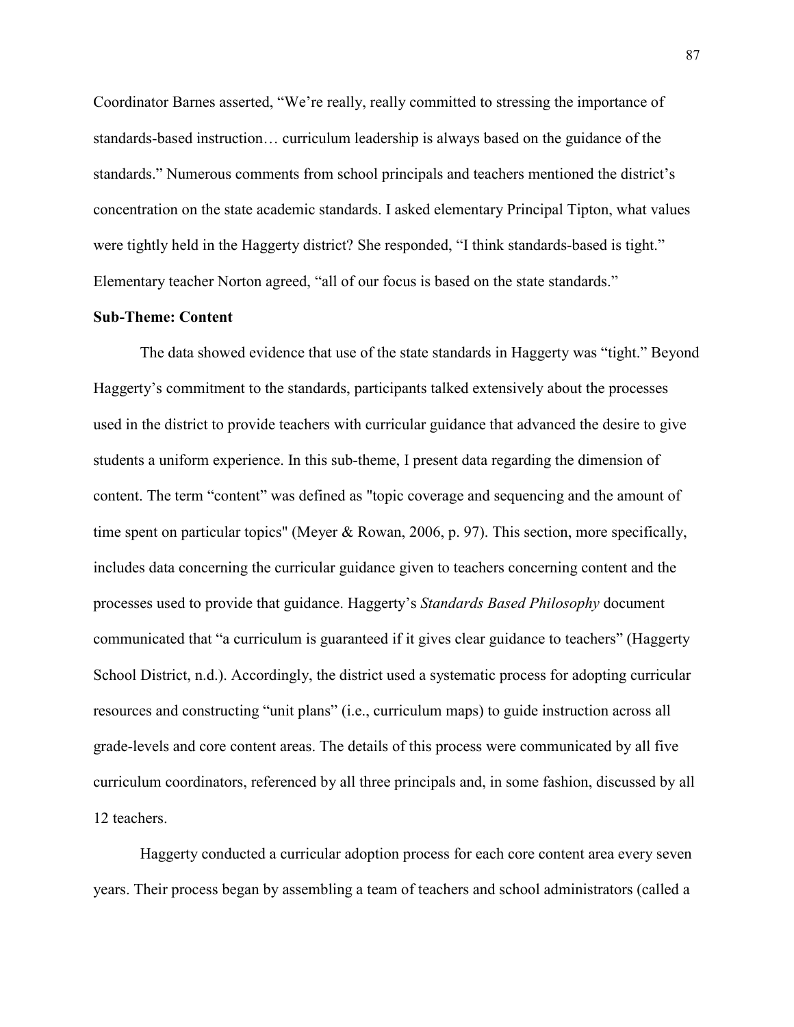Coordinator Barnes asserted, “We’re really, really committed to stressing the importance of standards-based instruction… curriculum leadership is always based on the guidance of the standards.” Numerous comments from school principals and teachers mentioned the district’s concentration on the state academic standards. I asked elementary Principal Tipton, what values were tightly held in the Haggerty district? She responded, “I think standards-based is tight.” Elementary teacher Norton agreed, “all of our focus is based on the state standards.”

**Sub-Theme: Content**

The data showed evidence that use of the state standards in Haggerty was “tight.” Beyond Haggerty’s commitment to the standards, participants talked extensively about the processes used in the district to provide teachers with curricular guidance that advanced the desire to give students a uniform experience. In this sub-theme, I present data regarding the dimension of content. The term “content” was defined as "topic coverage and sequencing and the amount of time spent on particular topics" (Meyer & Rowan, 2006, p. 97). This section, more specifically, includes data concerning the curricular guidance given to teachers concerning content and the processes used to provide that guidance. Haggerty’s *Standards Based Philosophy* document communicated that “a curriculum is guaranteed if it gives clear guidance to teachers” (Haggerty School District, n.d.). Accordingly, the district used a systematic process for adopting curricular resources and constructing “unit plans” (i.e., curriculum maps) to guide instruction across all grade-levels and core content areas. The details of this process were communicated by all five curriculum coordinators, referenced by all three principals and, in some fashion, discussed by all 12 teachers.

Haggerty conducted a curricular adoption process for each core content area every seven years. Their process began by assembling a team of teachers and school administrators (called a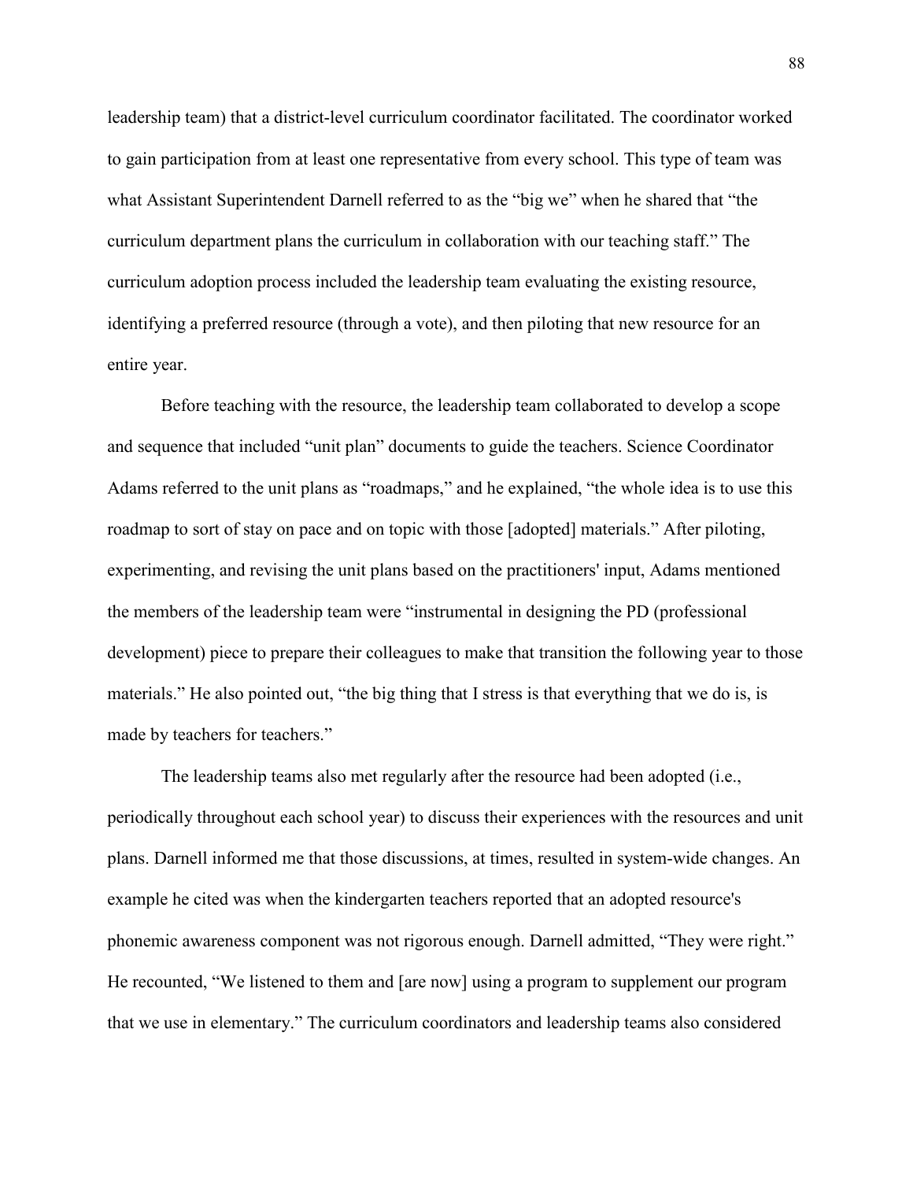leadership team) that a district-level curriculum coordinator facilitated. The coordinator worked to gain participation from at least one representative from every school. This type of team was what Assistant Superintendent Darnell referred to as the "big we" when he shared that "the curriculum department plans the curriculum in collaboration with our teaching staff." The curriculum adoption process included the leadership team evaluating the existing resource, identifying a preferred resource (through a vote), and then piloting that new resource for an entire year.

Before teaching with the resource, the leadership team collaborated to develop a scope and sequence that included "unit plan" documents to guide the teachers. Science Coordinator Adams referred to the unit plans as "roadmaps," and he explained, "the whole idea is to use this roadmap to sort of stay on pace and on topic with those [adopted] materials." After piloting, experimenting, and revising the unit plans based on the practitioners' input, Adams mentioned the members of the leadership team were "instrumental in designing the PD (professional development) piece to prepare their colleagues to make that transition the following year to those materials." He also pointed out, "the big thing that I stress is that everything that we do is, is made by teachers for teachers."

The leadership teams also met regularly after the resource had been adopted (i.e., periodically throughout each school year) to discuss their experiences with the resources and unit plans. Darnell informed me that those discussions, at times, resulted in system-wide changes. An example he cited was when the kindergarten teachers reported that an adopted resource's phonemic awareness component was not rigorous enough. Darnell admitted, "They were right." He recounted, "We listened to them and [are now] using a program to supplement our program that we use in elementary." The curriculum coordinators and leadership teams also considered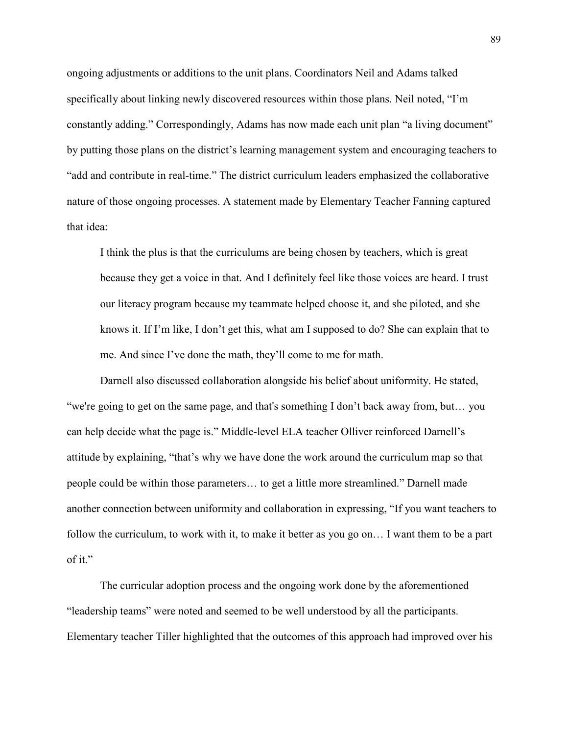ongoing adjustments or additions to the unit plans. Coordinators Neil and Adams talked specifically about linking newly discovered resources within those plans. Neil noted, "I'm constantly adding." Correspondingly, Adams has now made each unit plan "a living document" by putting those plans on the district's learning management system and encouraging teachers to "add and contribute in real-time." The district curriculum leaders emphasized the collaborative nature of those ongoing processes. A statement made by Elementary Teacher Fanning captured that idea:

> I think the plus is that the curriculums are being chosen by teachers, which is great because they get a voice in that. And I definitely feel like those voices are heard. I trust our literacy program because my teammate helped choose it, and she piloted, and she knows it. If I'm like, I don't get this, what am I supposed to do? She can explain that to me. And since I've done the math, they'll come to me for math.

Darnell also discussed collaboration alongside his belief about uniformity. He stated, "we're going to get on the same page, and that's something I don't back away from, but… you can help decide what the page is." Middle-level ELA teacher Olliver reinforced Darnell's attitude by explaining, "that's why we have done the work around the curriculum map so that people could be within those parameters… to get a little more streamlined." Darnell made another connection between uniformity and collaboration in expressing, "If you want teachers to follow the curriculum, to work with it, to make it better as you go on… I want them to be a part of it."

The curricular adoption process and the ongoing work done by the aforementioned "leadership teams" were noted and seemed to be well understood by all the participants. Elementary teacher Tiller highlighted that the outcomes of this approach had improved over his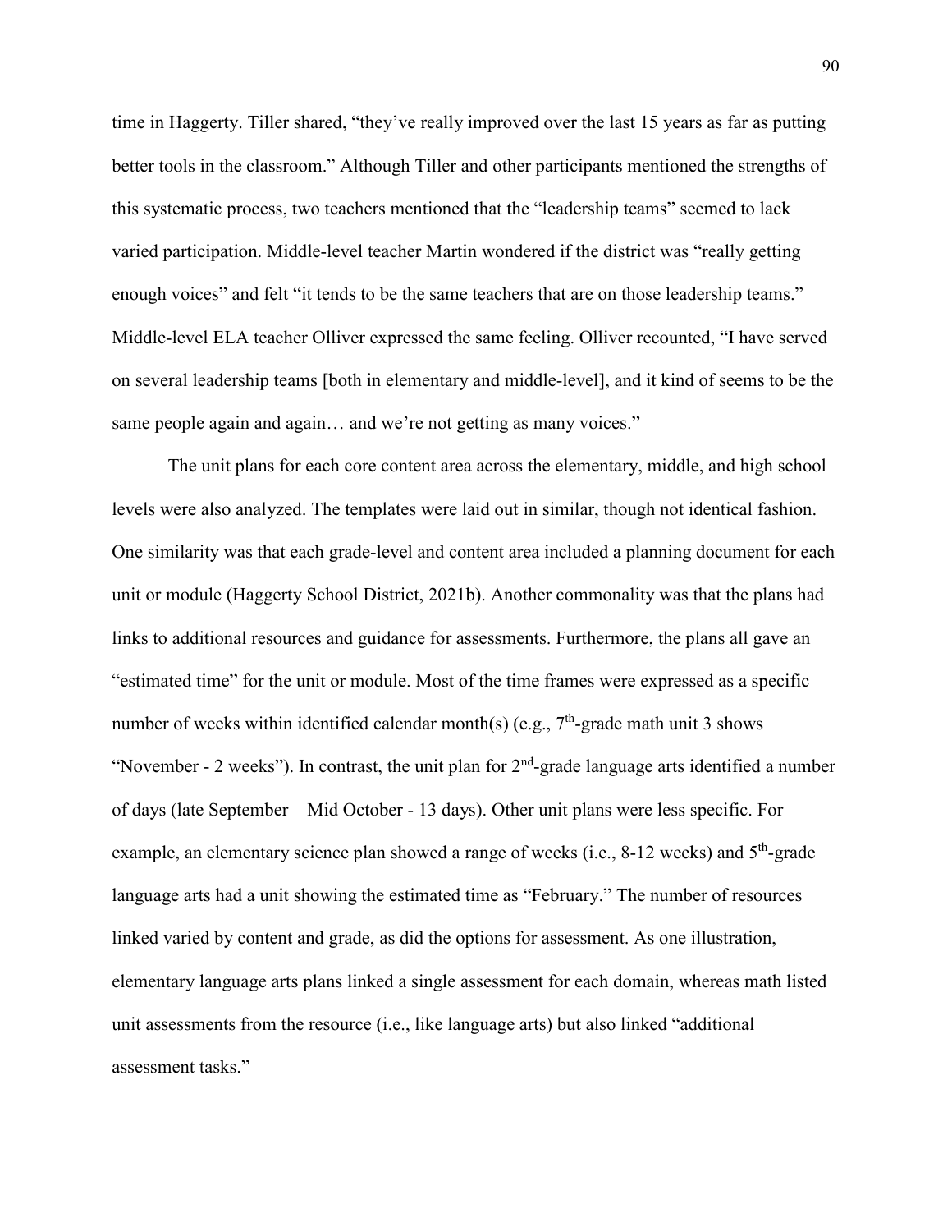time in Haggerty. Tiller shared, “they’ve really improved over the last 15 years as far as putting better tools in the classroom.” Although Tiller and other participants mentioned the strengths of this systematic process, two teachers mentioned that the “leadership teams” seemed to lack varied participation. Middle-level teacher Martin wondered if the district was “really getting enough voices” and felt “it tends to be the same teachers that are on those leadership teams.” Middle-level ELA teacher Olliver expressed the same feeling. Olliver recounted, “I have served on several leadership teams [both in elementary and middle-level], and it kind of seems to be the same people again and again… and we’re not getting as many voices.”

The unit plans for each core content area across the elementary, middle, and high school levels were also analyzed. The templates were laid out in similar, though not identical fashion. One similarity was that each grade-level and content area included a planning document for each unit or module (Haggerty School District, 2021b). Another commonality was that the plans had links to additional resources and guidance for assessments. Furthermore, the plans all gave an “estimated time” for the unit or module. Most of the time frames were expressed as a specific number of weeks within identified calendar month(s) (e.g., 7th-grade math unit 3 shows “November - 2 weeks”). In contrast, the unit plan for 2nd-grade language arts identified a number of days (late September – Mid October - 13 days). Other unit plans were less specific. For example, an elementary science plan showed a range of weeks (i.e., 8-12 weeks) and 5th-grade language arts had a unit showing the estimated time as “February.” The number of resources linked varied by content and grade, as did the options for assessment. As one illustration, elementary language arts plans linked a single assessment for each domain, whereas math listed unit assessments from the resource (i.e., like language arts) but also linked “additional assessment tasks.”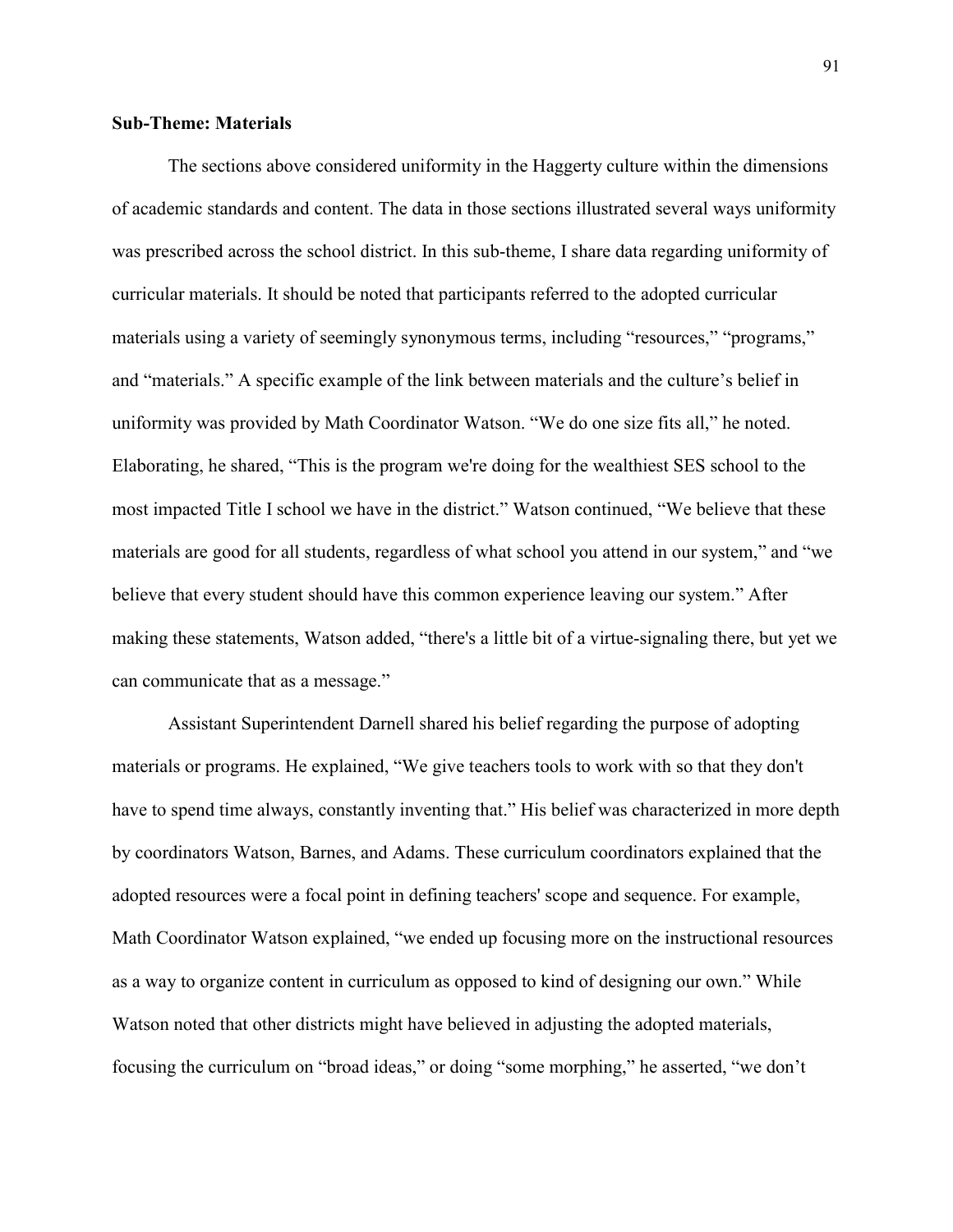**Sub-Theme: Materials**

The sections above considered uniformity in the Haggerty culture within the dimensions of academic standards and content. The data in those sections illustrated several ways uniformity was prescribed across the school district. In this sub-theme, I share data regarding uniformity of curricular materials. It should be noted that participants referred to the adopted curricular materials using a variety of seemingly synonymous terms, including "resources," "programs," and "materials." A specific example of the link between materials and the culture's belief in uniformity was provided by Math Coordinator Watson. "We do one size fits all," he noted. Elaborating, he shared, "This is the program we're doing for the wealthiest SES school to the most impacted Title I school we have in the district." Watson continued, "We believe that these materials are good for all students, regardless of what school you attend in our system," and "we believe that every student should have this common experience leaving our system." After making these statements, Watson added, "there's a little bit of a virtue-signaling there, but yet we can communicate that as a message."

Assistant Superintendent Darnell shared his belief regarding the purpose of adopting materials or programs. He explained, "We give teachers tools to work with so that they don't have to spend time always, constantly inventing that." His belief was characterized in more depth by coordinators Watson, Barnes, and Adams. These curriculum coordinators explained that the adopted resources were a focal point in defining teachers' scope and sequence. For example, Math Coordinator Watson explained, "we ended up focusing more on the instructional resources as a way to organize content in curriculum as opposed to kind of designing our own." While Watson noted that other districts might have believed in adjusting the adopted materials, focusing the curriculum on "broad ideas," or doing "some morphing," he asserted, "we don't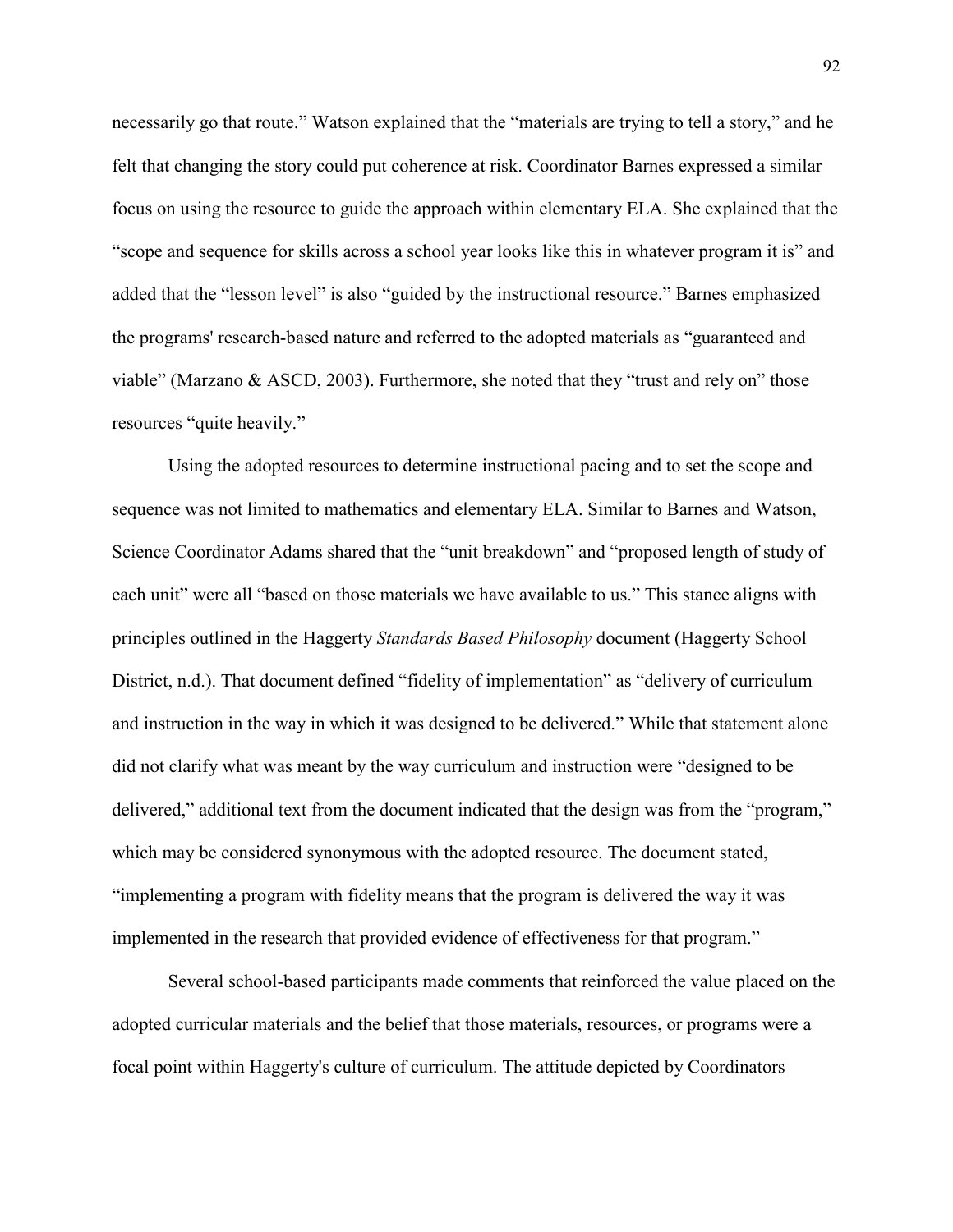necessarily go that route." Watson explained that the "materials are trying to tell a story," and he felt that changing the story could put coherence at risk. Coordinator Barnes expressed a similar focus on using the resource to guide the approach within elementary ELA. She explained that the "scope and sequence for skills across a school year looks like this in whatever program it is" and added that the "lesson level" is also "guided by the instructional resource." Barnes emphasized the programs' research-based nature and referred to the adopted materials as "guaranteed and viable" (Marzano & ASCD, 2003). Furthermore, she noted that they "trust and rely on" those resources "quite heavily."

Using the adopted resources to determine instructional pacing and to set the scope and sequence was not limited to mathematics and elementary ELA. Similar to Barnes and Watson, Science Coordinator Adams shared that the "unit breakdown" and "proposed length of study of each unit" were all "based on those materials we have available to us." This stance aligns with principles outlined in the Haggerty *Standards Based Philosophy* document (Haggerty School District, n.d.). That document defined "fidelity of implementation" as "delivery of curriculum and instruction in the way in which it was designed to be delivered." While that statement alone did not clarify what was meant by the way curriculum and instruction were "designed to be delivered," additional text from the document indicated that the design was from the "program," which may be considered synonymous with the adopted resource. The document stated, "implementing a program with fidelity means that the program is delivered the way it was implemented in the research that provided evidence of effectiveness for that program."

Several school-based participants made comments that reinforced the value placed on the adopted curricular materials and the belief that those materials, resources, or programs were a focal point within Haggerty's culture of curriculum. The attitude depicted by Coordinators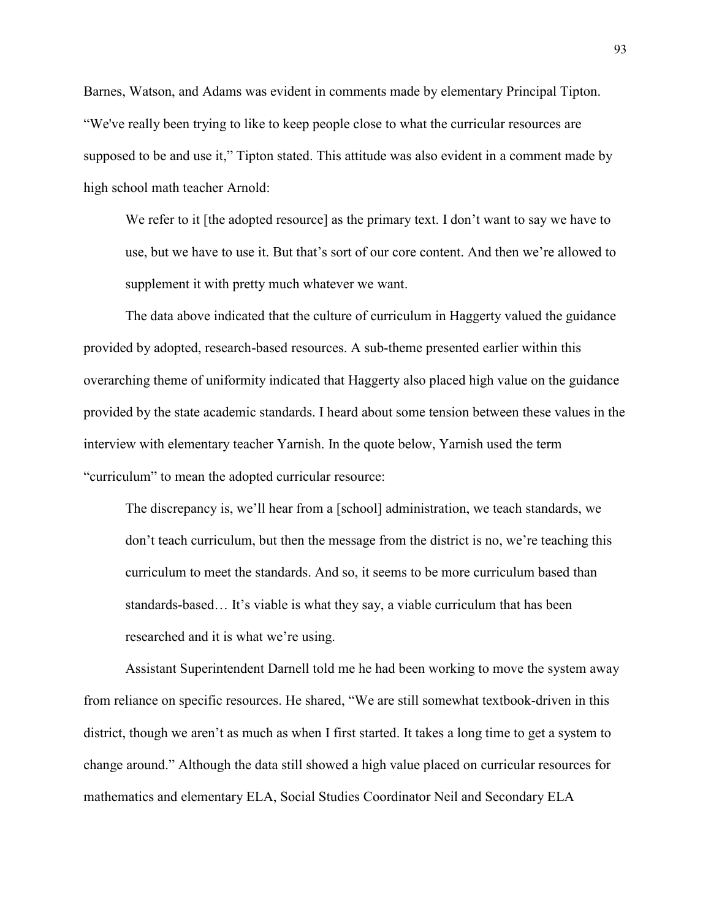Barnes, Watson, and Adams was evident in comments made by elementary Principal Tipton. "We've really been trying to like to keep people close to what the curricular resources are supposed to be and use it," Tipton stated. This attitude was also evident in a comment made by high school math teacher Arnold:

> We refer to it [the adopted resource] as the primary text. I don't want to say we have to use, but we have to use it. But that's sort of our core content. And then we're allowed to supplement it with pretty much whatever we want.

The data above indicated that the culture of curriculum in Haggerty valued the guidance provided by adopted, research-based resources. A sub-theme presented earlier within this overarching theme of uniformity indicated that Haggerty also placed high value on the guidance provided by the state academic standards. I heard about some tension between these values in the interview with elementary teacher Yarnish. In the quote below, Yarnish used the term "curriculum" to mean the adopted curricular resource:

> The discrepancy is, we'll hear from a [school] administration, we teach standards, we don't teach curriculum, but then the message from the district is no, we're teaching this curriculum to meet the standards. And so, it seems to be more curriculum based than standards-based… It's viable is what they say, a viable curriculum that has been researched and it is what we're using.

Assistant Superintendent Darnell told me he had been working to move the system away from reliance on specific resources. He shared, "We are still somewhat textbook-driven in this district, though we aren't as much as when I first started. It takes a long time to get a system to change around." Although the data still showed a high value placed on curricular resources for mathematics and elementary ELA, Social Studies Coordinator Neil and Secondary ELA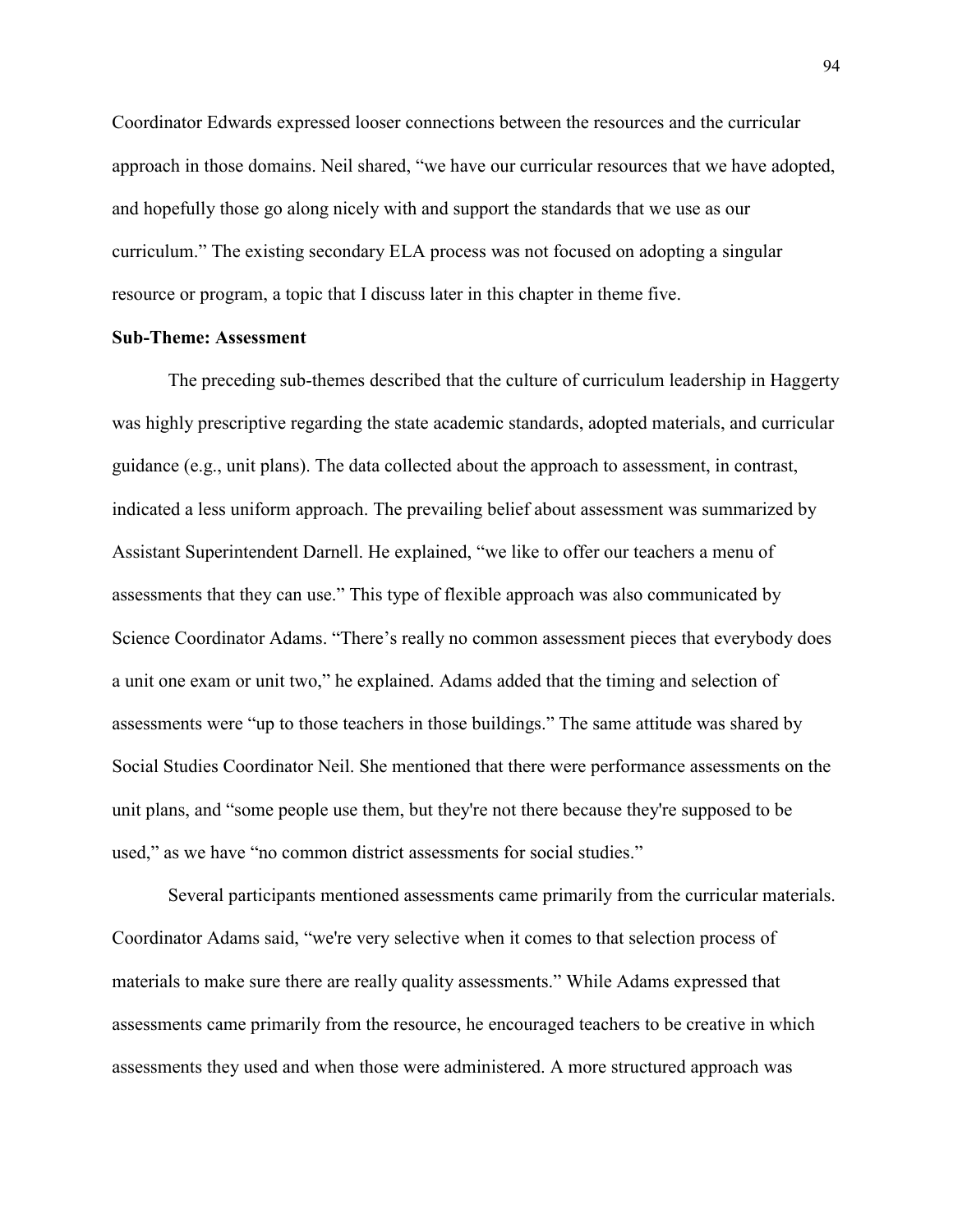Coordinator Edwards expressed looser connections between the resources and the curricular approach in those domains. Neil shared, “we have our curricular resources that we have adopted, and hopefully those go along nicely with and support the standards that we use as our curriculum.” The existing secondary ELA process was not focused on adopting a singular resource or program, a topic that I discuss later in this chapter in theme five.

**Sub-Theme: Assessment**

The preceding sub-themes described that the culture of curriculum leadership in Haggerty was highly prescriptive regarding the state academic standards, adopted materials, and curricular guidance (e.g., unit plans). The data collected about the approach to assessment, in contrast, indicated a less uniform approach. The prevailing belief about assessment was summarized by Assistant Superintendent Darnell. He explained, “we like to offer our teachers a menu of assessments that they can use.” This type of flexible approach was also communicated by Science Coordinator Adams. “There’s really no common assessment pieces that everybody does a unit one exam or unit two,” he explained. Adams added that the timing and selection of assessments were “up to those teachers in those buildings.” The same attitude was shared by Social Studies Coordinator Neil. She mentioned that there were performance assessments on the unit plans, and “some people use them, but they're not there because they're supposed to be used,” as we have “no common district assessments for social studies.”

Several participants mentioned assessments came primarily from the curricular materials. Coordinator Adams said, “we're very selective when it comes to that selection process of materials to make sure there are really quality assessments.” While Adams expressed that assessments came primarily from the resource, he encouraged teachers to be creative in which assessments they used and when those were administered. A more structured approach was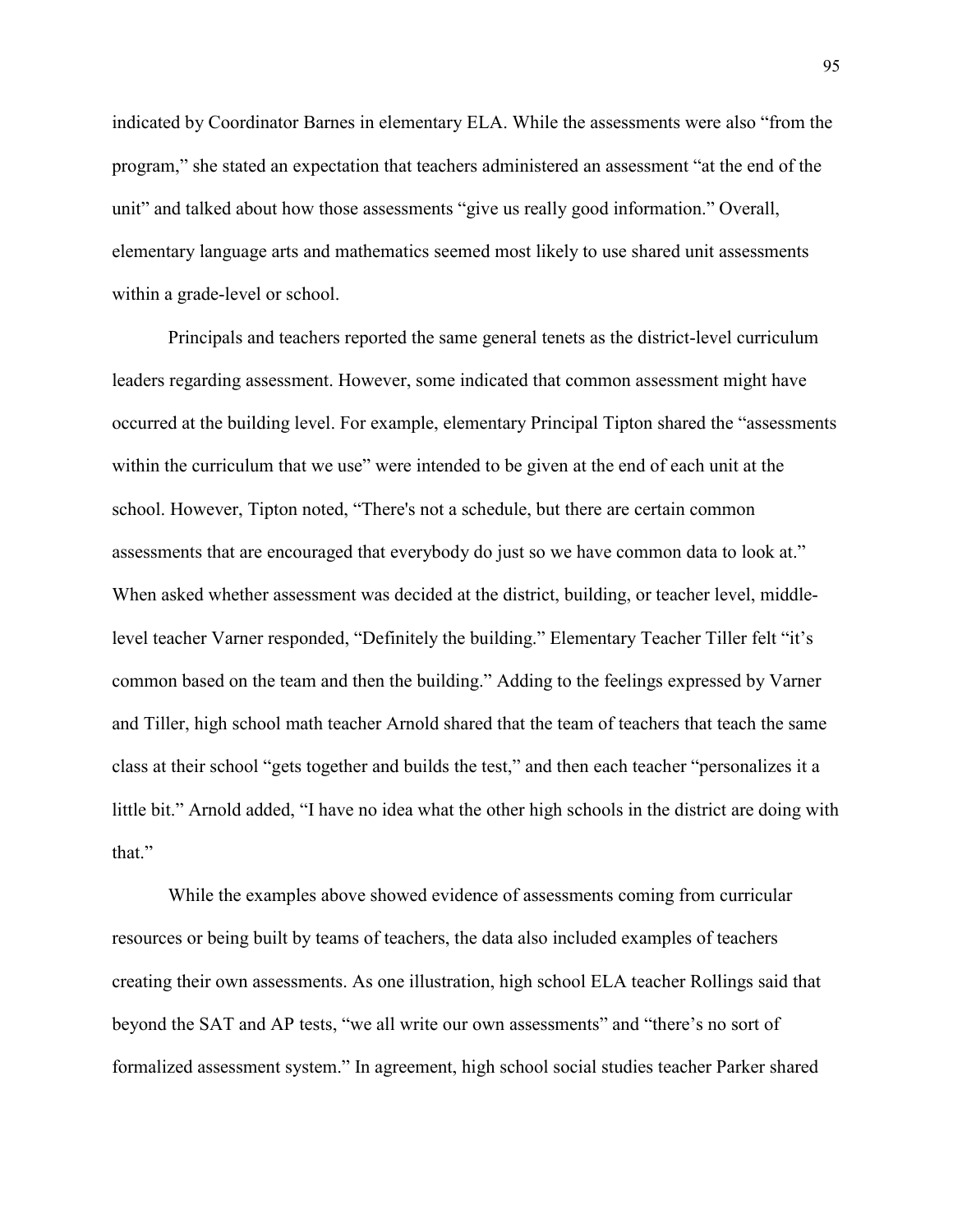indicated by Coordinator Barnes in elementary ELA. While the assessments were also "from the program," she stated an expectation that teachers administered an assessment "at the end of the unit" and talked about how those assessments "give us really good information." Overall, elementary language arts and mathematics seemed most likely to use shared unit assessments within a grade-level or school.

Principals and teachers reported the same general tenets as the district-level curriculum leaders regarding assessment. However, some indicated that common assessment might have occurred at the building level. For example, elementary Principal Tipton shared the "assessments within the curriculum that we use" were intended to be given at the end of each unit at the school. However, Tipton noted, "There's not a schedule, but there are certain common assessments that are encouraged that everybody do just so we have common data to look at." When asked whether assessment was decided at the district, building, or teacher level, middle-level teacher Varner responded, "Definitely the building." Elementary Teacher Tiller felt "it's common based on the team and then the building." Adding to the feelings expressed by Varner and Tiller, high school math teacher Arnold shared that the team of teachers that teach the same class at their school "gets together and builds the test," and then each teacher "personalizes it a little bit." Arnold added, "I have no idea what the other high schools in the district are doing with that."

While the examples above showed evidence of assessments coming from curricular resources or being built by teams of teachers, the data also included examples of teachers creating their own assessments. As one illustration, high school ELA teacher Rollings said that beyond the SAT and AP tests, "we all write our own assessments" and "there's no sort of formalized assessment system." In agreement, high school social studies teacher Parker shared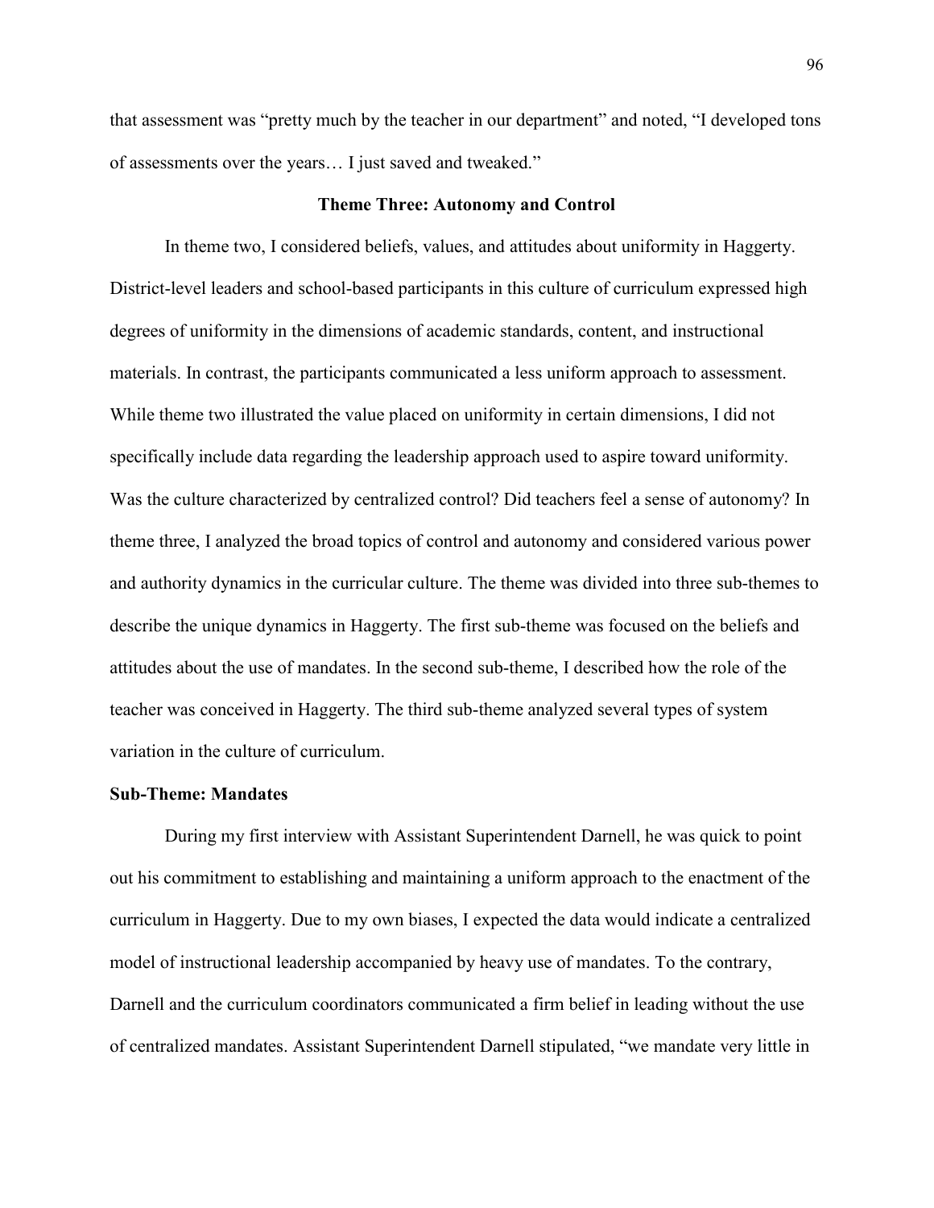that assessment was “pretty much by the teacher in our department” and noted, “I developed tons of assessments over the years… I just saved and tweaked.”

## Theme Three: Autonomy and Control

In theme two, I considered beliefs, values, and attitudes about uniformity in Haggerty. District-level leaders and school-based participants in this culture of curriculum expressed high degrees of uniformity in the dimensions of academic standards, content, and instructional materials. In contrast, the participants communicated a less uniform approach to assessment. While theme two illustrated the value placed on uniformity in certain dimensions, I did not specifically include data regarding the leadership approach used to aspire toward uniformity. Was the culture characterized by centralized control? Did teachers feel a sense of autonomy? In theme three, I analyzed the broad topics of control and autonomy and considered various power and authority dynamics in the curricular culture. The theme was divided into three sub-themes to describe the unique dynamics in Haggerty. The first sub-theme was focused on the beliefs and attitudes about the use of mandates. In the second sub-theme, I described how the role of the teacher was conceived in Haggerty. The third sub-theme analyzed several types of system variation in the culture of curriculum.

### Sub-Theme: Mandates

During my first interview with Assistant Superintendent Darnell, he was quick to point out his commitment to establishing and maintaining a uniform approach to the enactment of the curriculum in Haggerty. Due to my own biases, I expected the data would indicate a centralized model of instructional leadership accompanied by heavy use of mandates. To the contrary, Darnell and the curriculum coordinators communicated a firm belief in leading without the use of centralized mandates. Assistant Superintendent Darnell stipulated, “we mandate very little in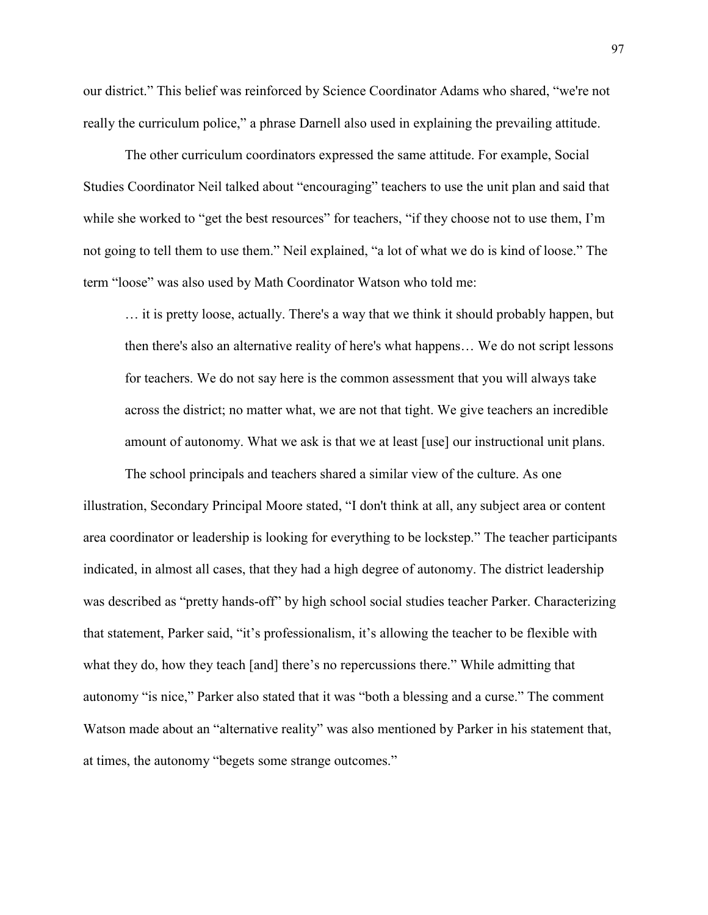our district." This belief was reinforced by Science Coordinator Adams who shared, "we're not really the curriculum police," a phrase Darnell also used in explaining the prevailing attitude.

The other curriculum coordinators expressed the same attitude. For example, Social Studies Coordinator Neil talked about "encouraging" teachers to use the unit plan and said that while she worked to "get the best resources" for teachers, "if they choose not to use them, I'm not going to tell them to use them." Neil explained, "a lot of what we do is kind of loose." The term "loose" was also used by Math Coordinator Watson who told me:

> … it is pretty loose, actually. There's a way that we think it should probably happen, but then there's also an alternative reality of here's what happens… We do not script lessons for teachers. We do not say here is the common assessment that you will always take across the district; no matter what, we are not that tight. We give teachers an incredible amount of autonomy. What we ask is that we at least [use] our instructional unit plans.

The school principals and teachers shared a similar view of the culture. As one illustration, Secondary Principal Moore stated, "I don't think at all, any subject area or content area coordinator or leadership is looking for everything to be lockstep." The teacher participants indicated, in almost all cases, that they had a high degree of autonomy. The district leadership was described as "pretty hands-off" by high school social studies teacher Parker. Characterizing that statement, Parker said, "it's professionalism, it's allowing the teacher to be flexible with what they do, how they teach [and] there's no repercussions there." While admitting that autonomy "is nice," Parker also stated that it was "both a blessing and a curse." The comment Watson made about an "alternative reality" was also mentioned by Parker in his statement that, at times, the autonomy "begets some strange outcomes."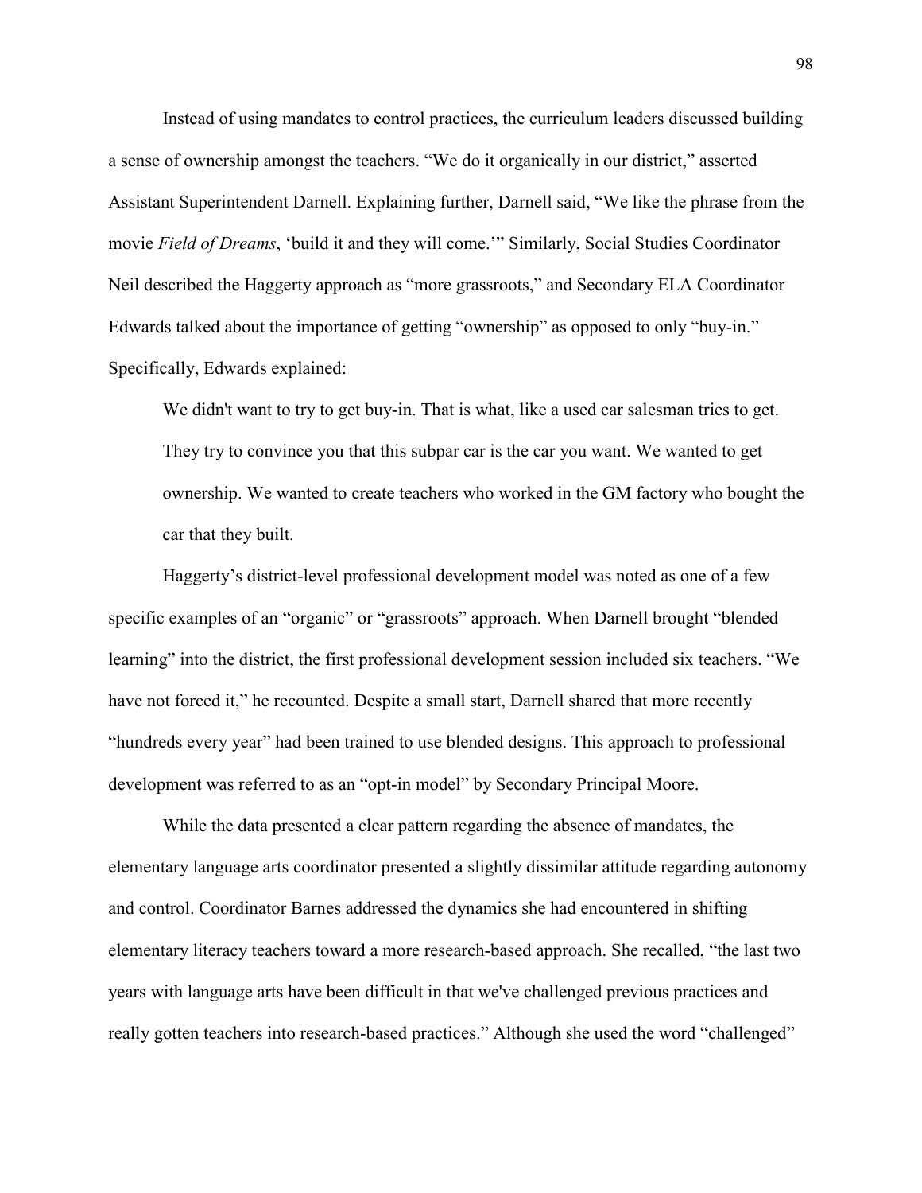Instead of using mandates to control practices, the curriculum leaders discussed building a sense of ownership amongst the teachers. "We do it organically in our district," asserted Assistant Superintendent Darnell. Explaining further, Darnell said, "We like the phrase from the movie *Field of Dreams*, 'build it and they will come.'" Similarly, Social Studies Coordinator Neil described the Haggerty approach as "more grassroots," and Secondary ELA Coordinator Edwards talked about the importance of getting "ownership" as opposed to only "buy-in." Specifically, Edwards explained:

> We didn't want to try to get buy-in. That is what, like a used car salesman tries to get. They try to convince you that this subpar car is the car you want. We wanted to get ownership. We wanted to create teachers who worked in the GM factory who bought the car that they built.

Haggerty's district-level professional development model was noted as one of a few specific examples of an "organic" or "grassroots" approach. When Darnell brought "blended learning" into the district, the first professional development session included six teachers. "We have not forced it," he recounted. Despite a small start, Darnell shared that more recently "hundreds every year" had been trained to use blended designs. This approach to professional development was referred to as an "opt-in model" by Secondary Principal Moore.

While the data presented a clear pattern regarding the absence of mandates, the elementary language arts coordinator presented a slightly dissimilar attitude regarding autonomy and control. Coordinator Barnes addressed the dynamics she had encountered in shifting elementary literacy teachers toward a more research-based approach. She recalled, "the last two years with language arts have been difficult in that we've challenged previous practices and really gotten teachers into research-based practices." Although she used the word "challenged"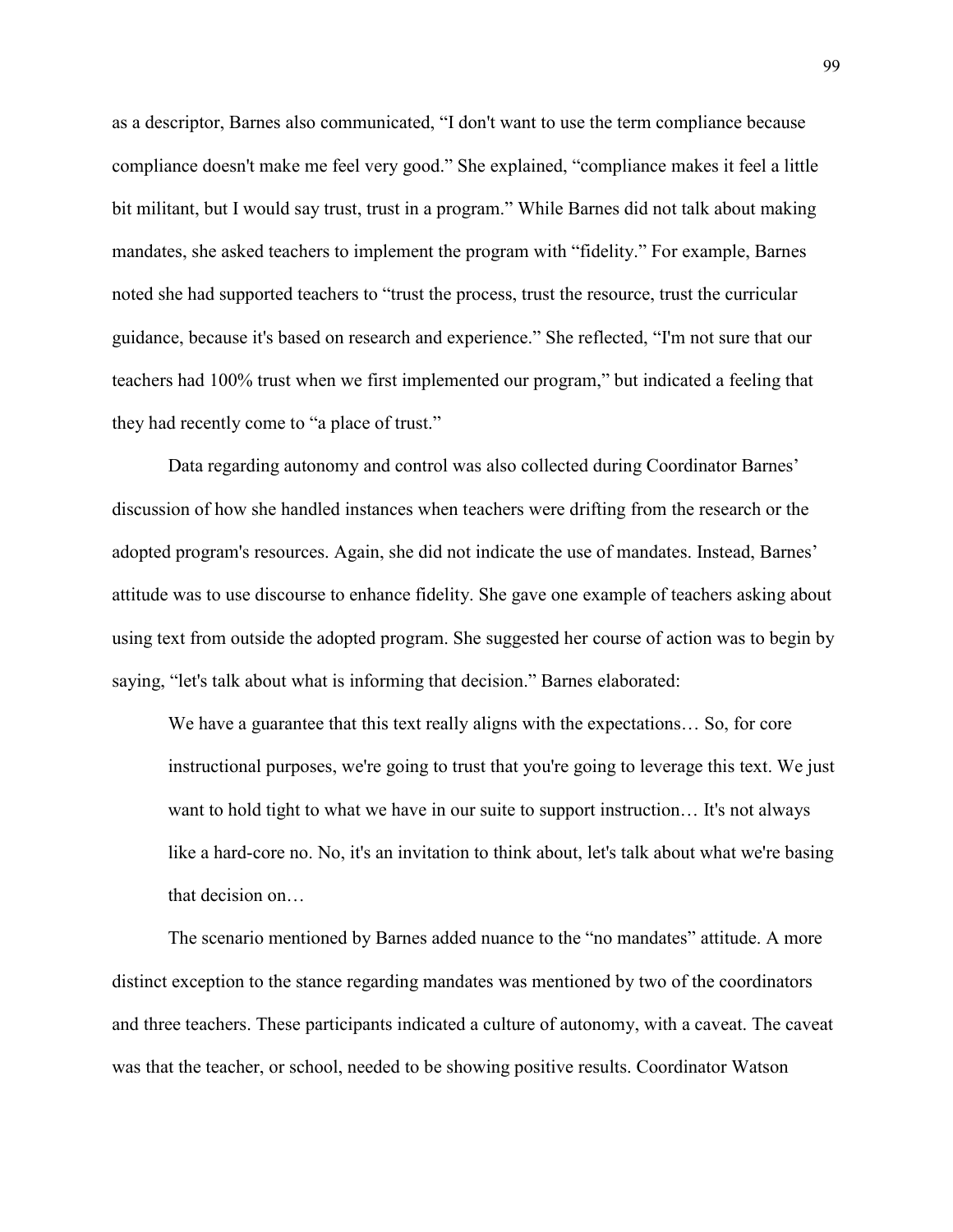as a descriptor, Barnes also communicated, "I don't want to use the term compliance because compliance doesn't make me feel very good." She explained, "compliance makes it feel a little bit militant, but I would say trust, trust in a program." While Barnes did not talk about making mandates, she asked teachers to implement the program with "fidelity." For example, Barnes noted she had supported teachers to "trust the process, trust the resource, trust the curricular guidance, because it's based on research and experience." She reflected, "I'm not sure that our teachers had 100% trust when we first implemented our program," but indicated a feeling that they had recently come to "a place of trust."

Data regarding autonomy and control was also collected during Coordinator Barnes' discussion of how she handled instances when teachers were drifting from the research or the adopted program's resources. Again, she did not indicate the use of mandates. Instead, Barnes' attitude was to use discourse to enhance fidelity. She gave one example of teachers asking about using text from outside the adopted program. She suggested her course of action was to begin by saying, "let's talk about what is informing that decision." Barnes elaborated:

> We have a guarantee that this text really aligns with the expectations… So, for core instructional purposes, we're going to trust that you're going to leverage this text. We just want to hold tight to what we have in our suite to support instruction… It's not always like a hard-core no. No, it's an invitation to think about, let's talk about what we're basing that decision on…

The scenario mentioned by Barnes added nuance to the "no mandates" attitude. A more distinct exception to the stance regarding mandates was mentioned by two of the coordinators and three teachers. These participants indicated a culture of autonomy, with a caveat. The caveat was that the teacher, or school, needed to be showing positive results. Coordinator Watson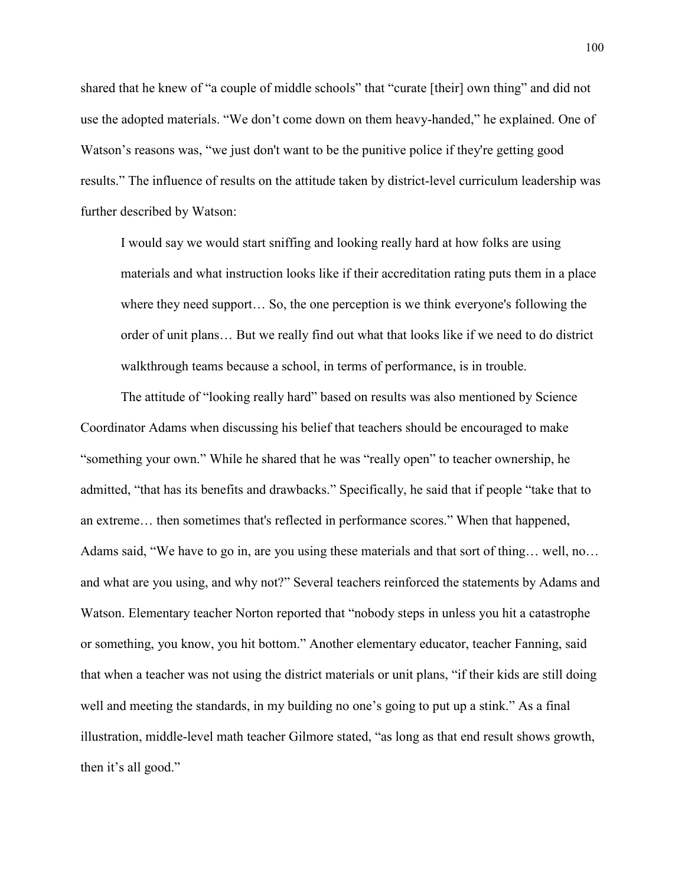shared that he knew of "a couple of middle schools" that "curate [their] own thing" and did not use the adopted materials. "We don't come down on them heavy-handed," he explained. One of Watson's reasons was, "we just don't want to be the punitive police if they're getting good results." The influence of results on the attitude taken by district-level curriculum leadership was further described by Watson:

> I would say we would start sniffing and looking really hard at how folks are using materials and what instruction looks like if their accreditation rating puts them in a place where they need support… So, the one perception is we think everyone's following the order of unit plans… But we really find out what that looks like if we need to do district walkthrough teams because a school, in terms of performance, is in trouble.

The attitude of "looking really hard" based on results was also mentioned by Science Coordinator Adams when discussing his belief that teachers should be encouraged to make "something your own." While he shared that he was "really open" to teacher ownership, he admitted, "that has its benefits and drawbacks." Specifically, he said that if people "take that to an extreme… then sometimes that's reflected in performance scores." When that happened, Adams said, "We have to go in, are you using these materials and that sort of thing… well, no… and what are you using, and why not?" Several teachers reinforced the statements by Adams and Watson. Elementary teacher Norton reported that "nobody steps in unless you hit a catastrophe or something, you know, you hit bottom." Another elementary educator, teacher Fanning, said that when a teacher was not using the district materials or unit plans, "if their kids are still doing well and meeting the standards, in my building no one's going to put up a stink." As a final illustration, middle-level math teacher Gilmore stated, "as long as that end result shows growth, then it's all good."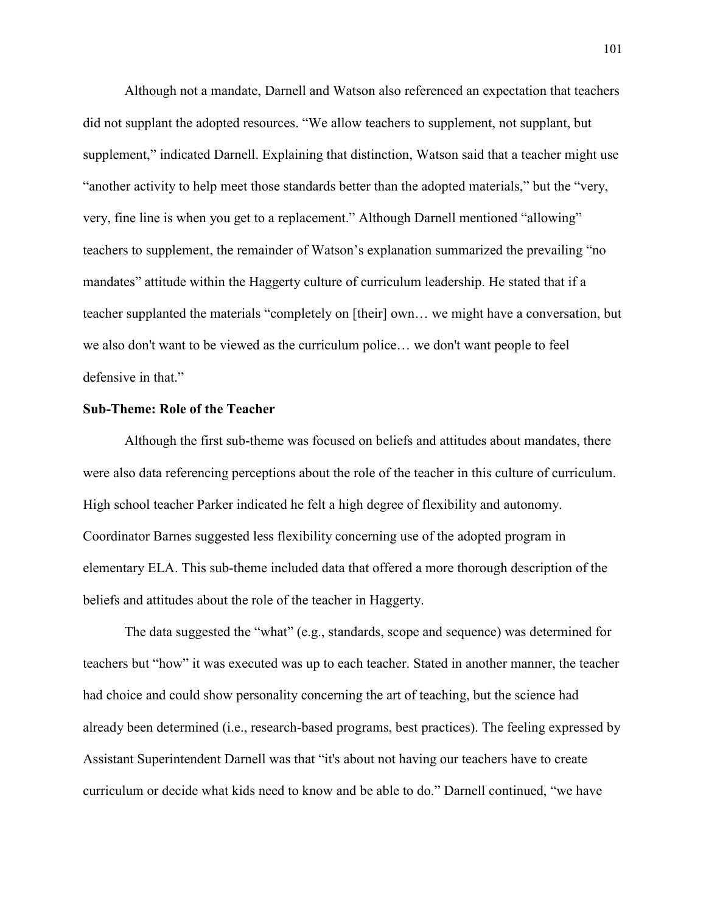Although not a mandate, Darnell and Watson also referenced an expectation that teachers did not supplant the adopted resources. “We allow teachers to supplement, not supplant, but supplement,” indicated Darnell. Explaining that distinction, Watson said that a teacher might use “another activity to help meet those standards better than the adopted materials,” but the “very, very, fine line is when you get to a replacement.” Although Darnell mentioned “allowing” teachers to supplement, the remainder of Watson’s explanation summarized the prevailing “no mandates” attitude within the Haggerty culture of curriculum leadership. He stated that if a teacher supplanted the materials “completely on [their] own… we might have a conversation, but we also don't want to be viewed as the curriculum police… we don't want people to feel defensive in that.”

**Sub-Theme: Role of the Teacher**

Although the first sub-theme was focused on beliefs and attitudes about mandates, there were also data referencing perceptions about the role of the teacher in this culture of curriculum. High school teacher Parker indicated he felt a high degree of flexibility and autonomy. Coordinator Barnes suggested less flexibility concerning use of the adopted program in elementary ELA. This sub-theme included data that offered a more thorough description of the beliefs and attitudes about the role of the teacher in Haggerty.

The data suggested the “what” (e.g., standards, scope and sequence) was determined for teachers but “how” it was executed was up to each teacher. Stated in another manner, the teacher had choice and could show personality concerning the art of teaching, but the science had already been determined (i.e., research-based programs, best practices). The feeling expressed by Assistant Superintendent Darnell was that “it's about not having our teachers have to create curriculum or decide what kids need to know and be able to do.” Darnell continued, “we have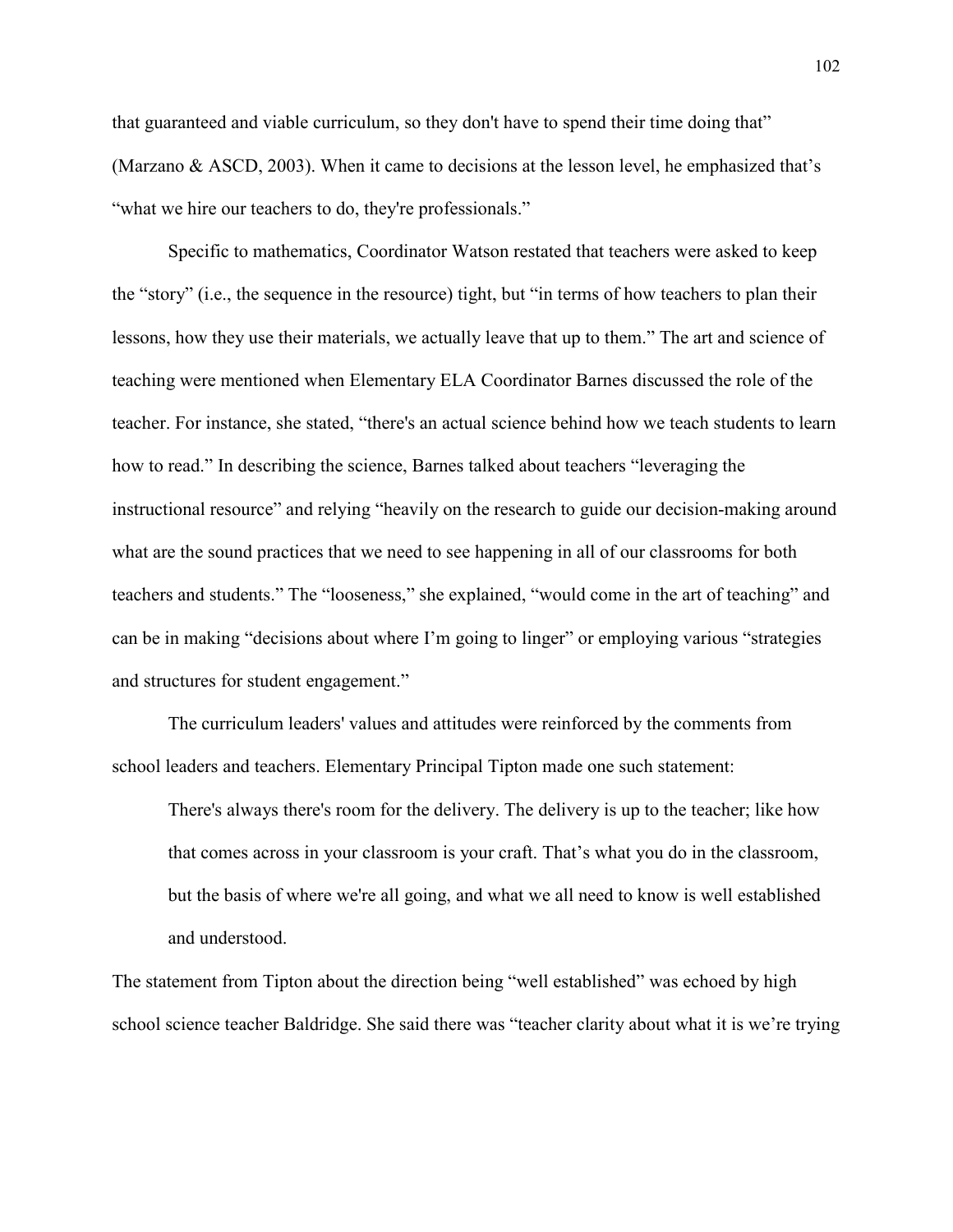that guaranteed and viable curriculum, so they don't have to spend their time doing that" (Marzano & ASCD, 2003). When it came to decisions at the lesson level, he emphasized that's "what we hire our teachers to do, they're professionals."

Specific to mathematics, Coordinator Watson restated that teachers were asked to keep the "story" (i.e., the sequence in the resource) tight, but "in terms of how teachers to plan their lessons, how they use their materials, we actually leave that up to them." The art and science of teaching were mentioned when Elementary ELA Coordinator Barnes discussed the role of the teacher. For instance, she stated, "there's an actual science behind how we teach students to learn how to read." In describing the science, Barnes talked about teachers "leveraging the instructional resource" and relying "heavily on the research to guide our decision-making around what are the sound practices that we need to see happening in all of our classrooms for both teachers and students." The "looseness," she explained, "would come in the art of teaching" and can be in making "decisions about where I'm going to linger" or employing various "strategies and structures for student engagement."

The curriculum leaders' values and attitudes were reinforced by the comments from school leaders and teachers. Elementary Principal Tipton made one such statement:

> There's always there's room for the delivery. The delivery is up to the teacher; like how that comes across in your classroom is your craft. That's what you do in the classroom, but the basis of where we're all going, and what we all need to know is well established and understood.

The statement from Tipton about the direction being "well established" was echoed by high school science teacher Baldridge. She said there was "teacher clarity about what it is we're trying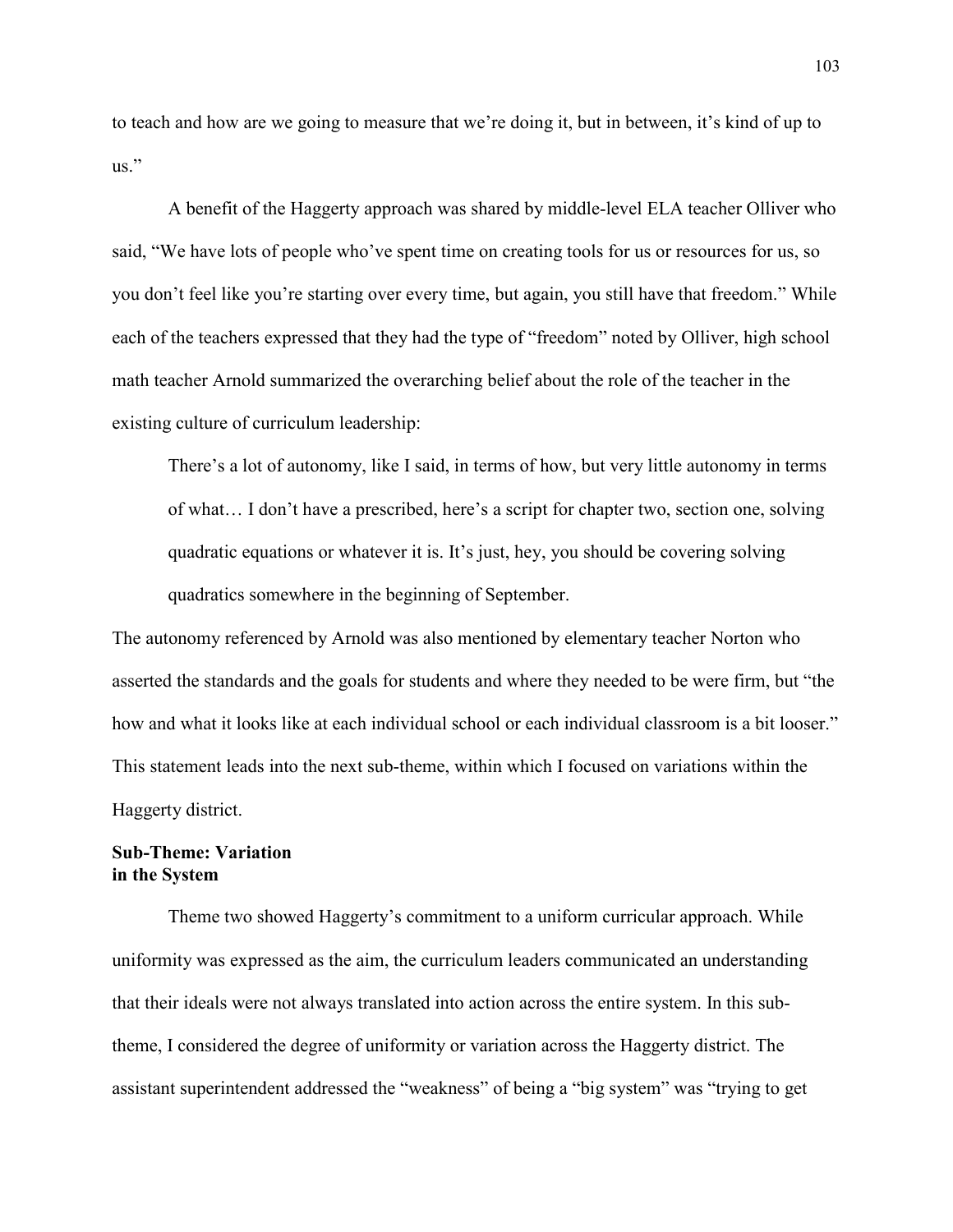to teach and how are we going to measure that we're doing it, but in between, it's kind of up to us."

A benefit of the Haggerty approach was shared by middle-level ELA teacher Olliver who said, "We have lots of people who've spent time on creating tools for us or resources for us, so you don't feel like you're starting over every time, but again, you still have that freedom." While each of the teachers expressed that they had the type of "freedom" noted by Olliver, high school math teacher Arnold summarized the overarching belief about the role of the teacher in the existing culture of curriculum leadership:

> There's a lot of autonomy, like I said, in terms of how, but very little autonomy in terms of what… I don't have a prescribed, here's a script for chapter two, section one, solving quadratic equations or whatever it is. It's just, hey, you should be covering solving quadratics somewhere in the beginning of September.

The autonomy referenced by Arnold was also mentioned by elementary teacher Norton who asserted the standards and the goals for students and where they needed to be were firm, but "the how and what it looks like at each individual school or each individual classroom is a bit looser." This statement leads into the next sub-theme, within which I focused on variations within the Haggerty district.

### Sub-Theme: Variation in the System

Theme two showed Haggerty's commitment to a uniform curricular approach. While uniformity was expressed as the aim, the curriculum leaders communicated an understanding that their ideals were not always translated into action across the entire system. In this sub-theme, I considered the degree of uniformity or variation across the Haggerty district. The assistant superintendent addressed the "weakness" of being a "big system" was "trying to get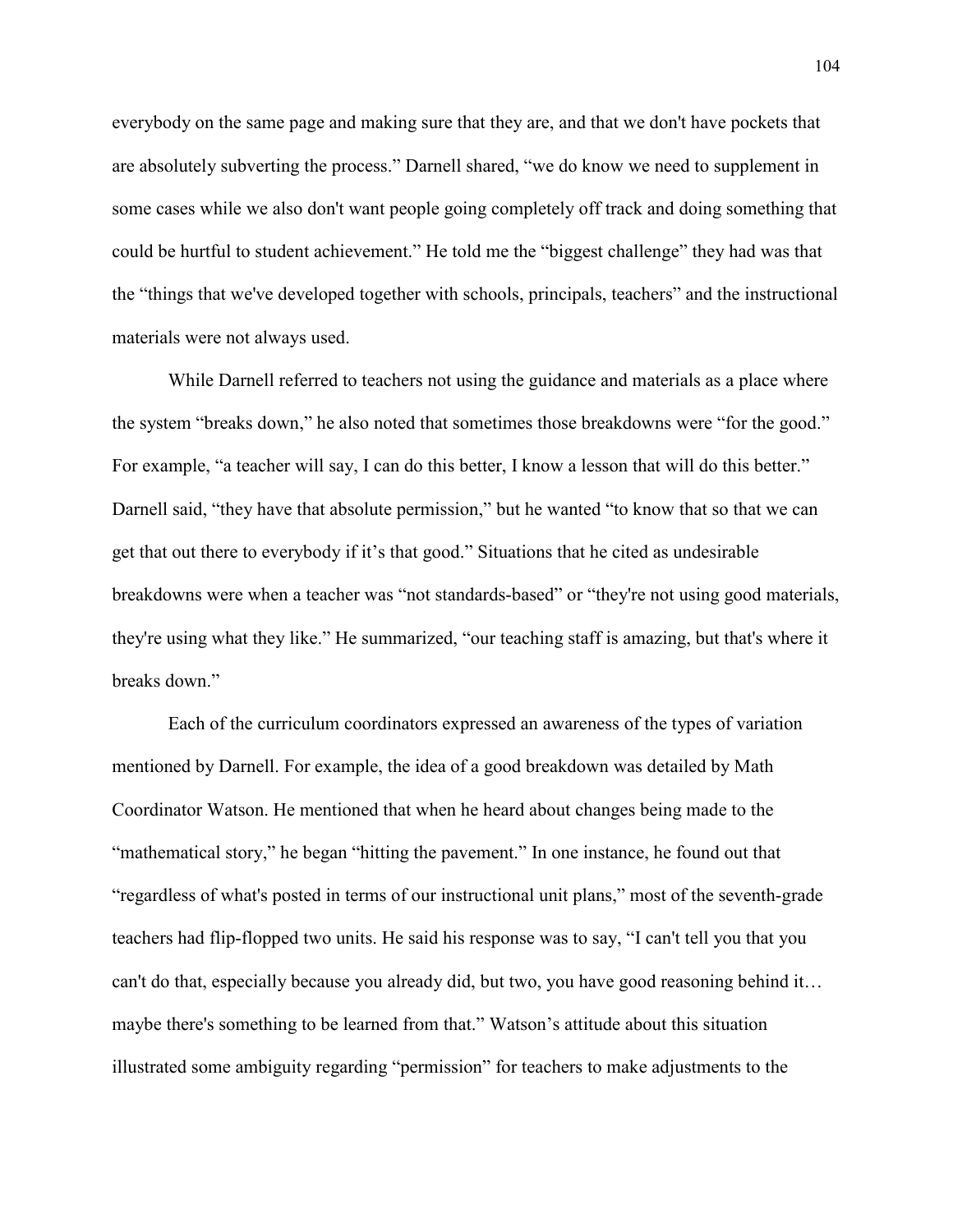everybody on the same page and making sure that they are, and that we don't have pockets that are absolutely subverting the process." Darnell shared, "we do know we need to supplement in some cases while we also don't want people going completely off track and doing something that could be hurtful to student achievement." He told me the "biggest challenge" they had was that the "things that we've developed together with schools, principals, teachers" and the instructional materials were not always used.

While Darnell referred to teachers not using the guidance and materials as a place where the system "breaks down," he also noted that sometimes those breakdowns were "for the good." For example, "a teacher will say, I can do this better, I know a lesson that will do this better." Darnell said, "they have that absolute permission," but he wanted "to know that so that we can get that out there to everybody if it's that good." Situations that he cited as undesirable breakdowns were when a teacher was "not standards-based" or "they're not using good materials, they're using what they like." He summarized, "our teaching staff is amazing, but that's where it breaks down."

Each of the curriculum coordinators expressed an awareness of the types of variation mentioned by Darnell. For example, the idea of a good breakdown was detailed by Math Coordinator Watson. He mentioned that when he heard about changes being made to the "mathematical story," he began "hitting the pavement." In one instance, he found out that "regardless of what's posted in terms of our instructional unit plans," most of the seventh-grade teachers had flip-flopped two units. He said his response was to say, "I can't tell you that you can't do that, especially because you already did, but two, you have good reasoning behind it… maybe there's something to be learned from that." Watson's attitude about this situation illustrated some ambiguity regarding "permission" for teachers to make adjustments to the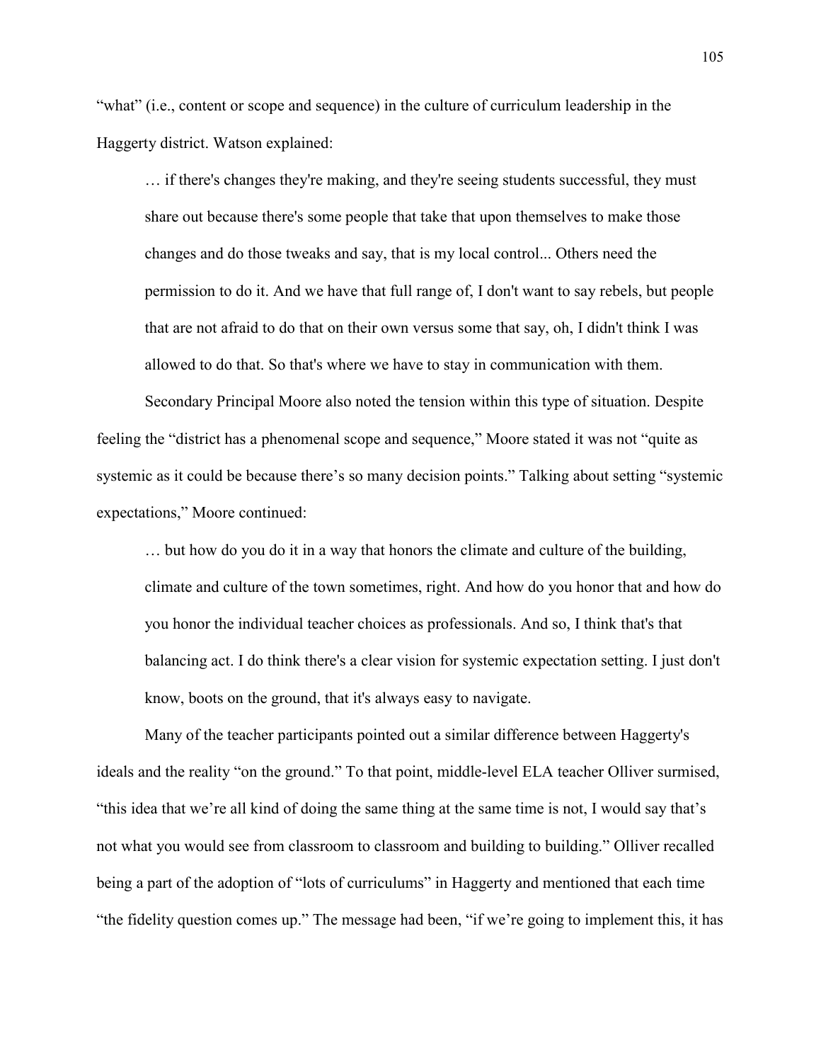"what" (i.e., content or scope and sequence) in the culture of curriculum leadership in the Haggerty district. Watson explained:

> … if there's changes they're making, and they're seeing students successful, they must share out because there's some people that take that upon themselves to make those changes and do those tweaks and say, that is my local control... Others need the permission to do it. And we have that full range of, I don't want to say rebels, but people that are not afraid to do that on their own versus some that say, oh, I didn't think I was allowed to do that. So that's where we have to stay in communication with them.

Secondary Principal Moore also noted the tension within this type of situation. Despite feeling the "district has a phenomenal scope and sequence," Moore stated it was not "quite as systemic as it could be because there's so many decision points." Talking about setting "systemic expectations," Moore continued:

> … but how do you do it in a way that honors the climate and culture of the building, climate and culture of the town sometimes, right. And how do you honor that and how do you honor the individual teacher choices as professionals. And so, I think that's that balancing act. I do think there's a clear vision for systemic expectation setting. I just don't know, boots on the ground, that it's always easy to navigate.

Many of the teacher participants pointed out a similar difference between Haggerty's ideals and the reality "on the ground." To that point, middle-level ELA teacher Olliver surmised, "this idea that we're all kind of doing the same thing at the same time is not, I would say that's not what you would see from classroom to classroom and building to building." Olliver recalled being a part of the adoption of "lots of curriculums" in Haggerty and mentioned that each time "the fidelity question comes up." The message had been, "if we're going to implement this, it has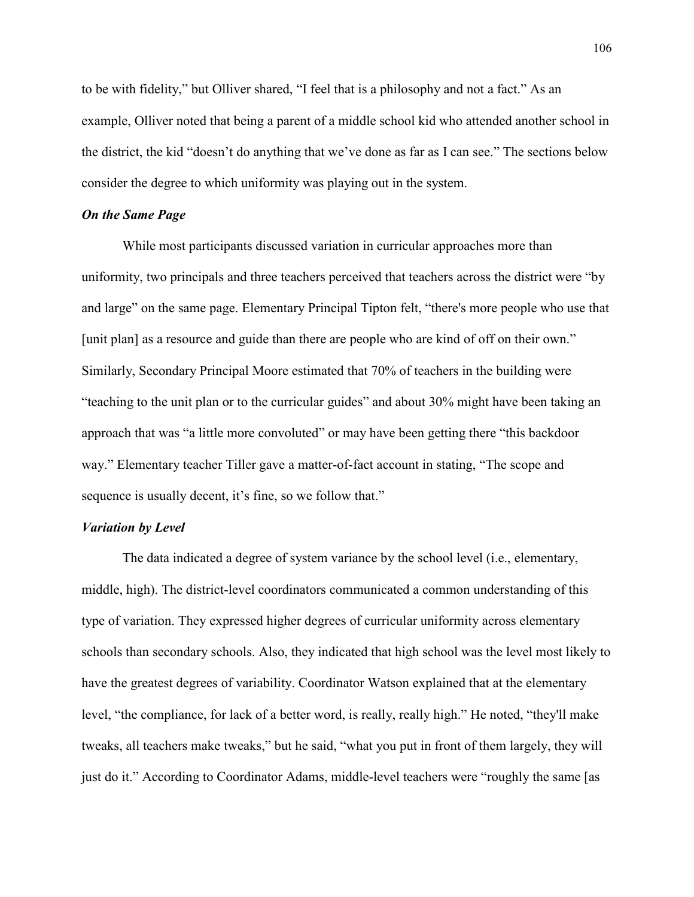to be with fidelity," but Olliver shared, "I feel that is a philosophy and not a fact." As an example, Olliver noted that being a parent of a middle school kid who attended another school in the district, the kid "doesn't do anything that we've done as far as I can see." The sections below consider the degree to which uniformity was playing out in the system.

### *On the Same Page*

While most participants discussed variation in curricular approaches more than uniformity, two principals and three teachers perceived that teachers across the district were "by and large" on the same page. Elementary Principal Tipton felt, "there's more people who use that [unit plan] as a resource and guide than there are people who are kind of off on their own." Similarly, Secondary Principal Moore estimated that 70% of teachers in the building were "teaching to the unit plan or to the curricular guides" and about 30% might have been taking an approach that was "a little more convoluted" or may have been getting there "this backdoor way." Elementary teacher Tiller gave a matter-of-fact account in stating, "The scope and sequence is usually decent, it's fine, so we follow that."

### *Variation by Level*

The data indicated a degree of system variance by the school level (i.e., elementary, middle, high). The district-level coordinators communicated a common understanding of this type of variation. They expressed higher degrees of curricular uniformity across elementary schools than secondary schools. Also, they indicated that high school was the level most likely to have the greatest degrees of variability. Coordinator Watson explained that at the elementary level, "the compliance, for lack of a better word, is really, really high." He noted, "they'll make tweaks, all teachers make tweaks," but he said, "what you put in front of them largely, they will just do it." According to Coordinator Adams, middle-level teachers were "roughly the same [as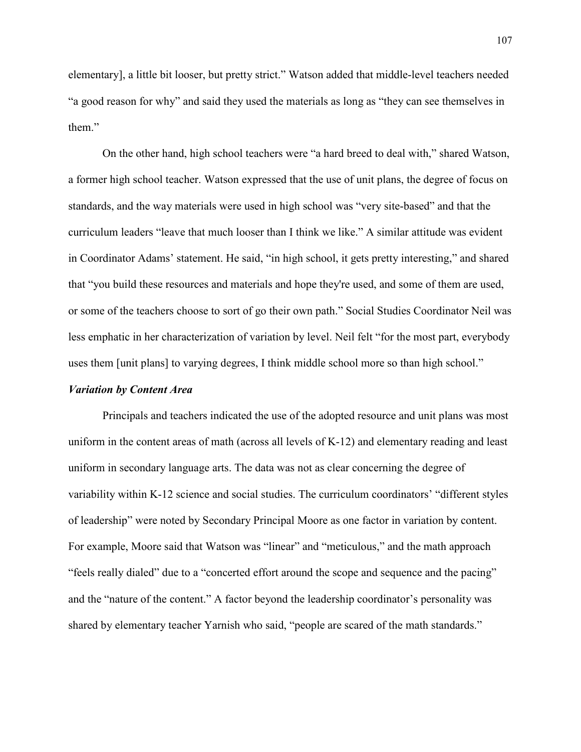elementary], a little bit looser, but pretty strict." Watson added that middle-level teachers needed "a good reason for why" and said they used the materials as long as "they can see themselves in them."

On the other hand, high school teachers were "a hard breed to deal with," shared Watson, a former high school teacher. Watson expressed that the use of unit plans, the degree of focus on standards, and the way materials were used in high school was "very site-based" and that the curriculum leaders "leave that much looser than I think we like." A similar attitude was evident in Coordinator Adams' statement. He said, "in high school, it gets pretty interesting," and shared that "you build these resources and materials and hope they're used, and some of them are used, or some of the teachers choose to sort of go their own path." Social Studies Coordinator Neil was less emphatic in her characterization of variation by level. Neil felt "for the most part, everybody uses them [unit plans] to varying degrees, I think middle school more so than high school."

### *Variation by Content Area*

Principals and teachers indicated the use of the adopted resource and unit plans was most uniform in the content areas of math (across all levels of K-12) and elementary reading and least uniform in secondary language arts. The data was not as clear concerning the degree of variability within K-12 science and social studies. The curriculum coordinators' "different styles of leadership" were noted by Secondary Principal Moore as one factor in variation by content. For example, Moore said that Watson was "linear" and "meticulous," and the math approach "feels really dialed" due to a "concerted effort around the scope and sequence and the pacing" and the "nature of the content." A factor beyond the leadership coordinator's personality was shared by elementary teacher Yarnish who said, "people are scared of the math standards."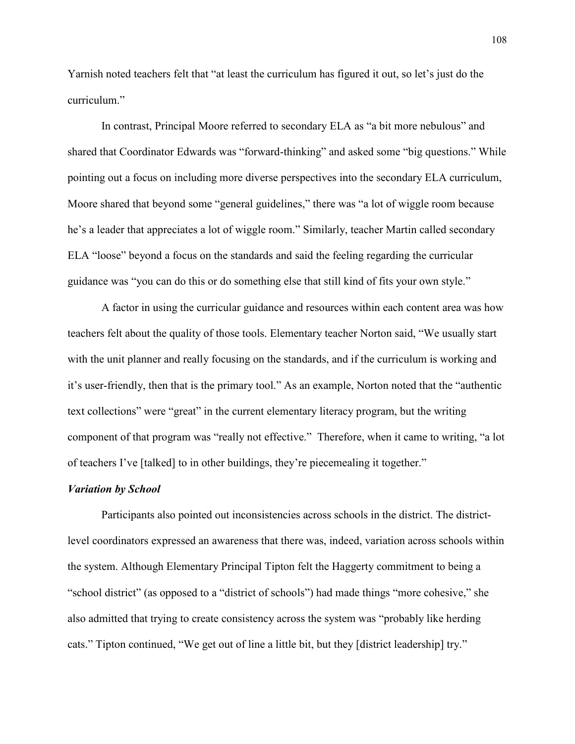Yarnish noted teachers felt that "at least the curriculum has figured it out, so let's just do the curriculum."

In contrast, Principal Moore referred to secondary ELA as "a bit more nebulous" and shared that Coordinator Edwards was "forward-thinking" and asked some "big questions." While pointing out a focus on including more diverse perspectives into the secondary ELA curriculum, Moore shared that beyond some "general guidelines," there was "a lot of wiggle room because he's a leader that appreciates a lot of wiggle room." Similarly, teacher Martin called secondary ELA "loose" beyond a focus on the standards and said the feeling regarding the curricular guidance was "you can do this or do something else that still kind of fits your own style."

A factor in using the curricular guidance and resources within each content area was how teachers felt about the quality of those tools. Elementary teacher Norton said, "We usually start with the unit planner and really focusing on the standards, and if the curriculum is working and it's user-friendly, then that is the primary tool." As an example, Norton noted that the "authentic text collections" were "great" in the current elementary literacy program, but the writing component of that program was "really not effective." Therefore, when it came to writing, "a lot of teachers I've [talked] to in other buildings, they're piecemealing it together."

### *Variation by School*

Participants also pointed out inconsistencies across schools in the district. The district-level coordinators expressed an awareness that there was, indeed, variation across schools within the system. Although Elementary Principal Tipton felt the Haggerty commitment to being a "school district" (as opposed to a "district of schools") had made things "more cohesive," she also admitted that trying to create consistency across the system was "probably like herding cats." Tipton continued, "We get out of line a little bit, but they [district leadership] try."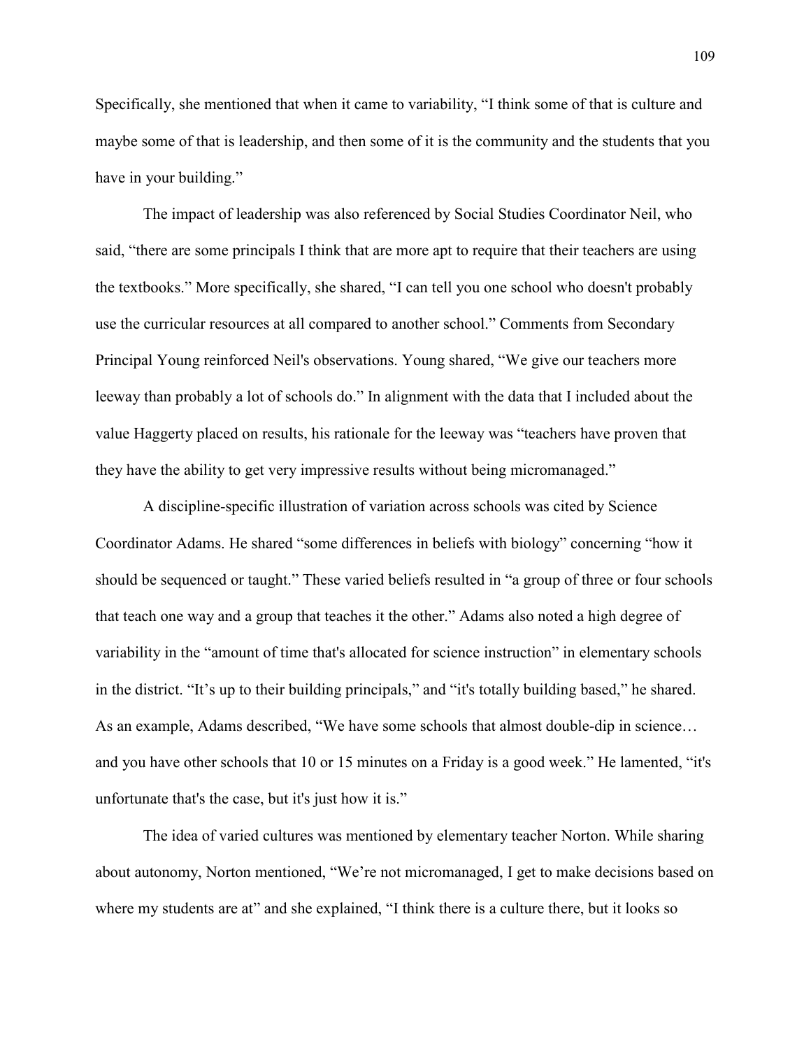Specifically, she mentioned that when it came to variability, “I think some of that is culture and maybe some of that is leadership, and then some of it is the community and the students that you have in your building.”

The impact of leadership was also referenced by Social Studies Coordinator Neil, who said, “there are some principals I think that are more apt to require that their teachers are using the textbooks.” More specifically, she shared, “I can tell you one school who doesn't probably use the curricular resources at all compared to another school.” Comments from Secondary Principal Young reinforced Neil's observations. Young shared, “We give our teachers more leeway than probably a lot of schools do.” In alignment with the data that I included about the value Haggerty placed on results, his rationale for the leeway was “teachers have proven that they have the ability to get very impressive results without being micromanaged.”

A discipline-specific illustration of variation across schools was cited by Science Coordinator Adams. He shared “some differences in beliefs with biology” concerning “how it should be sequenced or taught.” These varied beliefs resulted in “a group of three or four schools that teach one way and a group that teaches it the other.” Adams also noted a high degree of variability in the “amount of time that's allocated for science instruction” in elementary schools in the district. “It’s up to their building principals,” and “it's totally building based,” he shared. As an example, Adams described, “We have some schools that almost double-dip in science… and you have other schools that 10 or 15 minutes on a Friday is a good week.” He lamented, “it's unfortunate that's the case, but it's just how it is.”

The idea of varied cultures was mentioned by elementary teacher Norton. While sharing about autonomy, Norton mentioned, “We’re not micromanaged, I get to make decisions based on where my students are at” and she explained, “I think there is a culture there, but it looks so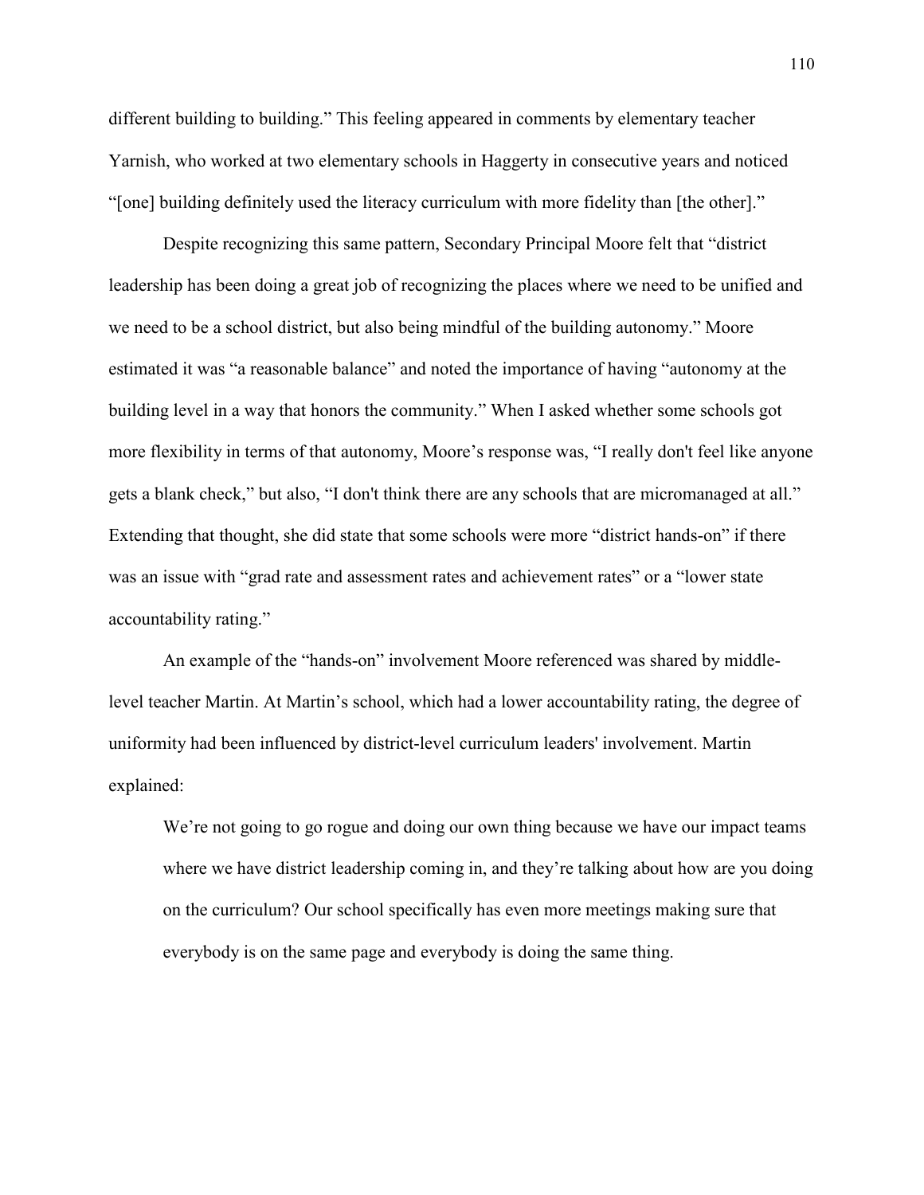different building to building." This feeling appeared in comments by elementary teacher Yarnish, who worked at two elementary schools in Haggerty in consecutive years and noticed "[one] building definitely used the literacy curriculum with more fidelity than [the other]."

Despite recognizing this same pattern, Secondary Principal Moore felt that "district leadership has been doing a great job of recognizing the places where we need to be unified and we need to be a school district, but also being mindful of the building autonomy." Moore estimated it was "a reasonable balance" and noted the importance of having "autonomy at the building level in a way that honors the community." When I asked whether some schools got more flexibility in terms of that autonomy, Moore's response was, "I really don't feel like anyone gets a blank check," but also, "I don't think there are any schools that are micromanaged at all." Extending that thought, she did state that some schools were more "district hands-on" if there was an issue with "grad rate and assessment rates and achievement rates" or a "lower state accountability rating."

An example of the "hands-on" involvement Moore referenced was shared by middle-level teacher Martin. At Martin's school, which had a lower accountability rating, the degree of uniformity had been influenced by district-level curriculum leaders' involvement. Martin explained:

> We're not going to go rogue and doing our own thing because we have our impact teams where we have district leadership coming in, and they're talking about how are you doing on the curriculum? Our school specifically has even more meetings making sure that everybody is on the same page and everybody is doing the same thing.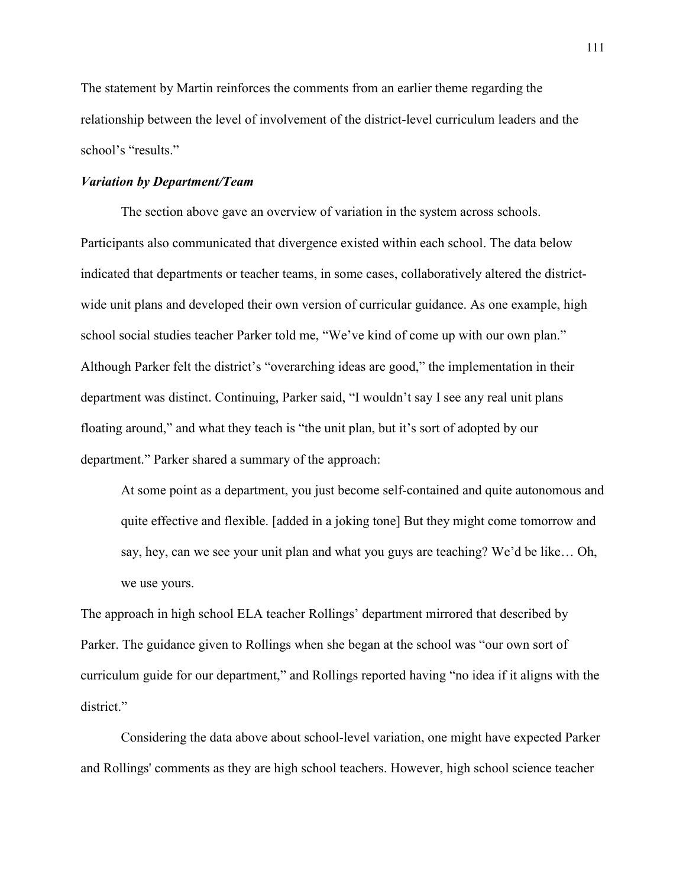The statement by Martin reinforces the comments from an earlier theme regarding the relationship between the level of involvement of the district-level curriculum leaders and the school's "results."

### ***Variation by Department/Team***

The section above gave an overview of variation in the system across schools. Participants also communicated that divergence existed within each school. The data below indicated that departments or teacher teams, in some cases, collaboratively altered the district-wide unit plans and developed their own version of curricular guidance. As one example, high school social studies teacher Parker told me, "We've kind of come up with our own plan." Although Parker felt the district's "overarching ideas are good," the implementation in their department was distinct. Continuing, Parker said, "I wouldn't say I see any real unit plans floating around," and what they teach is "the unit plan, but it's sort of adopted by our department." Parker shared a summary of the approach:

> At some point as a department, you just become self-contained and quite autonomous and quite effective and flexible. [added in a joking tone] But they might come tomorrow and say, hey, can we see your unit plan and what you guys are teaching? We'd be like… Oh, we use yours.

The approach in high school ELA teacher Rollings' department mirrored that described by Parker. The guidance given to Rollings when she began at the school was "our own sort of curriculum guide for our department," and Rollings reported having "no idea if it aligns with the district."

Considering the data above about school-level variation, one might have expected Parker and Rollings' comments as they are high school teachers. However, high school science teacher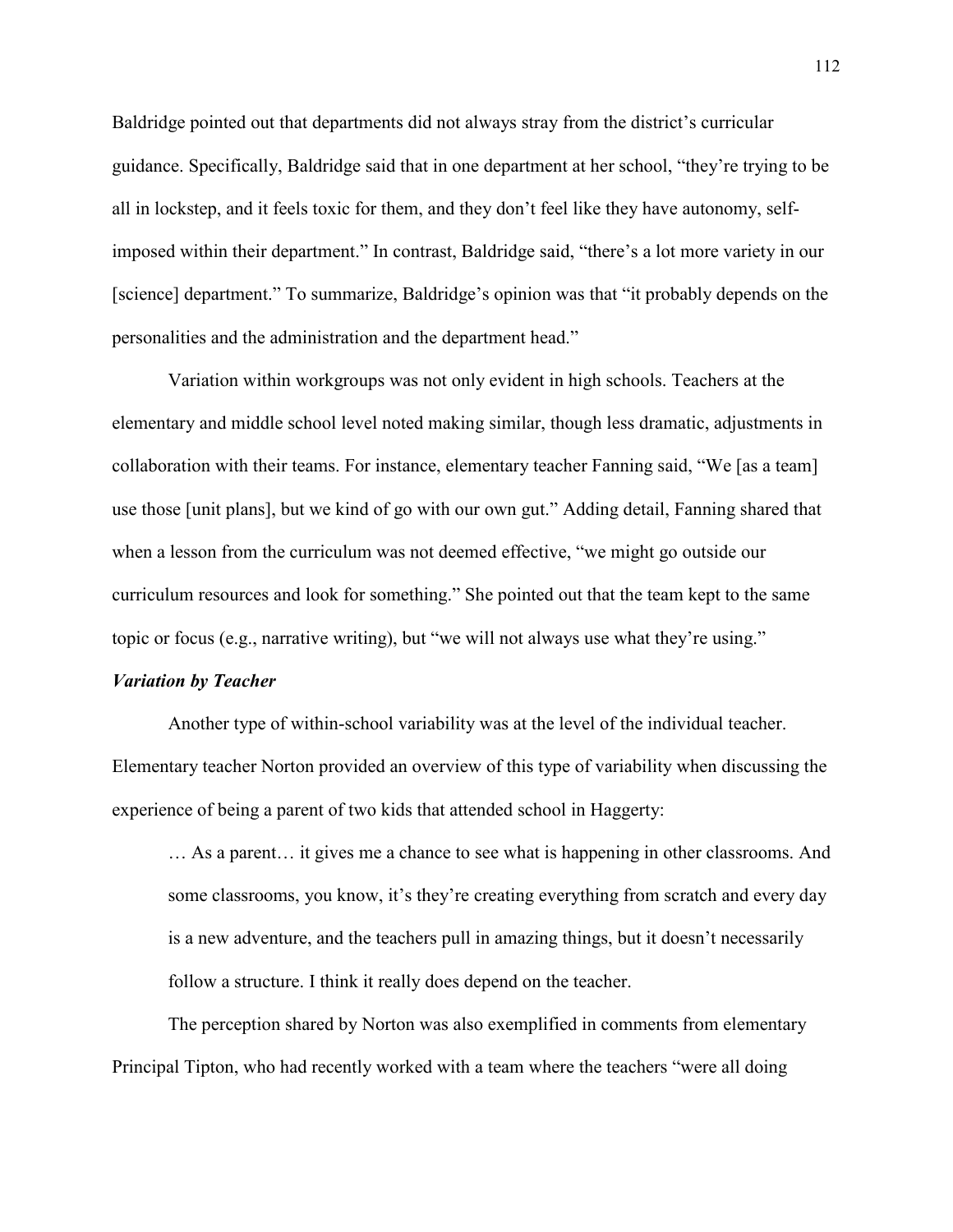Baldridge pointed out that departments did not always stray from the district's curricular guidance. Specifically, Baldridge said that in one department at her school, "they're trying to be all in lockstep, and it feels toxic for them, and they don't feel like they have autonomy, self-imposed within their department." In contrast, Baldridge said, "there's a lot more variety in our [science] department." To summarize, Baldridge's opinion was that "it probably depends on the personalities and the administration and the department head."

Variation within workgroups was not only evident in high schools. Teachers at the elementary and middle school level noted making similar, though less dramatic, adjustments in collaboration with their teams. For instance, elementary teacher Fanning said, "We [as a team] use those [unit plans], but we kind of go with our own gut." Adding detail, Fanning shared that when a lesson from the curriculum was not deemed effective, "we might go outside our curriculum resources and look for something." She pointed out that the team kept to the same topic or focus (e.g., narrative writing), but "we will not always use what they're using."

### *Variation by Teacher*

Another type of within-school variability was at the level of the individual teacher. Elementary teacher Norton provided an overview of this type of variability when discussing the experience of being a parent of two kids that attended school in Haggerty:

> … As a parent… it gives me a chance to see what is happening in other classrooms. And some classrooms, you know, it's they're creating everything from scratch and every day is a new adventure, and the teachers pull in amazing things, but it doesn't necessarily follow a structure. I think it really does depend on the teacher.

The perception shared by Norton was also exemplified in comments from elementary Principal Tipton, who had recently worked with a team where the teachers "were all doing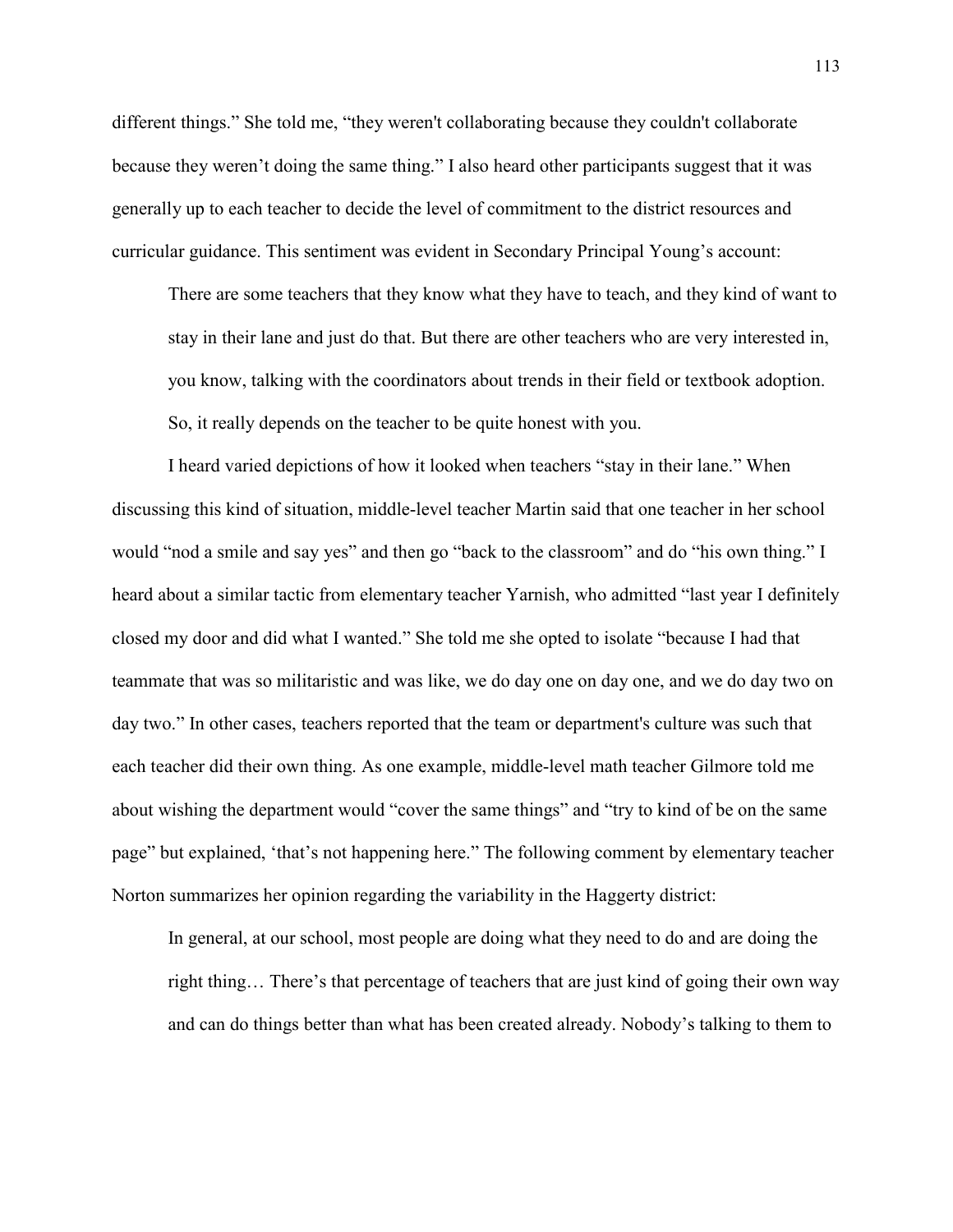different things." She told me, "they weren't collaborating because they couldn't collaborate because they weren't doing the same thing." I also heard other participants suggest that it was generally up to each teacher to decide the level of commitment to the district resources and curricular guidance. This sentiment was evident in Secondary Principal Young's account:

> There are some teachers that they know what they have to teach, and they kind of want to stay in their lane and just do that. But there are other teachers who are very interested in, you know, talking with the coordinators about trends in their field or textbook adoption. So, it really depends on the teacher to be quite honest with you.

I heard varied depictions of how it looked when teachers "stay in their lane." When discussing this kind of situation, middle-level teacher Martin said that one teacher in her school would "nod a smile and say yes" and then go "back to the classroom" and do "his own thing." I heard about a similar tactic from elementary teacher Yarnish, who admitted "last year I definitely closed my door and did what I wanted." She told me she opted to isolate "because I had that teammate that was so militaristic and was like, we do day one on day one, and we do day two on day two." In other cases, teachers reported that the team or department's culture was such that each teacher did their own thing. As one example, middle-level math teacher Gilmore told me about wishing the department would "cover the same things" and "try to kind of be on the same page" but explained, 'that's not happening here." The following comment by elementary teacher Norton summarizes her opinion regarding the variability in the Haggerty district:

> In general, at our school, most people are doing what they need to do and are doing the right thing… There's that percentage of teachers that are just kind of going their own way and can do things better than what has been created already. Nobody's talking to them to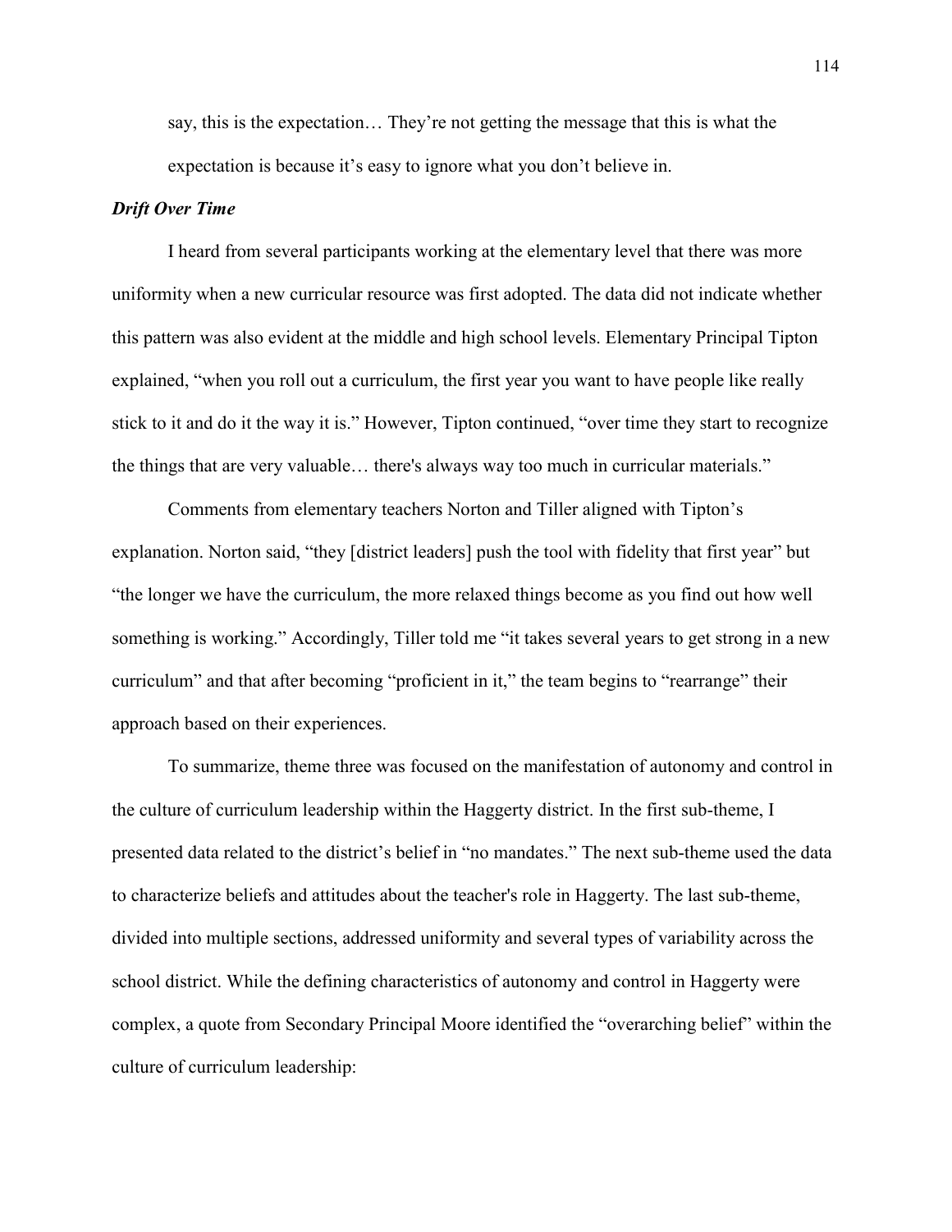> say, this is the expectation… They're not getting the message that this is what the expectation is because it's easy to ignore what you don't believe in.

***Drift Over Time***

I heard from several participants working at the elementary level that there was more uniformity when a new curricular resource was first adopted. The data did not indicate whether this pattern was also evident at the middle and high school levels. Elementary Principal Tipton explained, "when you roll out a curriculum, the first year you want to have people like really stick to it and do it the way it is." However, Tipton continued, "over time they start to recognize the things that are very valuable… there's always way too much in curricular materials."

Comments from elementary teachers Norton and Tiller aligned with Tipton's explanation. Norton said, "they [district leaders] push the tool with fidelity that first year" but "the longer we have the curriculum, the more relaxed things become as you find out how well something is working." Accordingly, Tiller told me "it takes several years to get strong in a new curriculum" and that after becoming "proficient in it," the team begins to "rearrange" their approach based on their experiences.

To summarize, theme three was focused on the manifestation of autonomy and control in the culture of curriculum leadership within the Haggerty district. In the first sub-theme, I presented data related to the district's belief in "no mandates." The next sub-theme used the data to characterize beliefs and attitudes about the teacher's role in Haggerty. The last sub-theme, divided into multiple sections, addressed uniformity and several types of variability across the school district. While the defining characteristics of autonomy and control in Haggerty were complex, a quote from Secondary Principal Moore identified the "overarching belief" within the culture of curriculum leadership: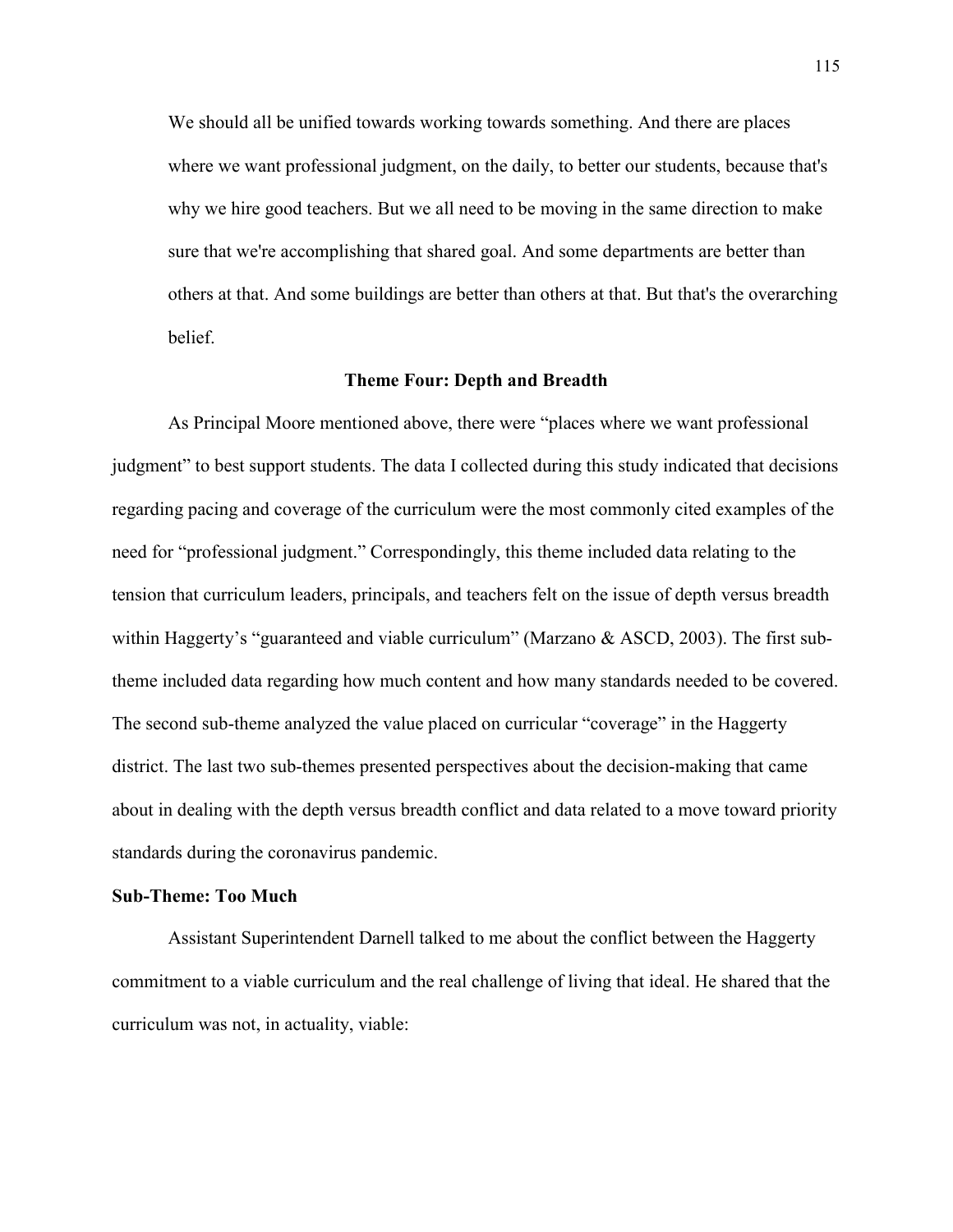> We should all be unified towards working towards something. And there are places where we want professional judgment, on the daily, to better our students, because that's why we hire good teachers. But we all need to be moving in the same direction to make sure that we're accomplishing that shared goal. And some departments are better than others at that. And some buildings are better than others at that. But that's the overarching belief.

## Theme Four: Depth and Breadth

As Principal Moore mentioned above, there were "places where we want professional judgment" to best support students. The data I collected during this study indicated that decisions regarding pacing and coverage of the curriculum were the most commonly cited examples of the need for "professional judgment." Correspondingly, this theme included data relating to the tension that curriculum leaders, principals, and teachers felt on the issue of depth versus breadth within Haggerty's "guaranteed and viable curriculum" (Marzano & ASCD, 2003). The first sub-theme included data regarding how much content and how many standards needed to be covered. The second sub-theme analyzed the value placed on curricular "coverage" in the Haggerty district. The last two sub-themes presented perspectives about the decision-making that came about in dealing with the depth versus breadth conflict and data related to a move toward priority standards during the coronavirus pandemic.

### Sub-Theme: Too Much

Assistant Superintendent Darnell talked to me about the conflict between the Haggerty commitment to a viable curriculum and the real challenge of living that ideal. He shared that the curriculum was not, in actuality, viable: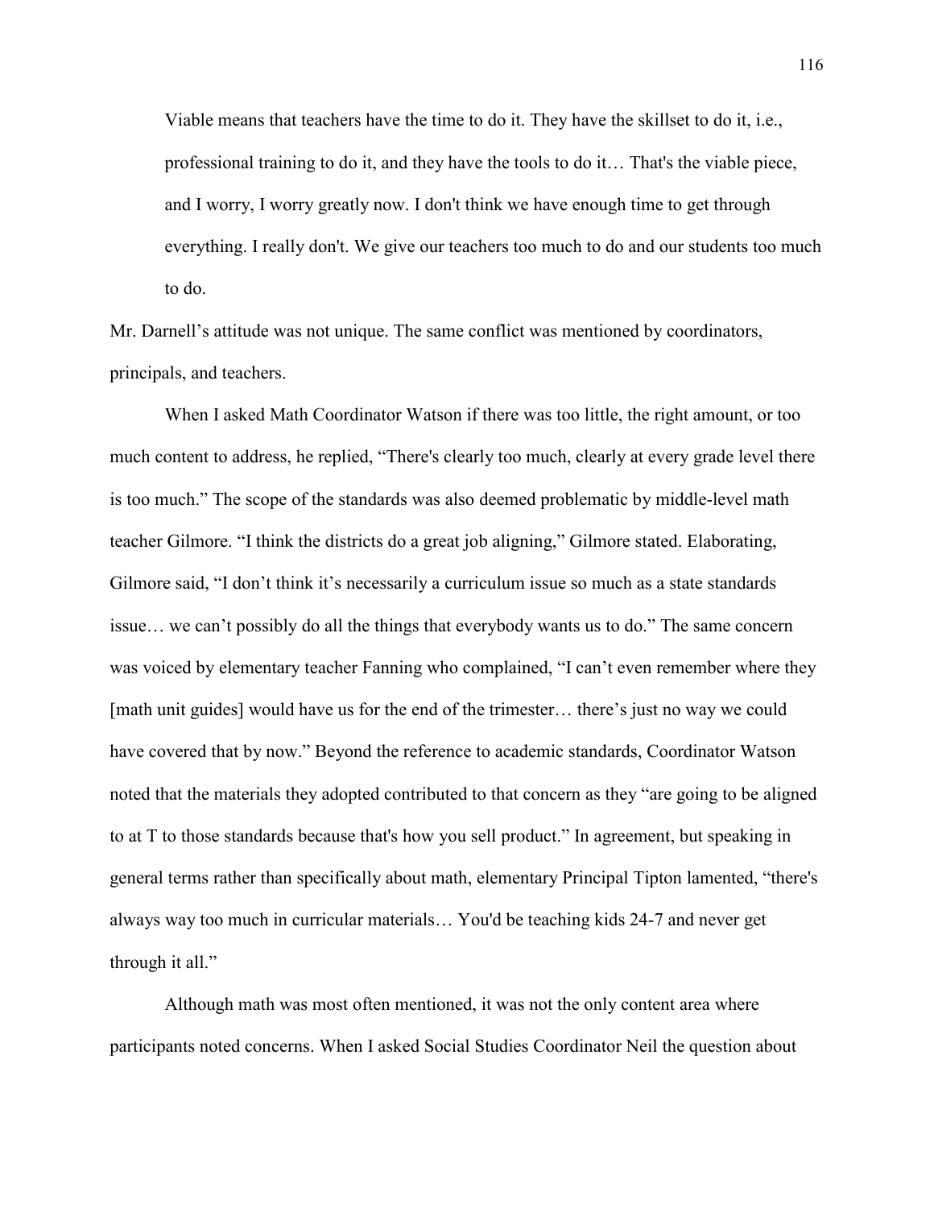> Viable means that teachers have the time to do it. They have the skillset to do it, i.e., professional training to do it, and they have the tools to do it… That's the viable piece, and I worry, I worry greatly now. I don't think we have enough time to get through everything. I really don't. We give our teachers too much to do and our students too much to do.

Mr. Darnell's attitude was not unique. The same conflict was mentioned by coordinators, principals, and teachers.

When I asked Math Coordinator Watson if there was too little, the right amount, or too much content to address, he replied, "There's clearly too much, clearly at every grade level there is too much." The scope of the standards was also deemed problematic by middle-level math teacher Gilmore. "I think the districts do a great job aligning," Gilmore stated. Elaborating, Gilmore said, "I don't think it's necessarily a curriculum issue so much as a state standards issue… we can't possibly do all the things that everybody wants us to do." The same concern was voiced by elementary teacher Fanning who complained, "I can't even remember where they [math unit guides] would have us for the end of the trimester… there's just no way we could have covered that by now." Beyond the reference to academic standards, Coordinator Watson noted that the materials they adopted contributed to that concern as they "are going to be aligned to at T to those standards because that's how you sell product." In agreement, but speaking in general terms rather than specifically about math, elementary Principal Tipton lamented, "there's always way too much in curricular materials… You'd be teaching kids 24-7 and never get through it all."

Although math was most often mentioned, it was not the only content area where participants noted concerns. When I asked Social Studies Coordinator Neil the question about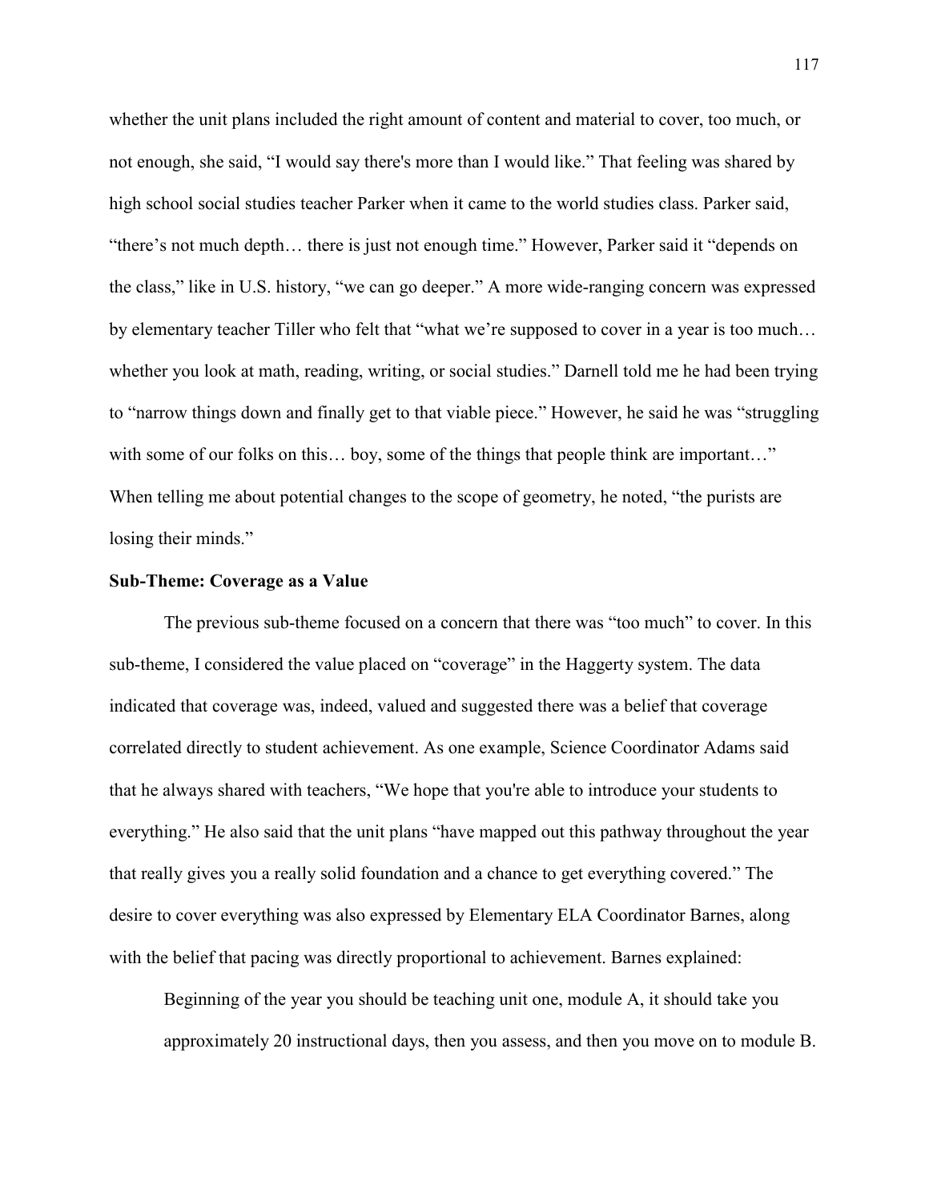whether the unit plans included the right amount of content and material to cover, too much, or not enough, she said, "I would say there's more than I would like." That feeling was shared by high school social studies teacher Parker when it came to the world studies class. Parker said, "there's not much depth… there is just not enough time." However, Parker said it "depends on the class," like in U.S. history, "we can go deeper." A more wide-ranging concern was expressed by elementary teacher Tiller who felt that "what we're supposed to cover in a year is too much… whether you look at math, reading, writing, or social studies." Darnell told me he had been trying to "narrow things down and finally get to that viable piece." However, he said he was "struggling with some of our folks on this… boy, some of the things that people think are important…" When telling me about potential changes to the scope of geometry, he noted, "the purists are losing their minds."

### Sub-Theme: Coverage as a Value

The previous sub-theme focused on a concern that there was "too much" to cover. In this sub-theme, I considered the value placed on "coverage" in the Haggerty system. The data indicated that coverage was, indeed, valued and suggested there was a belief that coverage correlated directly to student achievement. As one example, Science Coordinator Adams said that he always shared with teachers, "We hope that you're able to introduce your students to everything." He also said that the unit plans "have mapped out this pathway throughout the year that really gives you a really solid foundation and a chance to get everything covered." The desire to cover everything was also expressed by Elementary ELA Coordinator Barnes, along with the belief that pacing was directly proportional to achievement. Barnes explained:

> Beginning of the year you should be teaching unit one, module A, it should take you approximately 20 instructional days, then you assess, and then you move on to module B.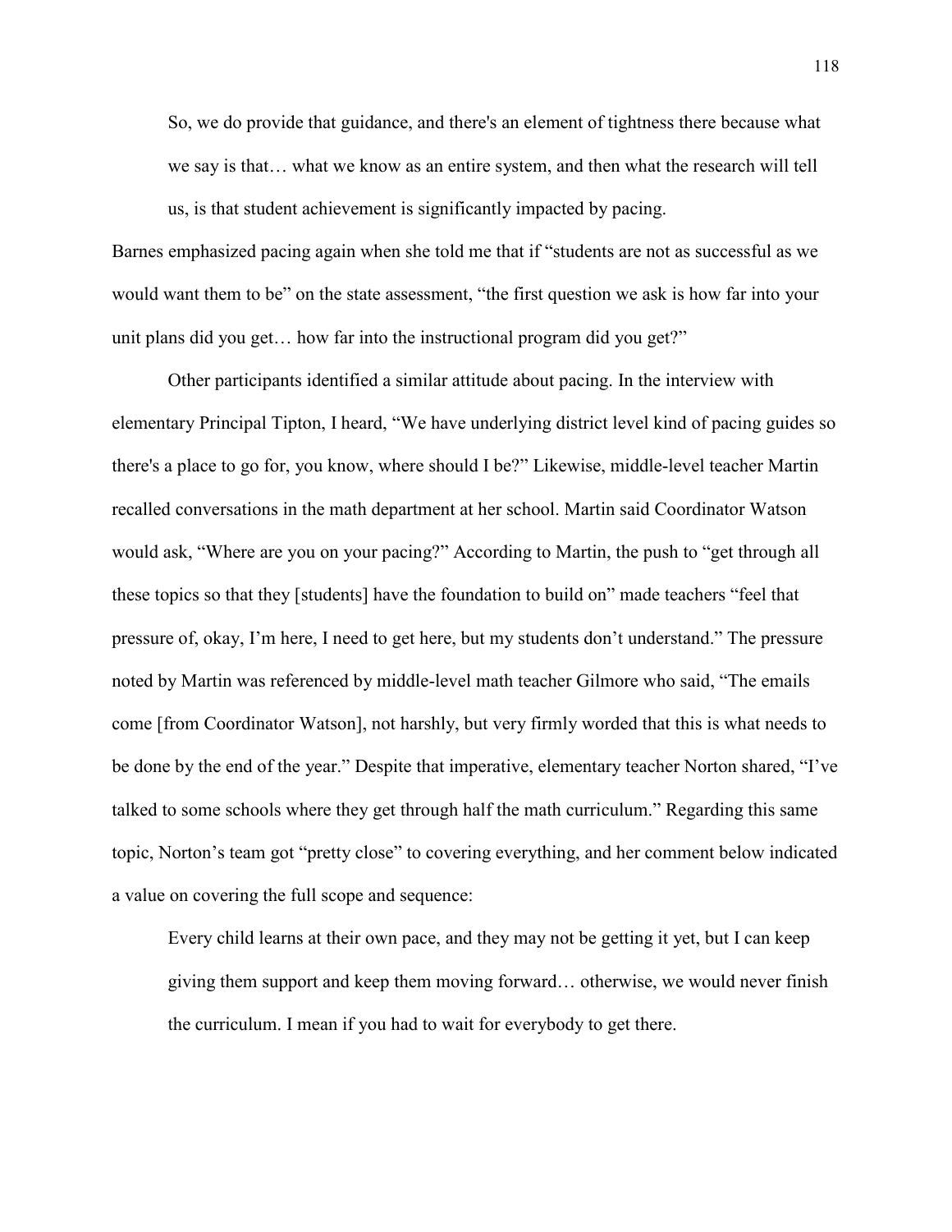> So, we do provide that guidance, and there's an element of tightness there because what we say is that… what we know as an entire system, and then what the research will tell us, is that student achievement is significantly impacted by pacing.

Barnes emphasized pacing again when she told me that if "students are not as successful as we would want them to be" on the state assessment, "the first question we ask is how far into your unit plans did you get… how far into the instructional program did you get?"

Other participants identified a similar attitude about pacing. In the interview with elementary Principal Tipton, I heard, "We have underlying district level kind of pacing guides so there's a place to go for, you know, where should I be?" Likewise, middle-level teacher Martin recalled conversations in the math department at her school. Martin said Coordinator Watson would ask, "Where are you on your pacing?" According to Martin, the push to "get through all these topics so that they [students] have the foundation to build on" made teachers "feel that pressure of, okay, I'm here, I need to get here, but my students don't understand." The pressure noted by Martin was referenced by middle-level math teacher Gilmore who said, "The emails come [from Coordinator Watson], not harshly, but very firmly worded that this is what needs to be done by the end of the year." Despite that imperative, elementary teacher Norton shared, "I've talked to some schools where they get through half the math curriculum." Regarding this same topic, Norton's team got "pretty close" to covering everything, and her comment below indicated a value on covering the full scope and sequence:

> Every child learns at their own pace, and they may not be getting it yet, but I can keep giving them support and keep them moving forward… otherwise, we would never finish the curriculum. I mean if you had to wait for everybody to get there.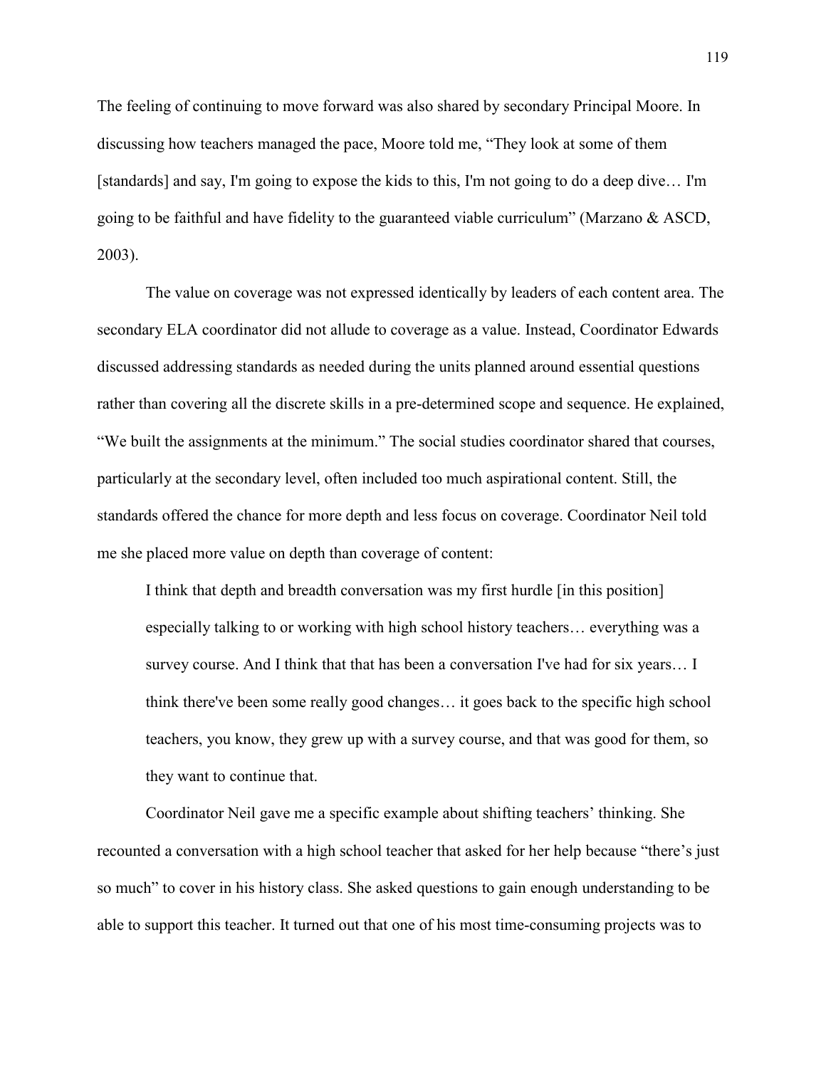The feeling of continuing to move forward was also shared by secondary Principal Moore. In discussing how teachers managed the pace, Moore told me, “They look at some of them [standards] and say, I'm going to expose the kids to this, I'm not going to do a deep dive… I'm going to be faithful and have fidelity to the guaranteed viable curriculum” (Marzano & ASCD, 2003).

The value on coverage was not expressed identically by leaders of each content area. The secondary ELA coordinator did not allude to coverage as a value. Instead, Coordinator Edwards discussed addressing standards as needed during the units planned around essential questions rather than covering all the discrete skills in a pre-determined scope and sequence. He explained, “We built the assignments at the minimum.” The social studies coordinator shared that courses, particularly at the secondary level, often included too much aspirational content. Still, the standards offered the chance for more depth and less focus on coverage. Coordinator Neil told me she placed more value on depth than coverage of content:

> I think that depth and breadth conversation was my first hurdle [in this position] especially talking to or working with high school history teachers… everything was a survey course. And I think that that has been a conversation I've had for six years… I think there've been some really good changes… it goes back to the specific high school teachers, you know, they grew up with a survey course, and that was good for them, so they want to continue that.

Coordinator Neil gave me a specific example about shifting teachers’ thinking. She recounted a conversation with a high school teacher that asked for her help because “there’s just so much” to cover in his history class. She asked questions to gain enough understanding to be able to support this teacher. It turned out that one of his most time-consuming projects was to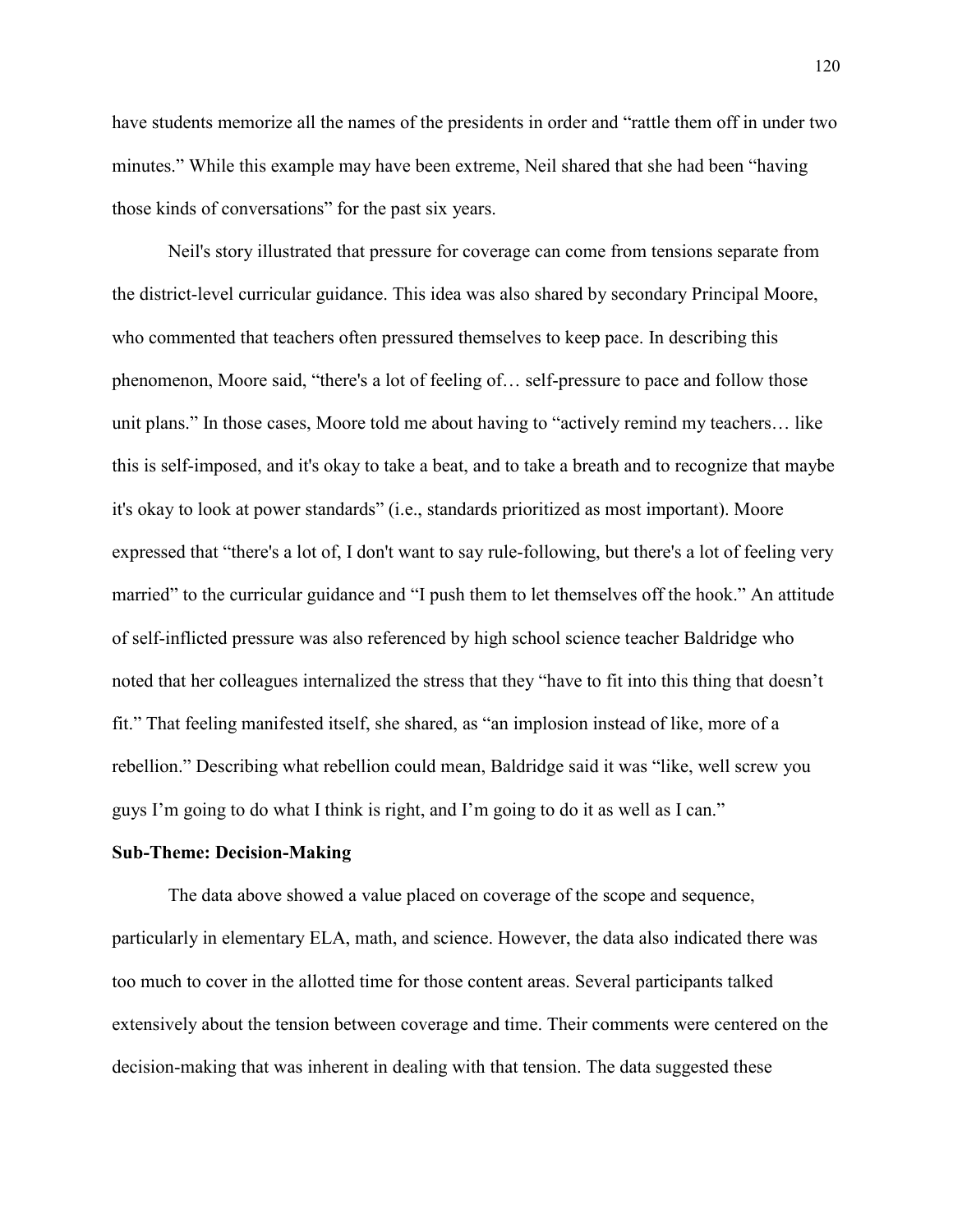have students memorize all the names of the presidents in order and "rattle them off in under two minutes." While this example may have been extreme, Neil shared that she had been "having those kinds of conversations" for the past six years.

Neil's story illustrated that pressure for coverage can come from tensions separate from the district-level curricular guidance. This idea was also shared by secondary Principal Moore, who commented that teachers often pressured themselves to keep pace. In describing this phenomenon, Moore said, "there's a lot of feeling of… self-pressure to pace and follow those unit plans." In those cases, Moore told me about having to "actively remind my teachers… like this is self-imposed, and it's okay to take a beat, and to take a breath and to recognize that maybe it's okay to look at power standards" (i.e., standards prioritized as most important). Moore expressed that "there's a lot of, I don't want to say rule-following, but there's a lot of feeling very married" to the curricular guidance and "I push them to let themselves off the hook." An attitude of self-inflicted pressure was also referenced by high school science teacher Baldridge who noted that her colleagues internalized the stress that they "have to fit into this thing that doesn't fit." That feeling manifested itself, she shared, as "an implosion instead of like, more of a rebellion." Describing what rebellion could mean, Baldridge said it was "like, well screw you guys I'm going to do what I think is right, and I'm going to do it as well as I can."

**Sub-Theme: Decision-Making**

The data above showed a value placed on coverage of the scope and sequence, particularly in elementary ELA, math, and science. However, the data also indicated there was too much to cover in the allotted time for those content areas. Several participants talked extensively about the tension between coverage and time. Their comments were centered on the decision-making that was inherent in dealing with that tension. The data suggested these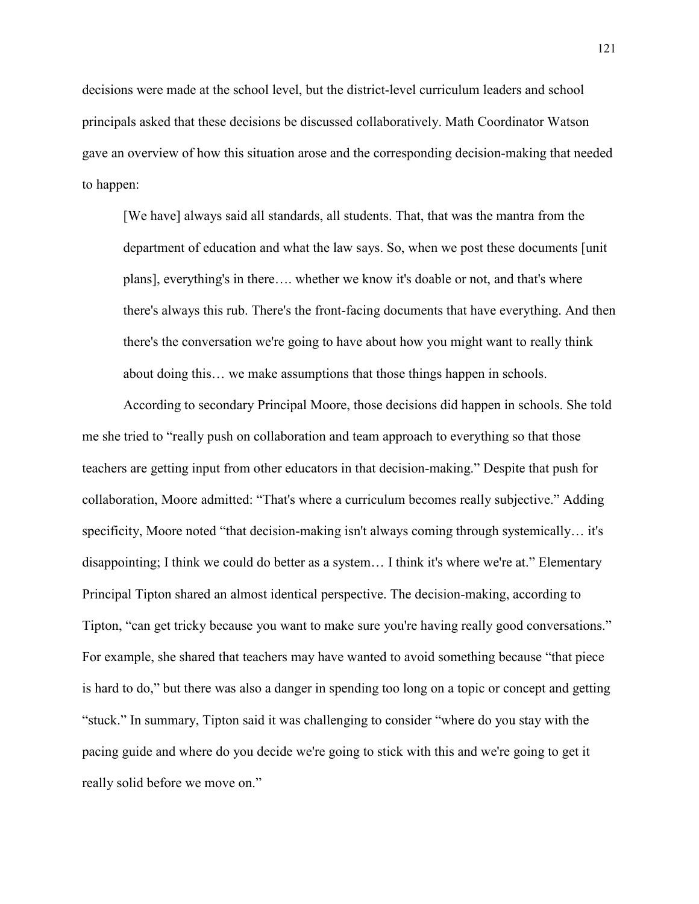decisions were made at the school level, but the district-level curriculum leaders and school principals asked that these decisions be discussed collaboratively. Math Coordinator Watson gave an overview of how this situation arose and the corresponding decision-making that needed to happen:

> [We have] always said all standards, all students. That, that was the mantra from the department of education and what the law says. So, when we post these documents [unit plans], everything's in there…. whether we know it's doable or not, and that's where there's always this rub. There's the front-facing documents that have everything. And then there's the conversation we're going to have about how you might want to really think about doing this… we make assumptions that those things happen in schools.

According to secondary Principal Moore, those decisions did happen in schools. She told me she tried to "really push on collaboration and team approach to everything so that those teachers are getting input from other educators in that decision-making." Despite that push for collaboration, Moore admitted: "That's where a curriculum becomes really subjective." Adding specificity, Moore noted "that decision-making isn't always coming through systemically… it's disappointing; I think we could do better as a system… I think it's where we're at." Elementary Principal Tipton shared an almost identical perspective. The decision-making, according to Tipton, "can get tricky because you want to make sure you're having really good conversations." For example, she shared that teachers may have wanted to avoid something because "that piece is hard to do," but there was also a danger in spending too long on a topic or concept and getting "stuck." In summary, Tipton said it was challenging to consider "where do you stay with the pacing guide and where do you decide we're going to stick with this and we're going to get it really solid before we move on."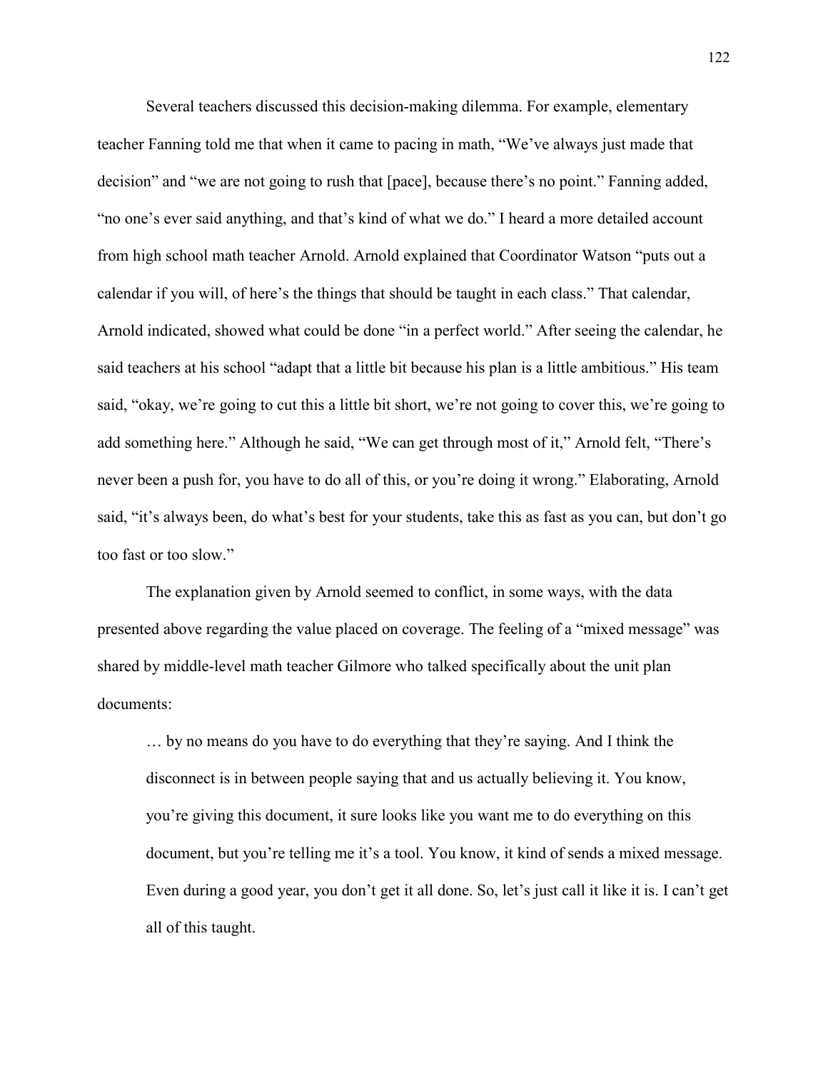Several teachers discussed this decision-making dilemma. For example, elementary teacher Fanning told me that when it came to pacing in math, “We’ve always just made that decision” and “we are not going to rush that [pace], because there’s no point.” Fanning added, “no one’s ever said anything, and that’s kind of what we do.” I heard a more detailed account from high school math teacher Arnold. Arnold explained that Coordinator Watson “puts out a calendar if you will, of here’s the things that should be taught in each class.” That calendar, Arnold indicated, showed what could be done “in a perfect world.” After seeing the calendar, he said teachers at his school “adapt that a little bit because his plan is a little ambitious.” His team said, “okay, we’re going to cut this a little bit short, we’re not going to cover this, we’re going to add something here.” Although he said, “We can get through most of it,” Arnold felt, “There’s never been a push for, you have to do all of this, or you’re doing it wrong.” Elaborating, Arnold said, “it’s always been, do what’s best for your students, take this as fast as you can, but don’t go too fast or too slow.”

The explanation given by Arnold seemed to conflict, in some ways, with the data presented above regarding the value placed on coverage. The feeling of a “mixed message” was shared by middle-level math teacher Gilmore who talked specifically about the unit plan documents:

> … by no means do you have to do everything that they’re saying. And I think the disconnect is in between people saying that and us actually believing it. You know, you’re giving this document, it sure looks like you want me to do everything on this document, but you’re telling me it’s a tool. You know, it kind of sends a mixed message. Even during a good year, you don’t get it all done. So, let’s just call it like it is. I can’t get all of this taught.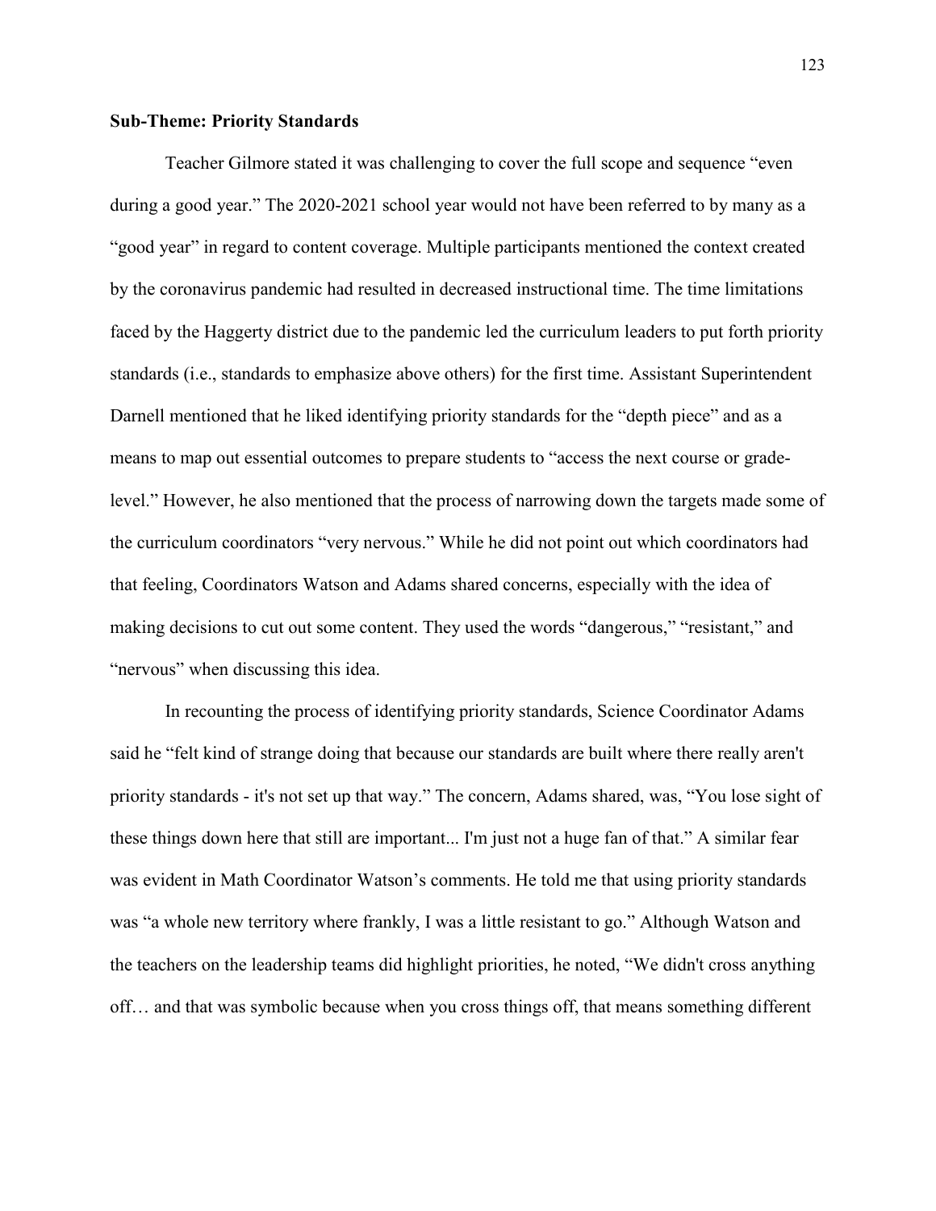**Sub-Theme: Priority Standards**

Teacher Gilmore stated it was challenging to cover the full scope and sequence "even during a good year." The 2020-2021 school year would not have been referred to by many as a "good year" in regard to content coverage. Multiple participants mentioned the context created by the coronavirus pandemic had resulted in decreased instructional time. The time limitations faced by the Haggerty district due to the pandemic led the curriculum leaders to put forth priority standards (i.e., standards to emphasize above others) for the first time. Assistant Superintendent Darnell mentioned that he liked identifying priority standards for the "depth piece" and as a means to map out essential outcomes to prepare students to "access the next course or grade-level." However, he also mentioned that the process of narrowing down the targets made some of the curriculum coordinators "very nervous." While he did not point out which coordinators had that feeling, Coordinators Watson and Adams shared concerns, especially with the idea of making decisions to cut out some content. They used the words "dangerous," "resistant," and "nervous" when discussing this idea.

In recounting the process of identifying priority standards, Science Coordinator Adams said he "felt kind of strange doing that because our standards are built where there really aren't priority standards - it's not set up that way." The concern, Adams shared, was, "You lose sight of these things down here that still are important... I'm just not a huge fan of that." A similar fear was evident in Math Coordinator Watson's comments. He told me that using priority standards was "a whole new territory where frankly, I was a little resistant to go." Although Watson and the teachers on the leadership teams did highlight priorities, he noted, "We didn't cross anything off… and that was symbolic because when you cross things off, that means something different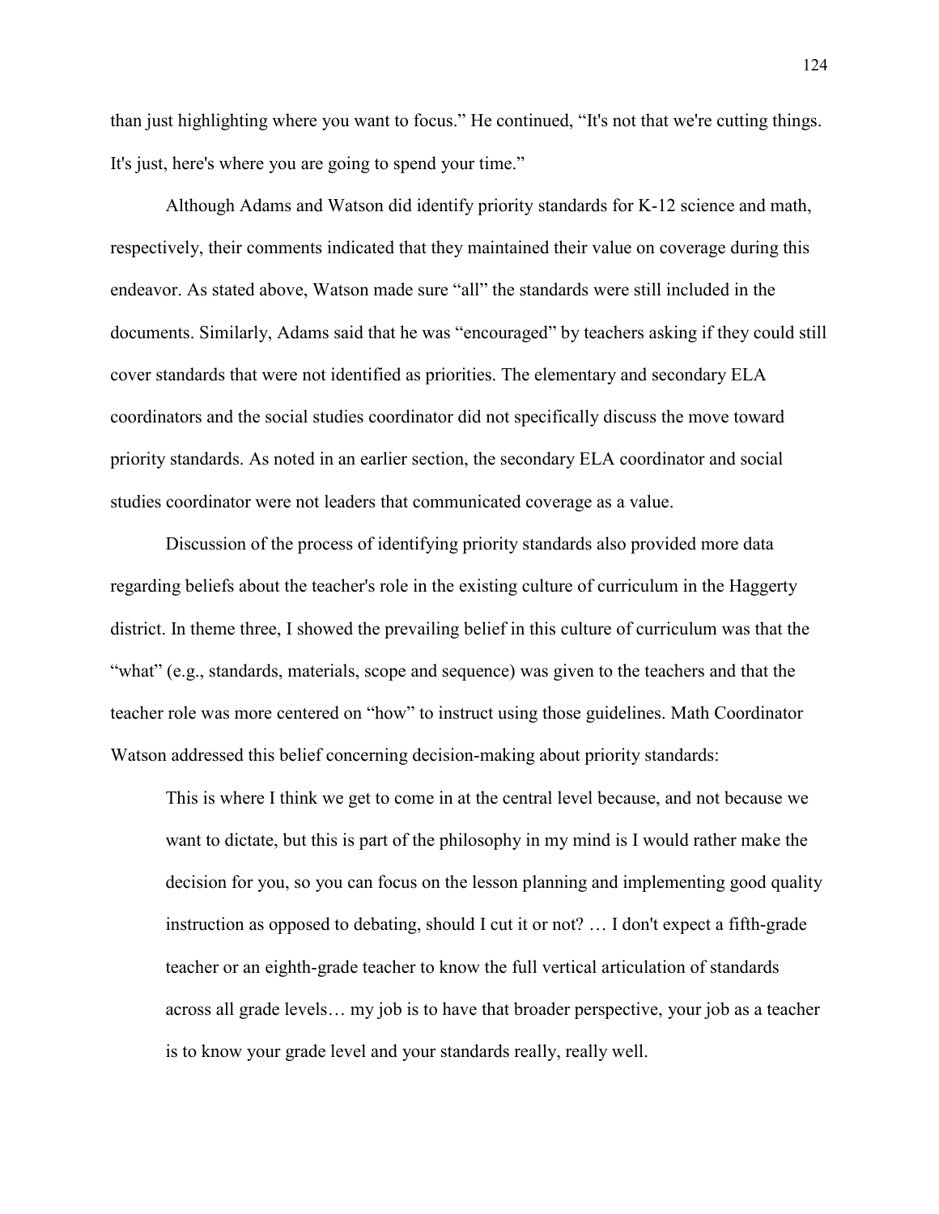than just highlighting where you want to focus." He continued, "It's not that we're cutting things. It's just, here's where you are going to spend your time."

Although Adams and Watson did identify priority standards for K-12 science and math, respectively, their comments indicated that they maintained their value on coverage during this endeavor. As stated above, Watson made sure "all" the standards were still included in the documents. Similarly, Adams said that he was "encouraged" by teachers asking if they could still cover standards that were not identified as priorities. The elementary and secondary ELA coordinators and the social studies coordinator did not specifically discuss the move toward priority standards. As noted in an earlier section, the secondary ELA coordinator and social studies coordinator were not leaders that communicated coverage as a value.

Discussion of the process of identifying priority standards also provided more data regarding beliefs about the teacher's role in the existing culture of curriculum in the Haggerty district. In theme three, I showed the prevailing belief in this culture of curriculum was that the "what" (e.g., standards, materials, scope and sequence) was given to the teachers and that the teacher role was more centered on "how" to instruct using those guidelines. Math Coordinator Watson addressed this belief concerning decision-making about priority standards:

> This is where I think we get to come in at the central level because, and not because we want to dictate, but this is part of the philosophy in my mind is I would rather make the decision for you, so you can focus on the lesson planning and implementing good quality instruction as opposed to debating, should I cut it or not? … I don't expect a fifth-grade teacher or an eighth-grade teacher to know the full vertical articulation of standards across all grade levels… my job is to have that broader perspective, your job as a teacher is to know your grade level and your standards really, really well.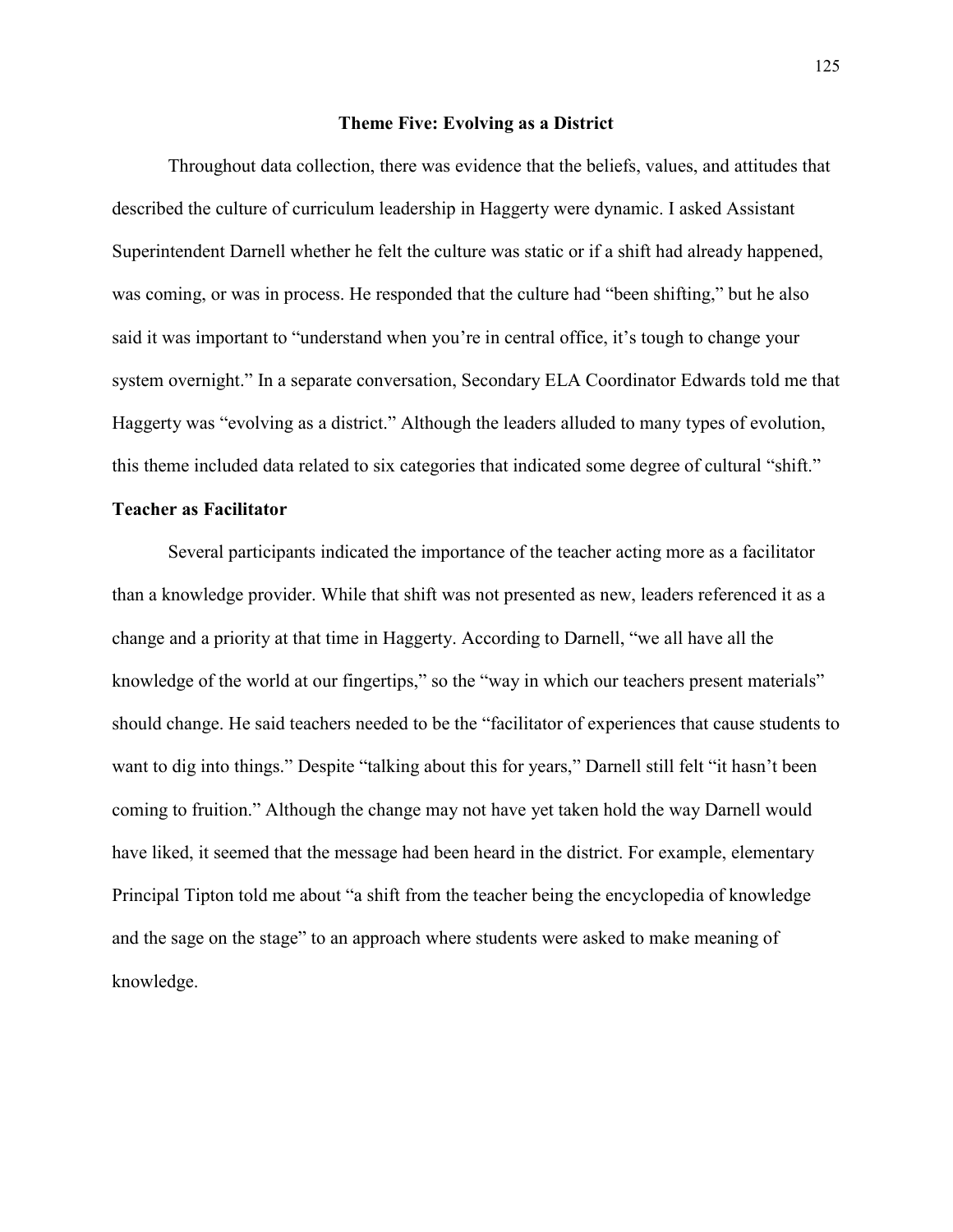## Theme Five: Evolving as a District

Throughout data collection, there was evidence that the beliefs, values, and attitudes that described the culture of curriculum leadership in Haggerty were dynamic. I asked Assistant Superintendent Darnell whether he felt the culture was static or if a shift had already happened, was coming, or was in process. He responded that the culture had "been shifting," but he also said it was important to "understand when you're in central office, it's tough to change your system overnight." In a separate conversation, Secondary ELA Coordinator Edwards told me that Haggerty was "evolving as a district." Although the leaders alluded to many types of evolution, this theme included data related to six categories that indicated some degree of cultural "shift."

### Teacher as Facilitator

Several participants indicated the importance of the teacher acting more as a facilitator than a knowledge provider. While that shift was not presented as new, leaders referenced it as a change and a priority at that time in Haggerty. According to Darnell, "we all have all the knowledge of the world at our fingertips," so the "way in which our teachers present materials" should change. He said teachers needed to be the "facilitator of experiences that cause students to want to dig into things." Despite "talking about this for years," Darnell still felt "it hasn't been coming to fruition." Although the change may not have yet taken hold the way Darnell would have liked, it seemed that the message had been heard in the district. For example, elementary Principal Tipton told me about "a shift from the teacher being the encyclopedia of knowledge and the sage on the stage" to an approach where students were asked to make meaning of knowledge.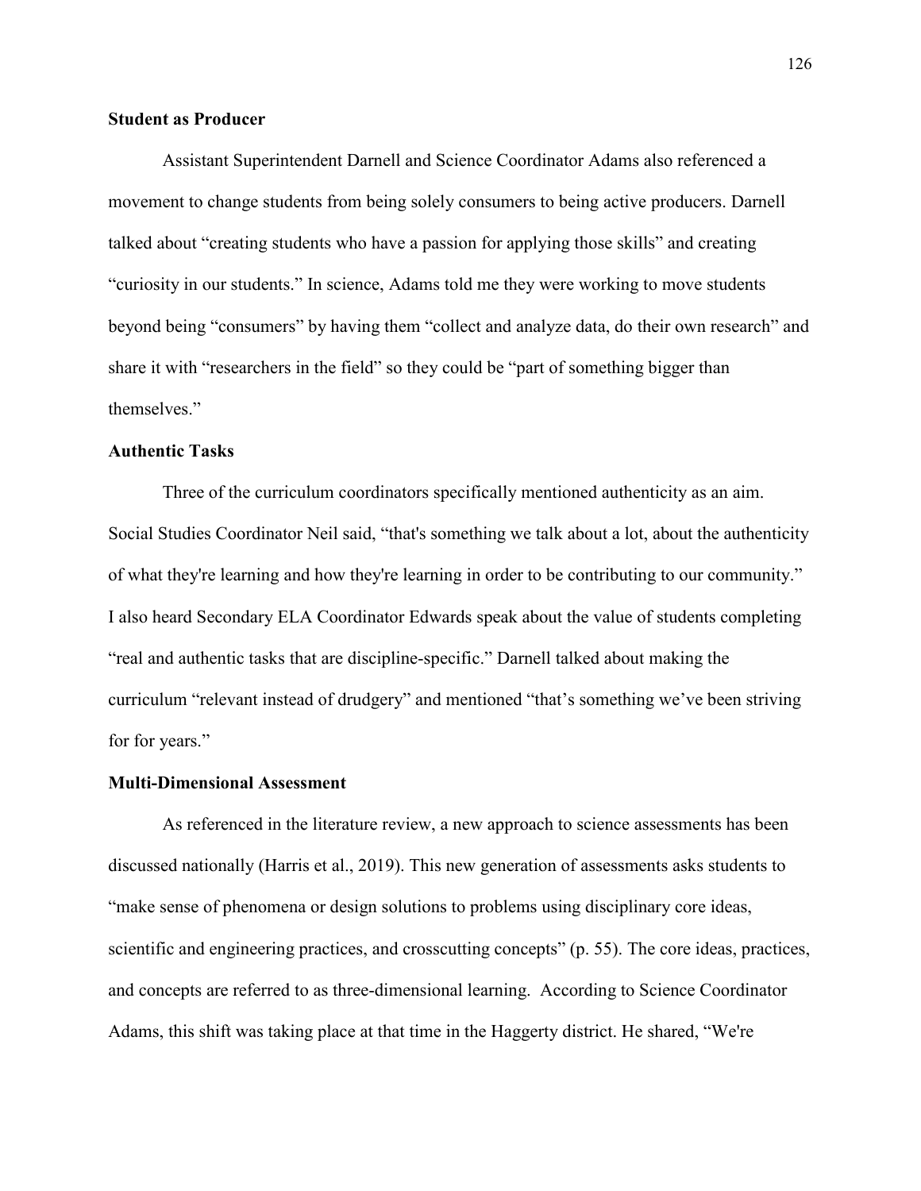### Student as Producer

Assistant Superintendent Darnell and Science Coordinator Adams also referenced a movement to change students from being solely consumers to being active producers. Darnell talked about "creating students who have a passion for applying those skills" and creating "curiosity in our students." In science, Adams told me they were working to move students beyond being "consumers" by having them "collect and analyze data, do their own research" and share it with "researchers in the field" so they could be "part of something bigger than themselves."

### Authentic Tasks

Three of the curriculum coordinators specifically mentioned authenticity as an aim. Social Studies Coordinator Neil said, "that's something we talk about a lot, about the authenticity of what they're learning and how they're learning in order to be contributing to our community." I also heard Secondary ELA Coordinator Edwards speak about the value of students completing "real and authentic tasks that are discipline-specific." Darnell talked about making the curriculum "relevant instead of drudgery" and mentioned "that's something we've been striving for for years."

### Multi-Dimensional Assessment

As referenced in the literature review, a new approach to science assessments has been discussed nationally (Harris et al., 2019). This new generation of assessments asks students to "make sense of phenomena or design solutions to problems using disciplinary core ideas, scientific and engineering practices, and crosscutting concepts" (p. 55). The core ideas, practices, and concepts are referred to as three-dimensional learning. According to Science Coordinator Adams, this shift was taking place at that time in the Haggerty district. He shared, "We're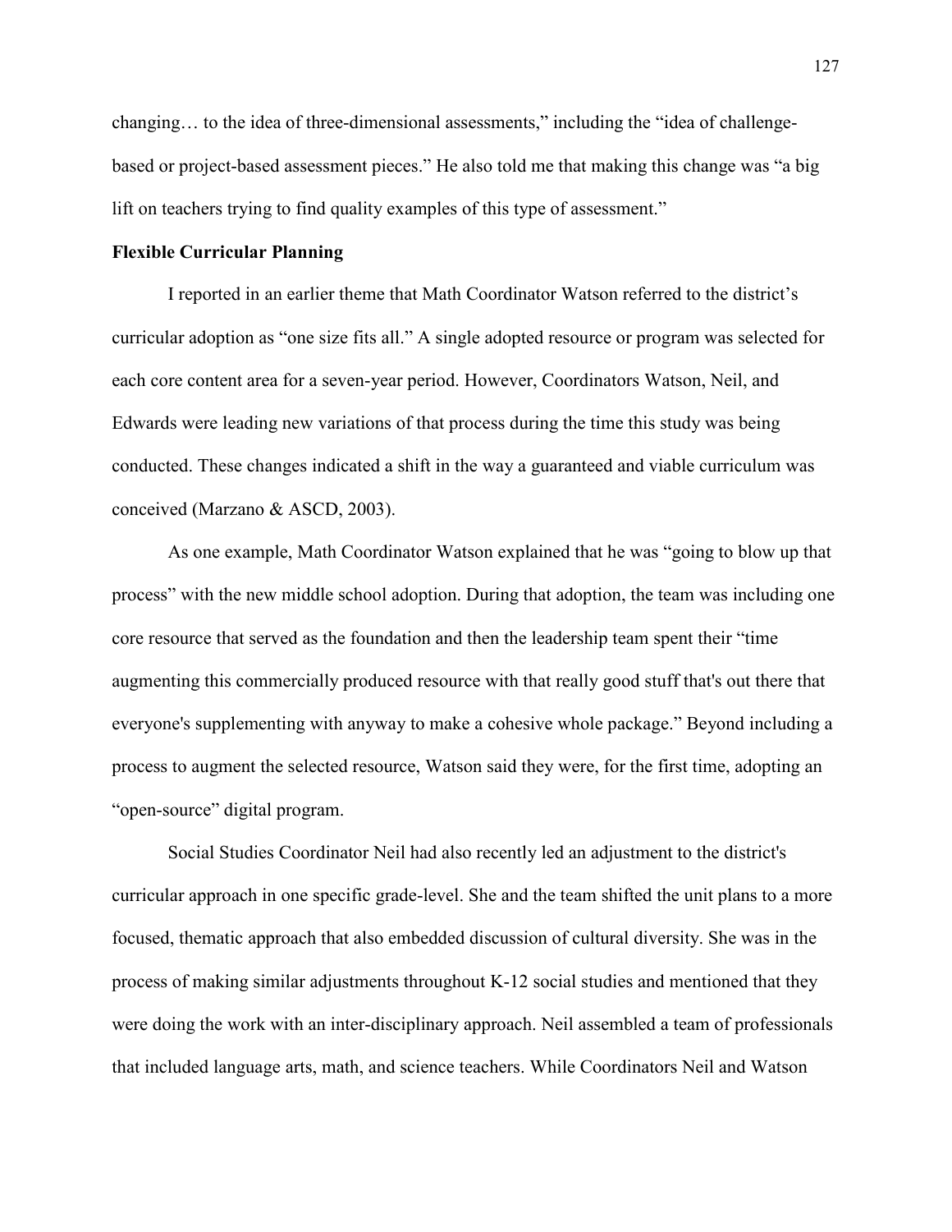changing… to the idea of three-dimensional assessments," including the "idea of challenge-based or project-based assessment pieces." He also told me that making this change was "a big lift on teachers trying to find quality examples of this type of assessment."

**Flexible Curricular Planning**

I reported in an earlier theme that Math Coordinator Watson referred to the district's curricular adoption as "one size fits all." A single adopted resource or program was selected for each core content area for a seven-year period. However, Coordinators Watson, Neil, and Edwards were leading new variations of that process during the time this study was being conducted. These changes indicated a shift in the way a guaranteed and viable curriculum was conceived (Marzano & ASCD, 2003).

As one example, Math Coordinator Watson explained that he was "going to blow up that process" with the new middle school adoption. During that adoption, the team was including one core resource that served as the foundation and then the leadership team spent their "time augmenting this commercially produced resource with that really good stuff that's out there that everyone's supplementing with anyway to make a cohesive whole package." Beyond including a process to augment the selected resource, Watson said they were, for the first time, adopting an "open-source" digital program.

Social Studies Coordinator Neil had also recently led an adjustment to the district's curricular approach in one specific grade-level. She and the team shifted the unit plans to a more focused, thematic approach that also embedded discussion of cultural diversity. She was in the process of making similar adjustments throughout K-12 social studies and mentioned that they were doing the work with an inter-disciplinary approach. Neil assembled a team of professionals that included language arts, math, and science teachers. While Coordinators Neil and Watson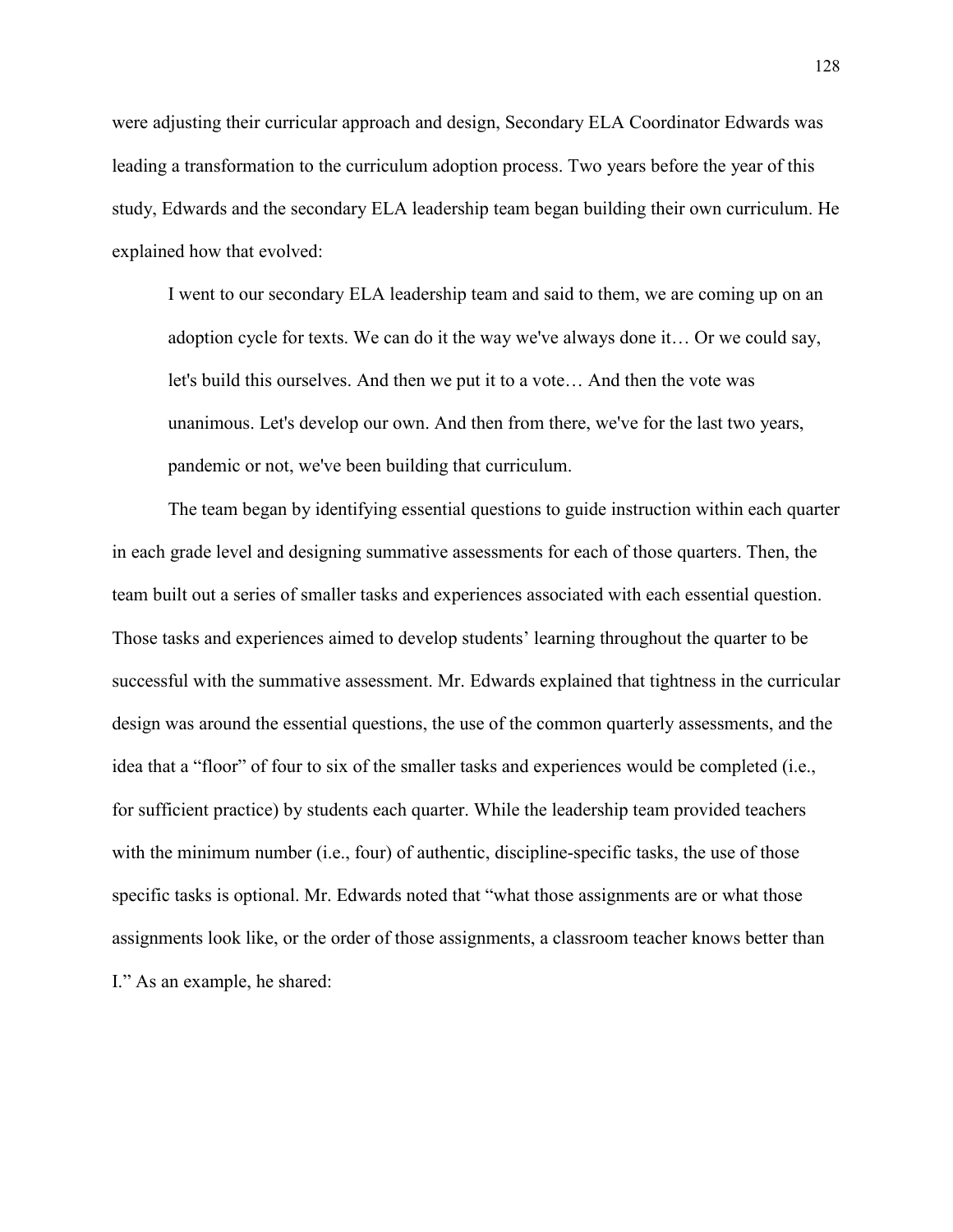were adjusting their curricular approach and design, Secondary ELA Coordinator Edwards was leading a transformation to the curriculum adoption process. Two years before the year of this study, Edwards and the secondary ELA leadership team began building their own curriculum. He explained how that evolved:

> I went to our secondary ELA leadership team and said to them, we are coming up on an adoption cycle for texts. We can do it the way we've always done it… Or we could say, let's build this ourselves. And then we put it to a vote… And then the vote was unanimous. Let's develop our own. And then from there, we've for the last two years, pandemic or not, we've been building that curriculum.

The team began by identifying essential questions to guide instruction within each quarter in each grade level and designing summative assessments for each of those quarters. Then, the team built out a series of smaller tasks and experiences associated with each essential question. Those tasks and experiences aimed to develop students' learning throughout the quarter to be successful with the summative assessment. Mr. Edwards explained that tightness in the curricular design was around the essential questions, the use of the common quarterly assessments, and the idea that a "floor" of four to six of the smaller tasks and experiences would be completed (i.e., for sufficient practice) by students each quarter. While the leadership team provided teachers with the minimum number (i.e., four) of authentic, discipline-specific tasks, the use of those specific tasks is optional. Mr. Edwards noted that "what those assignments are or what those assignments look like, or the order of those assignments, a classroom teacher knows better than I." As an example, he shared: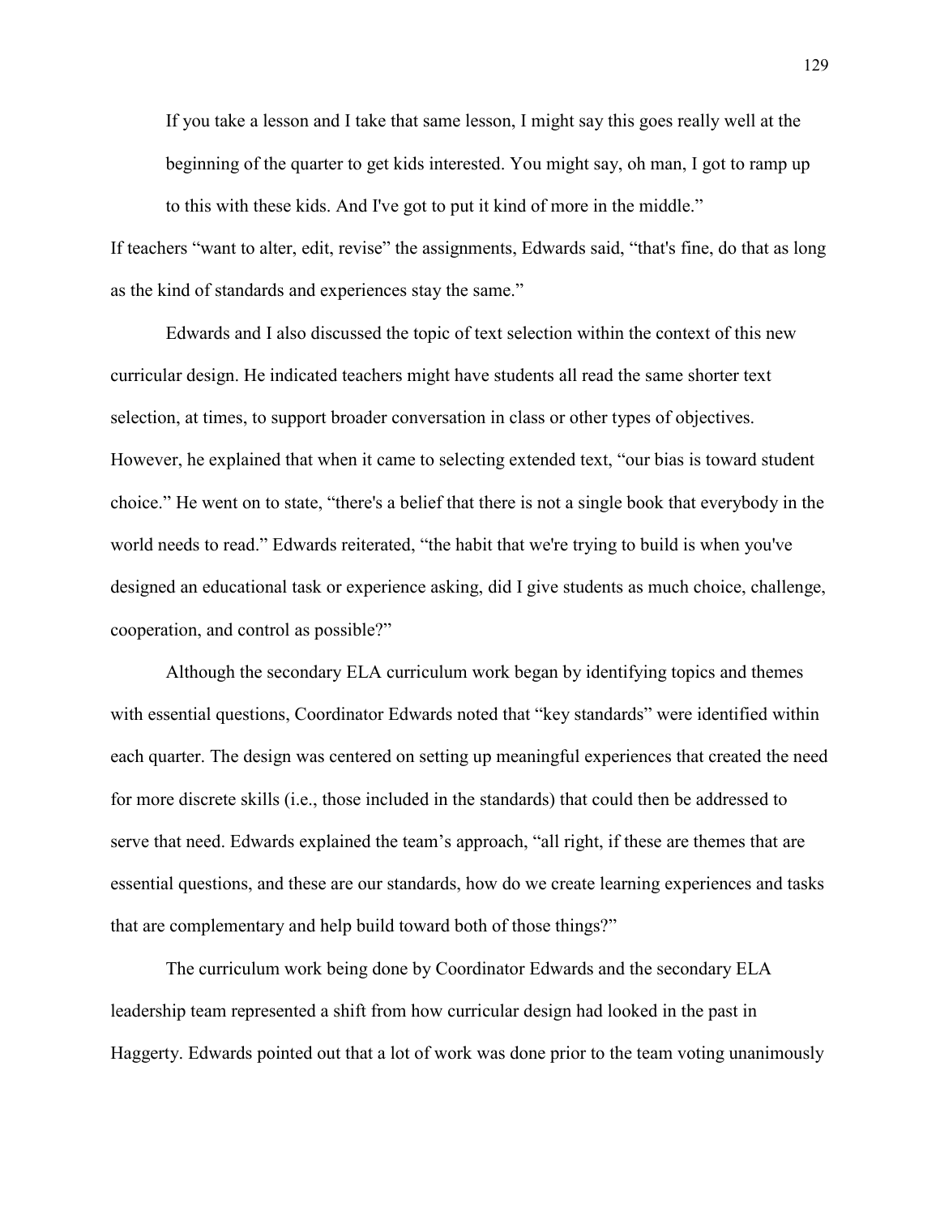If you take a lesson and I take that same lesson, I might say this goes really well at the beginning of the quarter to get kids interested. You might say, oh man, I got to ramp up to this with these kids. And I've got to put it kind of more in the middle."

If teachers "want to alter, edit, revise" the assignments, Edwards said, "that's fine, do that as long as the kind of standards and experiences stay the same."

Edwards and I also discussed the topic of text selection within the context of this new curricular design. He indicated teachers might have students all read the same shorter text selection, at times, to support broader conversation in class or other types of objectives. However, he explained that when it came to selecting extended text, "our bias is toward student choice." He went on to state, "there's a belief that there is not a single book that everybody in the world needs to read." Edwards reiterated, "the habit that we're trying to build is when you've designed an educational task or experience asking, did I give students as much choice, challenge, cooperation, and control as possible?"

Although the secondary ELA curriculum work began by identifying topics and themes with essential questions, Coordinator Edwards noted that "key standards" were identified within each quarter. The design was centered on setting up meaningful experiences that created the need for more discrete skills (i.e., those included in the standards) that could then be addressed to serve that need. Edwards explained the team's approach, "all right, if these are themes that are essential questions, and these are our standards, how do we create learning experiences and tasks that are complementary and help build toward both of those things?"

The curriculum work being done by Coordinator Edwards and the secondary ELA leadership team represented a shift from how curricular design had looked in the past in Haggerty. Edwards pointed out that a lot of work was done prior to the team voting unanimously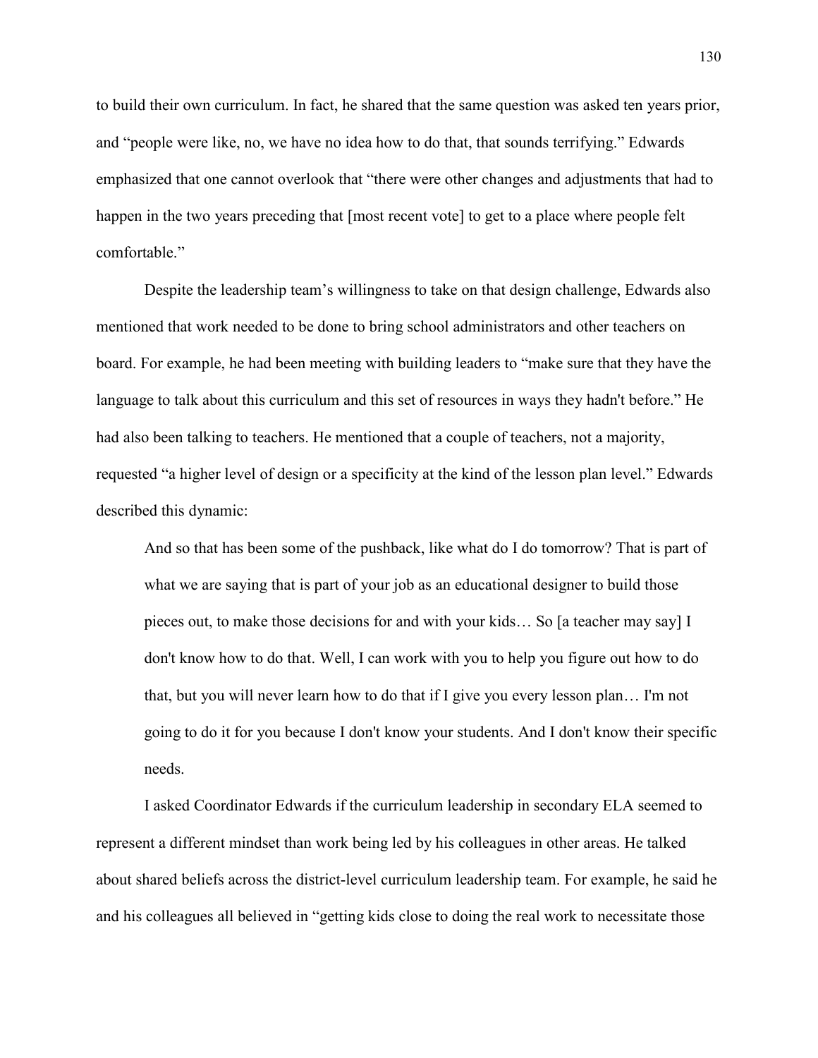to build their own curriculum. In fact, he shared that the same question was asked ten years prior, and "people were like, no, we have no idea how to do that, that sounds terrifying." Edwards emphasized that one cannot overlook that "there were other changes and adjustments that had to happen in the two years preceding that [most recent vote] to get to a place where people felt comfortable."

Despite the leadership team's willingness to take on that design challenge, Edwards also mentioned that work needed to be done to bring school administrators and other teachers on board. For example, he had been meeting with building leaders to "make sure that they have the language to talk about this curriculum and this set of resources in ways they hadn't before." He had also been talking to teachers. He mentioned that a couple of teachers, not a majority, requested "a higher level of design or a specificity at the kind of the lesson plan level." Edwards described this dynamic:

> And so that has been some of the pushback, like what do I do tomorrow? That is part of what we are saying that is part of your job as an educational designer to build those pieces out, to make those decisions for and with your kids… So [a teacher may say] I don't know how to do that. Well, I can work with you to help you figure out how to do that, but you will never learn how to do that if I give you every lesson plan… I'm not going to do it for you because I don't know your students. And I don't know their specific needs.

I asked Coordinator Edwards if the curriculum leadership in secondary ELA seemed to represent a different mindset than work being led by his colleagues in other areas. He talked about shared beliefs across the district-level curriculum leadership team. For example, he said he and his colleagues all believed in "getting kids close to doing the real work to necessitate those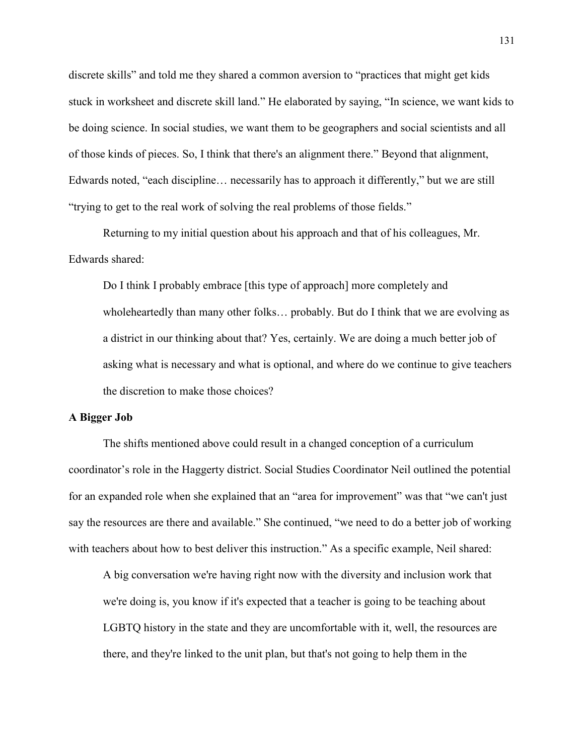discrete skills" and told me they shared a common aversion to "practices that might get kids stuck in worksheet and discrete skill land." He elaborated by saying, "In science, we want kids to be doing science. In social studies, we want them to be geographers and social scientists and all of those kinds of pieces. So, I think that there's an alignment there." Beyond that alignment, Edwards noted, "each discipline… necessarily has to approach it differently," but we are still "trying to get to the real work of solving the real problems of those fields."

Returning to my initial question about his approach and that of his colleagues, Mr. Edwards shared:

> Do I think I probably embrace [this type of approach] more completely and wholeheartedly than many other folks… probably. But do I think that we are evolving as a district in our thinking about that? Yes, certainly. We are doing a much better job of asking what is necessary and what is optional, and where do we continue to give teachers the discretion to make those choices?

**A Bigger Job**

The shifts mentioned above could result in a changed conception of a curriculum coordinator's role in the Haggerty district. Social Studies Coordinator Neil outlined the potential for an expanded role when she explained that an "area for improvement" was that "we can't just say the resources are there and available." She continued, "we need to do a better job of working with teachers about how to best deliver this instruction." As a specific example, Neil shared:

> A big conversation we're having right now with the diversity and inclusion work that we're doing is, you know if it's expected that a teacher is going to be teaching about LGBTQ history in the state and they are uncomfortable with it, well, the resources are there, and they're linked to the unit plan, but that's not going to help them in the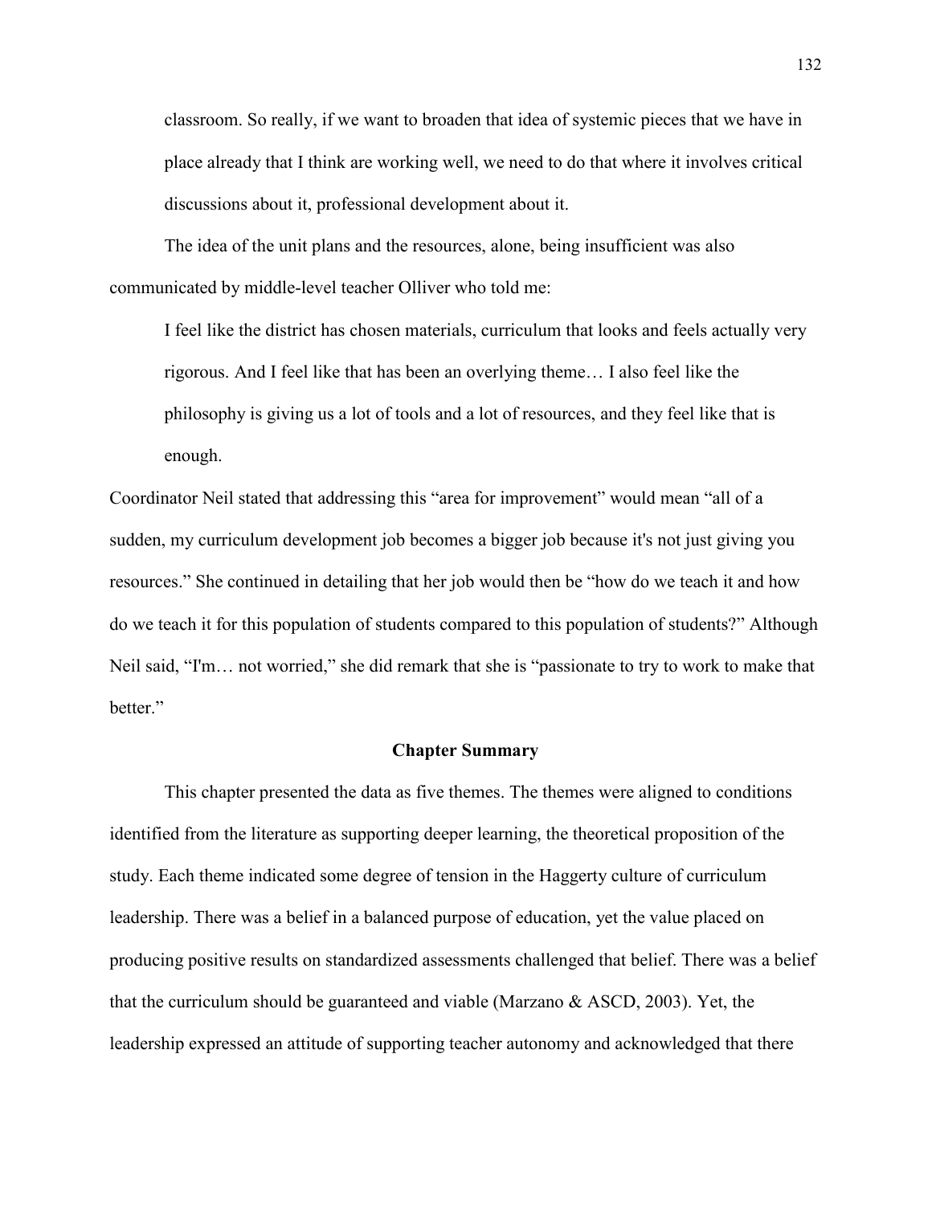classroom. So really, if we want to broaden that idea of systemic pieces that we have in place already that I think are working well, we need to do that where it involves critical discussions about it, professional development about it.

The idea of the unit plans and the resources, alone, being insufficient was also communicated by middle-level teacher Olliver who told me:

> I feel like the district has chosen materials, curriculum that looks and feels actually very rigorous. And I feel like that has been an overlying theme… I also feel like the philosophy is giving us a lot of tools and a lot of resources, and they feel like that is enough.

Coordinator Neil stated that addressing this "area for improvement" would mean "all of a sudden, my curriculum development job becomes a bigger job because it's not just giving you resources." She continued in detailing that her job would then be "how do we teach it and how do we teach it for this population of students compared to this population of students?" Although Neil said, "I'm… not worried," she did remark that she is "passionate to try to work to make that better."

## Chapter Summary

This chapter presented the data as five themes. The themes were aligned to conditions identified from the literature as supporting deeper learning, the theoretical proposition of the study. Each theme indicated some degree of tension in the Haggerty culture of curriculum leadership. There was a belief in a balanced purpose of education, yet the value placed on producing positive results on standardized assessments challenged that belief. There was a belief that the curriculum should be guaranteed and viable (Marzano & ASCD, 2003). Yet, the leadership expressed an attitude of supporting teacher autonomy and acknowledged that there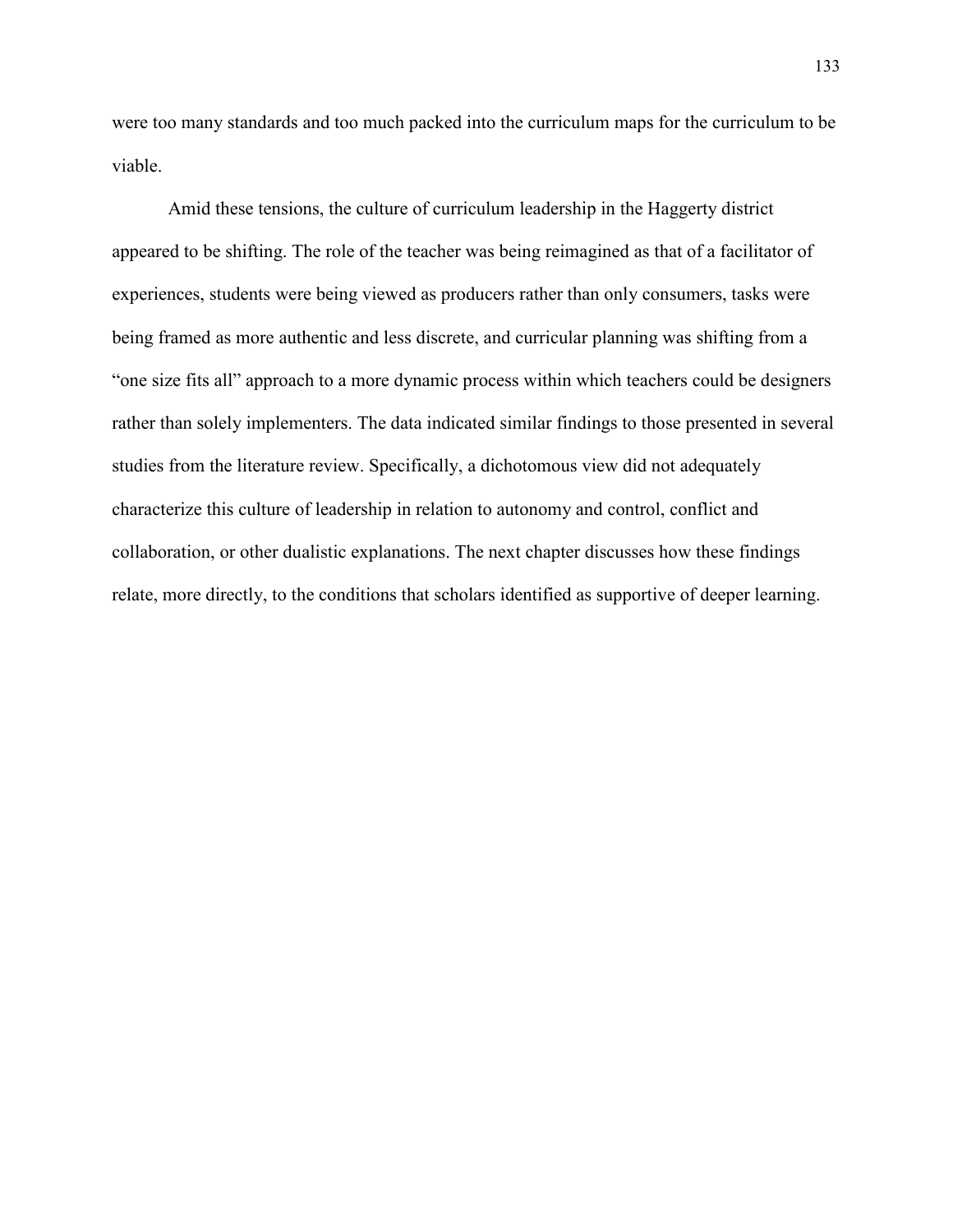were too many standards and too much packed into the curriculum maps for the curriculum to be viable.

Amid these tensions, the culture of curriculum leadership in the Haggerty district appeared to be shifting. The role of the teacher was being reimagined as that of a facilitator of experiences, students were being viewed as producers rather than only consumers, tasks were being framed as more authentic and less discrete, and curricular planning was shifting from a "one size fits all" approach to a more dynamic process within which teachers could be designers rather than solely implementers. The data indicated similar findings to those presented in several studies from the literature review. Specifically, a dichotomous view did not adequately characterize this culture of leadership in relation to autonomy and control, conflict and collaboration, or other dualistic explanations. The next chapter discusses how these findings relate, more directly, to the conditions that scholars identified as supportive of deeper learning.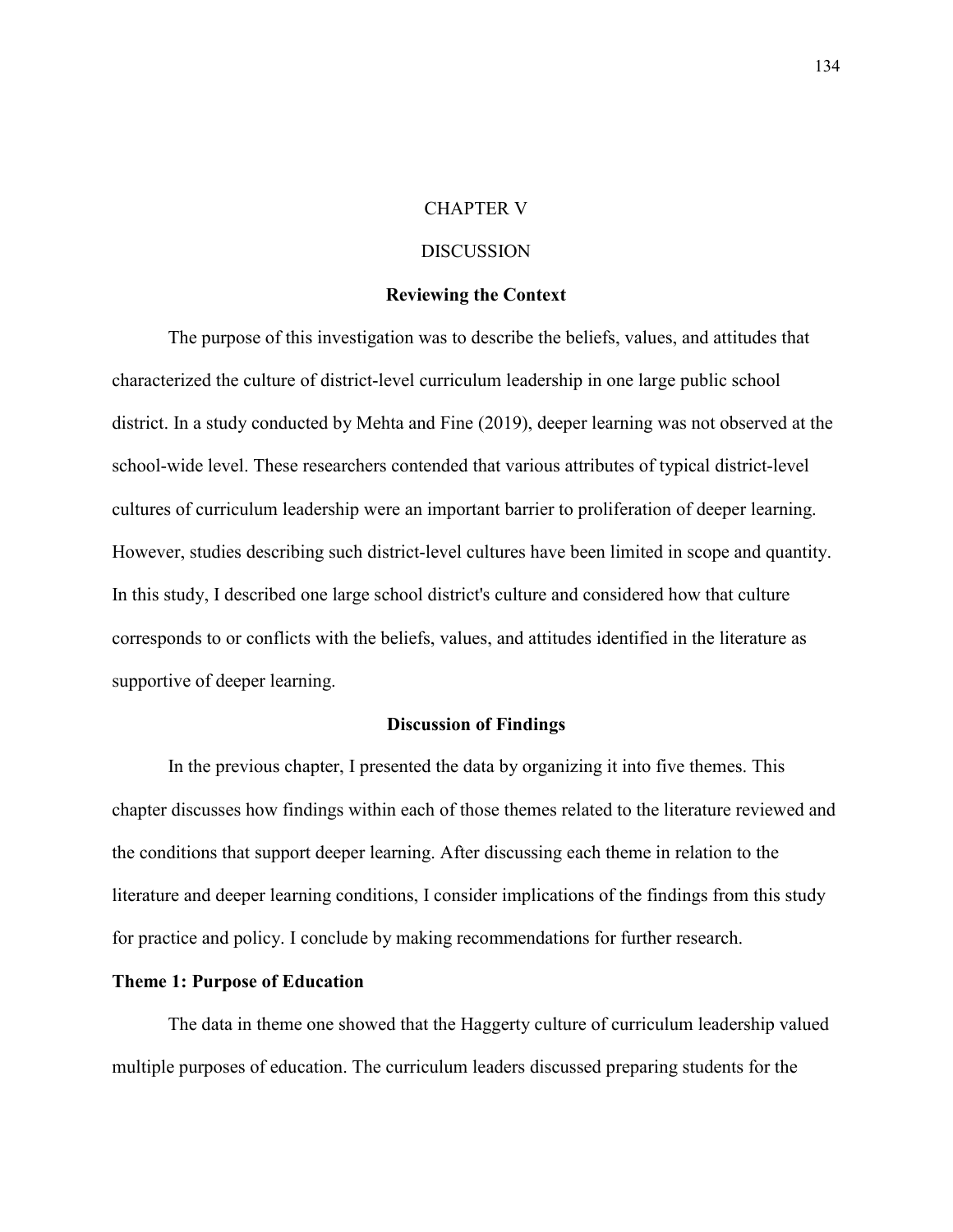# CHAPTER V

# DISCUSSION

## Reviewing the Context

The purpose of this investigation was to describe the beliefs, values, and attitudes that characterized the culture of district-level curriculum leadership in one large public school district. In a study conducted by Mehta and Fine (2019), deeper learning was not observed at the school-wide level. These researchers contended that various attributes of typical district-level cultures of curriculum leadership were an important barrier to proliferation of deeper learning. However, studies describing such district-level cultures have been limited in scope and quantity. In this study, I described one large school district's culture and considered how that culture corresponds to or conflicts with the beliefs, values, and attitudes identified in the literature as supportive of deeper learning.

## Discussion of Findings

In the previous chapter, I presented the data by organizing it into five themes. This chapter discusses how findings within each of those themes related to the literature reviewed and the conditions that support deeper learning. After discussing each theme in relation to the literature and deeper learning conditions, I consider implications of the findings from this study for practice and policy. I conclude by making recommendations for further research.

### Theme 1: Purpose of Education

The data in theme one showed that the Haggerty culture of curriculum leadership valued multiple purposes of education. The curriculum leaders discussed preparing students for the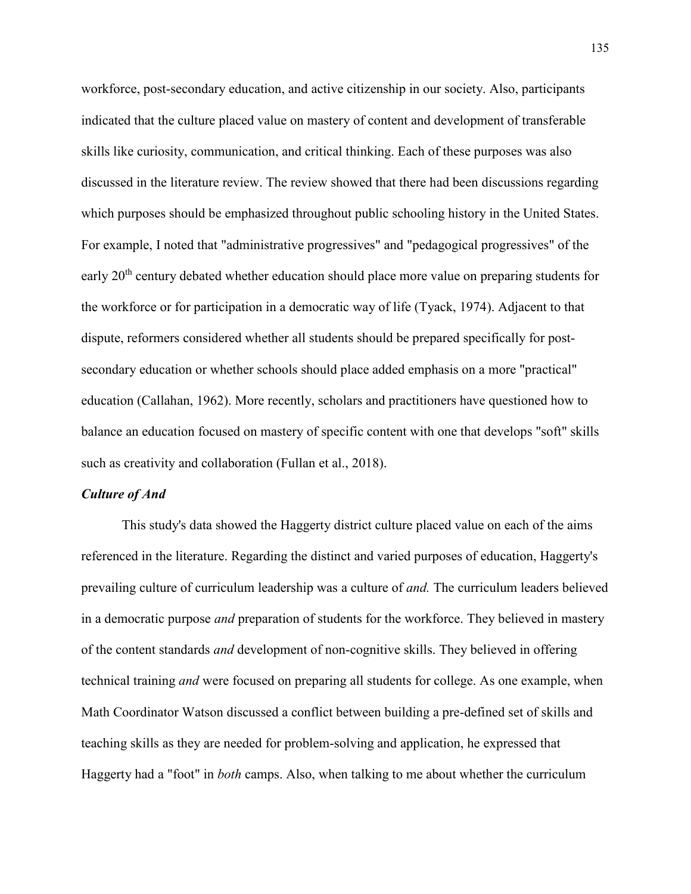workforce, post-secondary education, and active citizenship in our society. Also, participants indicated that the culture placed value on mastery of content and development of transferable skills like curiosity, communication, and critical thinking. Each of these purposes was also discussed in the literature review. The review showed that there had been discussions regarding which purposes should be emphasized throughout public schooling history in the United States. For example, I noted that "administrative progressives" and "pedagogical progressives" of the early 20th century debated whether education should place more value on preparing students for the workforce or for participation in a democratic way of life (Tyack, 1974). Adjacent to that dispute, reformers considered whether all students should be prepared specifically for post-secondary education or whether schools should place added emphasis on a more "practical" education (Callahan, 1962). More recently, scholars and practitioners have questioned how to balance an education focused on mastery of specific content with one that develops "soft" skills such as creativity and collaboration (Fullan et al., 2018).

### *Culture of And*

This study's data showed the Haggerty district culture placed value on each of the aims referenced in the literature. Regarding the distinct and varied purposes of education, Haggerty's prevailing culture of curriculum leadership was a culture of *and.* The curriculum leaders believed in a democratic purpose *and* preparation of students for the workforce. They believed in mastery of the content standards *and* development of non-cognitive skills. They believed in offering technical training *and* were focused on preparing all students for college. As one example, when Math Coordinator Watson discussed a conflict between building a pre-defined set of skills and teaching skills as they are needed for problem-solving and application, he expressed that Haggerty had a "foot" in *both* camps. Also, when talking to me about whether the curriculum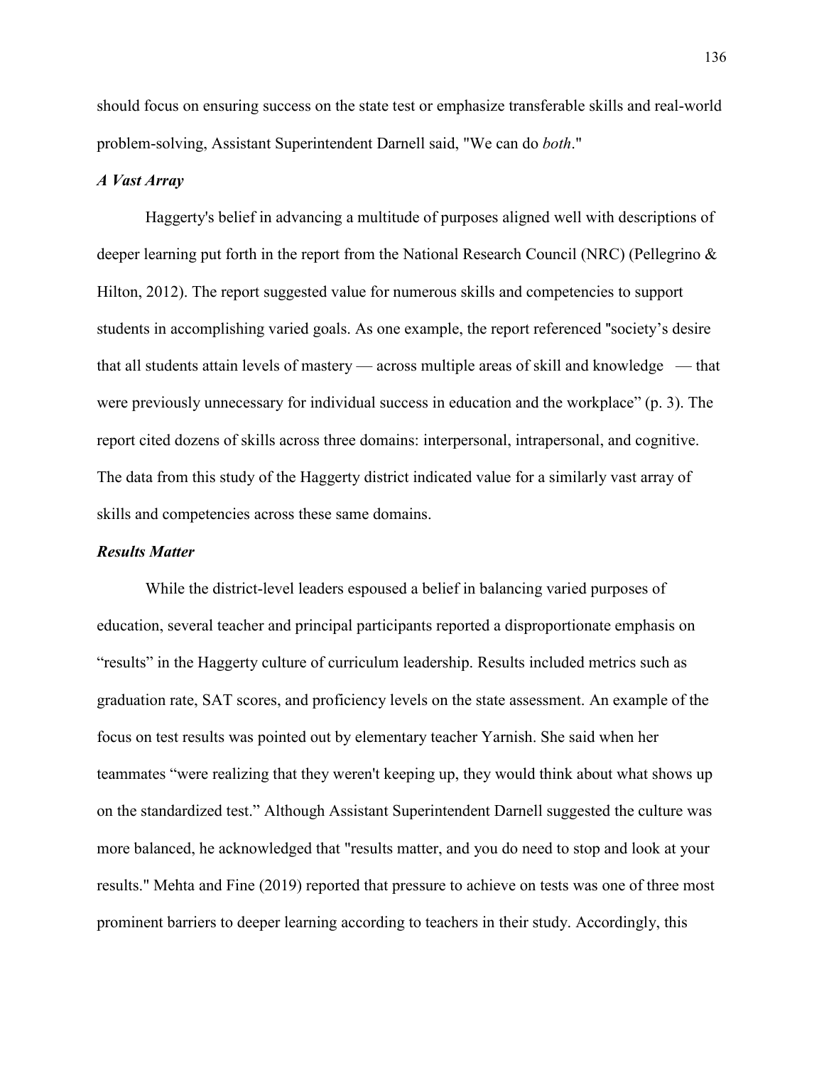should focus on ensuring success on the state test or emphasize transferable skills and real-world problem-solving, Assistant Superintendent Darnell said, "We can do *both*."

### *A Vast Array*

Haggerty's belief in advancing a multitude of purposes aligned well with descriptions of deeper learning put forth in the report from the National Research Council (NRC) (Pellegrino & Hilton, 2012). The report suggested value for numerous skills and competencies to support students in accomplishing varied goals. As one example, the report referenced "society's desire that all students attain levels of mastery — across multiple areas of skill and knowledge — that were previously unnecessary for individual success in education and the workplace" (p. 3). The report cited dozens of skills across three domains: interpersonal, intrapersonal, and cognitive. The data from this study of the Haggerty district indicated value for a similarly vast array of skills and competencies across these same domains.

### *Results Matter*

While the district-level leaders espoused a belief in balancing varied purposes of education, several teacher and principal participants reported a disproportionate emphasis on "results" in the Haggerty culture of curriculum leadership. Results included metrics such as graduation rate, SAT scores, and proficiency levels on the state assessment. An example of the focus on test results was pointed out by elementary teacher Yarnish. She said when her teammates "were realizing that they weren't keeping up, they would think about what shows up on the standardized test." Although Assistant Superintendent Darnell suggested the culture was more balanced, he acknowledged that "results matter, and you do need to stop and look at your results." Mehta and Fine (2019) reported that pressure to achieve on tests was one of three most prominent barriers to deeper learning according to teachers in their study. Accordingly, this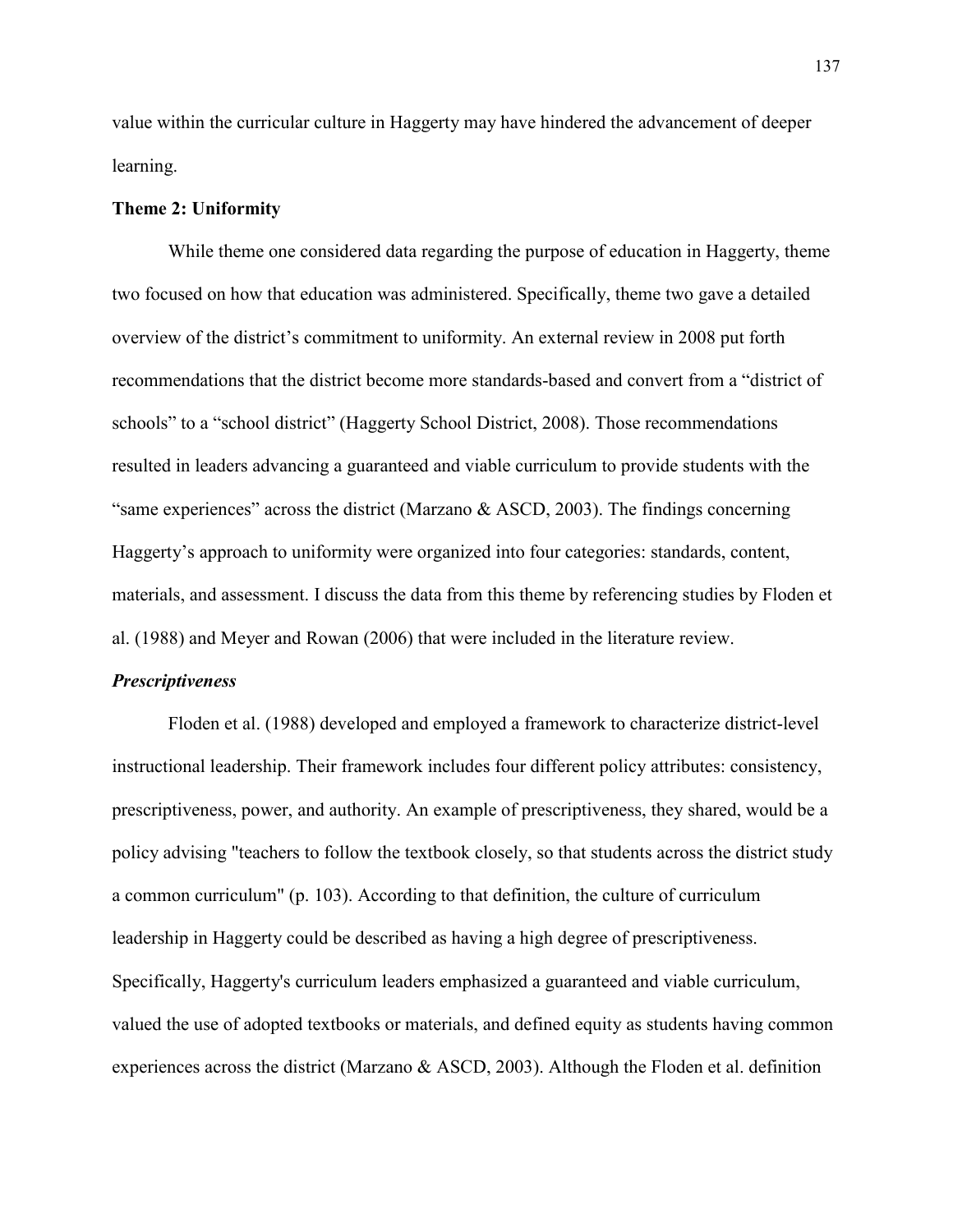value within the curricular culture in Haggerty may have hindered the advancement of deeper learning.

**Theme 2: Uniformity**

While theme one considered data regarding the purpose of education in Haggerty, theme two focused on how that education was administered. Specifically, theme two gave a detailed overview of the district's commitment to uniformity. An external review in 2008 put forth recommendations that the district become more standards-based and convert from a "district of schools" to a "school district" (Haggerty School District, 2008). Those recommendations resulted in leaders advancing a guaranteed and viable curriculum to provide students with the "same experiences" across the district (Marzano & ASCD, 2003). The findings concerning Haggerty's approach to uniformity were organized into four categories: standards, content, materials, and assessment. I discuss the data from this theme by referencing studies by Floden et al. (1988) and Meyer and Rowan (2006) that were included in the literature review.

***Prescriptiveness***

Floden et al. (1988) developed and employed a framework to characterize district-level instructional leadership. Their framework includes four different policy attributes: consistency, prescriptiveness, power, and authority. An example of prescriptiveness, they shared, would be a policy advising "teachers to follow the textbook closely, so that students across the district study a common curriculum" (p. 103). According to that definition, the culture of curriculum leadership in Haggerty could be described as having a high degree of prescriptiveness. Specifically, Haggerty's curriculum leaders emphasized a guaranteed and viable curriculum, valued the use of adopted textbooks or materials, and defined equity as students having common experiences across the district (Marzano & ASCD, 2003). Although the Floden et al. definition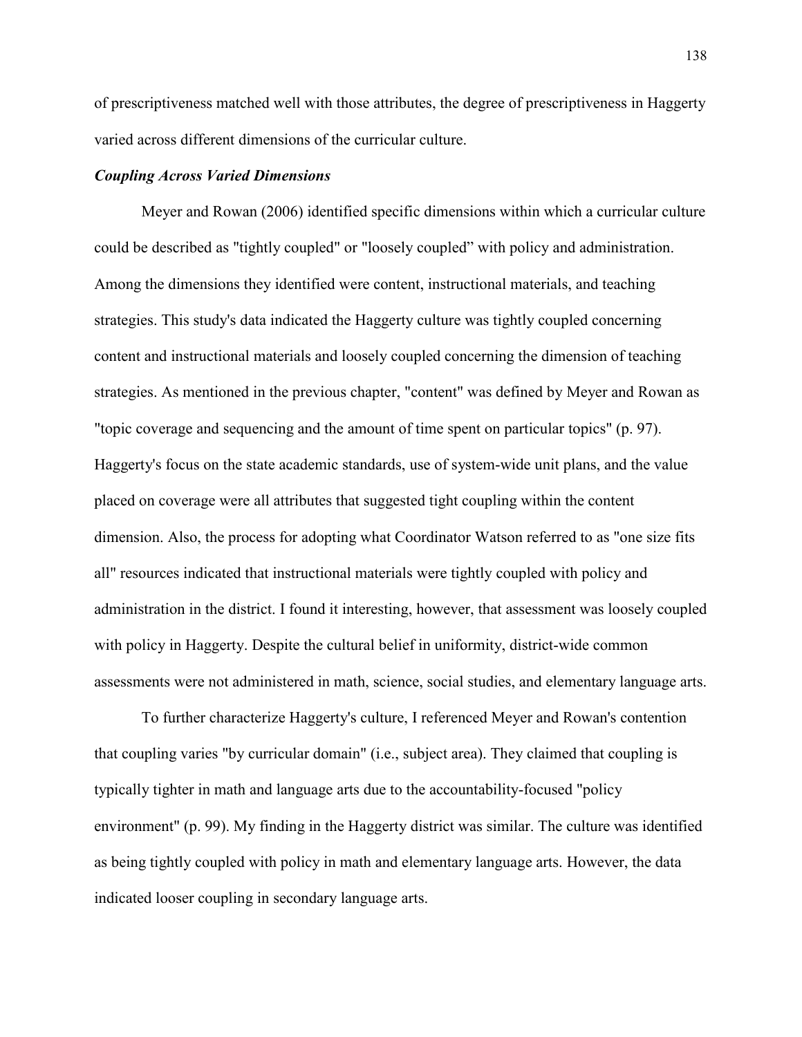of prescriptiveness matched well with those attributes, the degree of prescriptiveness in Haggerty varied across different dimensions of the curricular culture.

### ***Coupling Across Varied Dimensions***

Meyer and Rowan (2006) identified specific dimensions within which a curricular culture could be described as "tightly coupled" or "loosely coupled" with policy and administration. Among the dimensions they identified were content, instructional materials, and teaching strategies. This study's data indicated the Haggerty culture was tightly coupled concerning content and instructional materials and loosely coupled concerning the dimension of teaching strategies. As mentioned in the previous chapter, "content" was defined by Meyer and Rowan as "topic coverage and sequencing and the amount of time spent on particular topics" (p. 97). Haggerty's focus on the state academic standards, use of system-wide unit plans, and the value placed on coverage were all attributes that suggested tight coupling within the content dimension. Also, the process for adopting what Coordinator Watson referred to as "one size fits all" resources indicated that instructional materials were tightly coupled with policy and administration in the district. I found it interesting, however, that assessment was loosely coupled with policy in Haggerty. Despite the cultural belief in uniformity, district-wide common assessments were not administered in math, science, social studies, and elementary language arts.

To further characterize Haggerty's culture, I referenced Meyer and Rowan's contention that coupling varies "by curricular domain" (i.e., subject area). They claimed that coupling is typically tighter in math and language arts due to the accountability-focused "policy environment" (p. 99). My finding in the Haggerty district was similar. The culture was identified as being tightly coupled with policy in math and elementary language arts. However, the data indicated looser coupling in secondary language arts.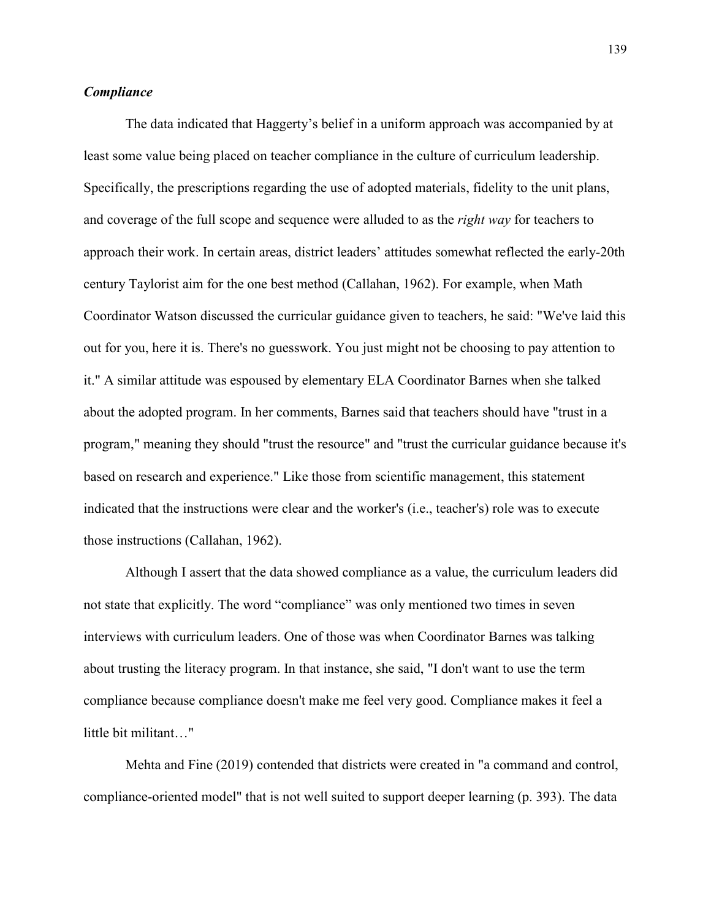### *Compliance*

The data indicated that Haggerty's belief in a uniform approach was accompanied by at least some value being placed on teacher compliance in the culture of curriculum leadership. Specifically, the prescriptions regarding the use of adopted materials, fidelity to the unit plans, and coverage of the full scope and sequence were alluded to as the *right way* for teachers to approach their work. In certain areas, district leaders' attitudes somewhat reflected the early-20th century Taylorist aim for the one best method (Callahan, 1962). For example, when Math Coordinator Watson discussed the curricular guidance given to teachers, he said: "We've laid this out for you, here it is. There's no guesswork. You just might not be choosing to pay attention to it." A similar attitude was espoused by elementary ELA Coordinator Barnes when she talked about the adopted program. In her comments, Barnes said that teachers should have "trust in a program," meaning they should "trust the resource" and "trust the curricular guidance because it's based on research and experience." Like those from scientific management, this statement indicated that the instructions were clear and the worker's (i.e., teacher's) role was to execute those instructions (Callahan, 1962).

Although I assert that the data showed compliance as a value, the curriculum leaders did not state that explicitly. The word "compliance" was only mentioned two times in seven interviews with curriculum leaders. One of those was when Coordinator Barnes was talking about trusting the literacy program. In that instance, she said, "I don't want to use the term compliance because compliance doesn't make me feel very good. Compliance makes it feel a little bit militant…"

Mehta and Fine (2019) contended that districts were created in "a command and control, compliance-oriented model" that is not well suited to support deeper learning (p. 393). The data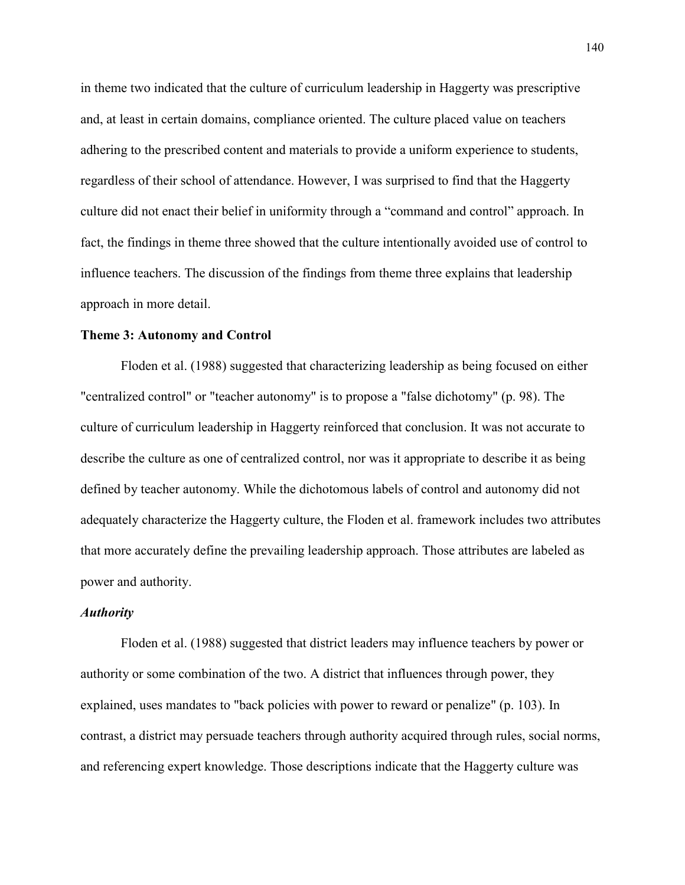in theme two indicated that the culture of curriculum leadership in Haggerty was prescriptive and, at least in certain domains, compliance oriented. The culture placed value on teachers adhering to the prescribed content and materials to provide a uniform experience to students, regardless of their school of attendance. However, I was surprised to find that the Haggerty culture did not enact their belief in uniformity through a "command and control" approach. In fact, the findings in theme three showed that the culture intentionally avoided use of control to influence teachers. The discussion of the findings from theme three explains that leadership approach in more detail.

### Theme 3: Autonomy and Control

Floden et al. (1988) suggested that characterizing leadership as being focused on either "centralized control" or "teacher autonomy" is to propose a "false dichotomy" (p. 98). The culture of curriculum leadership in Haggerty reinforced that conclusion. It was not accurate to describe the culture as one of centralized control, nor was it appropriate to describe it as being defined by teacher autonomy. While the dichotomous labels of control and autonomy did not adequately characterize the Haggerty culture, the Floden et al. framework includes two attributes that more accurately define the prevailing leadership approach. Those attributes are labeled as power and authority.

#### *Authority*

Floden et al. (1988) suggested that district leaders may influence teachers by power or authority or some combination of the two. A district that influences through power, they explained, uses mandates to "back policies with power to reward or penalize" (p. 103). In contrast, a district may persuade teachers through authority acquired through rules, social norms, and referencing expert knowledge. Those descriptions indicate that the Haggerty culture was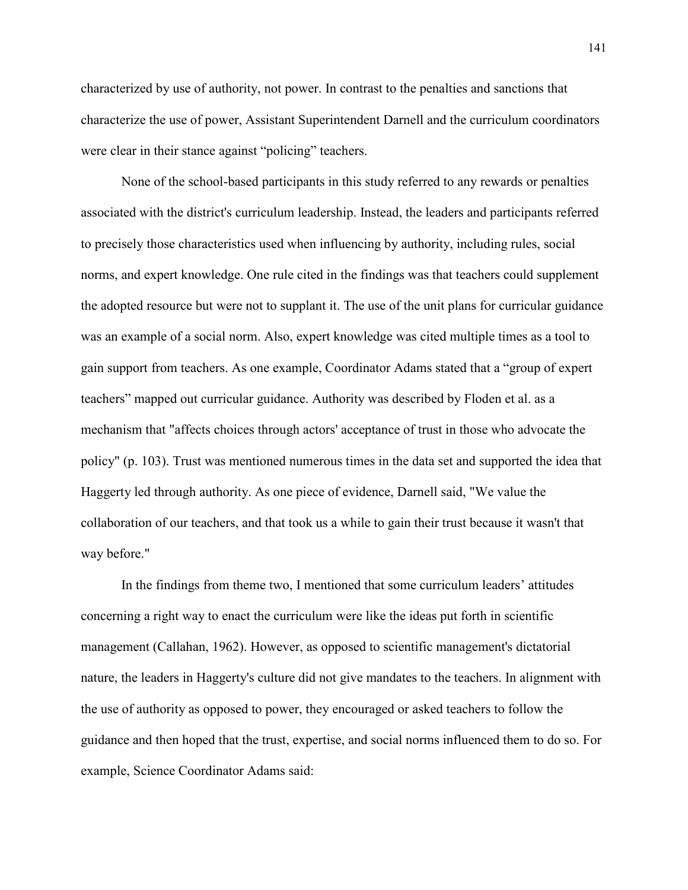characterized by use of authority, not power. In contrast to the penalties and sanctions that characterize the use of power, Assistant Superintendent Darnell and the curriculum coordinators were clear in their stance against "policing" teachers.

None of the school-based participants in this study referred to any rewards or penalties associated with the district's curriculum leadership. Instead, the leaders and participants referred to precisely those characteristics used when influencing by authority, including rules, social norms, and expert knowledge. One rule cited in the findings was that teachers could supplement the adopted resource but were not to supplant it. The use of the unit plans for curricular guidance was an example of a social norm. Also, expert knowledge was cited multiple times as a tool to gain support from teachers. As one example, Coordinator Adams stated that a "group of expert teachers" mapped out curricular guidance. Authority was described by Floden et al. as a mechanism that "affects choices through actors' acceptance of trust in those who advocate the policy" (p. 103). Trust was mentioned numerous times in the data set and supported the idea that Haggerty led through authority. As one piece of evidence, Darnell said, "We value the collaboration of our teachers, and that took us a while to gain their trust because it wasn't that way before."

In the findings from theme two, I mentioned that some curriculum leaders' attitudes concerning a right way to enact the curriculum were like the ideas put forth in scientific management (Callahan, 1962). However, as opposed to scientific management's dictatorial nature, the leaders in Haggerty's culture did not give mandates to the teachers. In alignment with the use of authority as opposed to power, they encouraged or asked teachers to follow the guidance and then hoped that the trust, expertise, and social norms influenced them to do so. For example, Science Coordinator Adams said: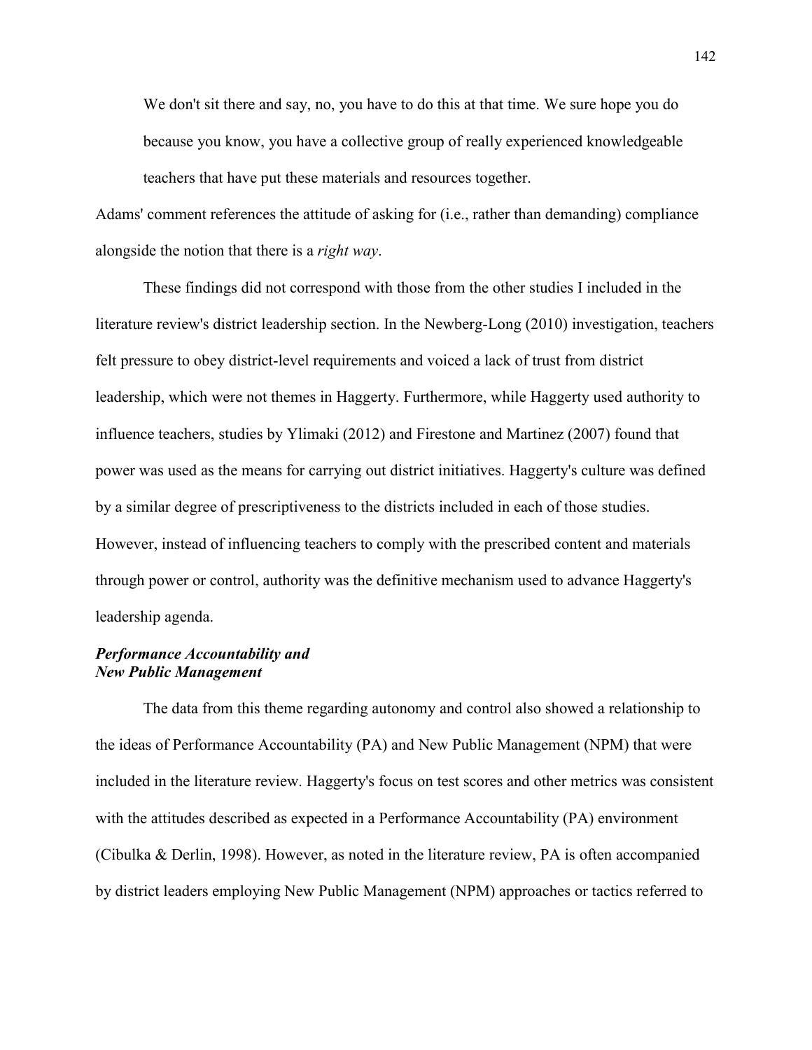> We don't sit there and say, no, you have to do this at that time. We sure hope you do because you know, you have a collective group of really experienced knowledgeable teachers that have put these materials and resources together.

Adams' comment references the attitude of asking for (i.e., rather than demanding) compliance alongside the notion that there is a *right way*.

These findings did not correspond with those from the other studies I included in the literature review's district leadership section. In the Newberg-Long (2010) investigation, teachers felt pressure to obey district-level requirements and voiced a lack of trust from district leadership, which were not themes in Haggerty. Furthermore, while Haggerty used authority to influence teachers, studies by Ylimaki (2012) and Firestone and Martinez (2007) found that power was used as the means for carrying out district initiatives. Haggerty's culture was defined by a similar degree of prescriptiveness to the districts included in each of those studies. However, instead of influencing teachers to comply with the prescribed content and materials through power or control, authority was the definitive mechanism used to advance Haggerty's leadership agenda.

### ***Performance Accountability and New Public Management***

The data from this theme regarding autonomy and control also showed a relationship to the ideas of Performance Accountability (PA) and New Public Management (NPM) that were included in the literature review. Haggerty's focus on test scores and other metrics was consistent with the attitudes described as expected in a Performance Accountability (PA) environment (Cibulka & Derlin, 1998). However, as noted in the literature review, PA is often accompanied by district leaders employing New Public Management (NPM) approaches or tactics referred to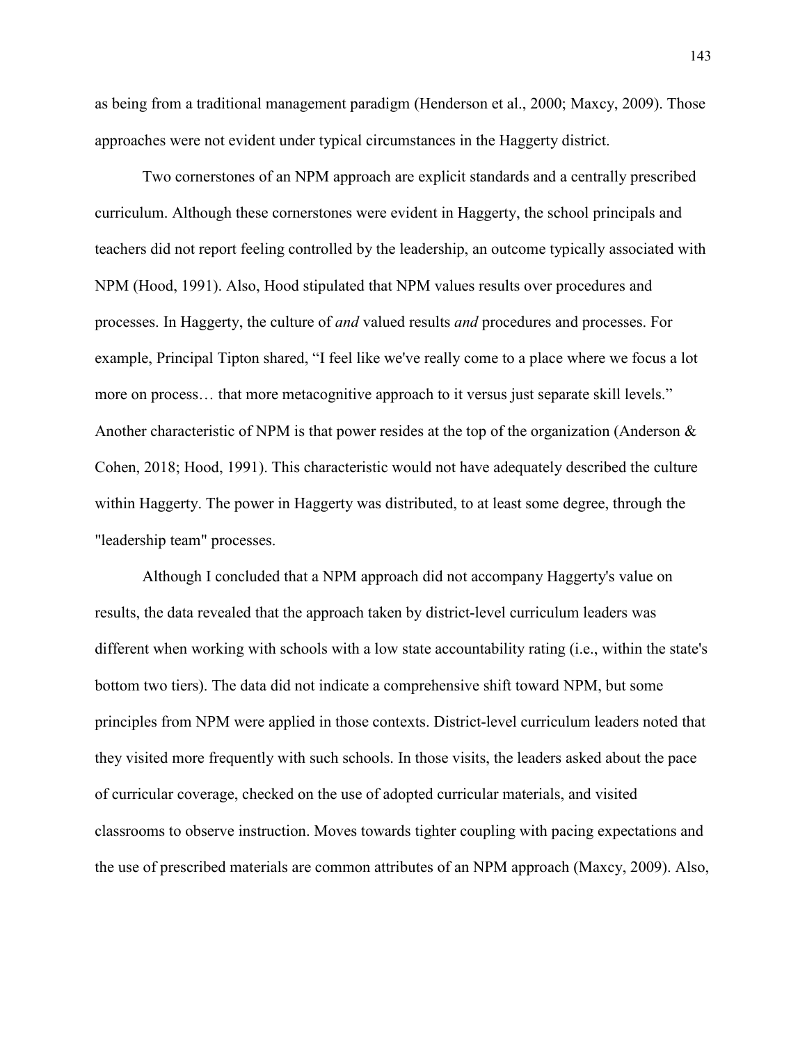as being from a traditional management paradigm (Henderson et al., 2000; Maxcy, 2009). Those approaches were not evident under typical circumstances in the Haggerty district.

Two cornerstones of an NPM approach are explicit standards and a centrally prescribed curriculum. Although these cornerstones were evident in Haggerty, the school principals and teachers did not report feeling controlled by the leadership, an outcome typically associated with NPM (Hood, 1991). Also, Hood stipulated that NPM values results over procedures and processes. In Haggerty, the culture of *and* valued results *and* procedures and processes. For example, Principal Tipton shared, "I feel like we've really come to a place where we focus a lot more on process… that more metacognitive approach to it versus just separate skill levels." Another characteristic of NPM is that power resides at the top of the organization (Anderson & Cohen, 2018; Hood, 1991). This characteristic would not have adequately described the culture within Haggerty. The power in Haggerty was distributed, to at least some degree, through the "leadership team" processes.

Although I concluded that a NPM approach did not accompany Haggerty's value on results, the data revealed that the approach taken by district-level curriculum leaders was different when working with schools with a low state accountability rating (i.e., within the state's bottom two tiers). The data did not indicate a comprehensive shift toward NPM, but some principles from NPM were applied in those contexts. District-level curriculum leaders noted that they visited more frequently with such schools. In those visits, the leaders asked about the pace of curricular coverage, checked on the use of adopted curricular materials, and visited classrooms to observe instruction. Moves towards tighter coupling with pacing expectations and the use of prescribed materials are common attributes of an NPM approach (Maxcy, 2009). Also,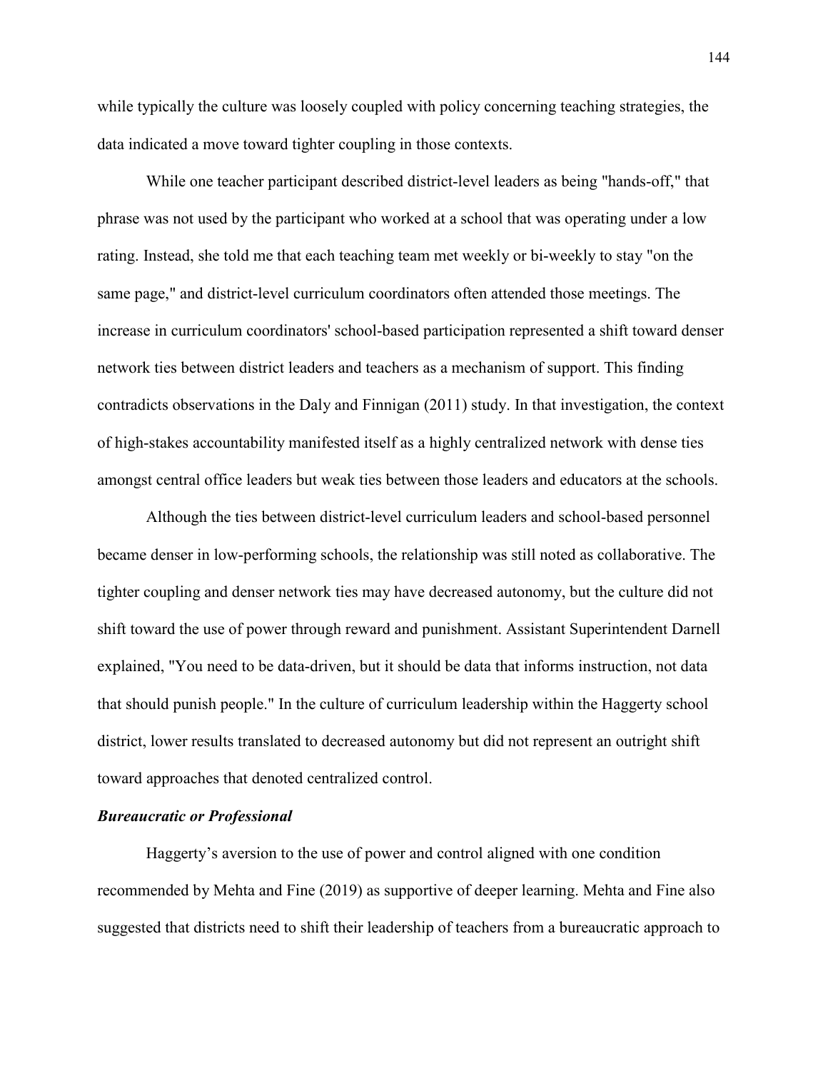while typically the culture was loosely coupled with policy concerning teaching strategies, the data indicated a move toward tighter coupling in those contexts.

While one teacher participant described district-level leaders as being "hands-off," that phrase was not used by the participant who worked at a school that was operating under a low rating. Instead, she told me that each teaching team met weekly or bi-weekly to stay "on the same page," and district-level curriculum coordinators often attended those meetings. The increase in curriculum coordinators' school-based participation represented a shift toward denser network ties between district leaders and teachers as a mechanism of support. This finding contradicts observations in the Daly and Finnigan (2011) study. In that investigation, the context of high-stakes accountability manifested itself as a highly centralized network with dense ties amongst central office leaders but weak ties between those leaders and educators at the schools.

Although the ties between district-level curriculum leaders and school-based personnel became denser in low-performing schools, the relationship was still noted as collaborative. The tighter coupling and denser network ties may have decreased autonomy, but the culture did not shift toward the use of power through reward and punishment. Assistant Superintendent Darnell explained, "You need to be data-driven, but it should be data that informs instruction, not data that should punish people." In the culture of curriculum leadership within the Haggerty school district, lower results translated to decreased autonomy but did not represent an outright shift toward approaches that denoted centralized control.

### *Bureaucratic or Professional*

Haggerty's aversion to the use of power and control aligned with one condition recommended by Mehta and Fine (2019) as supportive of deeper learning. Mehta and Fine also suggested that districts need to shift their leadership of teachers from a bureaucratic approach to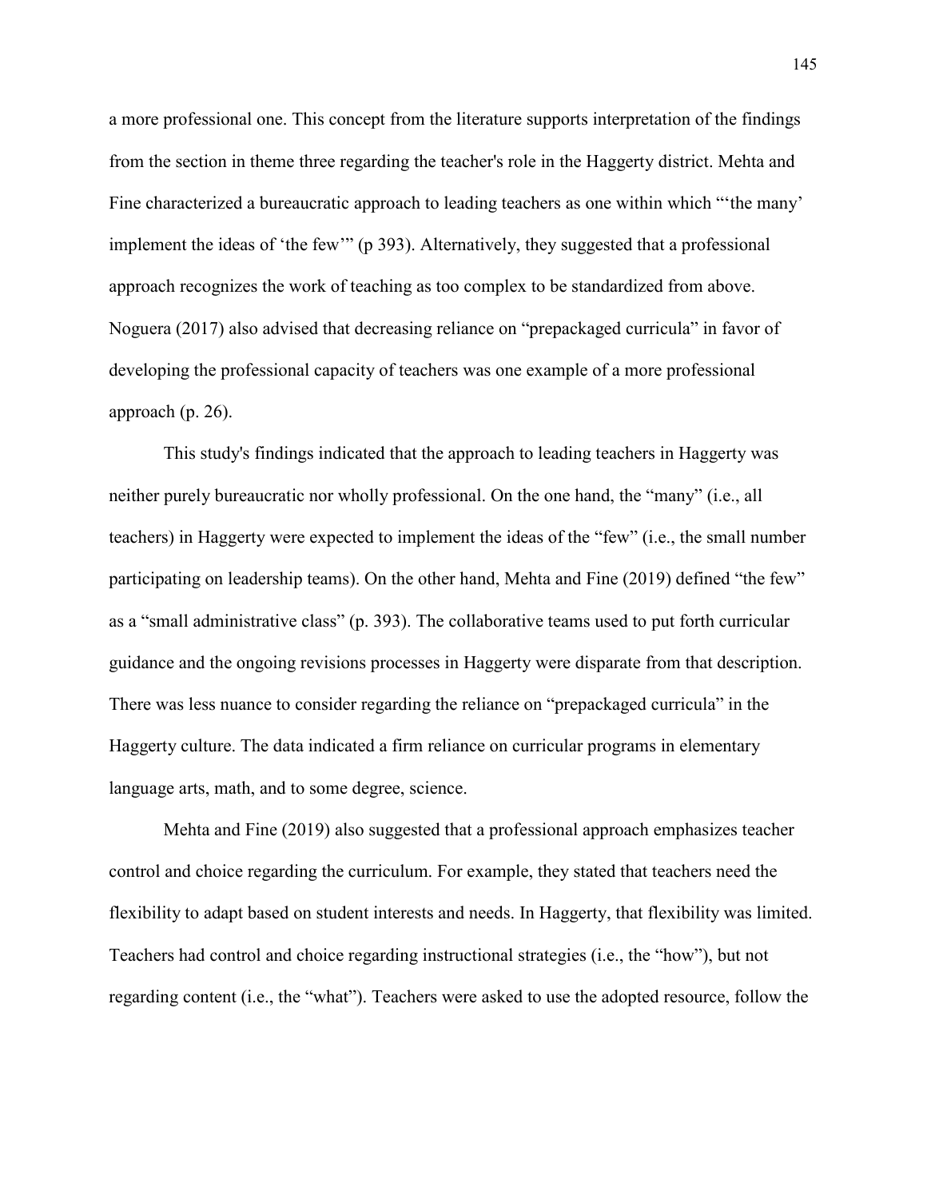a more professional one. This concept from the literature supports interpretation of the findings from the section in theme three regarding the teacher's role in the Haggerty district. Mehta and Fine characterized a bureaucratic approach to leading teachers as one within which "'the many' implement the ideas of 'the few'" (p 393). Alternatively, they suggested that a professional approach recognizes the work of teaching as too complex to be standardized from above. Noguera (2017) also advised that decreasing reliance on "prepackaged curricula" in favor of developing the professional capacity of teachers was one example of a more professional approach (p. 26).

This study's findings indicated that the approach to leading teachers in Haggerty was neither purely bureaucratic nor wholly professional. On the one hand, the "many" (i.e., all teachers) in Haggerty were expected to implement the ideas of the "few" (i.e., the small number participating on leadership teams). On the other hand, Mehta and Fine (2019) defined "the few" as a "small administrative class" (p. 393). The collaborative teams used to put forth curricular guidance and the ongoing revisions processes in Haggerty were disparate from that description. There was less nuance to consider regarding the reliance on "prepackaged curricula" in the Haggerty culture. The data indicated a firm reliance on curricular programs in elementary language arts, math, and to some degree, science.

Mehta and Fine (2019) also suggested that a professional approach emphasizes teacher control and choice regarding the curriculum. For example, they stated that teachers need the flexibility to adapt based on student interests and needs. In Haggerty, that flexibility was limited. Teachers had control and choice regarding instructional strategies (i.e., the "how"), but not regarding content (i.e., the "what"). Teachers were asked to use the adopted resource, follow the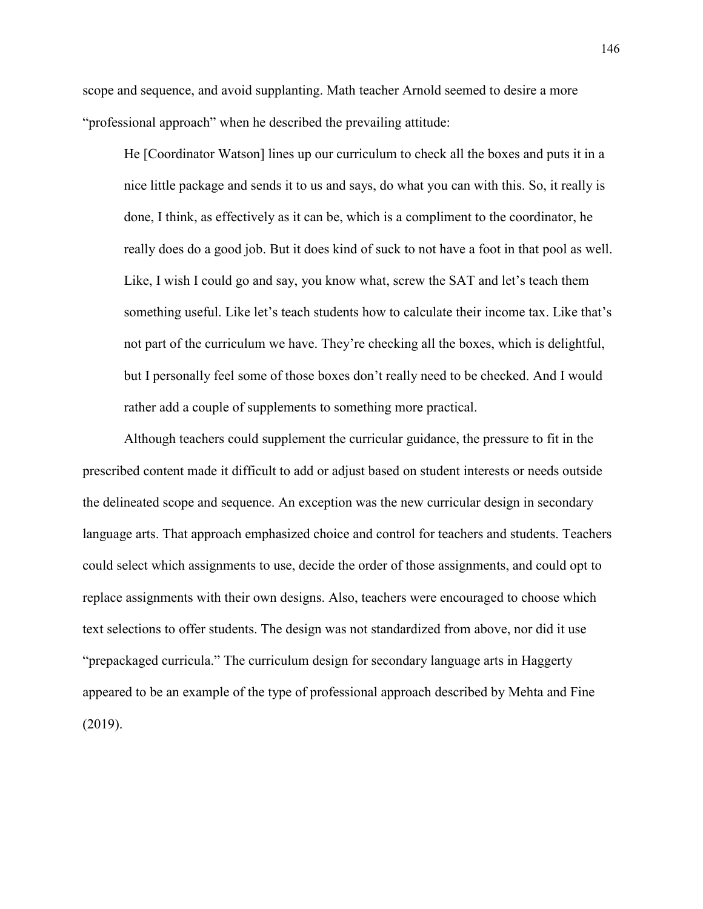scope and sequence, and avoid supplanting. Math teacher Arnold seemed to desire a more "professional approach" when he described the prevailing attitude:

> He [Coordinator Watson] lines up our curriculum to check all the boxes and puts it in a nice little package and sends it to us and says, do what you can with this. So, it really is done, I think, as effectively as it can be, which is a compliment to the coordinator, he really does do a good job. But it does kind of suck to not have a foot in that pool as well. Like, I wish I could go and say, you know what, screw the SAT and let's teach them something useful. Like let's teach students how to calculate their income tax. Like that's not part of the curriculum we have. They're checking all the boxes, which is delightful, but I personally feel some of those boxes don't really need to be checked. And I would rather add a couple of supplements to something more practical.

Although teachers could supplement the curricular guidance, the pressure to fit in the prescribed content made it difficult to add or adjust based on student interests or needs outside the delineated scope and sequence. An exception was the new curricular design in secondary language arts. That approach emphasized choice and control for teachers and students. Teachers could select which assignments to use, decide the order of those assignments, and could opt to replace assignments with their own designs. Also, teachers were encouraged to choose which text selections to offer students. The design was not standardized from above, nor did it use "prepackaged curricula." The curriculum design for secondary language arts in Haggerty appeared to be an example of the type of professional approach described by Mehta and Fine (2019).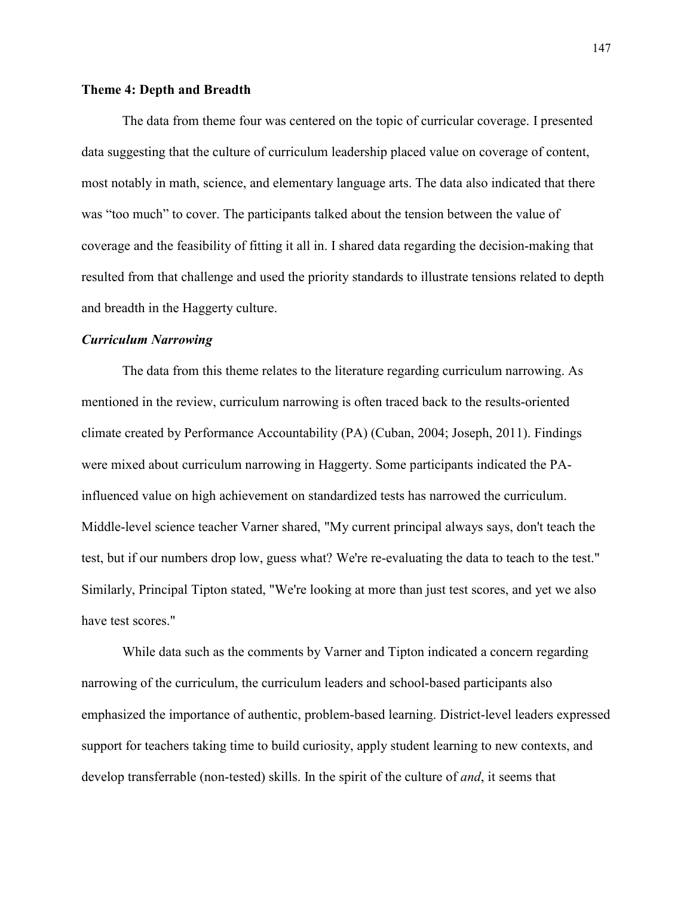### Theme 4: Depth and Breadth

The data from theme four was centered on the topic of curricular coverage. I presented data suggesting that the culture of curriculum leadership placed value on coverage of content, most notably in math, science, and elementary language arts. The data also indicated that there was "too much" to cover. The participants talked about the tension between the value of coverage and the feasibility of fitting it all in. I shared data regarding the decision-making that resulted from that challenge and used the priority standards to illustrate tensions related to depth and breadth in the Haggerty culture.

#### *Curriculum Narrowing*

The data from this theme relates to the literature regarding curriculum narrowing. As mentioned in the review, curriculum narrowing is often traced back to the results-oriented climate created by Performance Accountability (PA) (Cuban, 2004; Joseph, 2011). Findings were mixed about curriculum narrowing in Haggerty. Some participants indicated the PA-influenced value on high achievement on standardized tests has narrowed the curriculum. Middle-level science teacher Varner shared, "My current principal always says, don't teach the test, but if our numbers drop low, guess what? We're re-evaluating the data to teach to the test." Similarly, Principal Tipton stated, "We're looking at more than just test scores, and yet we also have test scores."

While data such as the comments by Varner and Tipton indicated a concern regarding narrowing of the curriculum, the curriculum leaders and school-based participants also emphasized the importance of authentic, problem-based learning. District-level leaders expressed support for teachers taking time to build curiosity, apply student learning to new contexts, and develop transferrable (non-tested) skills. In the spirit of the culture of *and*, it seems that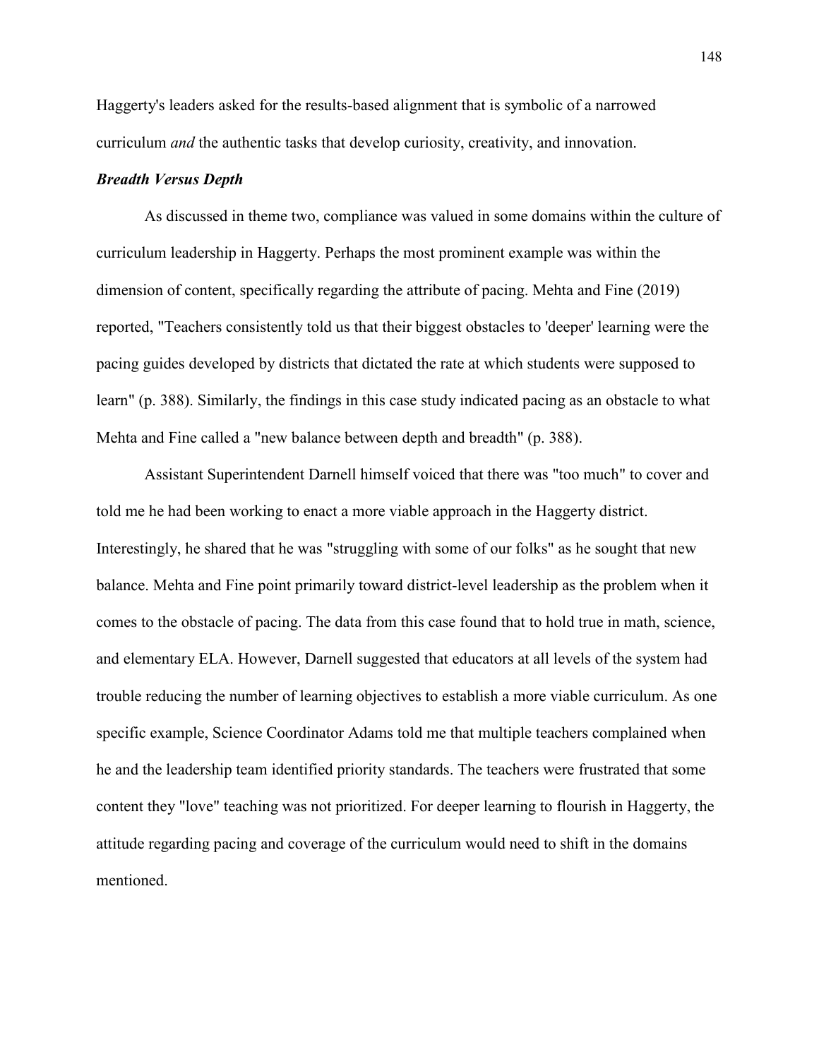Haggerty's leaders asked for the results-based alignment that is symbolic of a narrowed curriculum *and* the authentic tasks that develop curiosity, creativity, and innovation.

### ***Breadth Versus Depth***

As discussed in theme two, compliance was valued in some domains within the culture of curriculum leadership in Haggerty. Perhaps the most prominent example was within the dimension of content, specifically regarding the attribute of pacing. Mehta and Fine (2019) reported, "Teachers consistently told us that their biggest obstacles to 'deeper' learning were the pacing guides developed by districts that dictated the rate at which students were supposed to learn" (p. 388). Similarly, the findings in this case study indicated pacing as an obstacle to what Mehta and Fine called a "new balance between depth and breadth" (p. 388).

Assistant Superintendent Darnell himself voiced that there was "too much" to cover and told me he had been working to enact a more viable approach in the Haggerty district. Interestingly, he shared that he was "struggling with some of our folks" as he sought that new balance. Mehta and Fine point primarily toward district-level leadership as the problem when it comes to the obstacle of pacing. The data from this case found that to hold true in math, science, and elementary ELA. However, Darnell suggested that educators at all levels of the system had trouble reducing the number of learning objectives to establish a more viable curriculum. As one specific example, Science Coordinator Adams told me that multiple teachers complained when he and the leadership team identified priority standards. The teachers were frustrated that some content they "love" teaching was not prioritized. For deeper learning to flourish in Haggerty, the attitude regarding pacing and coverage of the curriculum would need to shift in the domains mentioned.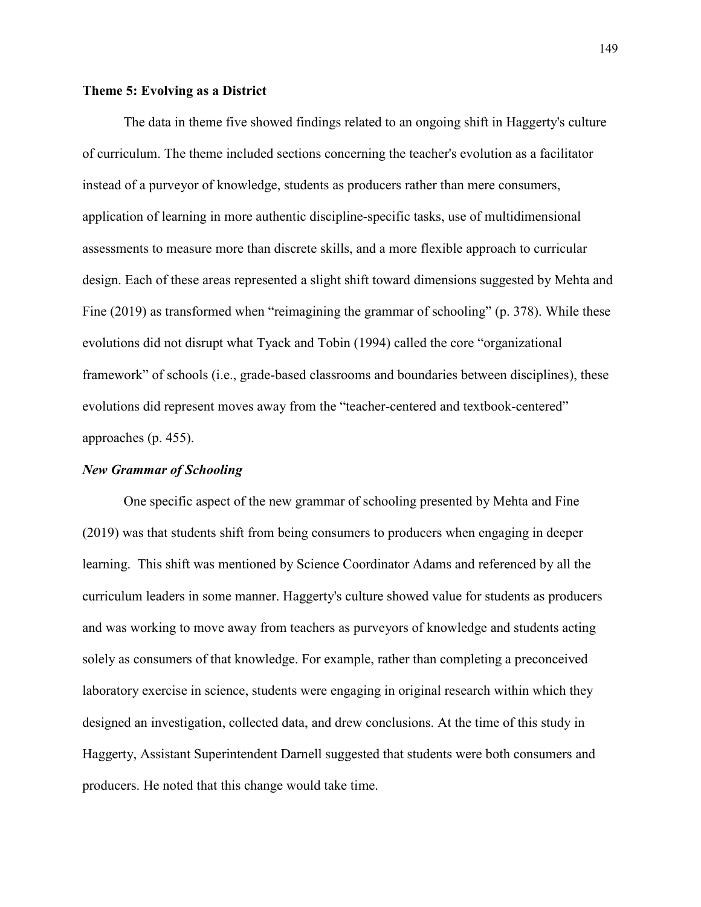### **Theme 5: Evolving as a District**

The data in theme five showed findings related to an ongoing shift in Haggerty's culture of curriculum. The theme included sections concerning the teacher's evolution as a facilitator instead of a purveyor of knowledge, students as producers rather than mere consumers, application of learning in more authentic discipline-specific tasks, use of multidimensional assessments to measure more than discrete skills, and a more flexible approach to curricular design. Each of these areas represented a slight shift toward dimensions suggested by Mehta and Fine (2019) as transformed when "reimagining the grammar of schooling" (p. 378). While these evolutions did not disrupt what Tyack and Tobin (1994) called the core "organizational framework" of schools (i.e., grade-based classrooms and boundaries between disciplines), these evolutions did represent moves away from the "teacher-centered and textbook-centered" approaches (p. 455).

#### ***New Grammar of Schooling***

One specific aspect of the new grammar of schooling presented by Mehta and Fine (2019) was that students shift from being consumers to producers when engaging in deeper learning. This shift was mentioned by Science Coordinator Adams and referenced by all the curriculum leaders in some manner. Haggerty's culture showed value for students as producers and was working to move away from teachers as purveyors of knowledge and students acting solely as consumers of that knowledge. For example, rather than completing a preconceived laboratory exercise in science, students were engaging in original research within which they designed an investigation, collected data, and drew conclusions. At the time of this study in Haggerty, Assistant Superintendent Darnell suggested that students were both consumers and producers. He noted that this change would take time.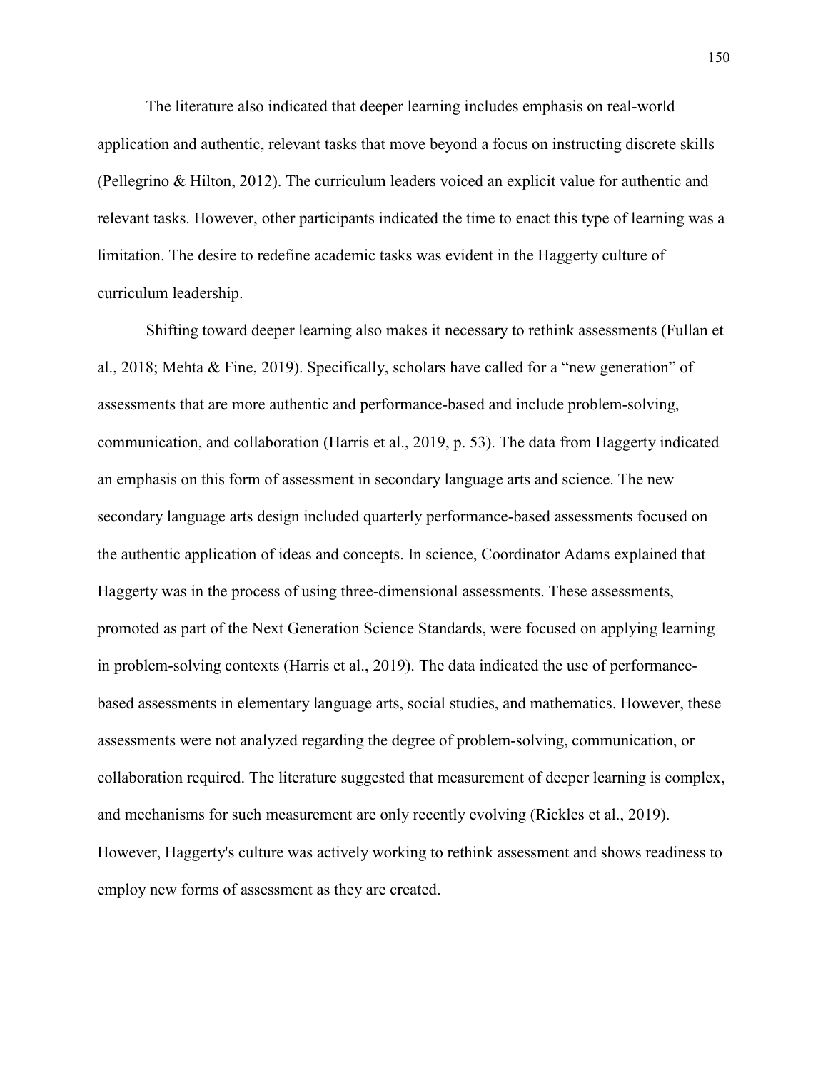The literature also indicated that deeper learning includes emphasis on real-world application and authentic, relevant tasks that move beyond a focus on instructing discrete skills (Pellegrino & Hilton, 2012). The curriculum leaders voiced an explicit value for authentic and relevant tasks. However, other participants indicated the time to enact this type of learning was a limitation. The desire to redefine academic tasks was evident in the Haggerty culture of curriculum leadership.

Shifting toward deeper learning also makes it necessary to rethink assessments (Fullan et al., 2018; Mehta & Fine, 2019). Specifically, scholars have called for a "new generation" of assessments that are more authentic and performance-based and include problem-solving, communication, and collaboration (Harris et al., 2019, p. 53). The data from Haggerty indicated an emphasis on this form of assessment in secondary language arts and science. The new secondary language arts design included quarterly performance-based assessments focused on the authentic application of ideas and concepts. In science, Coordinator Adams explained that Haggerty was in the process of using three-dimensional assessments. These assessments, promoted as part of the Next Generation Science Standards, were focused on applying learning in problem-solving contexts (Harris et al., 2019). The data indicated the use of performance-based assessments in elementary language arts, social studies, and mathematics. However, these assessments were not analyzed regarding the degree of problem-solving, communication, or collaboration required. The literature suggested that measurement of deeper learning is complex, and mechanisms for such measurement are only recently evolving (Rickles et al., 2019). However, Haggerty's culture was actively working to rethink assessment and shows readiness to employ new forms of assessment as they are created.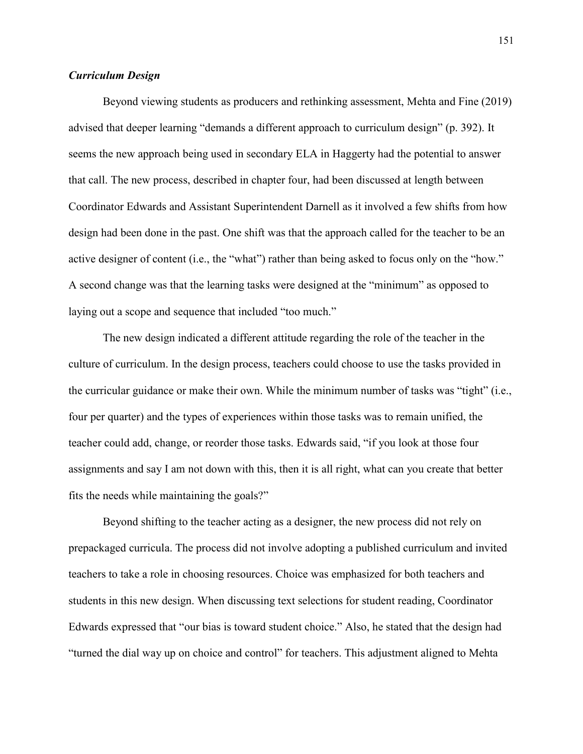### *Curriculum Design*

Beyond viewing students as producers and rethinking assessment, Mehta and Fine (2019) advised that deeper learning "demands a different approach to curriculum design" (p. 392). It seems the new approach being used in secondary ELA in Haggerty had the potential to answer that call. The new process, described in chapter four, had been discussed at length between Coordinator Edwards and Assistant Superintendent Darnell as it involved a few shifts from how design had been done in the past. One shift was that the approach called for the teacher to be an active designer of content (i.e., the "what") rather than being asked to focus only on the "how." A second change was that the learning tasks were designed at the "minimum" as opposed to laying out a scope and sequence that included "too much."

The new design indicated a different attitude regarding the role of the teacher in the culture of curriculum. In the design process, teachers could choose to use the tasks provided in the curricular guidance or make their own. While the minimum number of tasks was "tight" (i.e., four per quarter) and the types of experiences within those tasks was to remain unified, the teacher could add, change, or reorder those tasks. Edwards said, "if you look at those four assignments and say I am not down with this, then it is all right, what can you create that better fits the needs while maintaining the goals?"

Beyond shifting to the teacher acting as a designer, the new process did not rely on prepackaged curricula. The process did not involve adopting a published curriculum and invited teachers to take a role in choosing resources. Choice was emphasized for both teachers and students in this new design. When discussing text selections for student reading, Coordinator Edwards expressed that "our bias is toward student choice." Also, he stated that the design had "turned the dial way up on choice and control" for teachers. This adjustment aligned to Mehta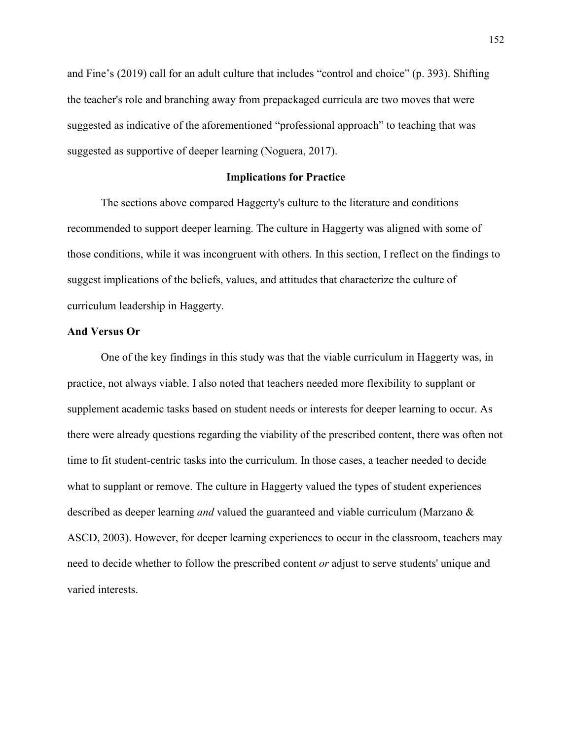and Fine's (2019) call for an adult culture that includes "control and choice" (p. 393). Shifting the teacher's role and branching away from prepackaged curricula are two moves that were suggested as indicative of the aforementioned "professional approach" to teaching that was suggested as supportive of deeper learning (Noguera, 2017).

## Implications for Practice

The sections above compared Haggerty's culture to the literature and conditions recommended to support deeper learning. The culture in Haggerty was aligned with some of those conditions, while it was incongruent with others. In this section, I reflect on the findings to suggest implications of the beliefs, values, and attitudes that characterize the culture of curriculum leadership in Haggerty.

### And Versus Or

One of the key findings in this study was that the viable curriculum in Haggerty was, in practice, not always viable. I also noted that teachers needed more flexibility to supplant or supplement academic tasks based on student needs or interests for deeper learning to occur. As there were already questions regarding the viability of the prescribed content, there was often not time to fit student-centric tasks into the curriculum. In those cases, a teacher needed to decide what to supplant or remove. The culture in Haggerty valued the types of student experiences described as deeper learning *and* valued the guaranteed and viable curriculum (Marzano & ASCD, 2003). However, for deeper learning experiences to occur in the classroom, teachers may need to decide whether to follow the prescribed content *or* adjust to serve students' unique and varied interests.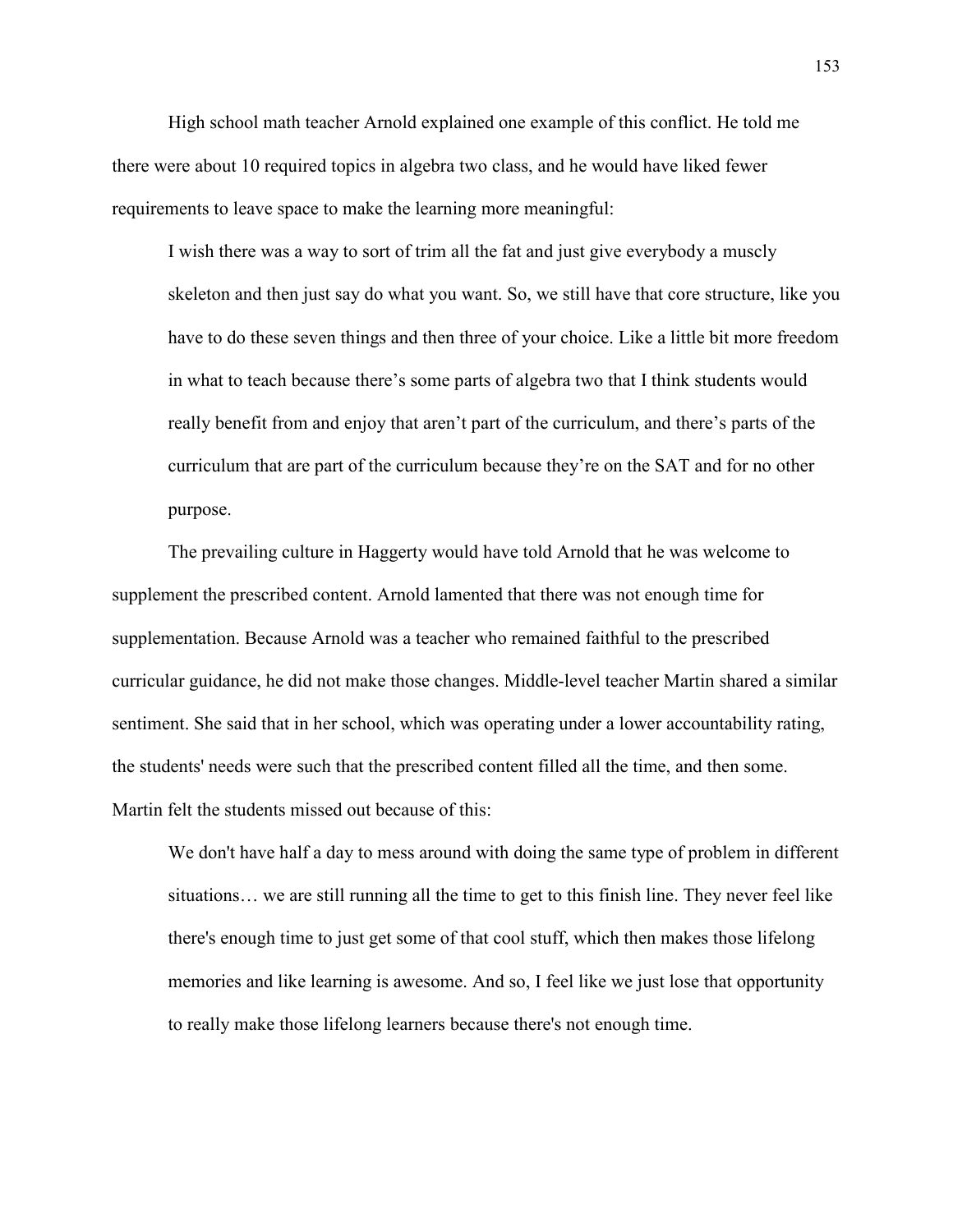High school math teacher Arnold explained one example of this conflict. He told me there were about 10 required topics in algebra two class, and he would have liked fewer requirements to leave space to make the learning more meaningful:

> I wish there was a way to sort of trim all the fat and just give everybody a muscly skeleton and then just say do what you want. So, we still have that core structure, like you have to do these seven things and then three of your choice. Like a little bit more freedom in what to teach because there's some parts of algebra two that I think students would really benefit from and enjoy that aren't part of the curriculum, and there's parts of the curriculum that are part of the curriculum because they're on the SAT and for no other purpose.

The prevailing culture in Haggerty would have told Arnold that he was welcome to supplement the prescribed content. Arnold lamented that there was not enough time for supplementation. Because Arnold was a teacher who remained faithful to the prescribed curricular guidance, he did not make those changes. Middle-level teacher Martin shared a similar sentiment. She said that in her school, which was operating under a lower accountability rating, the students' needs were such that the prescribed content filled all the time, and then some. Martin felt the students missed out because of this:

> We don't have half a day to mess around with doing the same type of problem in different situations… we are still running all the time to get to this finish line. They never feel like there's enough time to just get some of that cool stuff, which then makes those lifelong memories and like learning is awesome. And so, I feel like we just lose that opportunity to really make those lifelong learners because there's not enough time.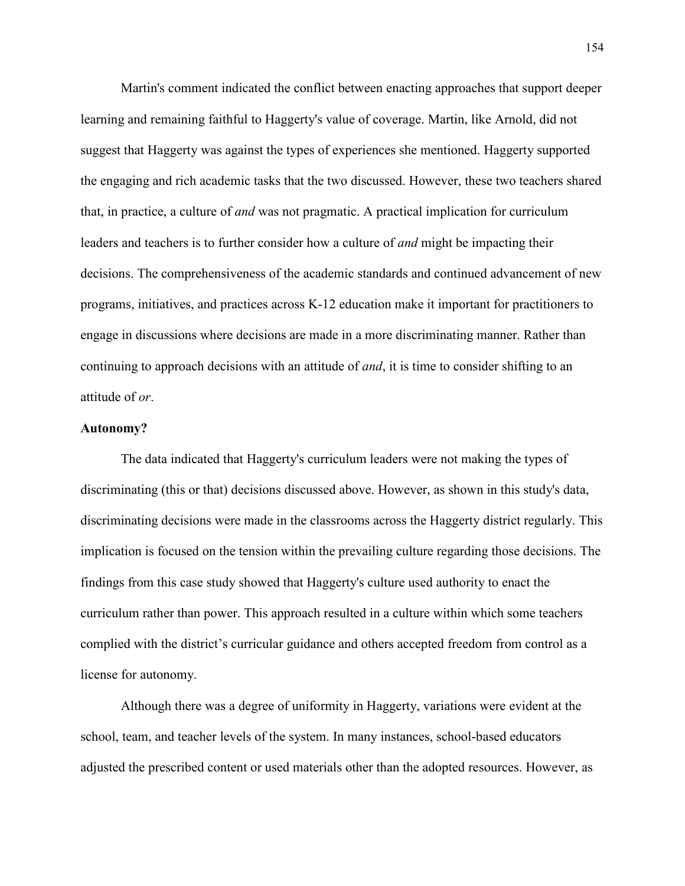Martin's comment indicated the conflict between enacting approaches that support deeper learning and remaining faithful to Haggerty's value of coverage. Martin, like Arnold, did not suggest that Haggerty was against the types of experiences she mentioned. Haggerty supported the engaging and rich academic tasks that the two discussed. However, these two teachers shared that, in practice, a culture of *and* was not pragmatic. A practical implication for curriculum leaders and teachers is to further consider how a culture of *and* might be impacting their decisions. The comprehensiveness of the academic standards and continued advancement of new programs, initiatives, and practices across K-12 education make it important for practitioners to engage in discussions where decisions are made in a more discriminating manner. Rather than continuing to approach decisions with an attitude of *and*, it is time to consider shifting to an attitude of *or*.

**Autonomy?**

The data indicated that Haggerty's curriculum leaders were not making the types of discriminating (this or that) decisions discussed above. However, as shown in this study's data, discriminating decisions were made in the classrooms across the Haggerty district regularly. This implication is focused on the tension within the prevailing culture regarding those decisions. The findings from this case study showed that Haggerty's culture used authority to enact the curriculum rather than power. This approach resulted in a culture within which some teachers complied with the district's curricular guidance and others accepted freedom from control as a license for autonomy.

Although there was a degree of uniformity in Haggerty, variations were evident at the school, team, and teacher levels of the system. In many instances, school-based educators adjusted the prescribed content or used materials other than the adopted resources. However, as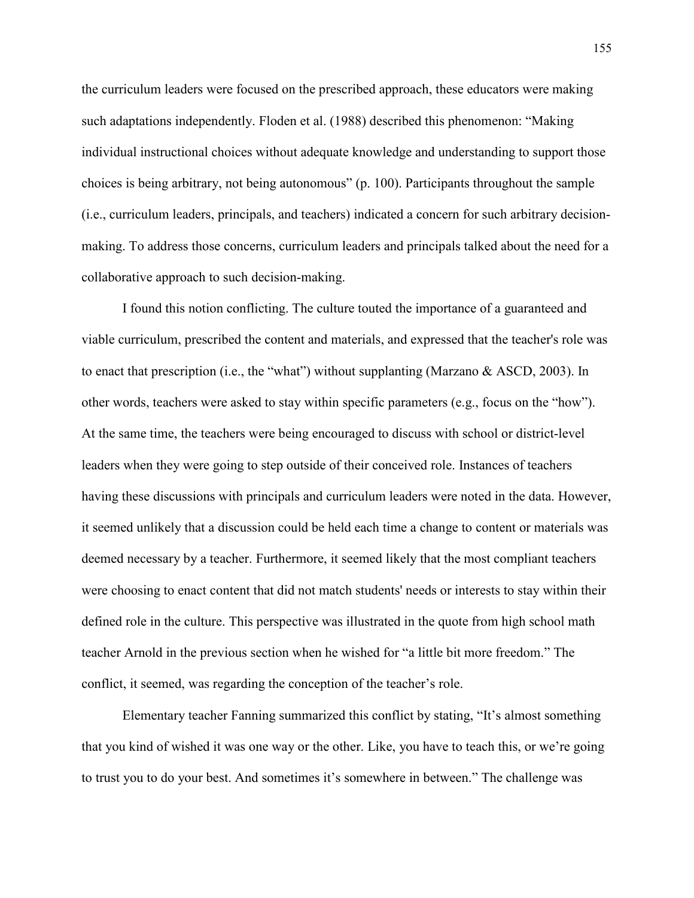the curriculum leaders were focused on the prescribed approach, these educators were making such adaptations independently. Floden et al. (1988) described this phenomenon: "Making individual instructional choices without adequate knowledge and understanding to support those choices is being arbitrary, not being autonomous" (p. 100). Participants throughout the sample (i.e., curriculum leaders, principals, and teachers) indicated a concern for such arbitrary decision-making. To address those concerns, curriculum leaders and principals talked about the need for a collaborative approach to such decision-making.

I found this notion conflicting. The culture touted the importance of a guaranteed and viable curriculum, prescribed the content and materials, and expressed that the teacher's role was to enact that prescription (i.e., the "what") without supplanting (Marzano & ASCD, 2003). In other words, teachers were asked to stay within specific parameters (e.g., focus on the "how"). At the same time, the teachers were being encouraged to discuss with school or district-level leaders when they were going to step outside of their conceived role. Instances of teachers having these discussions with principals and curriculum leaders were noted in the data. However, it seemed unlikely that a discussion could be held each time a change to content or materials was deemed necessary by a teacher. Furthermore, it seemed likely that the most compliant teachers were choosing to enact content that did not match students' needs or interests to stay within their defined role in the culture. This perspective was illustrated in the quote from high school math teacher Arnold in the previous section when he wished for "a little bit more freedom." The conflict, it seemed, was regarding the conception of the teacher's role.

Elementary teacher Fanning summarized this conflict by stating, "It's almost something that you kind of wished it was one way or the other. Like, you have to teach this, or we're going to trust you to do your best. And sometimes it's somewhere in between." The challenge was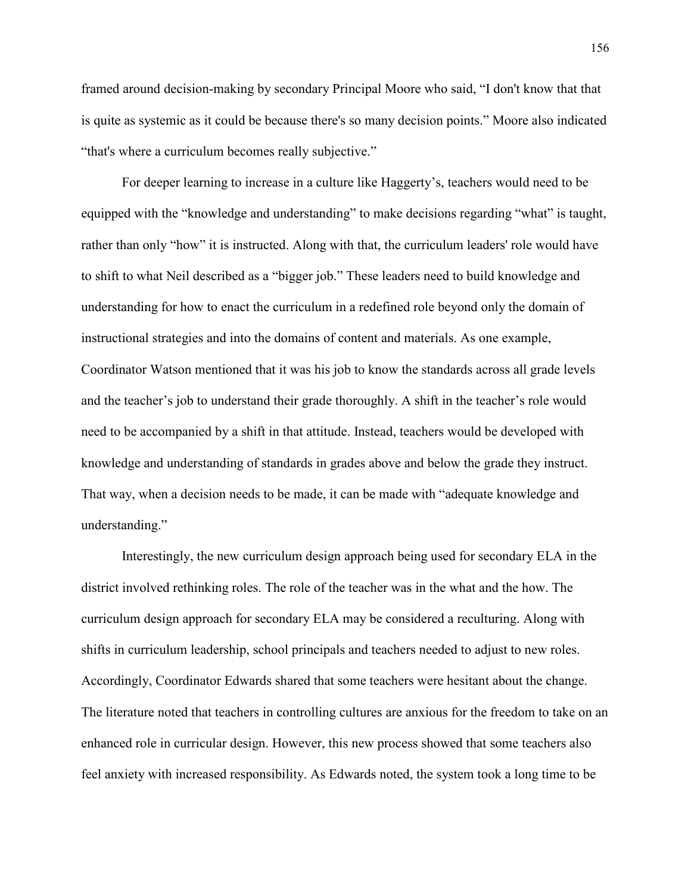framed around decision-making by secondary Principal Moore who said, "I don't know that that is quite as systemic as it could be because there's so many decision points." Moore also indicated "that's where a curriculum becomes really subjective."

For deeper learning to increase in a culture like Haggerty's, teachers would need to be equipped with the "knowledge and understanding" to make decisions regarding "what" is taught, rather than only "how" it is instructed. Along with that, the curriculum leaders' role would have to shift to what Neil described as a "bigger job." These leaders need to build knowledge and understanding for how to enact the curriculum in a redefined role beyond only the domain of instructional strategies and into the domains of content and materials. As one example, Coordinator Watson mentioned that it was his job to know the standards across all grade levels and the teacher's job to understand their grade thoroughly. A shift in the teacher's role would need to be accompanied by a shift in that attitude. Instead, teachers would be developed with knowledge and understanding of standards in grades above and below the grade they instruct. That way, when a decision needs to be made, it can be made with "adequate knowledge and understanding."

Interestingly, the new curriculum design approach being used for secondary ELA in the district involved rethinking roles. The role of the teacher was in the what and the how. The curriculum design approach for secondary ELA may be considered a reculturing. Along with shifts in curriculum leadership, school principals and teachers needed to adjust to new roles. Accordingly, Coordinator Edwards shared that some teachers were hesitant about the change. The literature noted that teachers in controlling cultures are anxious for the freedom to take on an enhanced role in curricular design. However, this new process showed that some teachers also feel anxiety with increased responsibility. As Edwards noted, the system took a long time to be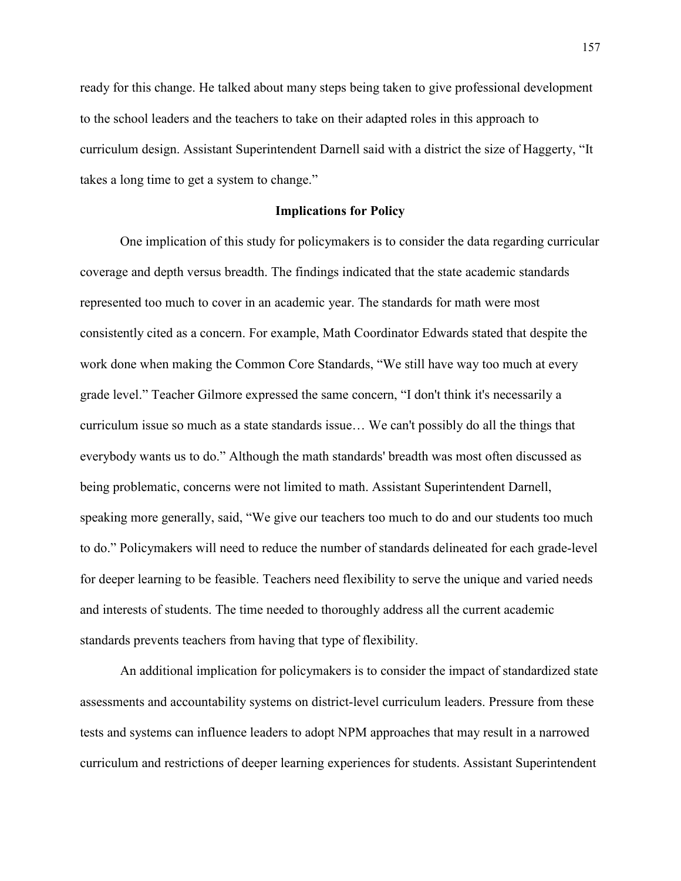ready for this change. He talked about many steps being taken to give professional development to the school leaders and the teachers to take on their adapted roles in this approach to curriculum design. Assistant Superintendent Darnell said with a district the size of Haggerty, "It takes a long time to get a system to change."

## Implications for Policy

One implication of this study for policymakers is to consider the data regarding curricular coverage and depth versus breadth. The findings indicated that the state academic standards represented too much to cover in an academic year. The standards for math were most consistently cited as a concern. For example, Math Coordinator Edwards stated that despite the work done when making the Common Core Standards, "We still have way too much at every grade level." Teacher Gilmore expressed the same concern, "I don't think it's necessarily a curriculum issue so much as a state standards issue… We can't possibly do all the things that everybody wants us to do." Although the math standards' breadth was most often discussed as being problematic, concerns were not limited to math. Assistant Superintendent Darnell, speaking more generally, said, "We give our teachers too much to do and our students too much to do." Policymakers will need to reduce the number of standards delineated for each grade-level for deeper learning to be feasible. Teachers need flexibility to serve the unique and varied needs and interests of students. The time needed to thoroughly address all the current academic standards prevents teachers from having that type of flexibility.

An additional implication for policymakers is to consider the impact of standardized state assessments and accountability systems on district-level curriculum leaders. Pressure from these tests and systems can influence leaders to adopt NPM approaches that may result in a narrowed curriculum and restrictions of deeper learning experiences for students. Assistant Superintendent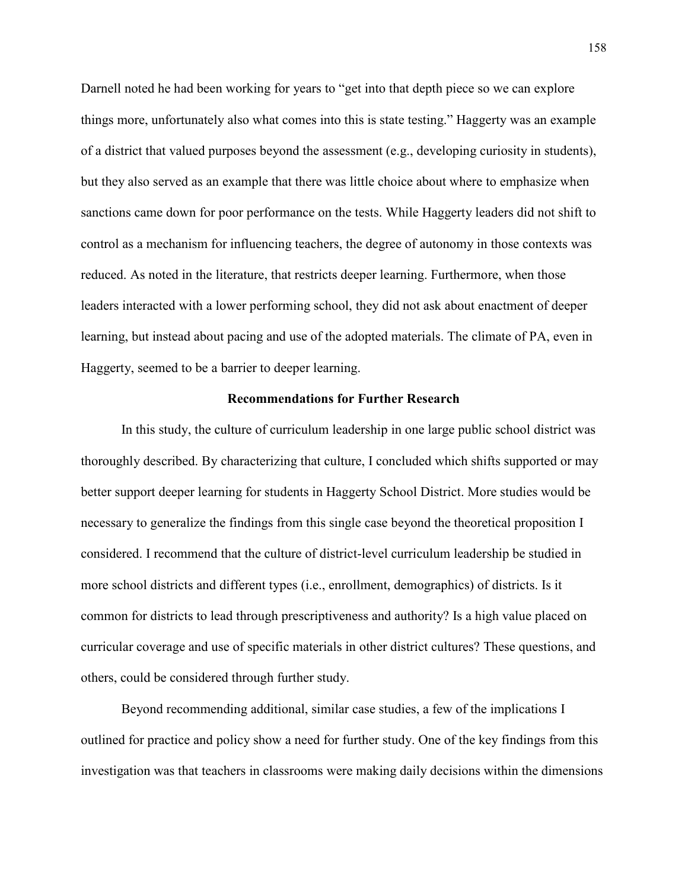Darnell noted he had been working for years to "get into that depth piece so we can explore things more, unfortunately also what comes into this is state testing." Haggerty was an example of a district that valued purposes beyond the assessment (e.g., developing curiosity in students), but they also served as an example that there was little choice about where to emphasize when sanctions came down for poor performance on the tests. While Haggerty leaders did not shift to control as a mechanism for influencing teachers, the degree of autonomy in those contexts was reduced. As noted in the literature, that restricts deeper learning. Furthermore, when those leaders interacted with a lower performing school, they did not ask about enactment of deeper learning, but instead about pacing and use of the adopted materials. The climate of PA, even in Haggerty, seemed to be a barrier to deeper learning.

## Recommendations for Further Research

In this study, the culture of curriculum leadership in one large public school district was thoroughly described. By characterizing that culture, I concluded which shifts supported or may better support deeper learning for students in Haggerty School District. More studies would be necessary to generalize the findings from this single case beyond the theoretical proposition I considered. I recommend that the culture of district-level curriculum leadership be studied in more school districts and different types (i.e., enrollment, demographics) of districts. Is it common for districts to lead through prescriptiveness and authority? Is a high value placed on curricular coverage and use of specific materials in other district cultures? These questions, and others, could be considered through further study.

Beyond recommending additional, similar case studies, a few of the implications I outlined for practice and policy show a need for further study. One of the key findings from this investigation was that teachers in classrooms were making daily decisions within the dimensions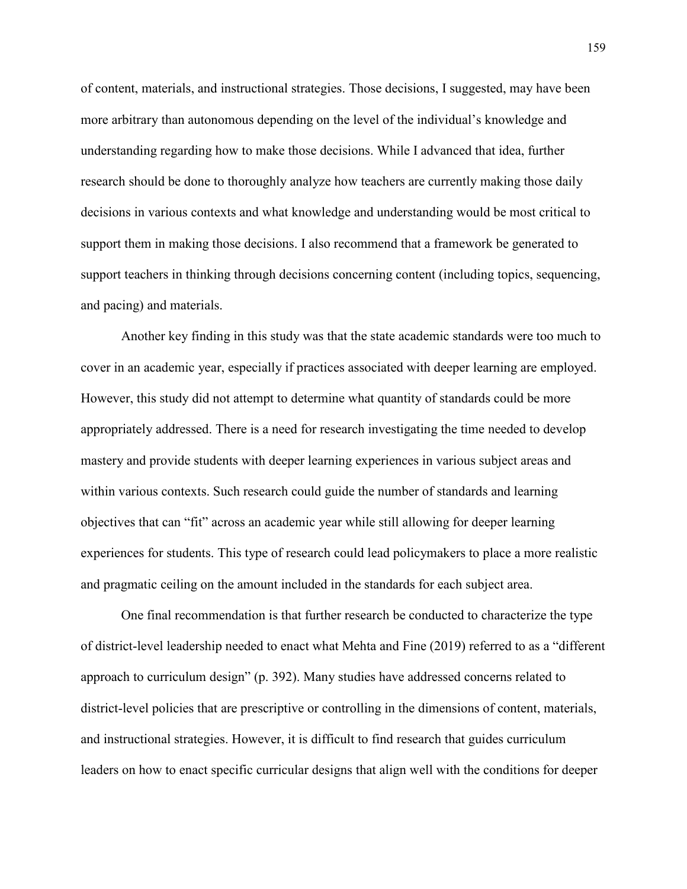of content, materials, and instructional strategies. Those decisions, I suggested, may have been more arbitrary than autonomous depending on the level of the individual's knowledge and understanding regarding how to make those decisions. While I advanced that idea, further research should be done to thoroughly analyze how teachers are currently making those daily decisions in various contexts and what knowledge and understanding would be most critical to support them in making those decisions. I also recommend that a framework be generated to support teachers in thinking through decisions concerning content (including topics, sequencing, and pacing) and materials.

Another key finding in this study was that the state academic standards were too much to cover in an academic year, especially if practices associated with deeper learning are employed. However, this study did not attempt to determine what quantity of standards could be more appropriately addressed. There is a need for research investigating the time needed to develop mastery and provide students with deeper learning experiences in various subject areas and within various contexts. Such research could guide the number of standards and learning objectives that can "fit" across an academic year while still allowing for deeper learning experiences for students. This type of research could lead policymakers to place a more realistic and pragmatic ceiling on the amount included in the standards for each subject area.

One final recommendation is that further research be conducted to characterize the type of district-level leadership needed to enact what Mehta and Fine (2019) referred to as a "different approach to curriculum design" (p. 392). Many studies have addressed concerns related to district-level policies that are prescriptive or controlling in the dimensions of content, materials, and instructional strategies. However, it is difficult to find research that guides curriculum leaders on how to enact specific curricular designs that align well with the conditions for deeper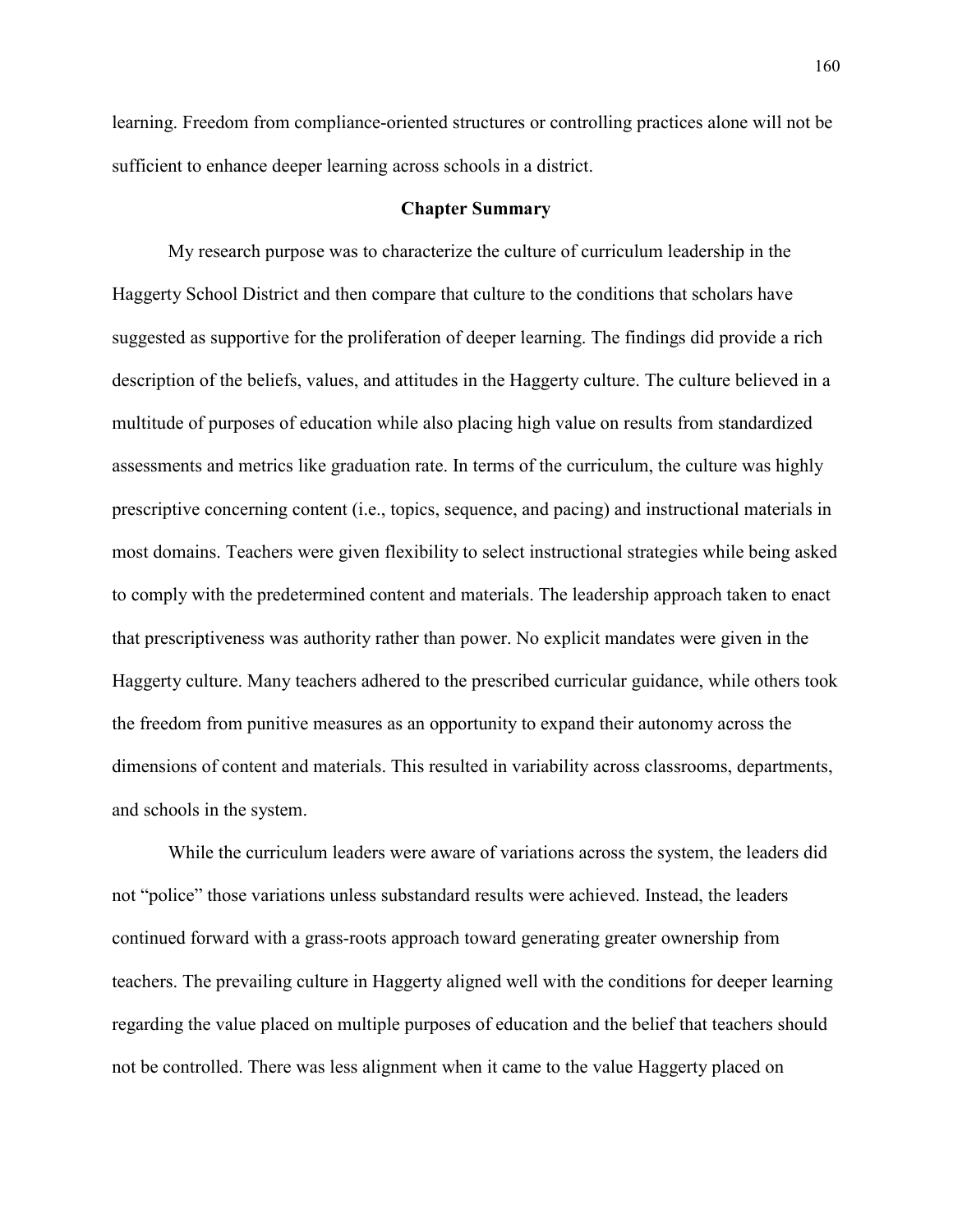learning. Freedom from compliance-oriented structures or controlling practices alone will not be sufficient to enhance deeper learning across schools in a district.

## Chapter Summary

My research purpose was to characterize the culture of curriculum leadership in the Haggerty School District and then compare that culture to the conditions that scholars have suggested as supportive for the proliferation of deeper learning. The findings did provide a rich description of the beliefs, values, and attitudes in the Haggerty culture. The culture believed in a multitude of purposes of education while also placing high value on results from standardized assessments and metrics like graduation rate. In terms of the curriculum, the culture was highly prescriptive concerning content (i.e., topics, sequence, and pacing) and instructional materials in most domains. Teachers were given flexibility to select instructional strategies while being asked to comply with the predetermined content and materials. The leadership approach taken to enact that prescriptiveness was authority rather than power. No explicit mandates were given in the Haggerty culture. Many teachers adhered to the prescribed curricular guidance, while others took the freedom from punitive measures as an opportunity to expand their autonomy across the dimensions of content and materials. This resulted in variability across classrooms, departments, and schools in the system.

While the curriculum leaders were aware of variations across the system, the leaders did not "police" those variations unless substandard results were achieved. Instead, the leaders continued forward with a grass-roots approach toward generating greater ownership from teachers. The prevailing culture in Haggerty aligned well with the conditions for deeper learning regarding the value placed on multiple purposes of education and the belief that teachers should not be controlled. There was less alignment when it came to the value Haggerty placed on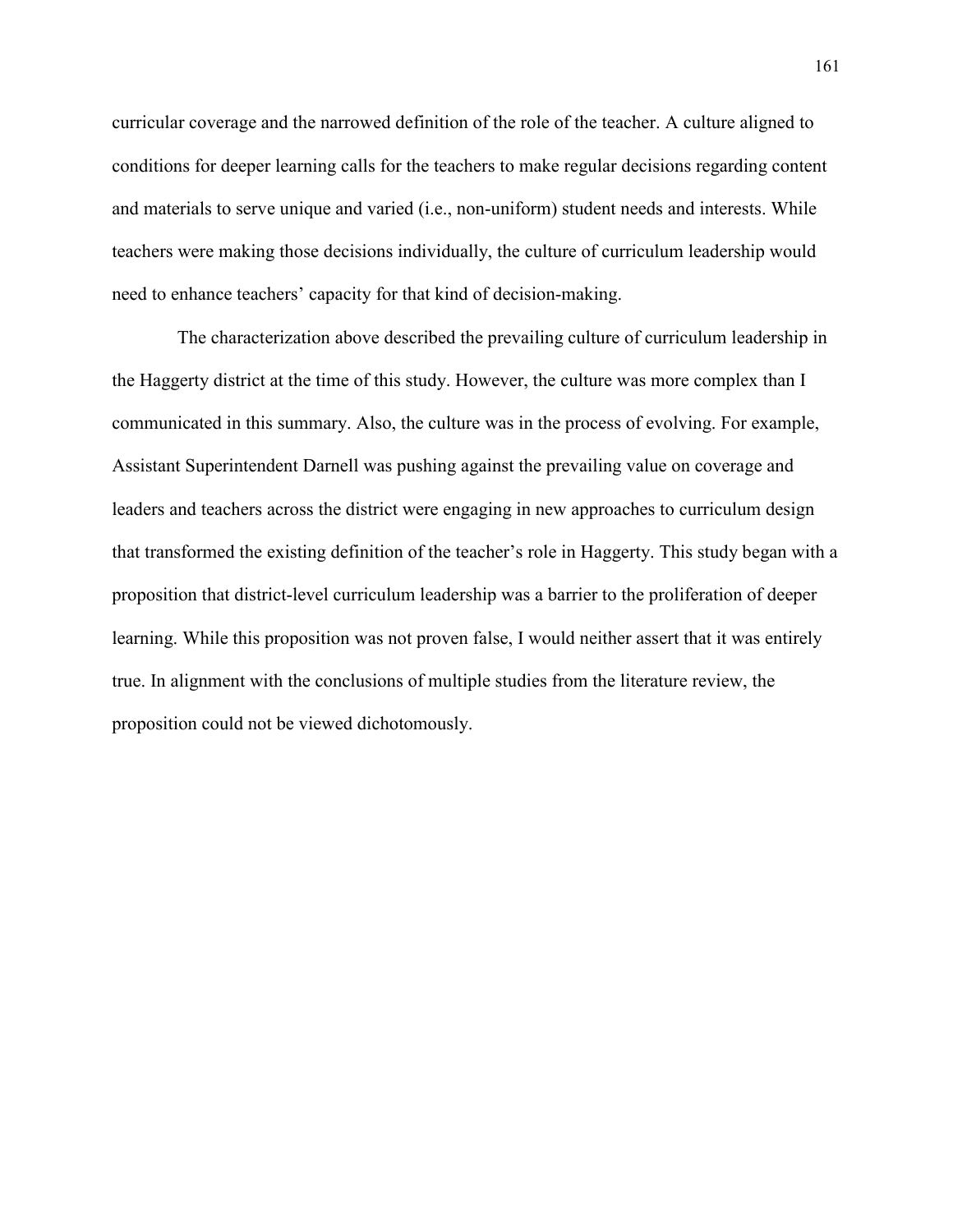curricular coverage and the narrowed definition of the role of the teacher. A culture aligned to conditions for deeper learning calls for the teachers to make regular decisions regarding content and materials to serve unique and varied (i.e., non-uniform) student needs and interests. While teachers were making those decisions individually, the culture of curriculum leadership would need to enhance teachers' capacity for that kind of decision-making.

The characterization above described the prevailing culture of curriculum leadership in the Haggerty district at the time of this study. However, the culture was more complex than I communicated in this summary. Also, the culture was in the process of evolving. For example, Assistant Superintendent Darnell was pushing against the prevailing value on coverage and leaders and teachers across the district were engaging in new approaches to curriculum design that transformed the existing definition of the teacher's role in Haggerty. This study began with a proposition that district-level curriculum leadership was a barrier to the proliferation of deeper learning. While this proposition was not proven false, I would neither assert that it was entirely true. In alignment with the conclusions of multiple studies from the literature review, the proposition could not be viewed dichotomously.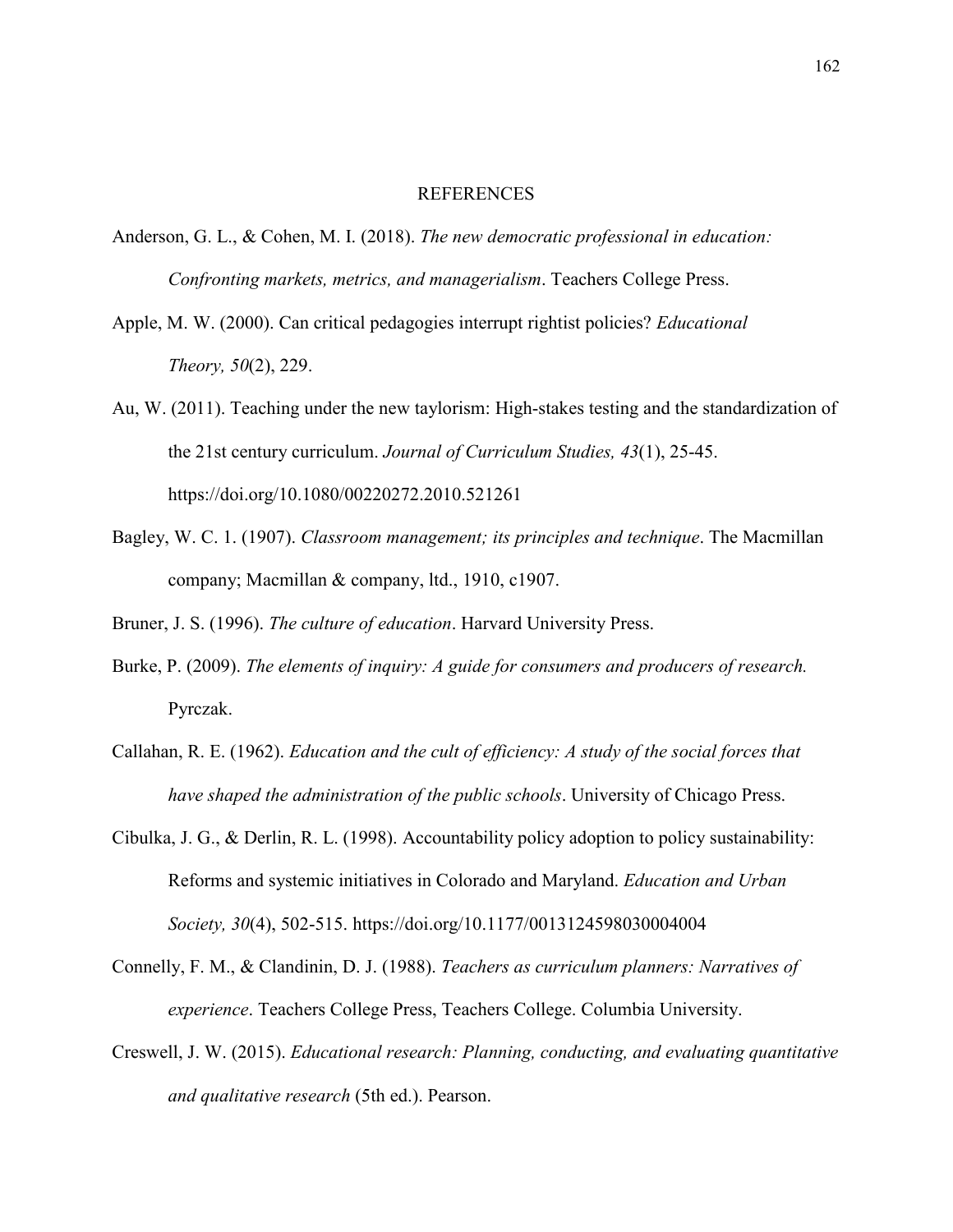# REFERENCES

Anderson, G. L., & Cohen, M. I. (2018). *The new democratic professional in education: Confronting markets, metrics, and managerialism*. Teachers College Press.

Apple, M. W. (2000). Can critical pedagogies interrupt rightist policies? *Educational Theory, 50*(2), 229.

Au, W. (2011). Teaching under the new taylorism: High-stakes testing and the standardization of the 21st century curriculum. *Journal of Curriculum Studies, 43*(1), 25-45. https://doi.org/10.1080/00220272.2010.521261

Bagley, W. C. 1. (1907). *Classroom management; its principles and technique*. The Macmillan company; Macmillan & company, ltd., 1910, c1907.

Bruner, J. S. (1996). *The culture of education*. Harvard University Press.

Burke, P. (2009). *The elements of inquiry: A guide for consumers and producers of research.* Pyrczak.

Callahan, R. E. (1962). *Education and the cult of efficiency: A study of the social forces that have shaped the administration of the public schools*. University of Chicago Press.

Cibulka, J. G., & Derlin, R. L. (1998). Accountability policy adoption to policy sustainability: Reforms and systemic initiatives in Colorado and Maryland. *Education and Urban Society, 30*(4), 502-515. https://doi.org/10.1177/0013124598030004004

Connelly, F. M., & Clandinin, D. J. (1988). *Teachers as curriculum planners: Narratives of experience*. Teachers College Press, Teachers College. Columbia University.

Creswell, J. W. (2015). *Educational research: Planning, conducting, and evaluating quantitative and qualitative research* (5th ed.). Pearson.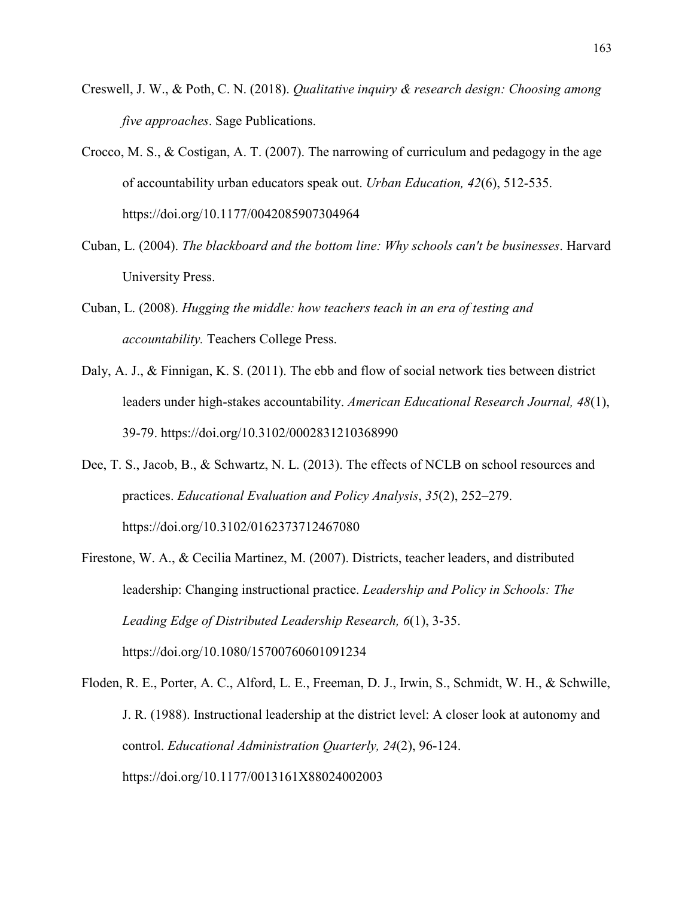Creswell, J. W., & Poth, C. N. (2018). *Qualitative inquiry & research design: Choosing among five approaches*. Sage Publications.

Crocco, M. S., & Costigan, A. T. (2007). The narrowing of curriculum and pedagogy in the age of accountability urban educators speak out. *Urban Education, 42*(6), 512-535. https://doi.org/10.1177/0042085907304964

Cuban, L. (2004). *The blackboard and the bottom line: Why schools can't be businesses*. Harvard University Press.

Cuban, L. (2008). *Hugging the middle: how teachers teach in an era of testing and accountability.* Teachers College Press.

Daly, A. J., & Finnigan, K. S. (2011). The ebb and flow of social network ties between district leaders under high-stakes accountability. *American Educational Research Journal, 48*(1), 39-79. https://doi.org/10.3102/0002831210368990

Dee, T. S., Jacob, B., & Schwartz, N. L. (2013). The effects of NCLB on school resources and practices. *Educational Evaluation and Policy Analysis*, *35*(2), 252–279. https://doi.org/10.3102/0162373712467080

Firestone, W. A., & Cecilia Martinez, M. (2007). Districts, teacher leaders, and distributed leadership: Changing instructional practice. *Leadership and Policy in Schools: The Leading Edge of Distributed Leadership Research, 6*(1), 3-35. https://doi.org/10.1080/15700760601091234

Floden, R. E., Porter, A. C., Alford, L. E., Freeman, D. J., Irwin, S., Schmidt, W. H., & Schwille, J. R. (1988). Instructional leadership at the district level: A closer look at autonomy and control. *Educational Administration Quarterly, 24*(2), 96-124. https://doi.org/10.1177/0013161X88024002003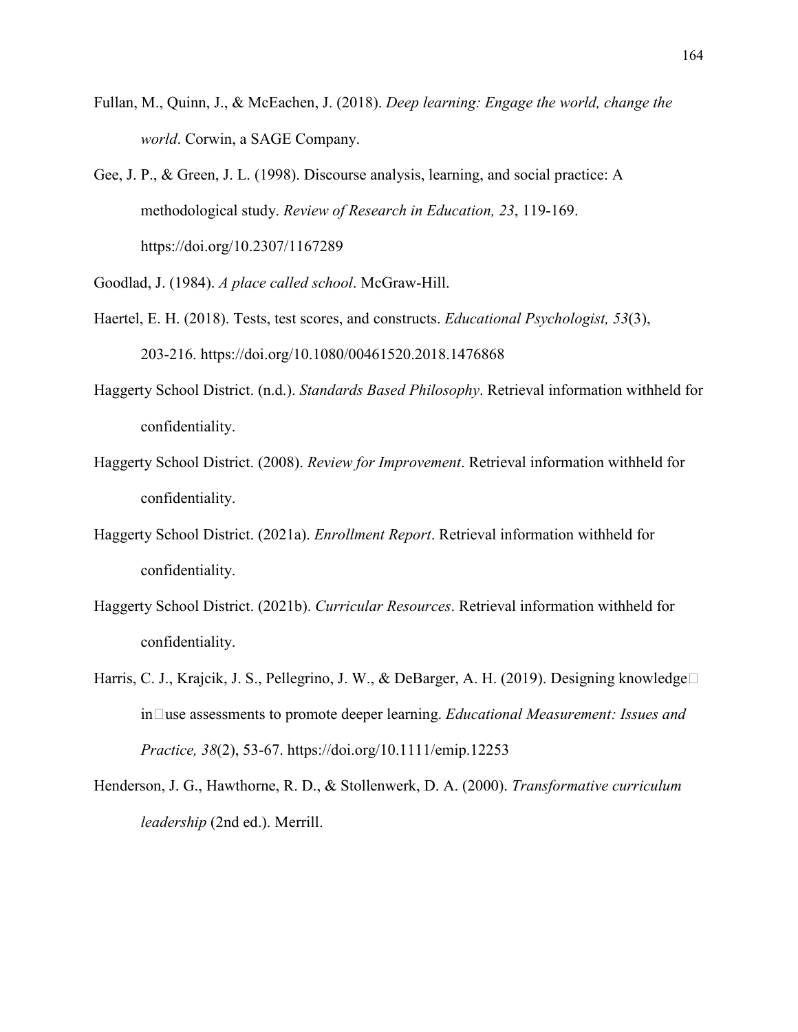Fullan, M., Quinn, J., & McEachen, J. (2018). *Deep learning: Engage the world, change the world*. Corwin, a SAGE Company.

Gee, J. P., & Green, J. L. (1998). Discourse analysis, learning, and social practice: A methodological study. *Review of Research in Education, 23*, 119-169. https://doi.org/10.2307/1167289

Goodlad, J. (1984). *A place called school*. McGraw-Hill.

Haertel, E. H. (2018). Tests, test scores, and constructs. *Educational Psychologist, 53*(3), 203-216. https://doi.org/10.1080/00461520.2018.1476868

Haggerty School District. (n.d.). *Standards Based Philosophy*. Retrieval information withheld for confidentiality.

Haggerty School District. (2008). *Review for Improvement*. Retrieval information withheld for confidentiality.

Haggerty School District. (2021a). *Enrollment Report*. Retrieval information withheld for confidentiality.

Haggerty School District. (2021b). *Curricular Resources*. Retrieval information withheld for confidentiality.

Harris, C. J., Krajcik, J. S., Pellegrino, J. W., & DeBarger, A. H. (2019). Designing knowledge‐in‐use assessments to promote deeper learning. *Educational Measurement: Issues and Practice, 38*(2), 53-67. https://doi.org/10.1111/emip.12253

Henderson, J. G., Hawthorne, R. D., & Stollenwerk, D. A. (2000). *Transformative curriculum leadership* (2nd ed.). Merrill.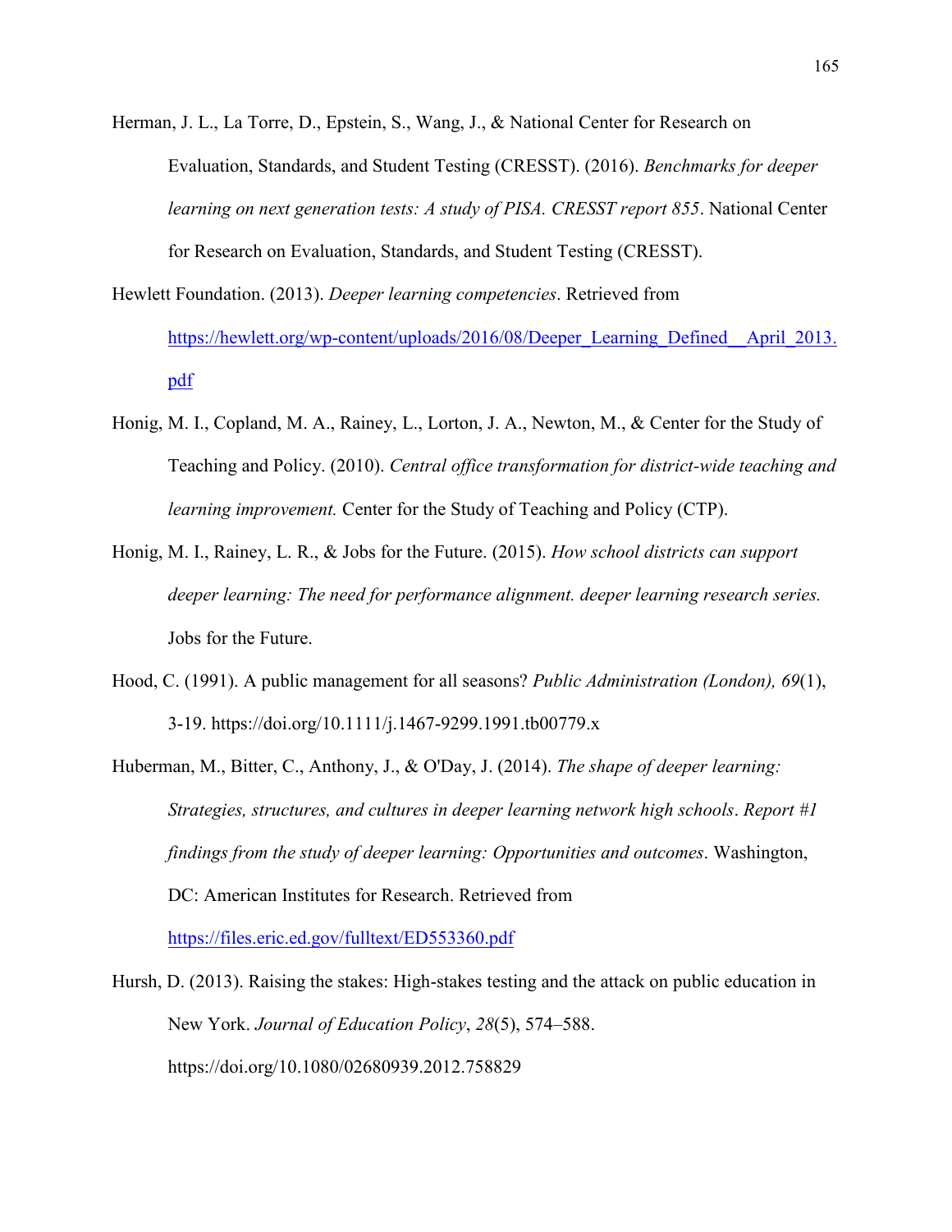Herman, J. L., La Torre, D., Epstein, S., Wang, J., & National Center for Research on Evaluation, Standards, and Student Testing (CRESST). (2016). *Benchmarks for deeper learning on next generation tests: A study of PISA. CRESST report 855*. National Center for Research on Evaluation, Standards, and Student Testing (CRESST).

Hewlett Foundation. (2013). *Deeper learning competencies*. Retrieved from https://hewlett.org/wp-content/uploads/2016/08/Deeper_Learning_Defined__April_2013.pdf

Honig, M. I., Copland, M. A., Rainey, L., Lorton, J. A., Newton, M., & Center for the Study of Teaching and Policy. (2010). *Central office transformation for district-wide teaching and learning improvement.* Center for the Study of Teaching and Policy (CTP).

Honig, M. I., Rainey, L. R., & Jobs for the Future. (2015). *How school districts can support deeper learning: The need for performance alignment. deeper learning research series.* Jobs for the Future.

Hood, C. (1991). A public management for all seasons? *Public Administration (London), 69*(1), 3-19. https://doi.org/10.1111/j.1467-9299.1991.tb00779.x

Huberman, M., Bitter, C., Anthony, J., & O'Day, J. (2014). *The shape of deeper learning: Strategies, structures, and cultures in deeper learning network high schools*. *Report #1 findings from the study of deeper learning: Opportunities and outcomes*. Washington, DC: American Institutes for Research. Retrieved from https://files.eric.ed.gov/fulltext/ED553360.pdf

Hursh, D. (2013). Raising the stakes: High-stakes testing and the attack on public education in New York. *Journal of Education Policy*, *28*(5), 574–588. https://doi.org/10.1080/02680939.2012.758829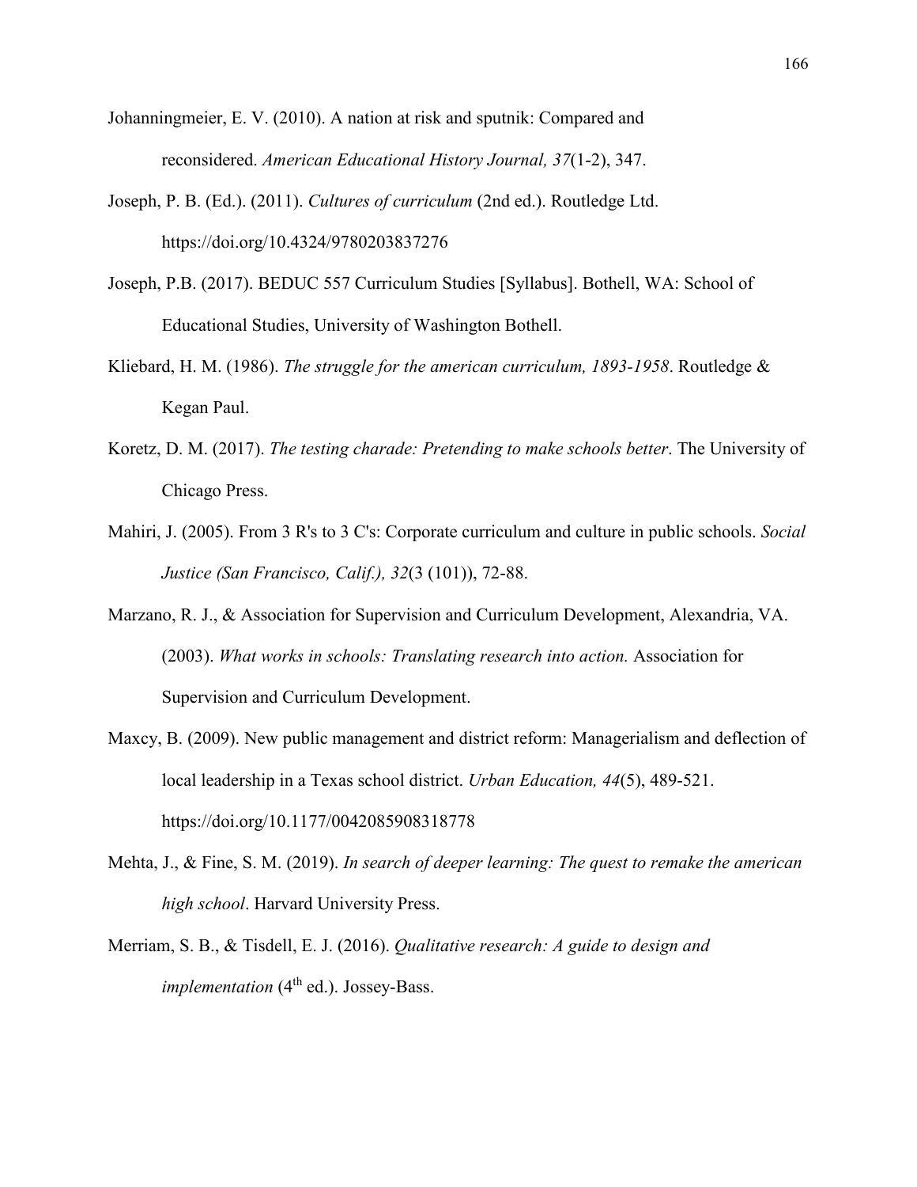Johanningmeier, E. V. (2010). A nation at risk and sputnik: Compared and reconsidered. *American Educational History Journal, 37*(1-2), 347.

Joseph, P. B. (Ed.). (2011). *Cultures of curriculum* (2nd ed.). Routledge Ltd. https://doi.org/10.4324/9780203837276

Joseph, P.B. (2017). BEDUC 557 Curriculum Studies [Syllabus]. Bothell, WA: School of Educational Studies, University of Washington Bothell.

Kliebard, H. M. (1986). *The struggle for the american curriculum, 1893-1958*. Routledge & Kegan Paul.

Koretz, D. M. (2017). *The testing charade: Pretending to make schools better*. The University of Chicago Press.

Mahiri, J. (2005). From 3 R's to 3 C's: Corporate curriculum and culture in public schools. *Social Justice (San Francisco, Calif.), 32*(3 (101)), 72-88.

Marzano, R. J., & Association for Supervision and Curriculum Development, Alexandria, VA. (2003). *What works in schools: Translating research into action.* Association for Supervision and Curriculum Development.

Maxcy, B. (2009). New public management and district reform: Managerialism and deflection of local leadership in a Texas school district. *Urban Education, 44*(5), 489-521. https://doi.org/10.1177/0042085908318778

Mehta, J., & Fine, S. M. (2019). *In search of deeper learning: The quest to remake the american high school*. Harvard University Press.

Merriam, S. B., & Tisdell, E. J. (2016). *Qualitative research: A guide to design and implementation* (4th ed.). Jossey-Bass.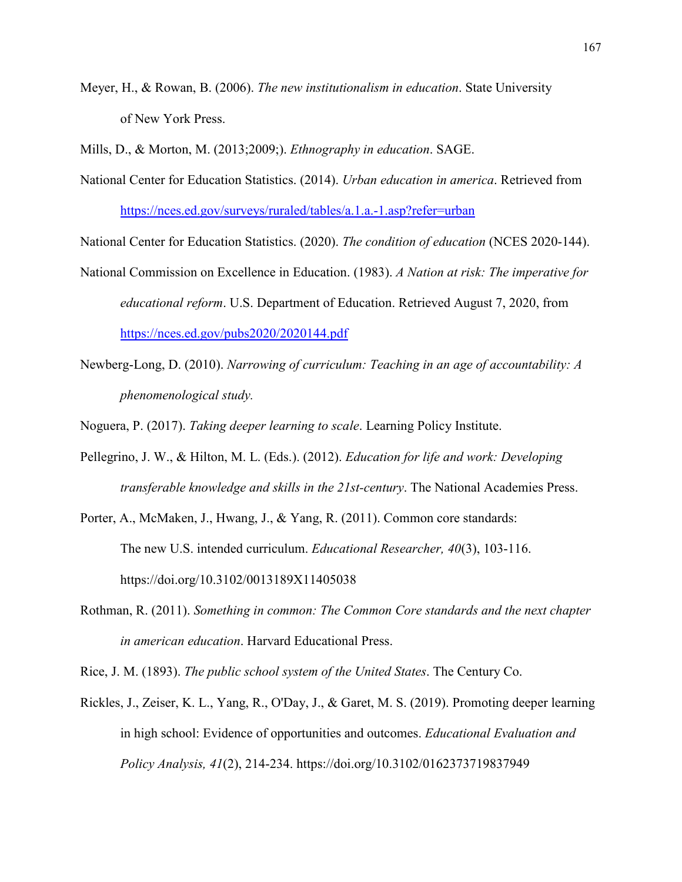Meyer, H., & Rowan, B. (2006). *The new institutionalism in education*. State University of New York Press.

Mills, D., & Morton, M. (2013;2009;). *Ethnography in education*. SAGE.

National Center for Education Statistics. (2014). *Urban education in america*. Retrieved from https://nces.ed.gov/surveys/ruraled/tables/a.1.a.-1.asp?refer=urban

National Center for Education Statistics. (2020). *The condition of education* (NCES 2020-144).

National Commission on Excellence in Education. (1983). *A Nation at risk: The imperative for educational reform*. U.S. Department of Education. Retrieved August 7, 2020, from https://nces.ed.gov/pubs2020/2020144.pdf

Newberg-Long, D. (2010). *Narrowing of curriculum: Teaching in an age of accountability: A phenomenological study.*

Noguera, P. (2017). *Taking deeper learning to scale*. Learning Policy Institute.

Pellegrino, J. W., & Hilton, M. L. (Eds.). (2012). *Education for life and work: Developing transferable knowledge and skills in the 21st-century*. The National Academies Press.

Porter, A., McMaken, J., Hwang, J., & Yang, R. (2011). Common core standards: The new U.S. intended curriculum. *Educational Researcher, 40*(3), 103-116. https://doi.org/10.3102/0013189X11405038

Rothman, R. (2011). *Something in common: The Common Core standards and the next chapter in american education*. Harvard Educational Press.

Rice, J. M. (1893). *The public school system of the United States*. The Century Co.

Rickles, J., Zeiser, K. L., Yang, R., O'Day, J., & Garet, M. S. (2019). Promoting deeper learning in high school: Evidence of opportunities and outcomes. *Educational Evaluation and Policy Analysis, 41*(2), 214-234. https://doi.org/10.3102/0162373719837949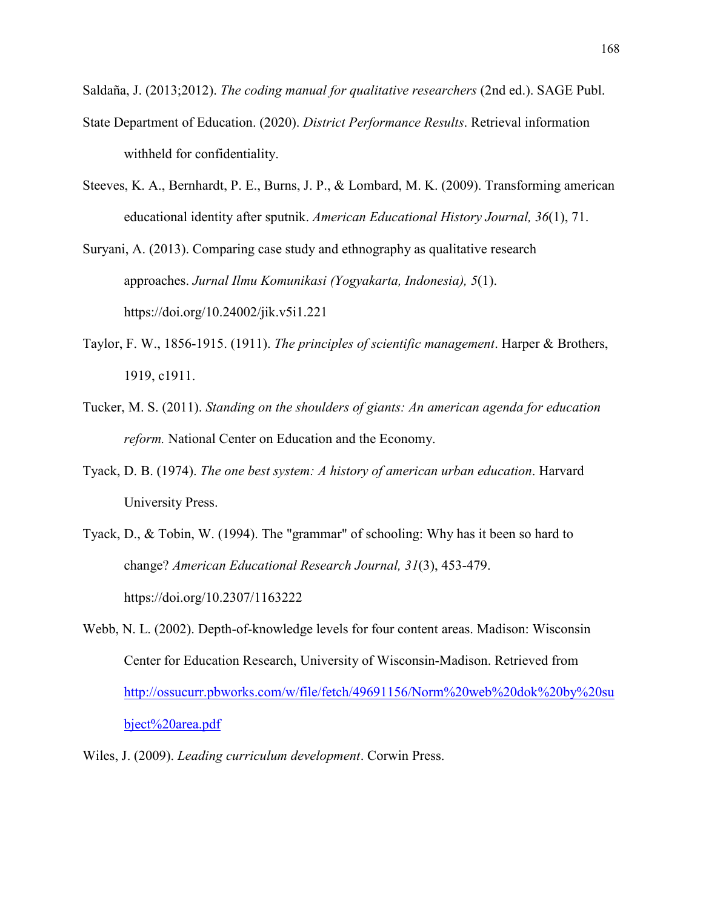Saldaña, J. (2013;2012). *The coding manual for qualitative researchers* (2nd ed.). SAGE Publ.

State Department of Education. (2020). *District Performance Results*. Retrieval information withheld for confidentiality.

Steeves, K. A., Bernhardt, P. E., Burns, J. P., & Lombard, M. K. (2009). Transforming american educational identity after sputnik. *American Educational History Journal, 36*(1), 71.

Suryani, A. (2013). Comparing case study and ethnography as qualitative research approaches. *Jurnal Ilmu Komunikasi (Yogyakarta, Indonesia), 5*(1). https://doi.org/10.24002/jik.v5i1.221

Taylor, F. W., 1856-1915. (1911). *The principles of scientific management*. Harper & Brothers, 1919, c1911.

Tucker, M. S. (2011). *Standing on the shoulders of giants: An american agenda for education reform.* National Center on Education and the Economy.

Tyack, D. B. (1974). *The one best system: A history of american urban education*. Harvard University Press.

Tyack, D., & Tobin, W. (1994). The "grammar" of schooling: Why has it been so hard to change? *American Educational Research Journal, 31*(3), 453-479. https://doi.org/10.2307/1163222

Webb, N. L. (2002). Depth-of-knowledge levels for four content areas. Madison: Wisconsin Center for Education Research, University of Wisconsin-Madison. Retrieved from [http://ossucurr.pbworks.com/w/file/fetch/49691156/Norm%20web%20dok%20by%20subject%20area.pdf](http://ossucurr.pbworks.com/w/file/fetch/49691156/Norm%20web%20dok%20by%20subject%20area.pdf)

Wiles, J. (2009). *Leading curriculum development*. Corwin Press.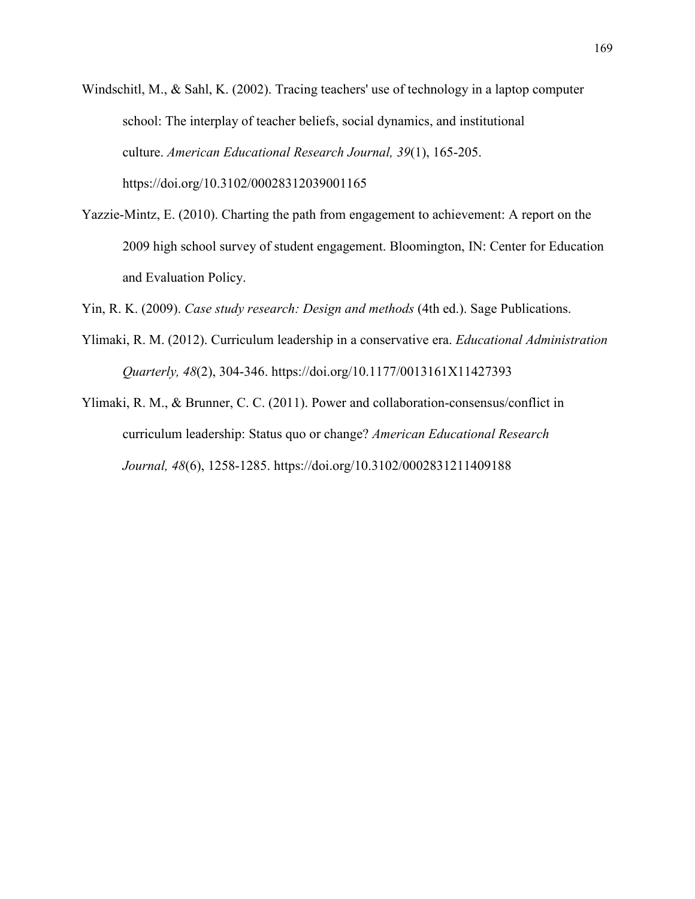Windschitl, M., & Sahl, K. (2002). Tracing teachers' use of technology in a laptop computer school: The interplay of teacher beliefs, social dynamics, and institutional culture. *American Educational Research Journal, 39*(1), 165-205. https://doi.org/10.3102/00028312039001165

Yazzie-Mintz, E. (2010). Charting the path from engagement to achievement: A report on the 2009 high school survey of student engagement. Bloomington, IN: Center for Education and Evaluation Policy.

Yin, R. K. (2009). *Case study research: Design and methods* (4th ed.). Sage Publications.

Ylimaki, R. M. (2012). Curriculum leadership in a conservative era. *Educational Administration Quarterly, 48*(2), 304-346. https://doi.org/10.1177/0013161X11427393

Ylimaki, R. M., & Brunner, C. C. (2011). Power and collaboration-consensus/conflict in curriculum leadership: Status quo or change? *American Educational Research Journal, 48*(6), 1258-1285. https://doi.org/10.3102/0002831211409188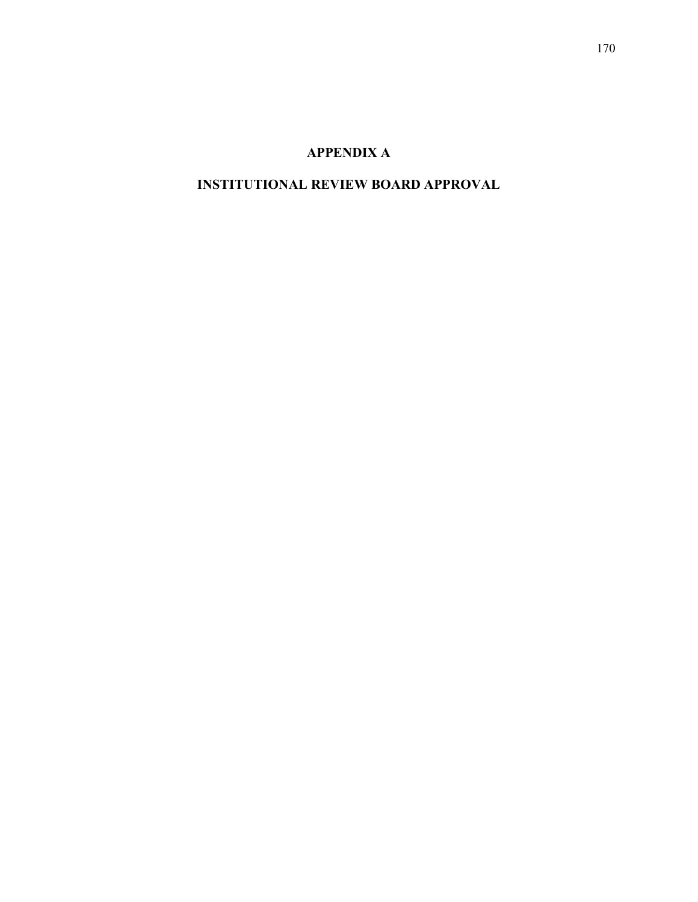# APPENDIX A

# INSTITUTIONAL REVIEW BOARD APPROVAL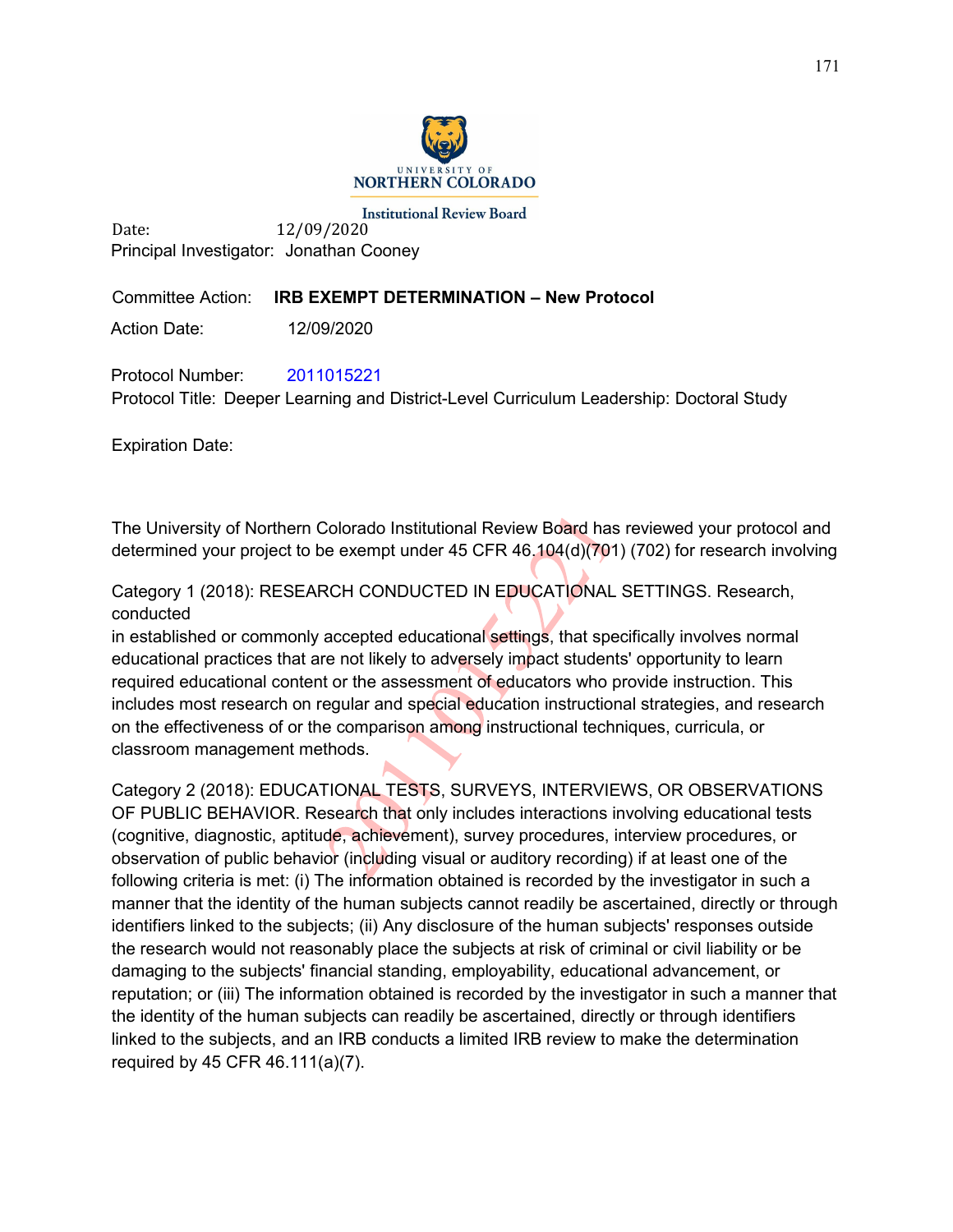UNIVERSITY OF NORTHERN COLORADO

Institutional Review Board

Date: 12/09/2020
Principal Investigator: Jonathan Cooney

Committee Action: **IRB EXEMPT DETERMINATION – New Protocol**

Action Date: 12/09/2020

Protocol Number: 2011015221
Protocol Title: Deeper Learning and District-Level Curriculum Leadership: Doctoral Study

Expiration Date:

The University of Northern Colorado Institutional Review Board has reviewed your protocol and determined your project to be exempt under 45 CFR 46.104(d)(701) (702) for research involving

Category 1 (2018): RESEARCH CONDUCTED IN EDUCATIONAL SETTINGS. Research, conducted
in established or commonly accepted educational settings, that specifically involves normal educational practices that are not likely to adversely impact students' opportunity to learn required educational content or the assessment of educators who provide instruction. This includes most research on regular and special education instructional strategies, and research on the effectiveness of or the comparison among instructional techniques, curricula, or classroom management methods.

Category 2 (2018): EDUCATIONAL TESTS, SURVEYS, INTERVIEWS, OR OBSERVATIONS OF PUBLIC BEHAVIOR. Research that only includes interactions involving educational tests (cognitive, diagnostic, aptitude, achievement), survey procedures, interview procedures, or observation of public behavior (including visual or auditory recording) if at least one of the following criteria is met: (i) The information obtained is recorded by the investigator in such a manner that the identity of the human subjects cannot readily be ascertained, directly or through identifiers linked to the subjects; (ii) Any disclosure of the human subjects' responses outside the research would not reasonably place the subjects at risk of criminal or civil liability or be damaging to the subjects' financial standing, employability, educational advancement, or reputation; or (iii) The information obtained is recorded by the investigator in such a manner that the identity of the human subjects can readily be ascertained, directly or through identifiers linked to the subjects, and an IRB conducts a limited IRB review to make the determination required by 45 CFR 46.111(a)(7).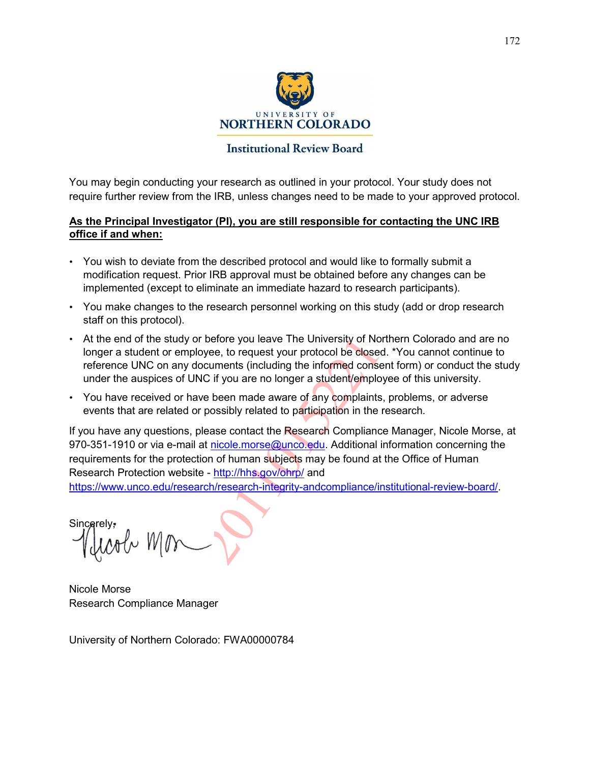UNIVERSITY OF
NORTHERN COLORADO

Institutional Review Board

You may begin conducting your research as outlined in your protocol. Your study does not require further review from the IRB, unless changes need to be made to your approved protocol.

**As the Principal Investigator (PI), you are still responsible for contacting the UNC IRB office if and when:**

- You wish to deviate from the described protocol and would like to formally submit a modification request. Prior IRB approval must be obtained before any changes can be implemented (except to eliminate an immediate hazard to research participants).
- You make changes to the research personnel working on this study (add or drop research staff on this protocol).
- At the end of the study or before you leave The University of Northern Colorado and are no longer a student or employee, to request your protocol be closed. *You cannot continue to reference UNC on any documents (including the informed consent form) or conduct the study under the auspices of UNC if you are no longer a student/employee of this university.
- You have received or have been made aware of any complaints, problems, or adverse events that are related or possibly related to participation in the research.

If you have any questions, please contact the Research Compliance Manager, Nicole Morse, at 970-351-1910 or via e-mail at nicole.morse@unco.edu. Additional information concerning the requirements for the protection of human subjects may be found at the Office of Human Research Protection website - http://hhs.gov/ohrp/ and https://www.unco.edu/research/research-integrity-andcompliance/institutional-review-board/.

Sincerely,

Nicole Morse
Research Compliance Manager

University of Northern Colorado: FWA00000784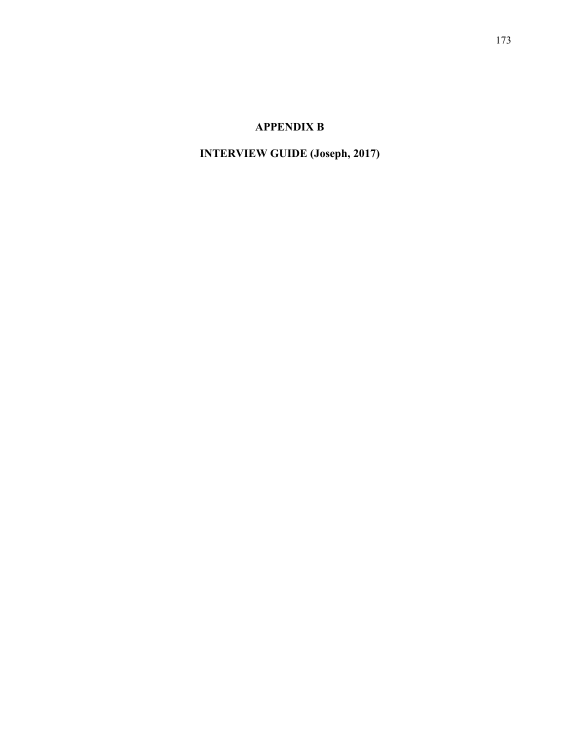# APPENDIX B

## INTERVIEW GUIDE (Joseph, 2017)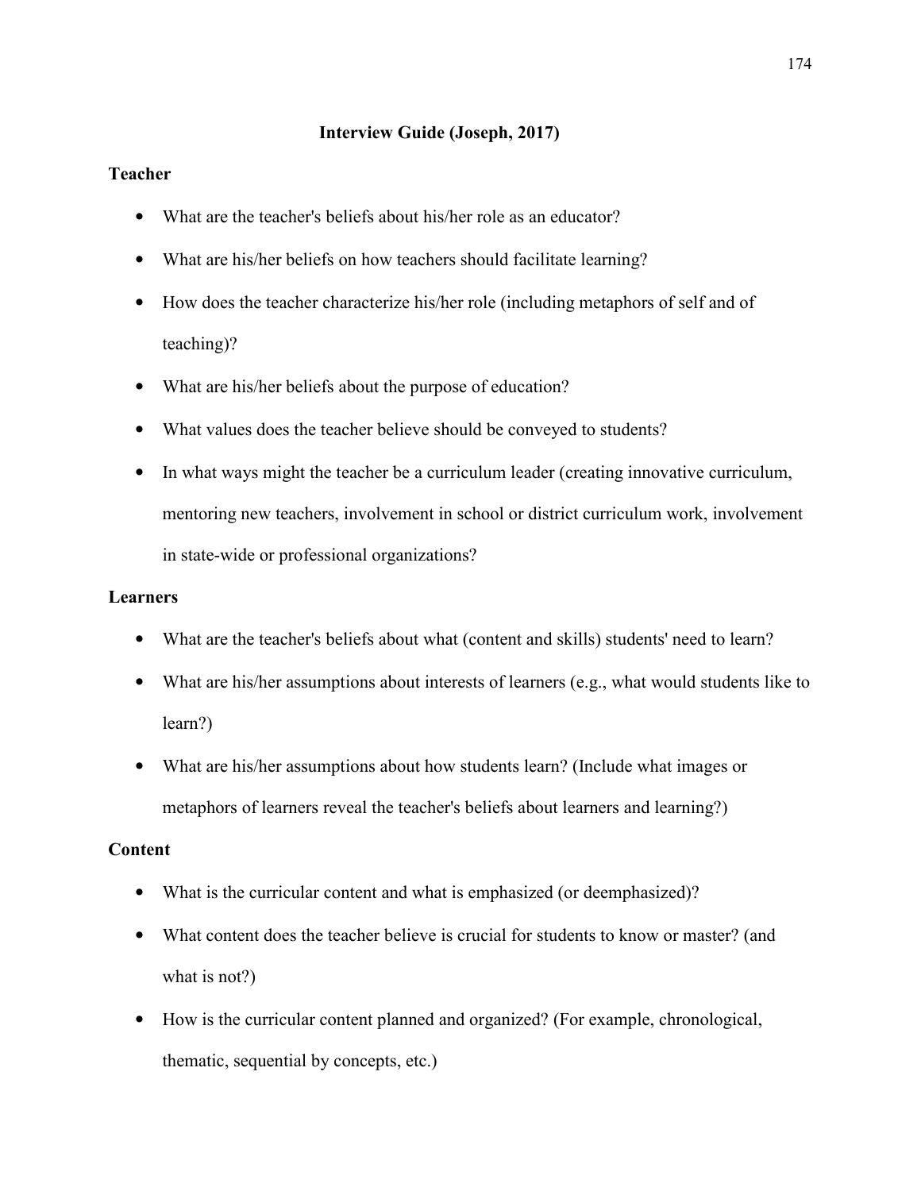## Interview Guide (Joseph, 2017)

### Teacher

- What are the teacher's beliefs about his/her role as an educator?
- What are his/her beliefs on how teachers should facilitate learning?
- How does the teacher characterize his/her role (including metaphors of self and of teaching)?
- What are his/her beliefs about the purpose of education?
- What values does the teacher believe should be conveyed to students?
- In what ways might the teacher be a curriculum leader (creating innovative curriculum, mentoring new teachers, involvement in school or district curriculum work, involvement in state-wide or professional organizations?

### Learners

- What are the teacher's beliefs about what (content and skills) students' need to learn?
- What are his/her assumptions about interests of learners (e.g., what would students like to learn?)
- What are his/her assumptions about how students learn? (Include what images or metaphors of learners reveal the teacher's beliefs about learners and learning?)

### Content

- What is the curricular content and what is emphasized (or deemphasized)?
- What content does the teacher believe is crucial for students to know or master? (and what is not?)
- How is the curricular content planned and organized? (For example, chronological, thematic, sequential by concepts, etc.)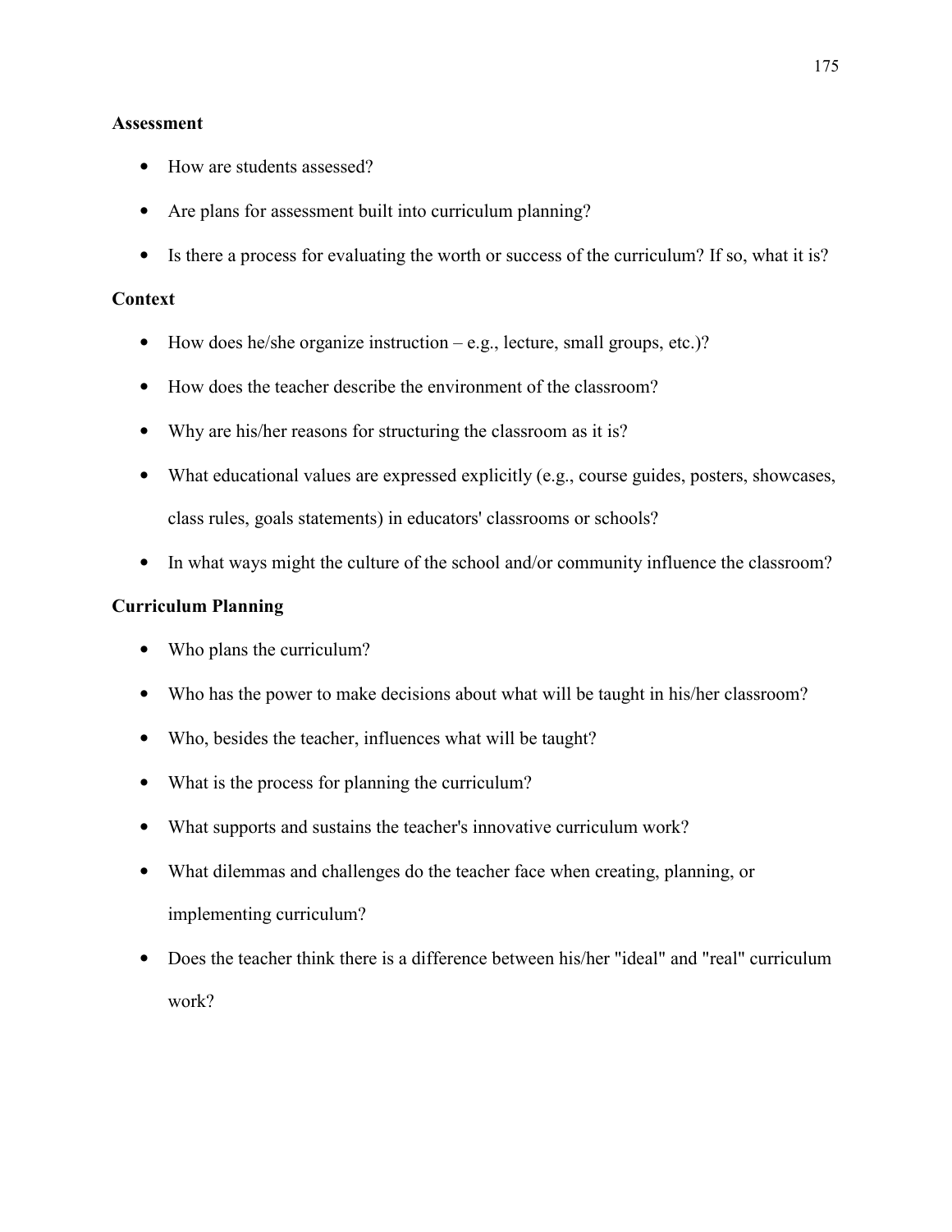**Assessment**

- How are students assessed?
- Are plans for assessment built into curriculum planning?
- Is there a process for evaluating the worth or success of the curriculum? If so, what it is?

**Context**

- How does he/she organize instruction – e.g., lecture, small groups, etc.)?
- How does the teacher describe the environment of the classroom?
- Why are his/her reasons for structuring the classroom as it is?
- What educational values are expressed explicitly (e.g., course guides, posters, showcases, class rules, goals statements) in educators' classrooms or schools?
- In what ways might the culture of the school and/or community influence the classroom?

**Curriculum Planning**

- Who plans the curriculum?
- Who has the power to make decisions about what will be taught in his/her classroom?
- Who, besides the teacher, influences what will be taught?
- What is the process for planning the curriculum?
- What supports and sustains the teacher's innovative curriculum work?
- What dilemmas and challenges do the teacher face when creating, planning, or implementing curriculum?
- Does the teacher think there is a difference between his/her "ideal" and "real" curriculum work?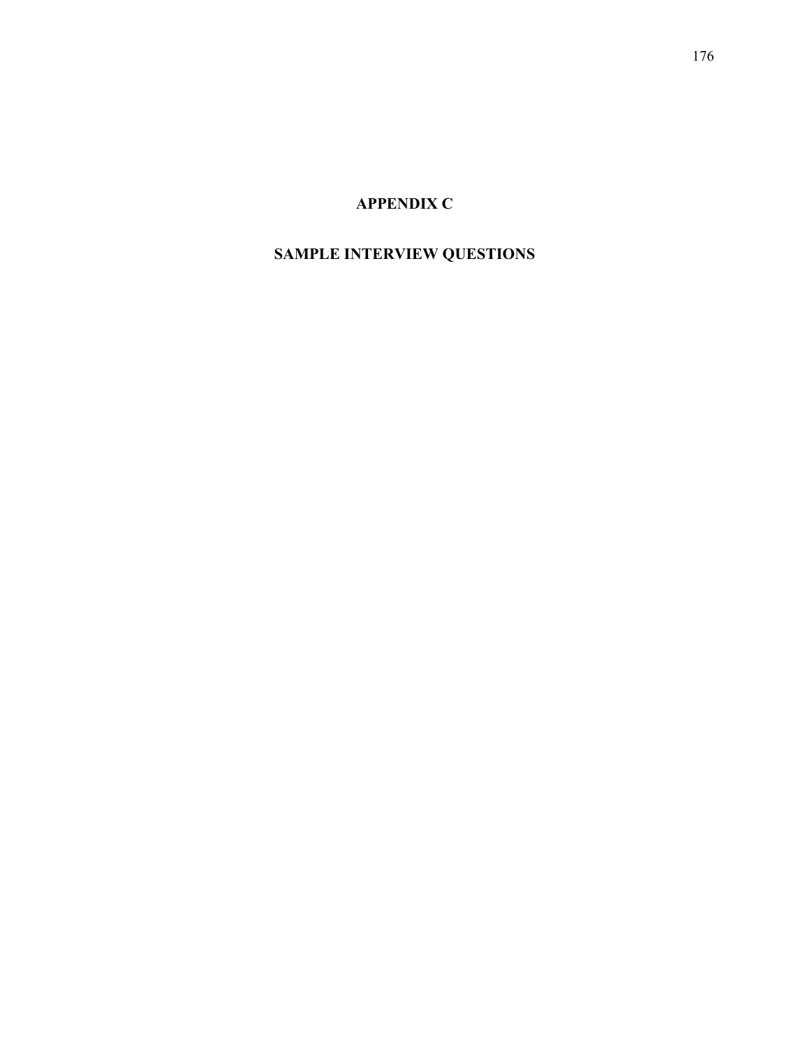# APPENDIX C

# SAMPLE INTERVIEW QUESTIONS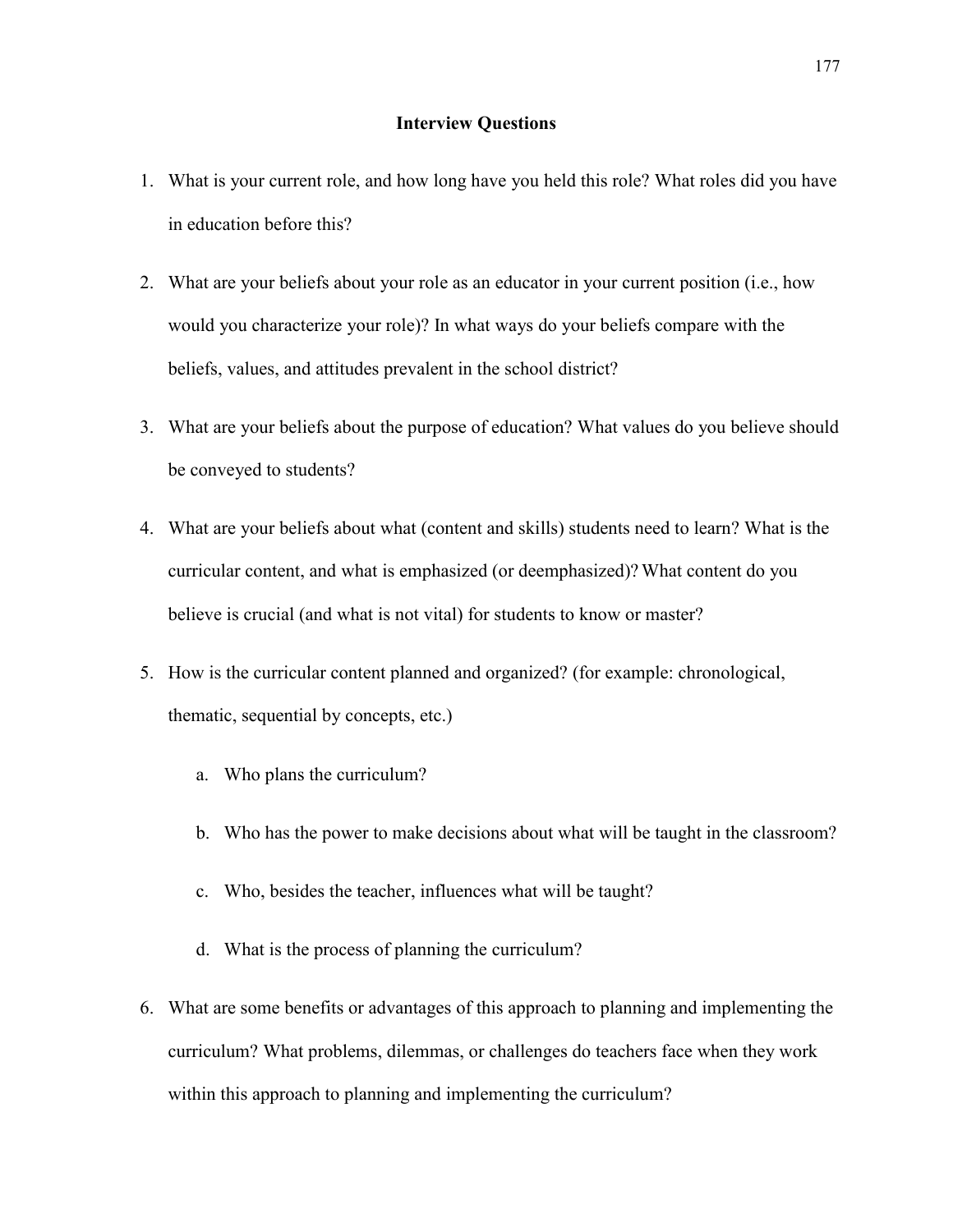## Interview Questions

1. What is your current role, and how long have you held this role? What roles did you have in education before this?

2. What are your beliefs about your role as an educator in your current position (i.e., how would you characterize your role)? In what ways do your beliefs compare with the beliefs, values, and attitudes prevalent in the school district?

3. What are your beliefs about the purpose of education? What values do you believe should be conveyed to students?

4. What are your beliefs about what (content and skills) students need to learn? What is the curricular content, and what is emphasized (or deemphasized)? What content do you believe is crucial (and what is not vital) for students to know or master?

5. How is the curricular content planned and organized? (for example: chronological, thematic, sequential by concepts, etc.)

   a. Who plans the curriculum?

   b. Who has the power to make decisions about what will be taught in the classroom?

   c. Who, besides the teacher, influences what will be taught?

   d. What is the process of planning the curriculum?

6. What are some benefits or advantages of this approach to planning and implementing the curriculum? What problems, dilemmas, or challenges do teachers face when they work within this approach to planning and implementing the curriculum?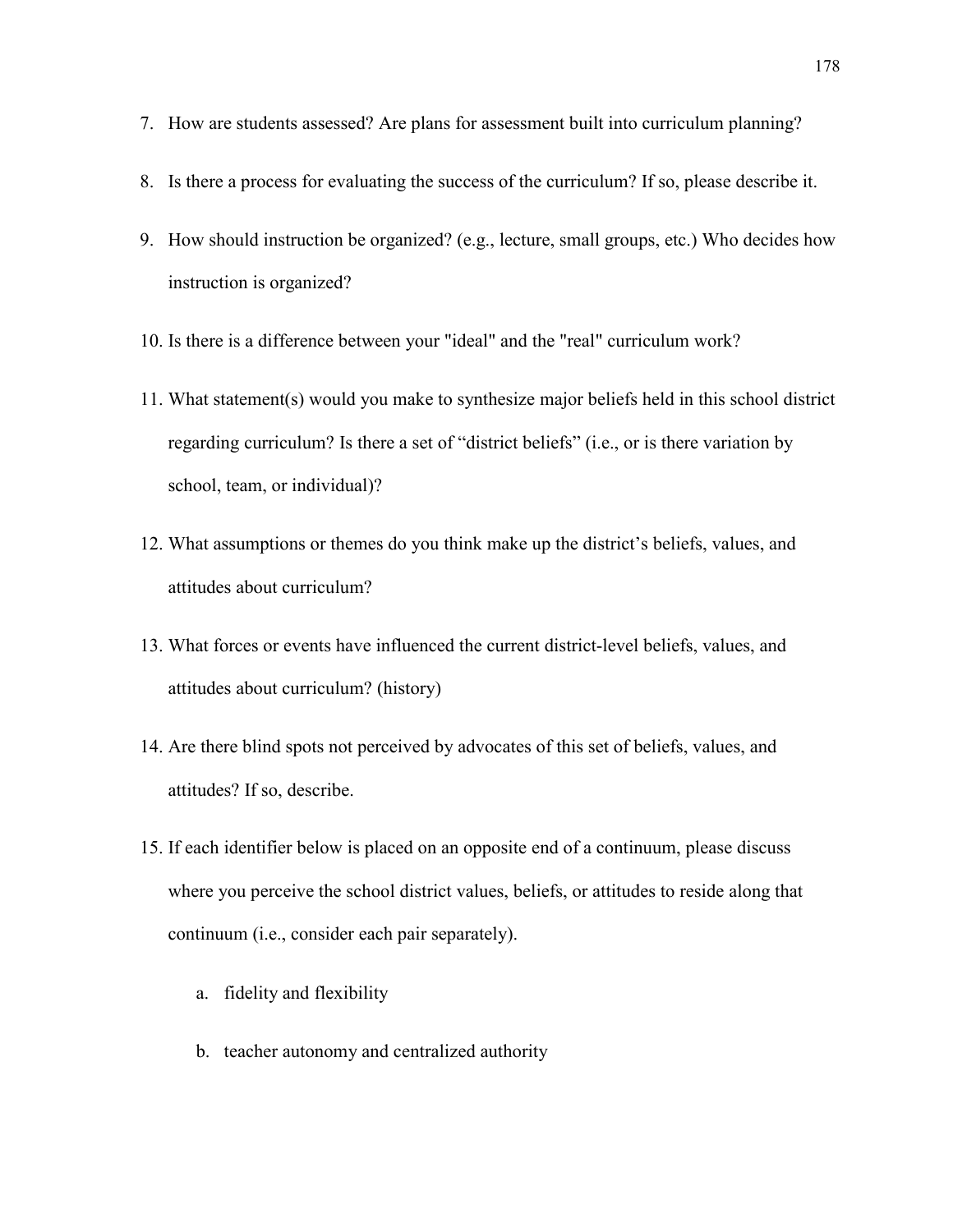7. How are students assessed? Are plans for assessment built into curriculum planning?
8. Is there a process for evaluating the success of the curriculum? If so, please describe it.
9. How should instruction be organized? (e.g., lecture, small groups, etc.) Who decides how instruction is organized?
10. Is there is a difference between your "ideal" and the "real" curriculum work?
11. What statement(s) would you make to synthesize major beliefs held in this school district regarding curriculum? Is there a set of “district beliefs” (i.e., or is there variation by school, team, or individual)?
12. What assumptions or themes do you think make up the district’s beliefs, values, and attitudes about curriculum?
13. What forces or events have influenced the current district-level beliefs, values, and attitudes about curriculum? (history)
14. Are there blind spots not perceived by advocates of this set of beliefs, values, and attitudes? If so, describe.
15. If each identifier below is placed on an opposite end of a continuum, please discuss where you perceive the school district values, beliefs, or attitudes to reside along that continuum (i.e., consider each pair separately).
    a. fidelity and flexibility
    b. teacher autonomy and centralized authority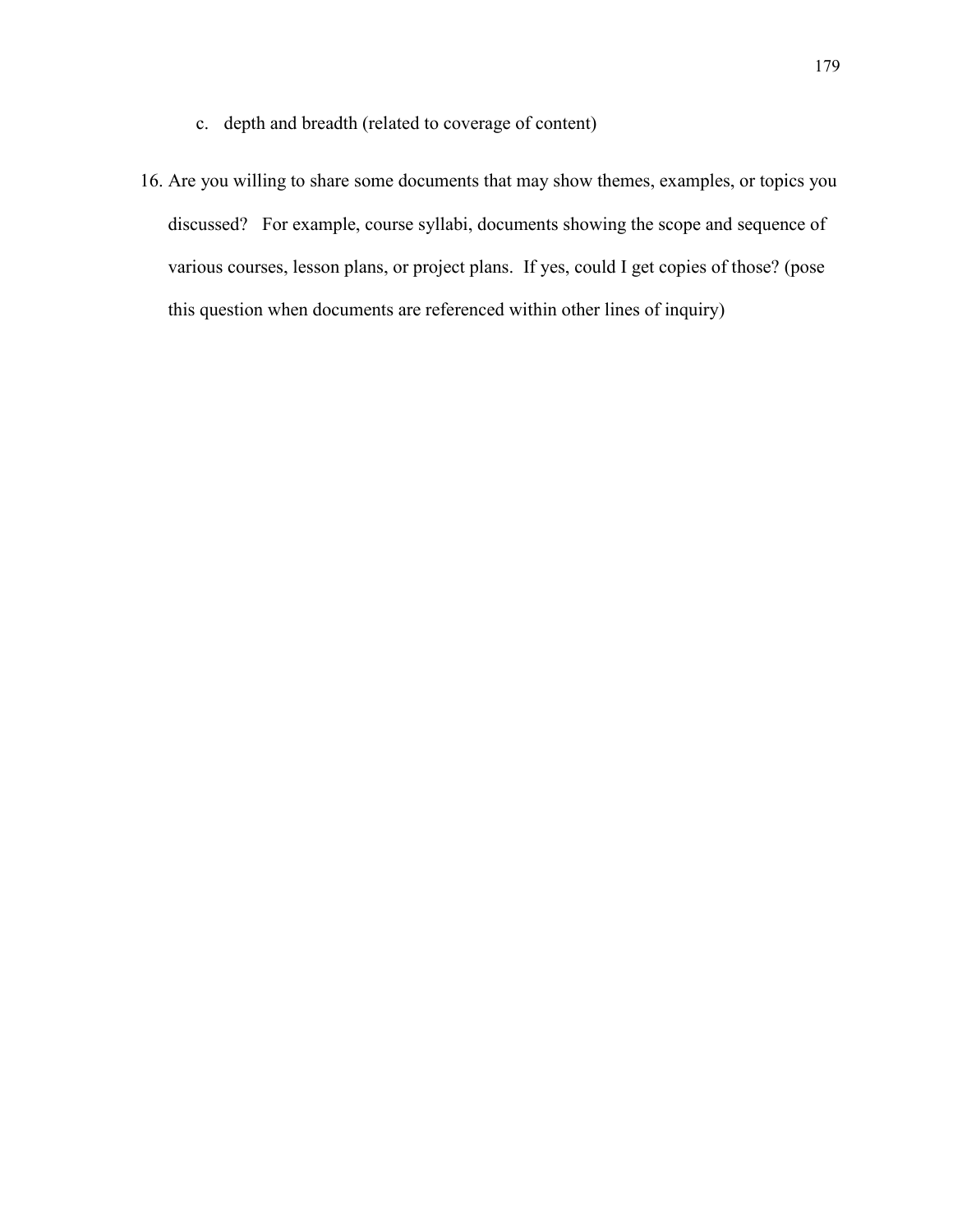c. depth and breadth (related to coverage of content)

16. Are you willing to share some documents that may show themes, examples, or topics you discussed? For example, course syllabi, documents showing the scope and sequence of various courses, lesson plans, or project plans. If yes, could I get copies of those? (pose this question when documents are referenced within other lines of inquiry)